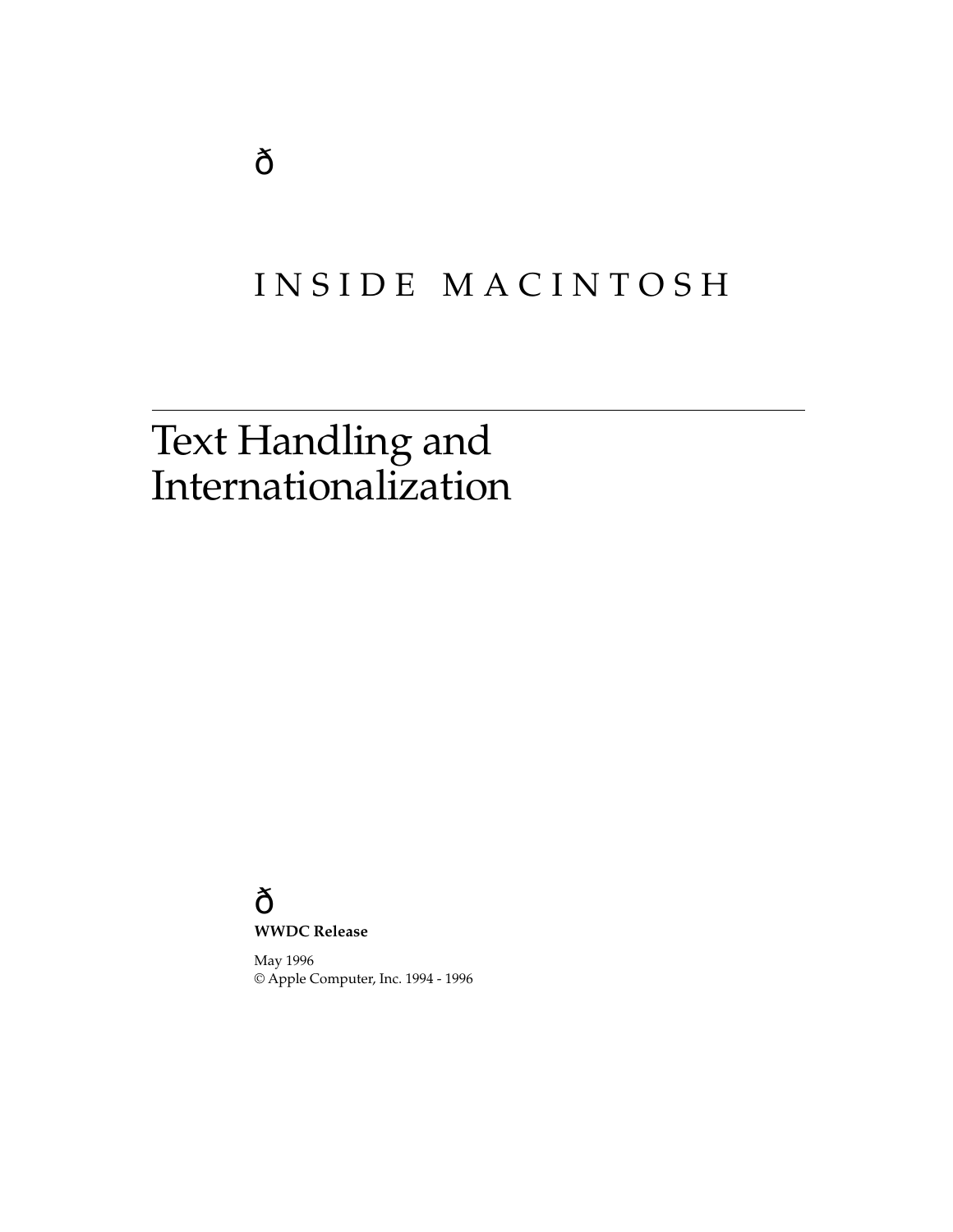ð

INSIDE MACINTOSH

# Text Handling and Internationalization

ð

**WWDC Release**

May 1996
© Apple Computer, Inc. 1994 - 1996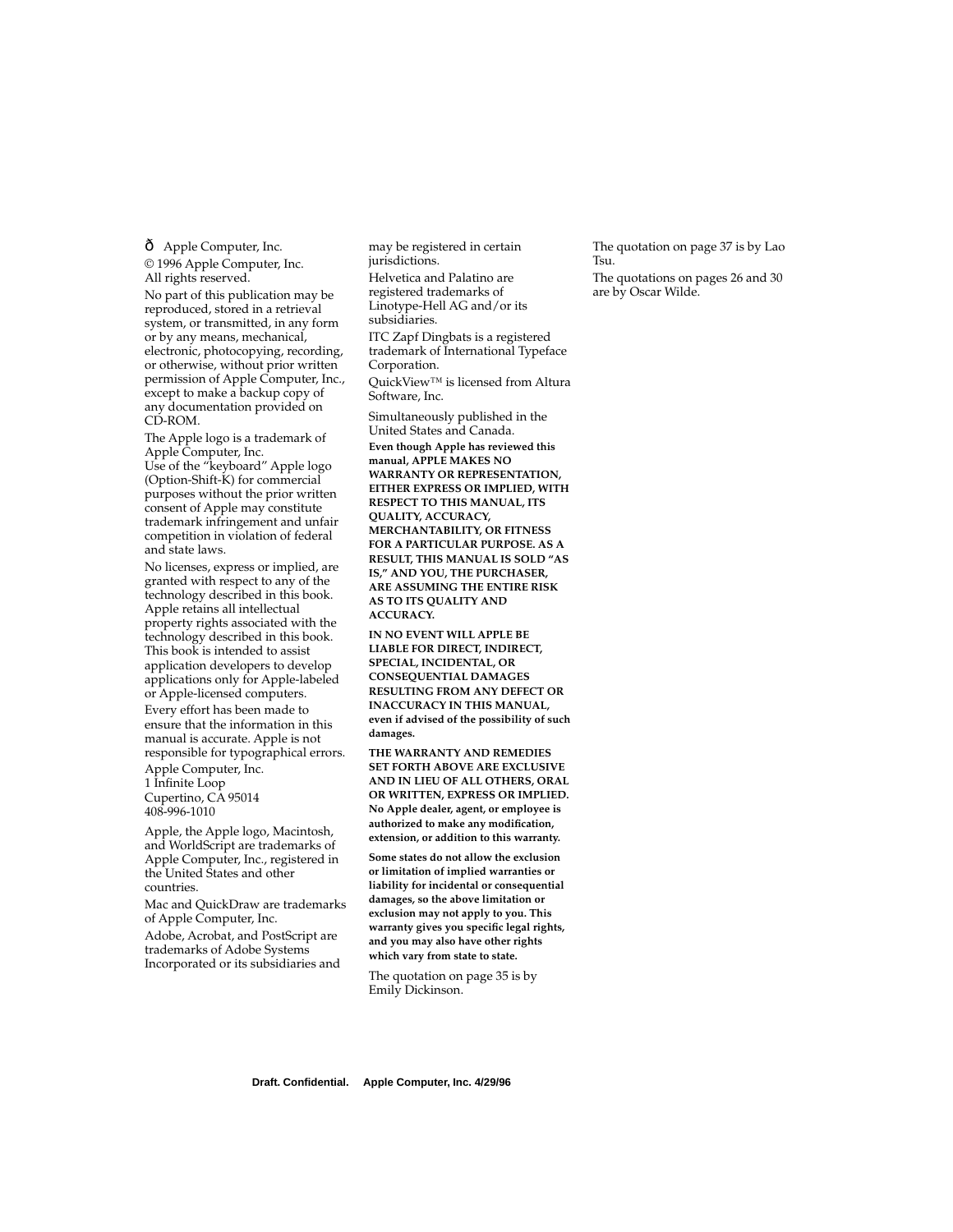ð Apple Computer, Inc.

© 1996 Apple Computer, Inc.
All rights reserved.

No part of this publication may be reproduced, stored in a retrieval system, or transmitted, in any form or by any means, mechanical, electronic, photocopying, recording, or otherwise, without prior written permission of Apple Computer, Inc., except to make a backup copy of any documentation provided on CD-ROM.

The Apple logo is a trademark of Apple Computer, Inc.
Use of the "keyboard" Apple logo (Option-Shift-K) for commercial purposes without the prior written consent of Apple may constitute trademark infringement and unfair competition in violation of federal and state laws.

No licenses, express or implied, are granted with respect to any of the technology described in this book. Apple retains all intellectual property rights associated with the technology described in this book. This book is intended to assist application developers to develop applications only for Apple-labeled or Apple-licensed computers.

Every effort has been made to ensure that the information in this manual is accurate. Apple is not responsible for typographical errors.

Apple Computer, Inc.
1 Infinite Loop
Cupertino, CA 95014
408-996-1010

Apple, the Apple logo, Macintosh, and WorldScript are trademarks of Apple Computer, Inc., registered in the United States and other countries.

Mac and QuickDraw are trademarks of Apple Computer, Inc.

Adobe, Acrobat, and PostScript are trademarks of Adobe Systems Incorporated or its subsidiaries and may be registered in certain jurisdictions.

Helvetica and Palatino are registered trademarks of Linotype-Hell AG and/or its subsidiaries.

ITC Zapf Dingbats is a registered trademark of International Typeface Corporation.

QuickView™ is licensed from Altura Software, Inc.

Simultaneously published in the United States and Canada.

**Even though Apple has reviewed this manual, APPLE MAKES NO WARRANTY OR REPRESENTATION, EITHER EXPRESS OR IMPLIED, WITH RESPECT TO THIS MANUAL, ITS QUALITY, ACCURACY, MERCHANTABILITY, OR FITNESS FOR A PARTICULAR PURPOSE. AS A RESULT, THIS MANUAL IS SOLD "AS IS," AND YOU, THE PURCHASER, ARE ASSUMING THE ENTIRE RISK AS TO ITS QUALITY AND ACCURACY.**

**IN NO EVENT WILL APPLE BE LIABLE FOR DIRECT, INDIRECT, SPECIAL, INCIDENTAL, OR CONSEQUENTIAL DAMAGES RESULTING FROM ANY DEFECT OR INACCURACY IN THIS MANUAL, even if advised of the possibility of such damages.**

**THE WARRANTY AND REMEDIES SET FORTH ABOVE ARE EXCLUSIVE AND IN LIEU OF ALL OTHERS, ORAL OR WRITTEN, EXPRESS OR IMPLIED. No Apple dealer, agent, or employee is authorized to make any modification, extension, or addition to this warranty.**

**Some states do not allow the exclusion or limitation of implied warranties or liability for incidental or consequential damages, so the above limitation or exclusion may not apply to you. This warranty gives you specific legal rights, and you may also have other rights which vary from state to state.**

The quotation on page 35 is by Emily Dickinson.

The quotation on page 37 is by Lao Tsu.

The quotations on pages 26 and 30 are by Oscar Wilde.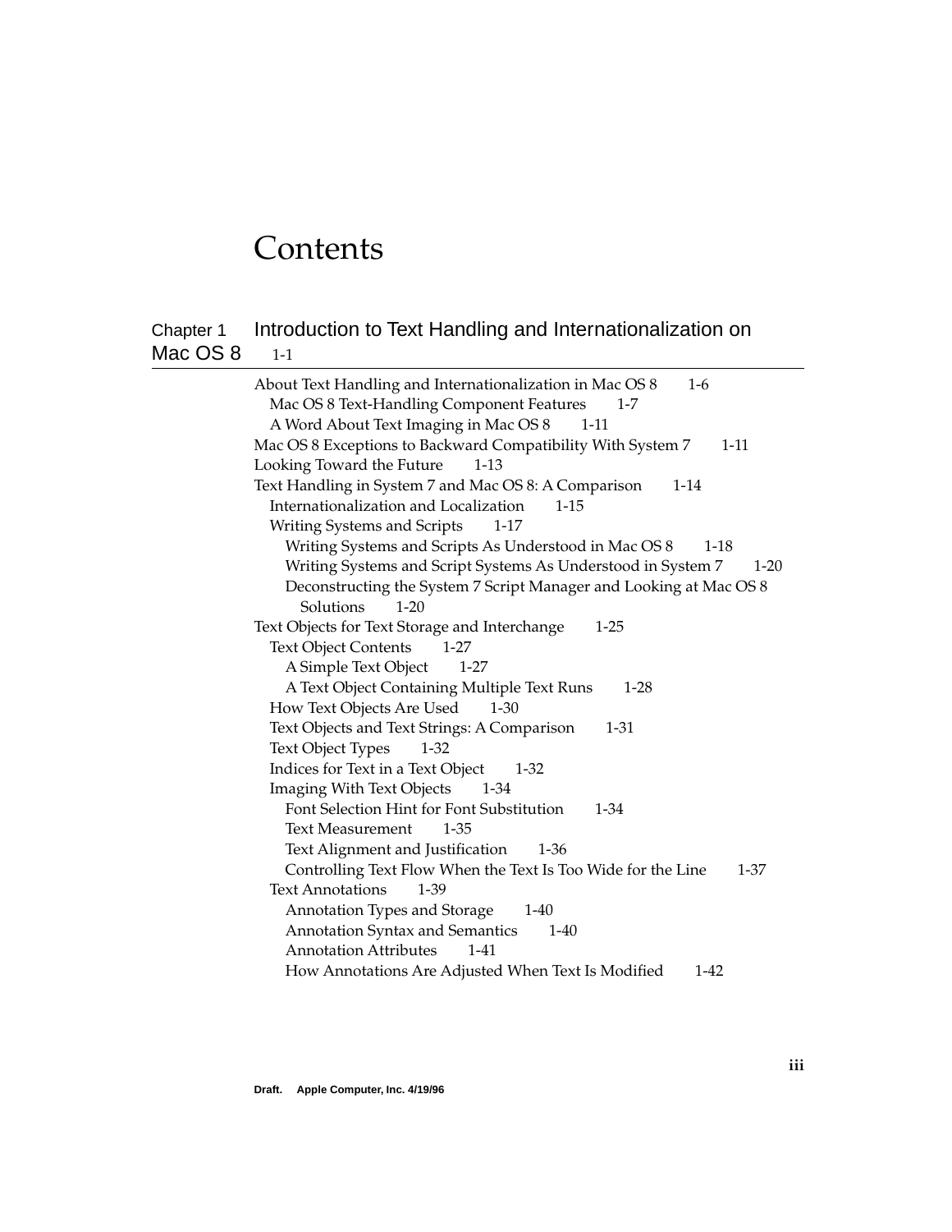# Contents

## Chapter 1 Introduction to Text Handling and Internationalization on Mac OS 8 1-1

- About Text Handling and Internationalization in Mac OS 8 1-6
  - Mac OS 8 Text-Handling Component Features 1-7
  - A Word About Text Imaging in Mac OS 8 1-11
- Mac OS 8 Exceptions to Backward Compatibility With System 7 1-11
- Looking Toward the Future 1-13
- Text Handling in System 7 and Mac OS 8: A Comparison 1-14
  - Internationalization and Localization 1-15
  - Writing Systems and Scripts 1-17
    - Writing Systems and Scripts As Understood in Mac OS 8 1-18
    - Writing Systems and Script Systems As Understood in System 7 1-20
    - Deconstructing the System 7 Script Manager and Looking at Mac OS 8 Solutions 1-20
- Text Objects for Text Storage and Interchange 1-25
  - Text Object Contents 1-27
    - A Simple Text Object 1-27
    - A Text Object Containing Multiple Text Runs 1-28
  - How Text Objects Are Used 1-30
  - Text Objects and Text Strings: A Comparison 1-31
  - Text Object Types 1-32
  - Indices for Text in a Text Object 1-32
  - Imaging With Text Objects 1-34
    - Font Selection Hint for Font Substitution 1-34
    - Text Measurement 1-35
    - Text Alignment and Justification 1-36
    - Controlling Text Flow When the Text Is Too Wide for the Line 1-37
  - Text Annotations 1-39
    - Annotation Types and Storage 1-40
    - Annotation Syntax and Semantics 1-40
    - Annotation Attributes 1-41
    - How Annotations Are Adjusted When Text Is Modified 1-42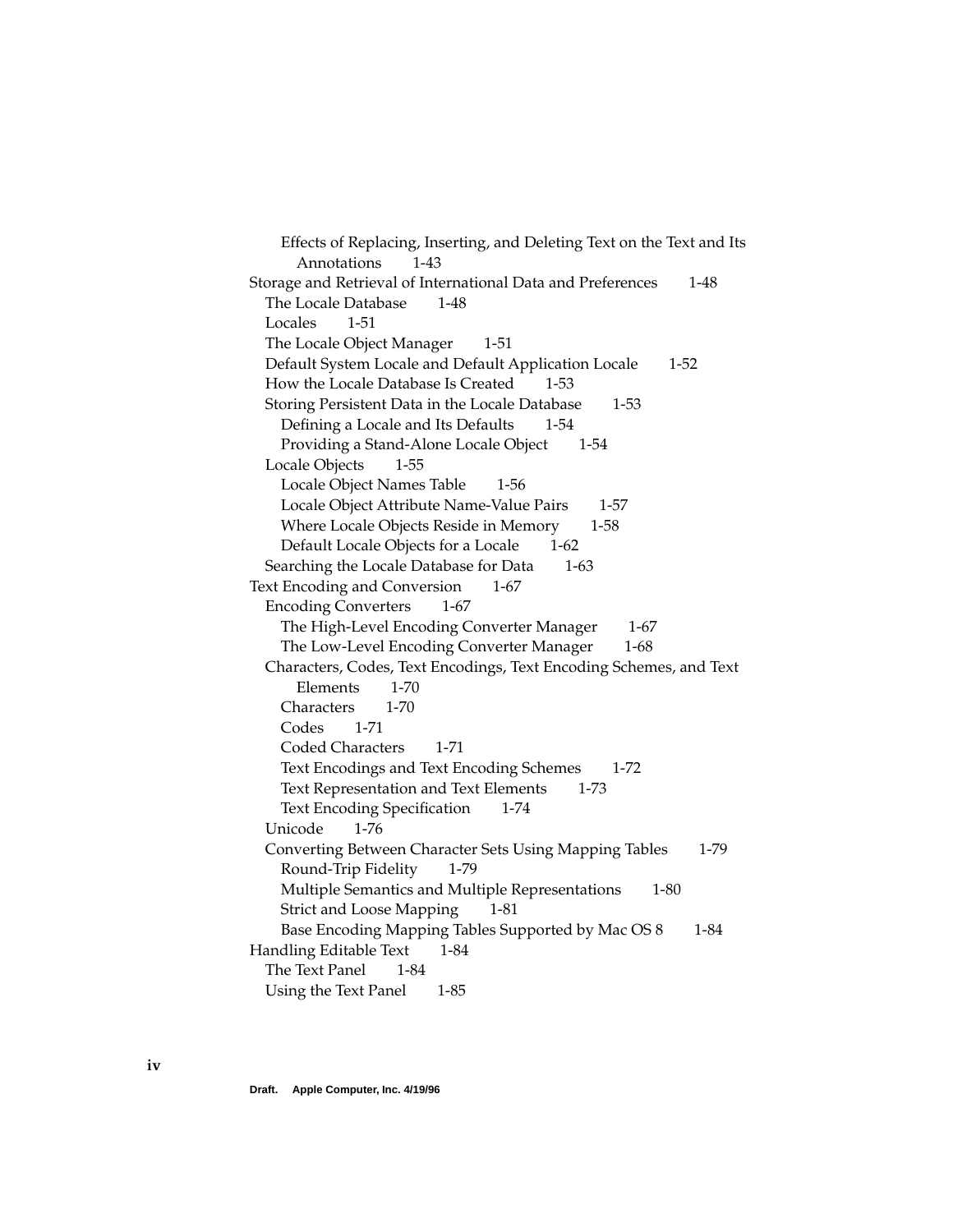- Effects of Replacing, Inserting, and Deleting Text on the Text and Its Annotations 1-43

Storage and Retrieval of International Data and Preferences 1-48
- The Locale Database 1-48
- Locales 1-51
- The Locale Object Manager 1-51
- Default System Locale and Default Application Locale 1-52
- How the Locale Database Is Created 1-53
- Storing Persistent Data in the Locale Database 1-53
  - Defining a Locale and Its Defaults 1-54
  - Providing a Stand-Alone Locale Object 1-54
- Locale Objects 1-55
  - Locale Object Names Table 1-56
  - Locale Object Attribute Name-Value Pairs 1-57
  - Where Locale Objects Reside in Memory 1-58
  - Default Locale Objects for a Locale 1-62
- Searching the Locale Database for Data 1-63

Text Encoding and Conversion 1-67
- Encoding Converters 1-67
  - The High-Level Encoding Converter Manager 1-67
  - The Low-Level Encoding Converter Manager 1-68
- Characters, Codes, Text Encodings, Text Encoding Schemes, and Text Elements 1-70
  - Characters 1-70
  - Codes 1-71
  - Coded Characters 1-71
  - Text Encodings and Text Encoding Schemes 1-72
  - Text Representation and Text Elements 1-73
  - Text Encoding Specification 1-74
- Unicode 1-76
- Converting Between Character Sets Using Mapping Tables 1-79
  - Round-Trip Fidelity 1-79
  - Multiple Semantics and Multiple Representations 1-80
  - Strict and Loose Mapping 1-81
  - Base Encoding Mapping Tables Supported by Mac OS 8 1-84

Handling Editable Text 1-84
- The Text Panel 1-84
- Using the Text Panel 1-85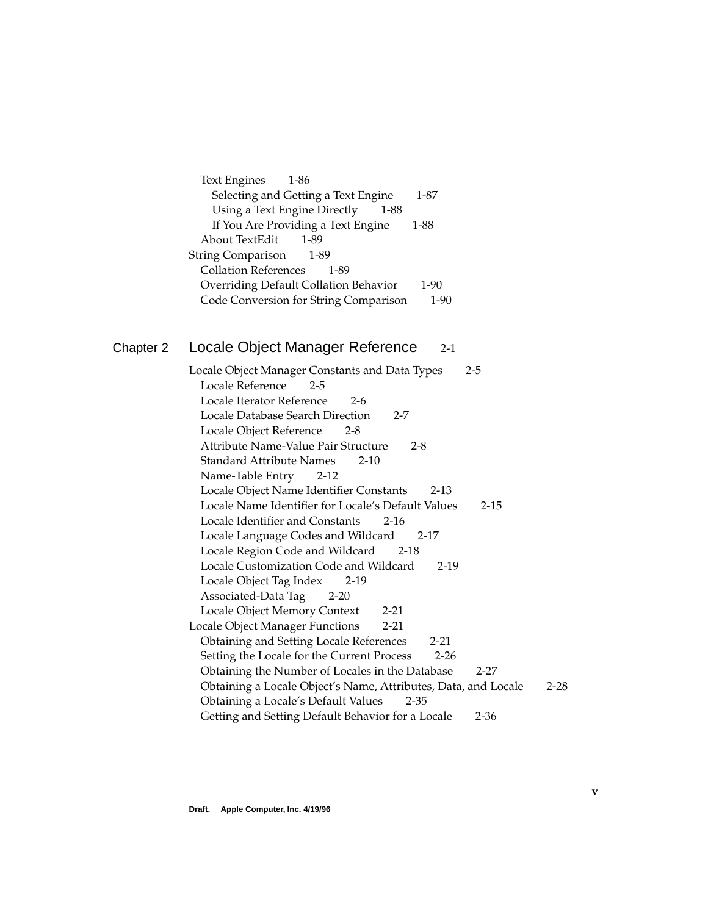- Text Engines 1-86
  - Selecting and Getting a Text Engine 1-87
  - Using a Text Engine Directly 1-88
  - If You Are Providing a Text Engine 1-88
- About TextEdit 1-89

String Comparison 1-89
- Collation References 1-89
- Overriding Default Collation Behavior 1-90
- Code Conversion for String Comparison 1-90

## Chapter 2 Locale Object Manager Reference 2-1

Locale Object Manager Constants and Data Types 2-5
- Locale Reference 2-5
- Locale Iterator Reference 2-6
- Locale Database Search Direction 2-7
- Locale Object Reference 2-8
- Attribute Name-Value Pair Structure 2-8
- Standard Attribute Names 2-10
- Name-Table Entry 2-12
- Locale Object Name Identifier Constants 2-13
- Locale Name Identifier for Locale's Default Values 2-15
- Locale Identifier and Constants 2-16
- Locale Language Codes and Wildcard 2-17
- Locale Region Code and Wildcard 2-18
- Locale Customization Code and Wildcard 2-19
- Locale Object Tag Index 2-19
- Associated-Data Tag 2-20
- Locale Object Memory Context 2-21

Locale Object Manager Functions 2-21
- Obtaining and Setting Locale References 2-21
- Setting the Locale for the Current Process 2-26
- Obtaining the Number of Locales in the Database 2-27
- Obtaining a Locale Object's Name, Attributes, Data, and Locale 2-28
- Obtaining a Locale's Default Values 2-35
- Getting and Setting Default Behavior for a Locale 2-36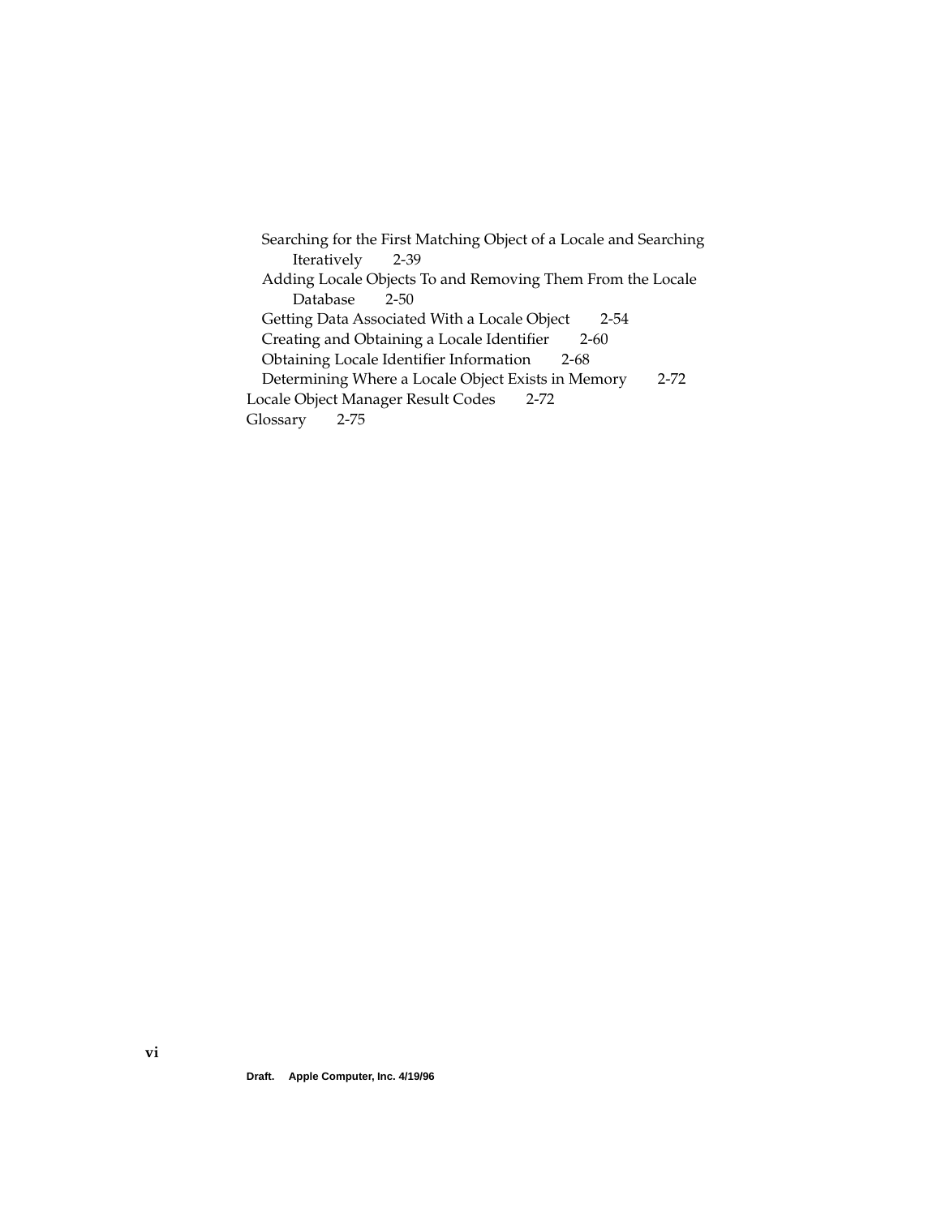- Searching for the First Matching Object of a Locale and Searching Iteratively 2-39
- Adding Locale Objects To and Removing Them From the Locale Database 2-50
- Getting Data Associated With a Locale Object 2-54
- Creating and Obtaining a Locale Identifier 2-60
- Obtaining Locale Identifier Information 2-68
- Determining Where a Locale Object Exists in Memory 2-72

Locale Object Manager Result Codes 2-72

Glossary 2-75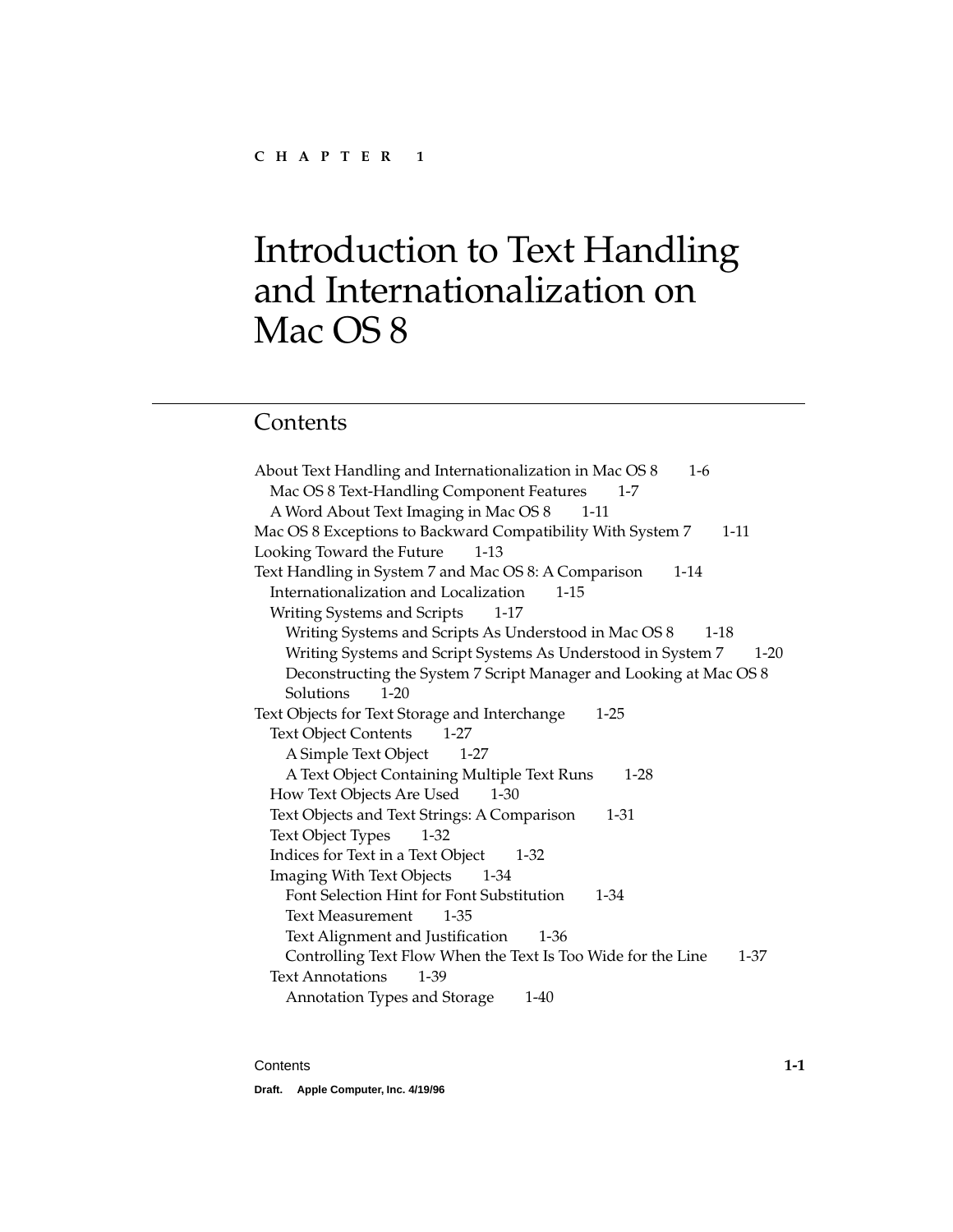CHAPTER 1

# Introduction to Text Handling and Internationalization on Mac OS 8

## Contents

About Text Handling and Internationalization in Mac OS 8 1-6
  Mac OS 8 Text-Handling Component Features 1-7
  A Word About Text Imaging in Mac OS 8 1-11
Mac OS 8 Exceptions to Backward Compatibility With System 7 1-11
Looking Toward the Future 1-13
Text Handling in System 7 and Mac OS 8: A Comparison 1-14
  Internationalization and Localization 1-15
  Writing Systems and Scripts 1-17
    Writing Systems and Scripts As Understood in Mac OS 8 1-18
    Writing Systems and Script Systems As Understood in System 7 1-20
    Deconstructing the System 7 Script Manager and Looking at Mac OS 8 Solutions 1-20
Text Objects for Text Storage and Interchange 1-25
  Text Object Contents 1-27
    A Simple Text Object 1-27
    A Text Object Containing Multiple Text Runs 1-28
  How Text Objects Are Used 1-30
  Text Objects and Text Strings: A Comparison 1-31
  Text Object Types 1-32
  Indices for Text in a Text Object 1-32
  Imaging With Text Objects 1-34
    Font Selection Hint for Font Substitution 1-34
    Text Measurement 1-35
    Text Alignment and Justification 1-36
    Controlling Text Flow When the Text Is Too Wide for the Line 1-37
  Text Annotations 1-39
    Annotation Types and Storage 1-40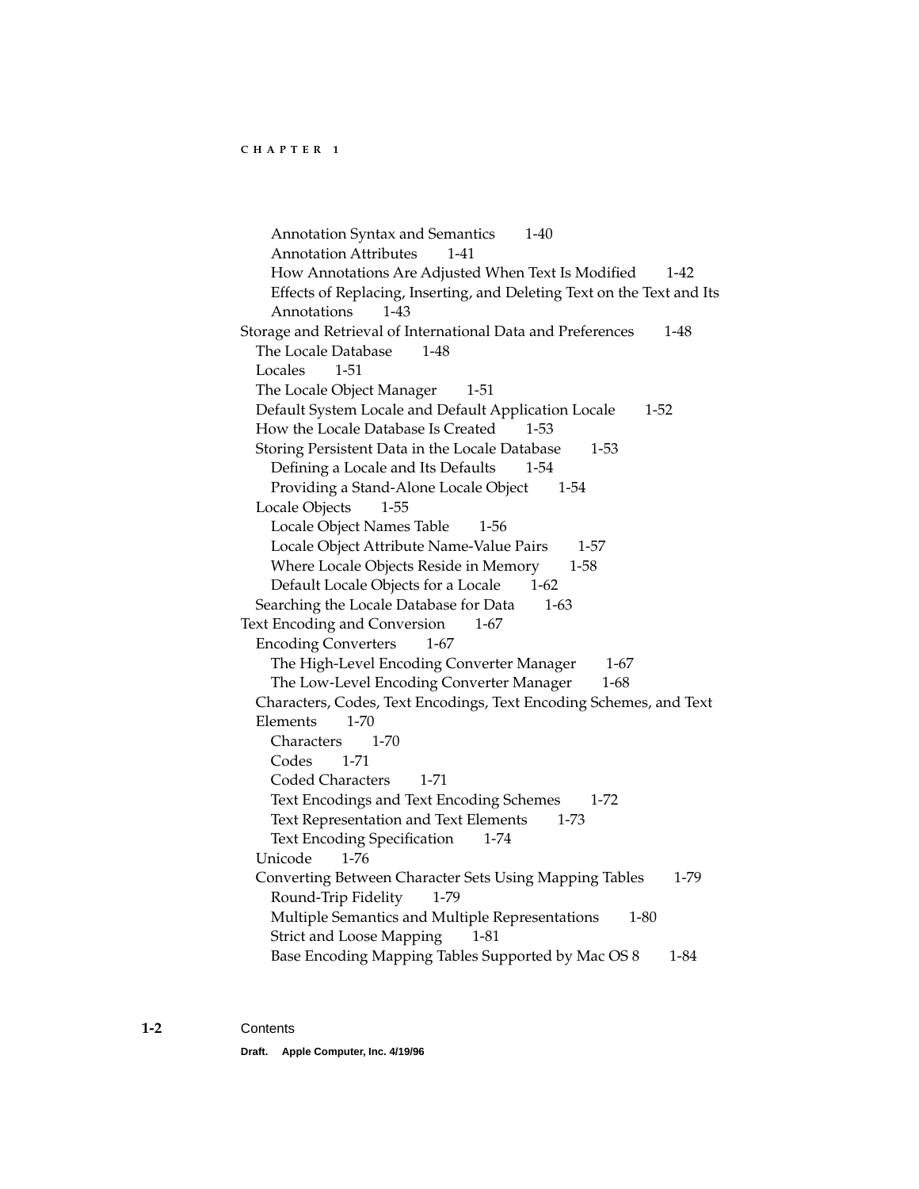Annotation Syntax and Semantics 1-40
Annotation Attributes 1-41
How Annotations Are Adjusted When Text Is Modified 1-42
Effects of Replacing, Inserting, and Deleting Text on the Text and Its Annotations 1-43

Storage and Retrieval of International Data and Preferences 1-48
- The Locale Database 1-48
- Locales 1-51
- The Locale Object Manager 1-51
- Default System Locale and Default Application Locale 1-52
- How the Locale Database Is Created 1-53
- Storing Persistent Data in the Locale Database 1-53
  - Defining a Locale and Its Defaults 1-54
  - Providing a Stand-Alone Locale Object 1-54
- Locale Objects 1-55
  - Locale Object Names Table 1-56
  - Locale Object Attribute Name-Value Pairs 1-57
  - Where Locale Objects Reside in Memory 1-58
  - Default Locale Objects for a Locale 1-62
- Searching the Locale Database for Data 1-63

Text Encoding and Conversion 1-67
- Encoding Converters 1-67
  - The High-Level Encoding Converter Manager 1-67
  - The Low-Level Encoding Converter Manager 1-68
- Characters, Codes, Text Encodings, Text Encoding Schemes, and Text Elements 1-70
  - Characters 1-70
  - Codes 1-71
  - Coded Characters 1-71
  - Text Encodings and Text Encoding Schemes 1-72
  - Text Representation and Text Elements 1-73
  - Text Encoding Specification 1-74
- Unicode 1-76
- Converting Between Character Sets Using Mapping Tables 1-79
  - Round-Trip Fidelity 1-79
  - Multiple Semantics and Multiple Representations 1-80
  - Strict and Loose Mapping 1-81
  - Base Encoding Mapping Tables Supported by Mac OS 8 1-84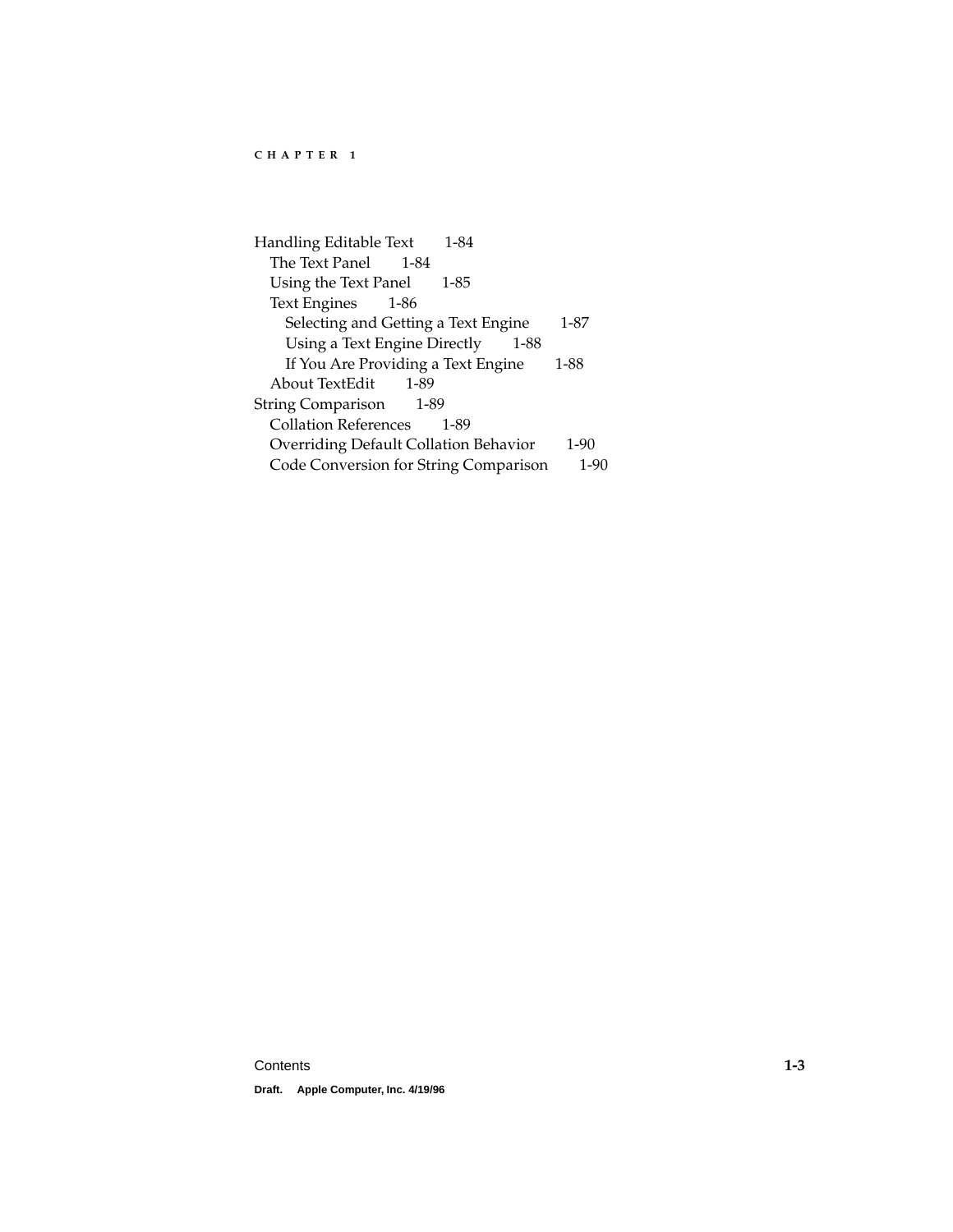Handling Editable Text 1-84
- The Text Panel 1-84
- Using the Text Panel 1-85
- Text Engines 1-86
  - Selecting and Getting a Text Engine 1-87
  - Using a Text Engine Directly 1-88
  - If You Are Providing a Text Engine 1-88
- About TextEdit 1-89

String Comparison 1-89
- Collation References 1-89
- Overriding Default Collation Behavior 1-90
- Code Conversion for String Comparison 1-90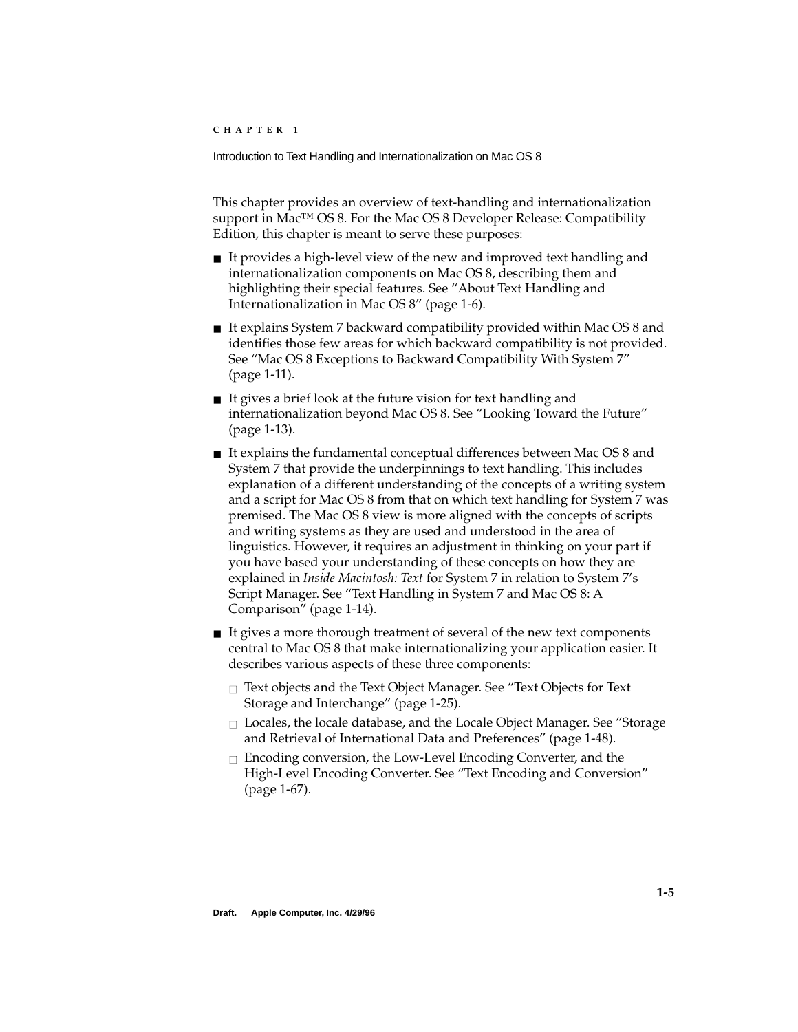This chapter provides an overview of text-handling and internationalization support in Mac™ OS 8. For the Mac OS 8 Developer Release: Compatibility Edition, this chapter is meant to serve these purposes:

- It provides a high-level view of the new and improved text handling and internationalization components on Mac OS 8, describing them and highlighting their special features. See "About Text Handling and Internationalization in Mac OS 8" (page 1-6).
- It explains System 7 backward compatibility provided within Mac OS 8 and identifies those few areas for which backward compatibility is not provided. See "Mac OS 8 Exceptions to Backward Compatibility With System 7" (page 1-11).
- It gives a brief look at the future vision for text handling and internationalization beyond Mac OS 8. See "Looking Toward the Future" (page 1-13).
- It explains the fundamental conceptual differences between Mac OS 8 and System 7 that provide the underpinnings to text handling. This includes explanation of a different understanding of the concepts of a writing system and a script for Mac OS 8 from that on which text handling for System 7 was premised. The Mac OS 8 view is more aligned with the concepts of scripts and writing systems as they are used and understood in the area of linguistics. However, it requires an adjustment in thinking on your part if you have based your understanding of these concepts on how they are explained in *Inside Macintosh: Text* for System 7 in relation to System 7's Script Manager. See "Text Handling in System 7 and Mac OS 8: A Comparison" (page 1-14).
- It gives a more thorough treatment of several of the new text components central to Mac OS 8 that make internationalizing your application easier. It describes various aspects of these three components:
  - Text objects and the Text Object Manager. See "Text Objects for Text Storage and Interchange" (page 1-25).
  - Locales, the locale database, and the Locale Object Manager. See "Storage and Retrieval of International Data and Preferences" (page 1-48).
  - Encoding conversion, the Low-Level Encoding Converter, and the High-Level Encoding Converter. See "Text Encoding and Conversion" (page 1-67).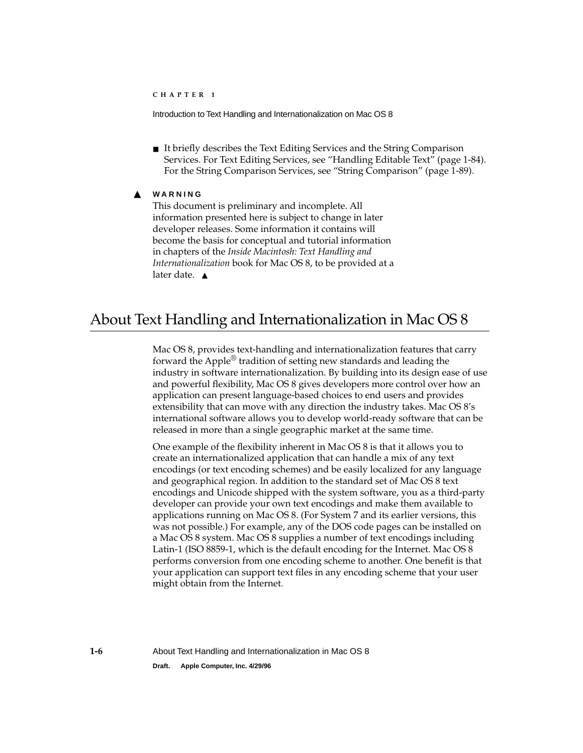- It briefly describes the Text Editing Services and the String Comparison Services. For Text Editing Services, see "Handling Editable Text" (page 1-84). For the String Comparison Services, see "String Comparison" (page 1-89).

▲ **WARNING**
This document is preliminary and incomplete. All information presented here is subject to change in later developer releases. Some information it contains will become the basis for conceptual and tutorial information in chapters of the *Inside Macintosh: Text Handling and Internationalization* book for Mac OS 8, to be provided at a later date. ▲

# About Text Handling and Internationalization in Mac OS 8

Mac OS 8, provides text-handling and internationalization features that carry forward the Apple® tradition of setting new standards and leading the industry in software internationalization. By building into its design ease of use and powerful flexibility, Mac OS 8 gives developers more control over how an application can present language-based choices to end users and provides extensibility that can move with any direction the industry takes. Mac OS 8's international software allows you to develop world-ready software that can be released in more than a single geographic market at the same time.

One example of the flexibility inherent in Mac OS 8 is that it allows you to create an internationalized application that can handle a mix of any text encodings (or text encoding schemes) and be easily localized for any language and geographical region. In addition to the standard set of Mac OS 8 text encodings and Unicode shipped with the system software, you as a third-party developer can provide your own text encodings and make them available to applications running on Mac OS 8. (For System 7 and its earlier versions, this was not possible.) For example, any of the DOS code pages can be installed on a Mac OS 8 system. Mac OS 8 supplies a number of text encodings including Latin-1 (ISO 8859-1, which is the default encoding for the Internet. Mac OS 8 performs conversion from one encoding scheme to another. One benefit is that your application can support text files in any encoding scheme that your user might obtain from the Internet.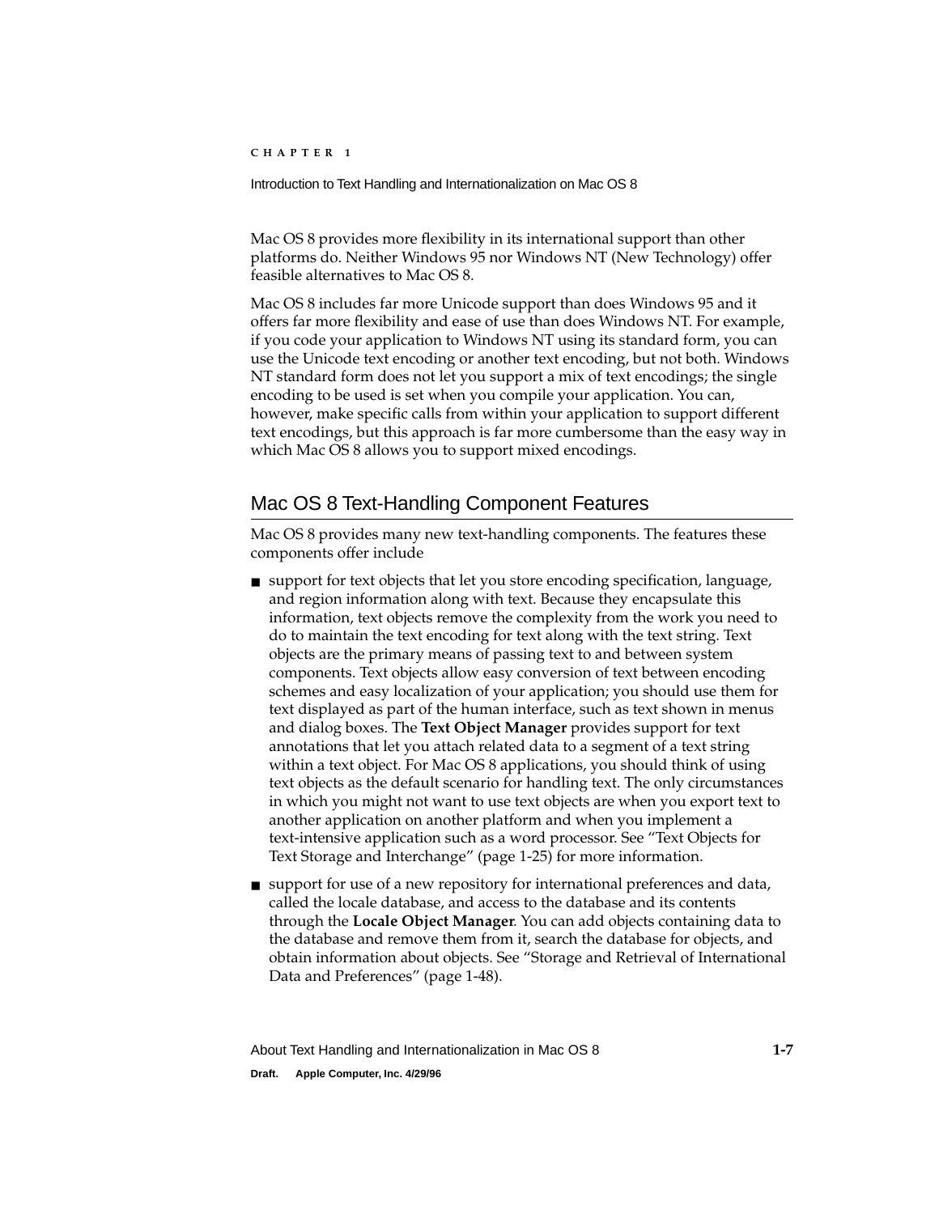Mac OS 8 provides more flexibility in its international support than other platforms do. Neither Windows 95 nor Windows NT (New Technology) offer feasible alternatives to Mac OS 8.

Mac OS 8 includes far more Unicode support than does Windows 95 and it offers far more flexibility and ease of use than does Windows NT. For example, if you code your application to Windows NT using its standard form, you can use the Unicode text encoding or another text encoding, but not both. Windows NT standard form does not let you support a mix of text encodings; the single encoding to be used is set when you compile your application. You can, however, make specific calls from within your application to support different text encodings, but this approach is far more cumbersome than the easy way in which Mac OS 8 allows you to support mixed encodings.

## Mac OS 8 Text-Handling Component Features

Mac OS 8 provides many new text-handling components. The features these components offer include

- support for text objects that let you store encoding specification, language, and region information along with text. Because they encapsulate this information, text objects remove the complexity from the work you need to do to maintain the text encoding for text along with the text string. Text objects are the primary means of passing text to and between system components. Text objects allow easy conversion of text between encoding schemes and easy localization of your application; you should use them for text displayed as part of the human interface, such as text shown in menus and dialog boxes. The **Text Object Manager** provides support for text annotations that let you attach related data to a segment of a text string within a text object. For Mac OS 8 applications, you should think of using text objects as the default scenario for handling text. The only circumstances in which you might not want to use text objects are when you export text to another application on another platform and when you implement a text-intensive application such as a word processor. See "Text Objects for Text Storage and Interchange" (page 1-25) for more information.
- support for use of a new repository for international preferences and data, called the locale database, and access to the database and its contents through the **Locale Object Manager**. You can add objects containing data to the database and remove them from it, search the database for objects, and obtain information about objects. See "Storage and Retrieval of International Data and Preferences" (page 1-48).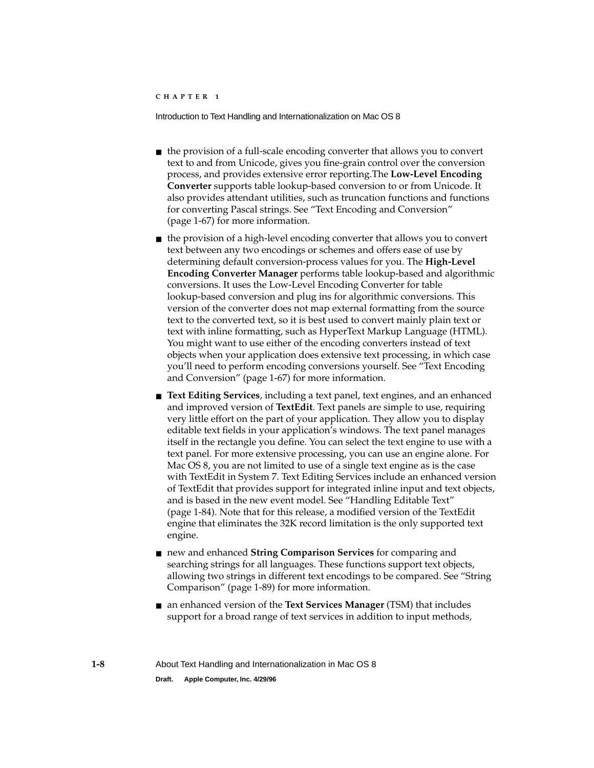- the provision of a full-scale encoding converter that allows you to convert text to and from Unicode, gives you fine-grain control over the conversion process, and provides extensive error reporting.The **Low-Level Encoding Converter** supports table lookup-based conversion to or from Unicode. It also provides attendant utilities, such as truncation functions and functions for converting Pascal strings. See "Text Encoding and Conversion" (page 1-67) for more information.

- the provision of a high-level encoding converter that allows you to convert text between any two encodings or schemes and offers ease of use by determining default conversion-process values for you. The **High-Level Encoding Converter Manager** performs table lookup-based and algorithmic conversions. It uses the Low-Level Encoding Converter for table lookup-based conversion and plug ins for algorithmic conversions. This version of the converter does not map external formatting from the source text to the converted text, so it is best used to convert mainly plain text or text with inline formatting, such as HyperText Markup Language (HTML). You might want to use either of the encoding converters instead of text objects when your application does extensive text processing, in which case you'll need to perform encoding conversions yourself. See "Text Encoding and Conversion" (page 1-67) for more information.

- **Text Editing Services**, including a text panel, text engines, and an enhanced and improved version of **TextEdit**. Text panels are simple to use, requiring very little effort on the part of your application. They allow you to display editable text fields in your application's windows. The text panel manages itself in the rectangle you define. You can select the text engine to use with a text panel. For more extensive processing, you can use an engine alone. For Mac OS 8, you are not limited to use of a single text engine as is the case with TextEdit in System 7. Text Editing Services include an enhanced version of TextEdit that provides support for integrated inline input and text objects, and is based in the new event model. See "Handling Editable Text" (page 1-84). Note that for this release, a modified version of the TextEdit engine that eliminates the 32K record limitation is the only supported text engine.

- new and enhanced **String Comparison Services** for comparing and searching strings for all languages. These functions support text objects, allowing two strings in different text encodings to be compared. See "String Comparison" (page 1-89) for more information.

- an enhanced version of the **Text Services Manager** (TSM) that includes support for a broad range of text services in addition to input methods,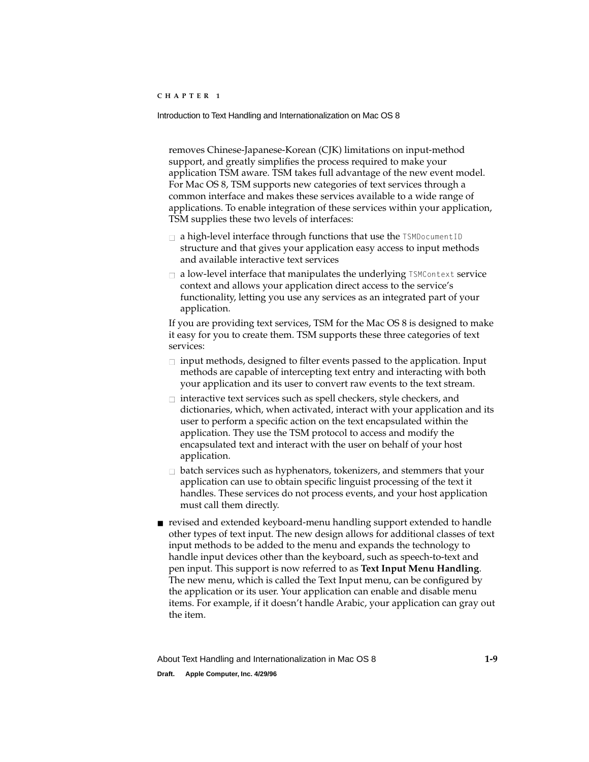removes Chinese-Japanese-Korean (CJK) limitations on input-method support, and greatly simplifies the process required to make your application TSM aware. TSM takes full advantage of the new event model. For Mac OS 8, TSM supports new categories of text services through a common interface and makes these services available to a wide range of applications. To enable integration of these services within your application, TSM supplies these two levels of interfaces:

- a high-level interface through functions that use the `TSMDocumentID` structure and that gives your application easy access to input methods and available interactive text services
- a low-level interface that manipulates the underlying `TSMContext` service context and allows your application direct access to the service's functionality, letting you use any services as an integrated part of your application.

If you are providing text services, TSM for the Mac OS 8 is designed to make it easy for you to create them. TSM supports these three categories of text services:

- input methods, designed to filter events passed to the application. Input methods are capable of intercepting text entry and interacting with both your application and its user to convert raw events to the text stream.
- interactive text services such as spell checkers, style checkers, and dictionaries, which, when activated, interact with your application and its user to perform a specific action on the text encapsulated within the application. They use the TSM protocol to access and modify the encapsulated text and interact with the user on behalf of your host application.
- batch services such as hyphenators, tokenizers, and stemmers that your application can use to obtain specific linguist processing of the text it handles. These services do not process events, and your host application must call them directly.

- revised and extended keyboard-menu handling support extended to handle other types of text input. The new design allows for additional classes of text input methods to be added to the menu and expands the technology to handle input devices other than the keyboard, such as speech-to-text and pen input. This support is now referred to as **Text Input Menu Handling**. The new menu, which is called the Text Input menu, can be configured by the application or its user. Your application can enable and disable menu items. For example, if it doesn't handle Arabic, your application can gray out the item.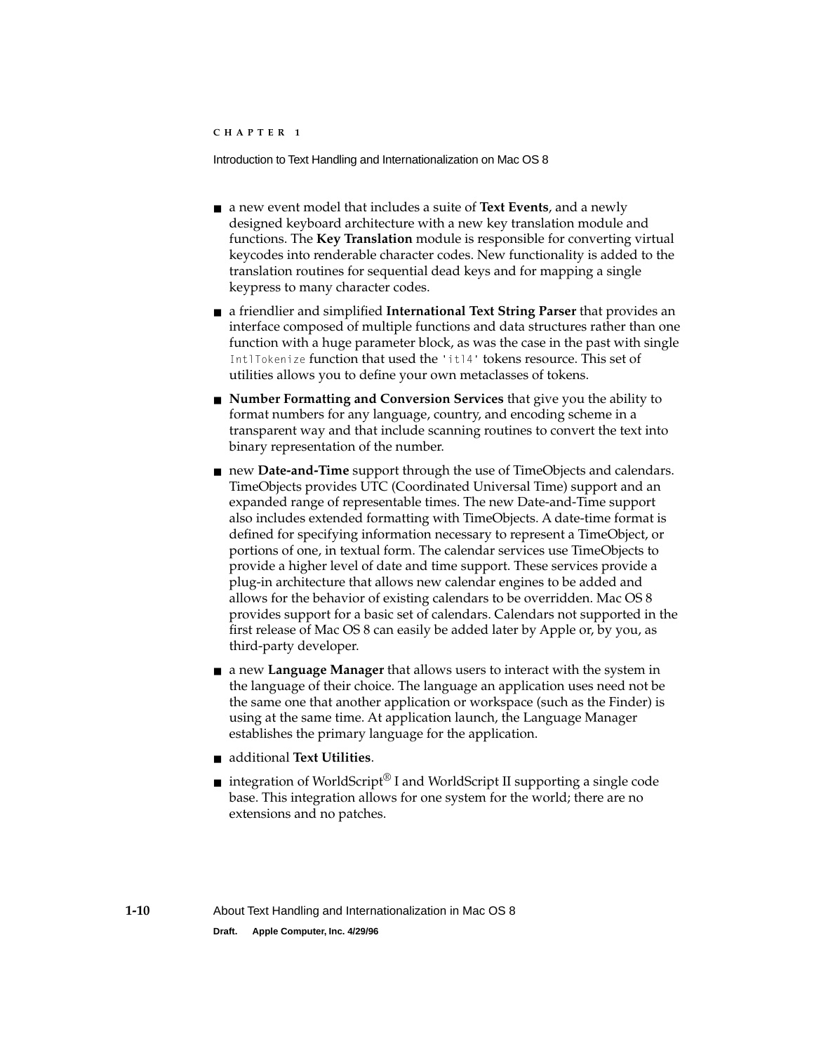- a new event model that includes a suite of **Text Events**, and a newly designed keyboard architecture with a new key translation module and functions. The **Key Translation** module is responsible for converting virtual keycodes into renderable character codes. New functionality is added to the translation routines for sequential dead keys and for mapping a single keypress to many character codes.
- a friendlier and simplified **International Text String Parser** that provides an interface composed of multiple functions and data structures rather than one function with a huge parameter block, as was the case in the past with single `IntlTokenize` function that used the `'itl4'` tokens resource. This set of utilities allows you to define your own metaclasses of tokens.
- **Number Formatting and Conversion Services** that give you the ability to format numbers for any language, country, and encoding scheme in a transparent way and that include scanning routines to convert the text into binary representation of the number.
- new **Date-and-Time** support through the use of TimeObjects and calendars. TimeObjects provides UTC (Coordinated Universal Time) support and an expanded range of representable times. The new Date-and-Time support also includes extended formatting with TimeObjects. A date-time format is defined for specifying information necessary to represent a TimeObject, or portions of one, in textual form. The calendar services use TimeObjects to provide a higher level of date and time support. These services provide a plug-in architecture that allows new calendar engines to be added and allows for the behavior of existing calendars to be overridden. Mac OS 8 provides support for a basic set of calendars. Calendars not supported in the first release of Mac OS 8 can easily be added later by Apple or, by you, as third-party developer.
- a new **Language Manager** that allows users to interact with the system in the language of their choice. The language an application uses need not be the same one that another application or workspace (such as the Finder) is using at the same time. At application launch, the Language Manager establishes the primary language for the application.
- additional **Text Utilities**.
- integration of WorldScript® I and WorldScript II supporting a single code base. This integration allows for one system for the world; there are no extensions and no patches.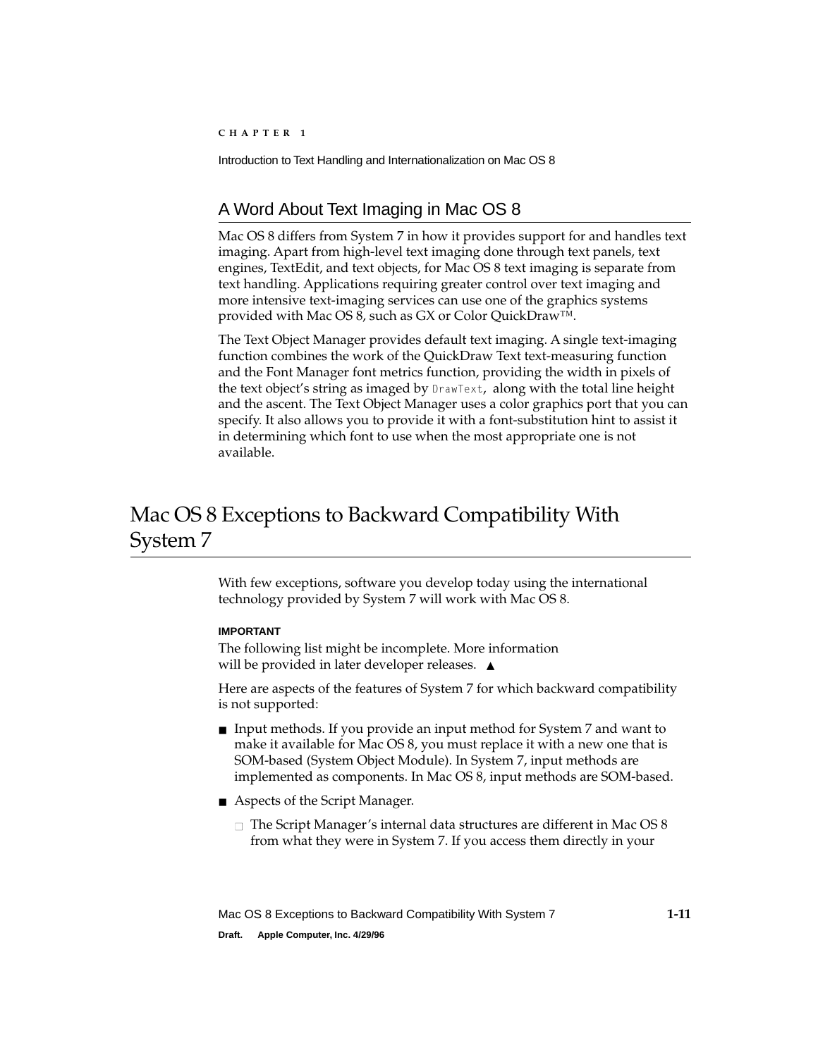## A Word About Text Imaging in Mac OS 8

Mac OS 8 differs from System 7 in how it provides support for and handles text imaging. Apart from high-level text imaging done through text panels, text engines, TextEdit, and text objects, for Mac OS 8 text imaging is separate from text handling. Applications requiring greater control over text imaging and more intensive text-imaging services can use one of the graphics systems provided with Mac OS 8, such as GX or Color QuickDraw™.

The Text Object Manager provides default text imaging. A single text-imaging function combines the work of the QuickDraw Text text-measuring function and the Font Manager font metrics function, providing the width in pixels of the text object's string as imaged by `DrawText`, along with the total line height and the ascent. The Text Object Manager uses a color graphics port that you can specify. It also allows you to provide it with a font-substitution hint to assist it in determining which font to use when the most appropriate one is not available.

# Mac OS 8 Exceptions to Backward Compatibility With System 7

With few exceptions, software you develop today using the international technology provided by System 7 will work with Mac OS 8.

**IMPORTANT**

The following list might be incomplete. More information will be provided in later developer releases. ▲

Here are aspects of the features of System 7 for which backward compatibility is not supported:

- Input methods. If you provide an input method for System 7 and want to make it available for Mac OS 8, you must replace it with a new one that is SOM-based (System Object Module). In System 7, input methods are implemented as components. In Mac OS 8, input methods are SOM-based.
- Aspects of the Script Manager.
  - The Script Manager's internal data structures are different in Mac OS 8 from what they were in System 7. If you access them directly in your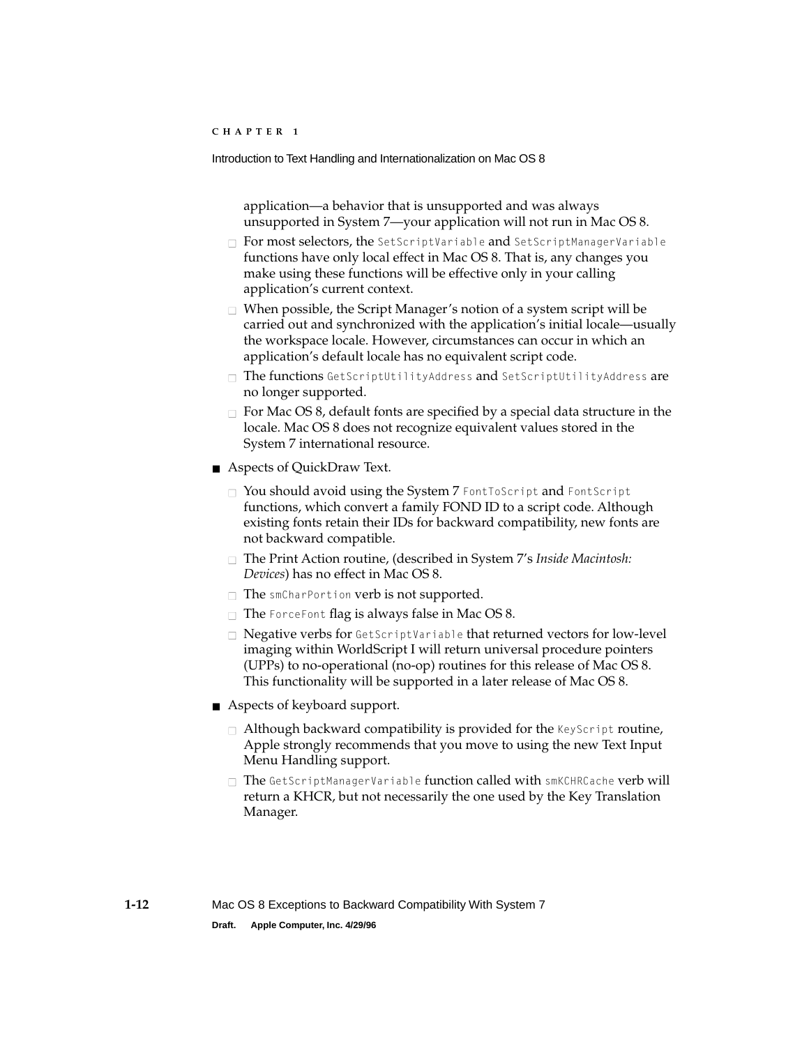application—a behavior that is unsupported and was always unsupported in System 7—your application will not run in Mac OS 8.

   - For most selectors, the `SetScriptVariable` and `SetScriptManagerVariable` functions have only local effect in Mac OS 8. That is, any changes you make using these functions will be effective only in your calling application's current context.
   - When possible, the Script Manager's notion of a system script will be carried out and synchronized with the application's initial locale—usually the workspace locale. However, circumstances can occur in which an application's default locale has no equivalent script code.
   - The functions `GetScriptUtilityAddress` and `SetScriptUtilityAddress` are no longer supported.
   - For Mac OS 8, default fonts are specified by a special data structure in the locale. Mac OS 8 does not recognize equivalent values stored in the System 7 international resource.

- Aspects of QuickDraw Text.
   - You should avoid using the System 7 `FontToScript` and `FontScript` functions, which convert a family FOND ID to a script code. Although existing fonts retain their IDs for backward compatibility, new fonts are not backward compatible.
   - The Print Action routine, (described in System 7's *Inside Macintosh: Devices*) has no effect in Mac OS 8.
   - The `smCharPortion` verb is not supported.
   - The `ForceFont` flag is always false in Mac OS 8.
   - Negative verbs for `GetScriptVariable` that returned vectors for low-level imaging within WorldScript I will return universal procedure pointers (UPPs) to no-operational (no-op) routines for this release of Mac OS 8. This functionality will be supported in a later release of Mac OS 8.

- Aspects of keyboard support.
   - Although backward compatibility is provided for the `KeyScript` routine, Apple strongly recommends that you move to using the new Text Input Menu Handling support.
   - The `GetScriptManagerVariable` function called with `smKCHRCache` verb will return a KHCR, but not necessarily the one used by the Key Translation Manager.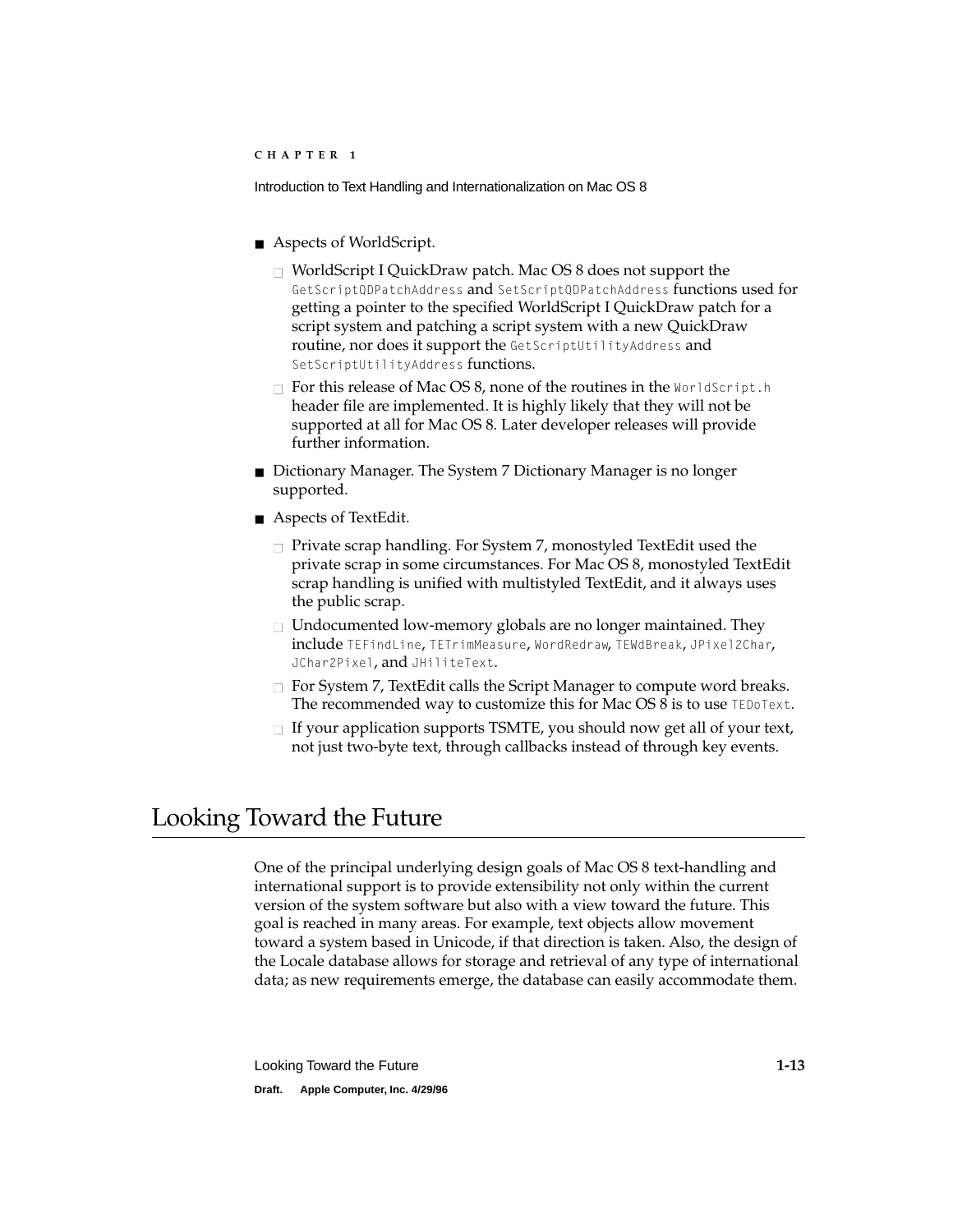- Aspects of WorldScript.
  - WorldScript I QuickDraw patch. Mac OS 8 does not support the `GetScriptQDPatchAddress` and `SetScriptQDPatchAddress` functions used for getting a pointer to the specified WorldScript I QuickDraw patch for a script system and patching a script system with a new QuickDraw routine, nor does it support the `GetScriptUtilityAddress` and `SetScriptUtilityAddress` functions.
  - For this release of Mac OS 8, none of the routines in the `WorldScript.h` header file are implemented. It is highly likely that they will not be supported at all for Mac OS 8. Later developer releases will provide further information.
- Dictionary Manager. The System 7 Dictionary Manager is no longer supported.
- Aspects of TextEdit.
  - Private scrap handling. For System 7, monostyled TextEdit used the private scrap in some circumstances. For Mac OS 8, monostyled TextEdit scrap handling is unified with multistyled TextEdit, and it always uses the public scrap.
  - Undocumented low-memory globals are no longer maintained. They include `TEFindLine`, `TETrimMeasure`, `WordRedraw`, `TEWdBreak`, `JPixel2Char`, `JChar2Pixel`, and `JHiliteText`.
  - For System 7, TextEdit calls the Script Manager to compute word breaks. The recommended way to customize this for Mac OS 8 is to use `TEDoText`.
  - If your application supports TSMTE, you should now get all of your text, not just two-byte text, through callbacks instead of through key events.

# Looking Toward the Future

One of the principal underlying design goals of Mac OS 8 text-handling and international support is to provide extensibility not only within the current version of the system software but also with a view toward the future. This goal is reached in many areas. For example, text objects allow movement toward a system based in Unicode, if that direction is taken. Also, the design of the Locale database allows for storage and retrieval of any type of international data; as new requirements emerge, the database can easily accommodate them.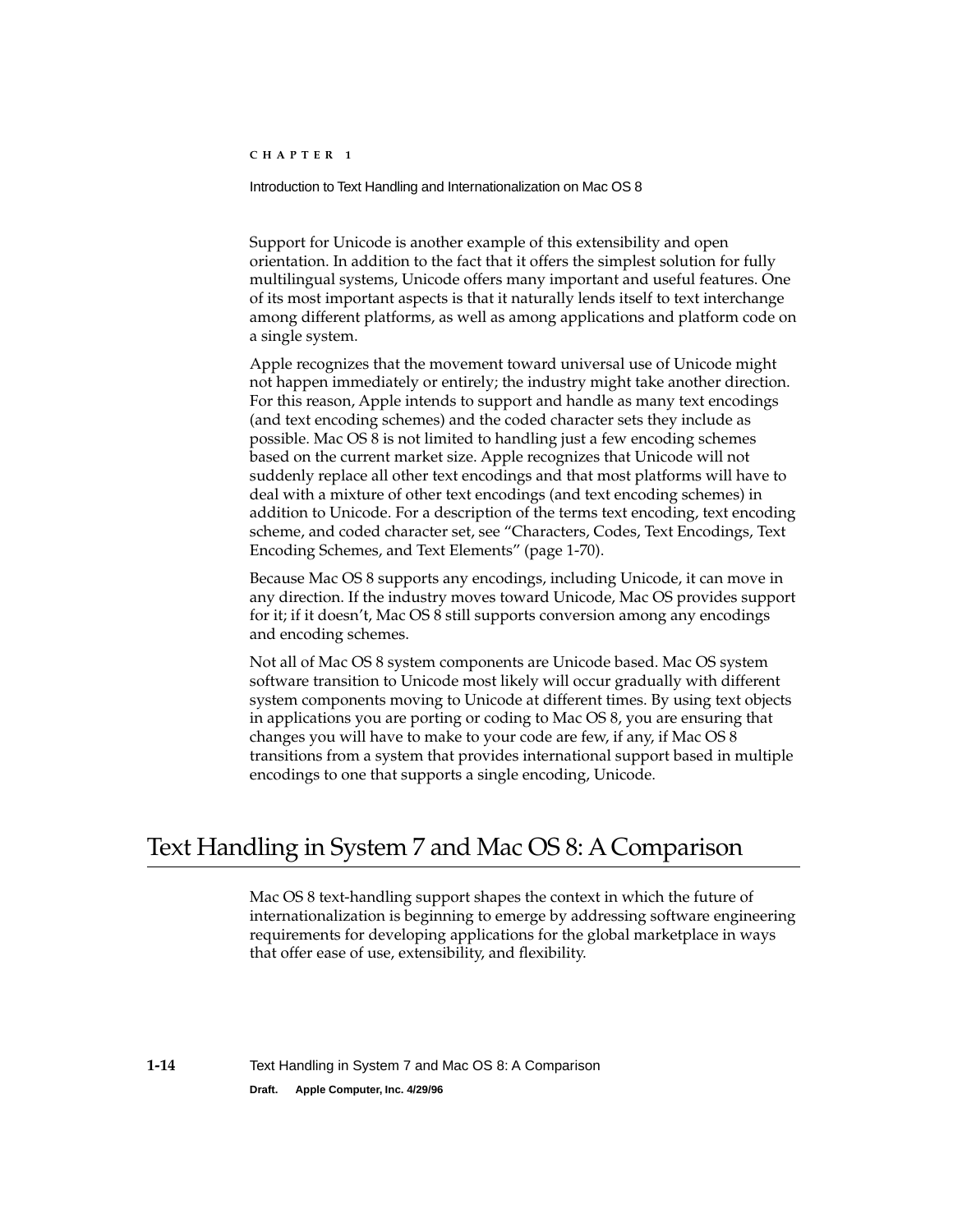Support for Unicode is another example of this extensibility and open orientation. In addition to the fact that it offers the simplest solution for fully multilingual systems, Unicode offers many important and useful features. One of its most important aspects is that it naturally lends itself to text interchange among different platforms, as well as among applications and platform code on a single system.

Apple recognizes that the movement toward universal use of Unicode might not happen immediately or entirely; the industry might take another direction. For this reason, Apple intends to support and handle as many text encodings (and text encoding schemes) and the coded character sets they include as possible. Mac OS 8 is not limited to handling just a few encoding schemes based on the current market size. Apple recognizes that Unicode will not suddenly replace all other text encodings and that most platforms will have to deal with a mixture of other text encodings (and text encoding schemes) in addition to Unicode. For a description of the terms text encoding, text encoding scheme, and coded character set, see "Characters, Codes, Text Encodings, Text Encoding Schemes, and Text Elements" (page 1-70).

Because Mac OS 8 supports any encodings, including Unicode, it can move in any direction. If the industry moves toward Unicode, Mac OS provides support for it; if it doesn't, Mac OS 8 still supports conversion among any encodings and encoding schemes.

Not all of Mac OS 8 system components are Unicode based. Mac OS system software transition to Unicode most likely will occur gradually with different system components moving to Unicode at different times. By using text objects in applications you are porting or coding to Mac OS 8, you are ensuring that changes you will have to make to your code are few, if any, if Mac OS 8 transitions from a system that provides international support based in multiple encodings to one that supports a single encoding, Unicode.

## Text Handling in System 7 and Mac OS 8: A Comparison

Mac OS 8 text-handling support shapes the context in which the future of internationalization is beginning to emerge by addressing software engineering requirements for developing applications for the global marketplace in ways that offer ease of use, extensibility, and flexibility.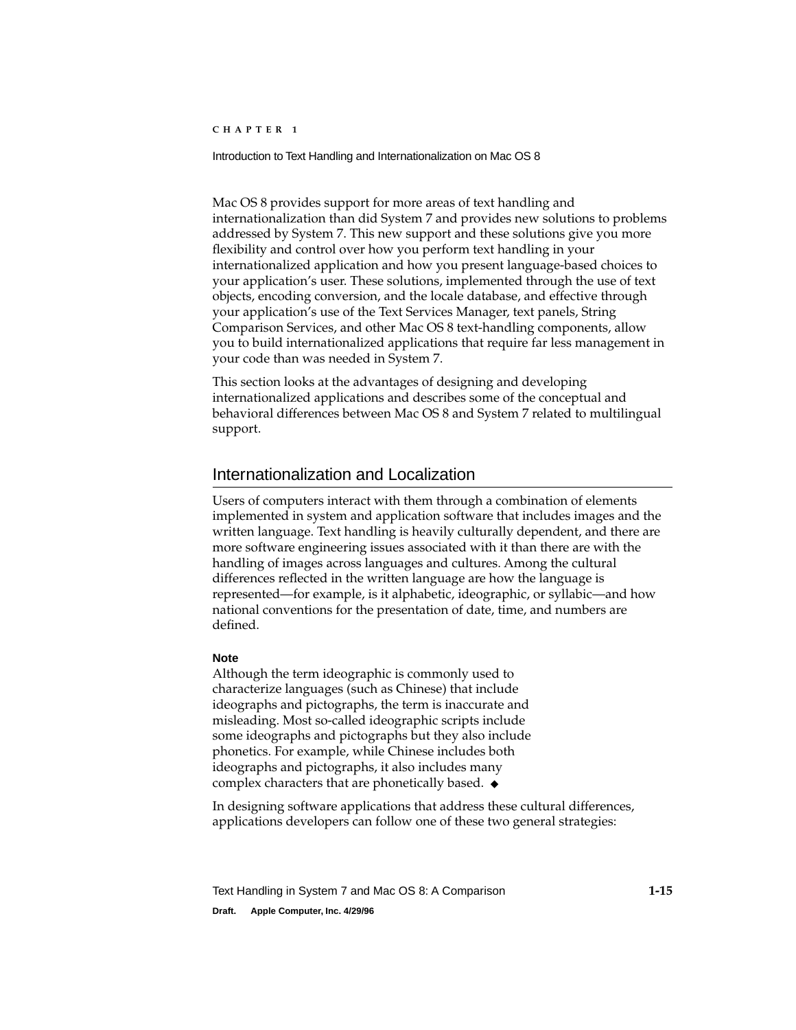Mac OS 8 provides support for more areas of text handling and internationalization than did System 7 and provides new solutions to problems addressed by System 7. This new support and these solutions give you more flexibility and control over how you perform text handling in your internationalized application and how you present language-based choices to your application's user. These solutions, implemented through the use of text objects, encoding conversion, and the locale database, and effective through your application's use of the Text Services Manager, text panels, String Comparison Services, and other Mac OS 8 text-handling components, allow you to build internationalized applications that require far less management in your code than was needed in System 7.

This section looks at the advantages of designing and developing internationalized applications and describes some of the conceptual and behavioral differences between Mac OS 8 and System 7 related to multilingual support.

## Internationalization and Localization

Users of computers interact with them through a combination of elements implemented in system and application software that includes images and the written language. Text handling is heavily culturally dependent, and there are more software engineering issues associated with it than there are with the handling of images across languages and cultures. Among the cultural differences reflected in the written language are how the language is represented—for example, is it alphabetic, ideographic, or syllabic—and how national conventions for the presentation of date, time, and numbers are defined.

**Note**

Although the term ideographic is commonly used to characterize languages (such as Chinese) that include ideographs and pictographs, the term is inaccurate and misleading. Most so-called ideographic scripts include some ideographs and pictographs but they also include phonetics. For example, while Chinese includes both ideographs and pictographs, it also includes many complex characters that are phonetically based. ◆

In designing software applications that address these cultural differences, applications developers can follow one of these two general strategies: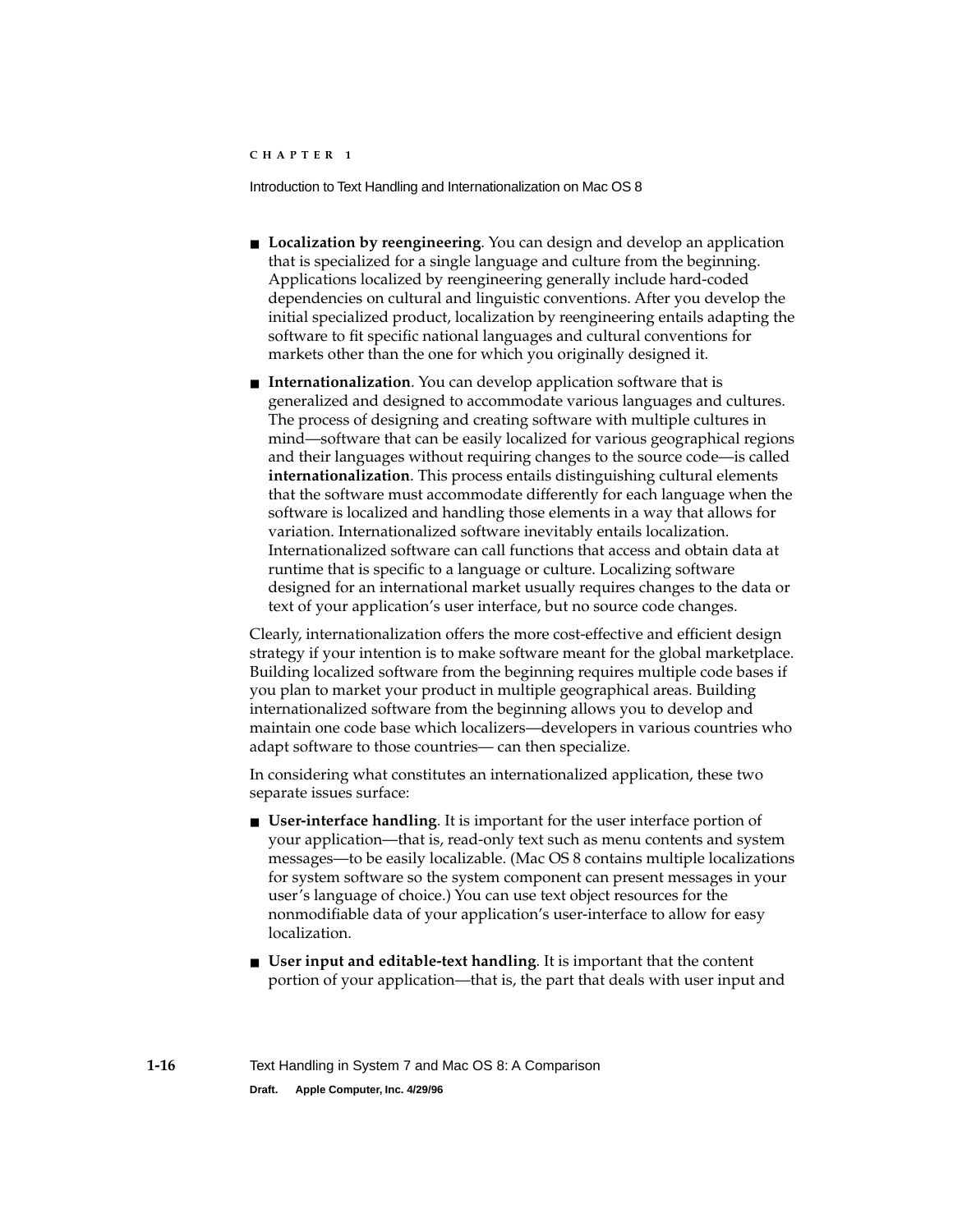- **Localization by reengineering**. You can design and develop an application that is specialized for a single language and culture from the beginning. Applications localized by reengineering generally include hard-coded dependencies on cultural and linguistic conventions. After you develop the initial specialized product, localization by reengineering entails adapting the software to fit specific national languages and cultural conventions for markets other than the one for which you originally designed it.

- **Internationalization**. You can develop application software that is generalized and designed to accommodate various languages and cultures. The process of designing and creating software with multiple cultures in mind—software that can be easily localized for various geographical regions and their languages without requiring changes to the source code—is called **internationalization**. This process entails distinguishing cultural elements that the software must accommodate differently for each language when the software is localized and handling those elements in a way that allows for variation. Internationalized software inevitably entails localization. Internationalized software can call functions that access and obtain data at runtime that is specific to a language or culture. Localizing software designed for an international market usually requires changes to the data or text of your application's user interface, but no source code changes.

Clearly, internationalization offers the more cost-effective and efficient design strategy if your intention is to make software meant for the global marketplace. Building localized software from the beginning requires multiple code bases if you plan to market your product in multiple geographical areas. Building internationalized software from the beginning allows you to develop and maintain one code base which localizers—developers in various countries who adapt software to those countries— can then specialize.

In considering what constitutes an internationalized application, these two separate issues surface:

- **User-interface handling**. It is important for the user interface portion of your application—that is, read-only text such as menu contents and system messages—to be easily localizable. (Mac OS 8 contains multiple localizations for system software so the system component can present messages in your user's language of choice.) You can use text object resources for the nonmodifiable data of your application's user-interface to allow for easy localization.

- **User input and editable-text handling**. It is important that the content portion of your application—that is, the part that deals with user input and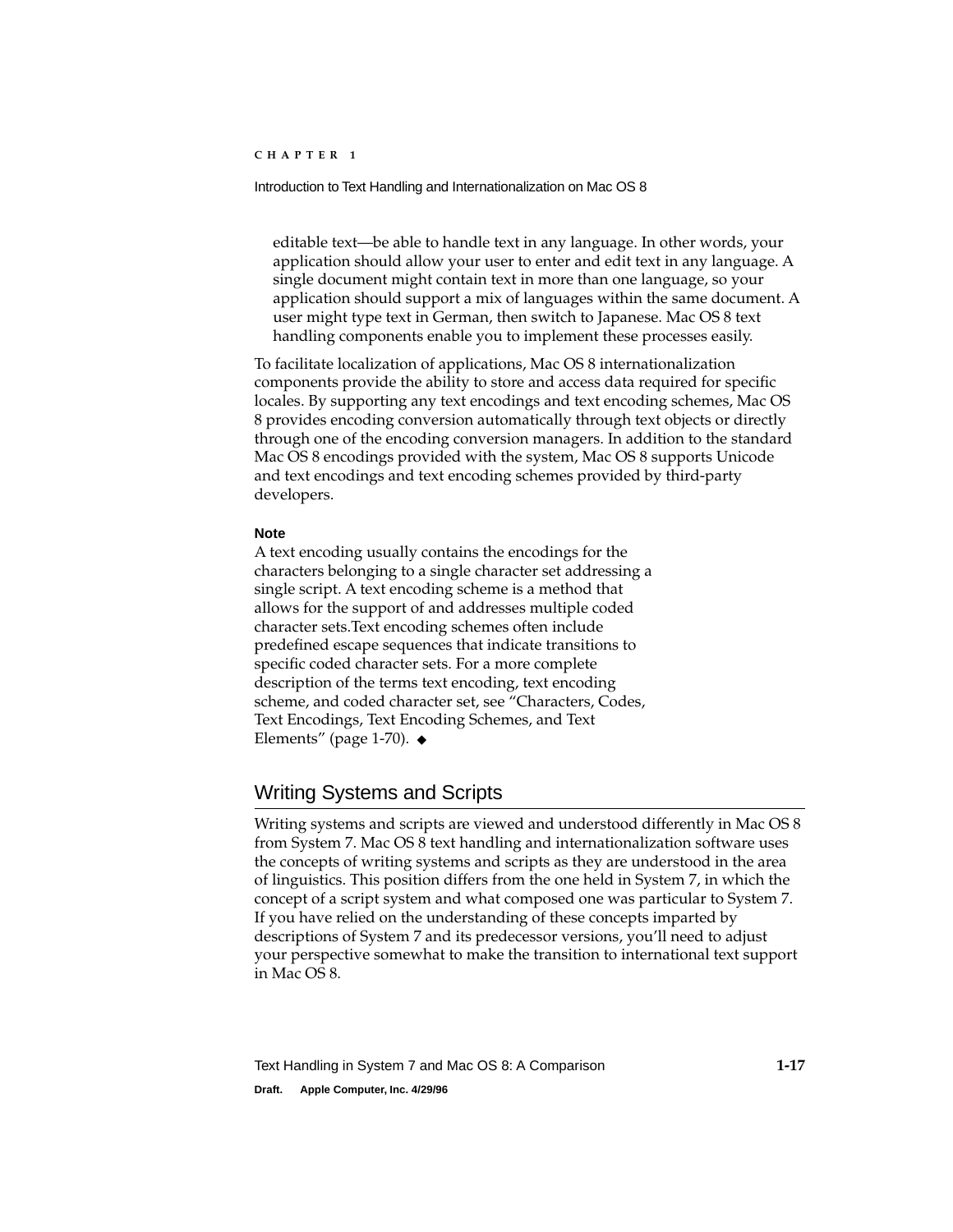editable text—be able to handle text in any language. In other words, your application should allow your user to enter and edit text in any language. A single document might contain text in more than one language, so your application should support a mix of languages within the same document. A user might type text in German, then switch to Japanese. Mac OS 8 text handling components enable you to implement these processes easily.

To facilitate localization of applications, Mac OS 8 internationalization components provide the ability to store and access data required for specific locales. By supporting any text encodings and text encoding schemes, Mac OS 8 provides encoding conversion automatically through text objects or directly through one of the encoding conversion managers. In addition to the standard Mac OS 8 encodings provided with the system, Mac OS 8 supports Unicode and text encodings and text encoding schemes provided by third-party developers.

**Note**

A text encoding usually contains the encodings for the characters belonging to a single character set addressing a single script. A text encoding scheme is a method that allows for the support of and addresses multiple coded character sets.Text encoding schemes often include predefined escape sequences that indicate transitions to specific coded character sets. For a more complete description of the terms text encoding, text encoding scheme, and coded character set, see "Characters, Codes, Text Encodings, Text Encoding Schemes, and Text Elements" (page 1-70). ◆

## Writing Systems and Scripts

Writing systems and scripts are viewed and understood differently in Mac OS 8 from System 7. Mac OS 8 text handling and internationalization software uses the concepts of writing systems and scripts as they are understood in the area of linguistics. This position differs from the one held in System 7, in which the concept of a script system and what composed one was particular to System 7. If you have relied on the understanding of these concepts imparted by descriptions of System 7 and its predecessor versions, you'll need to adjust your perspective somewhat to make the transition to international text support in Mac OS 8.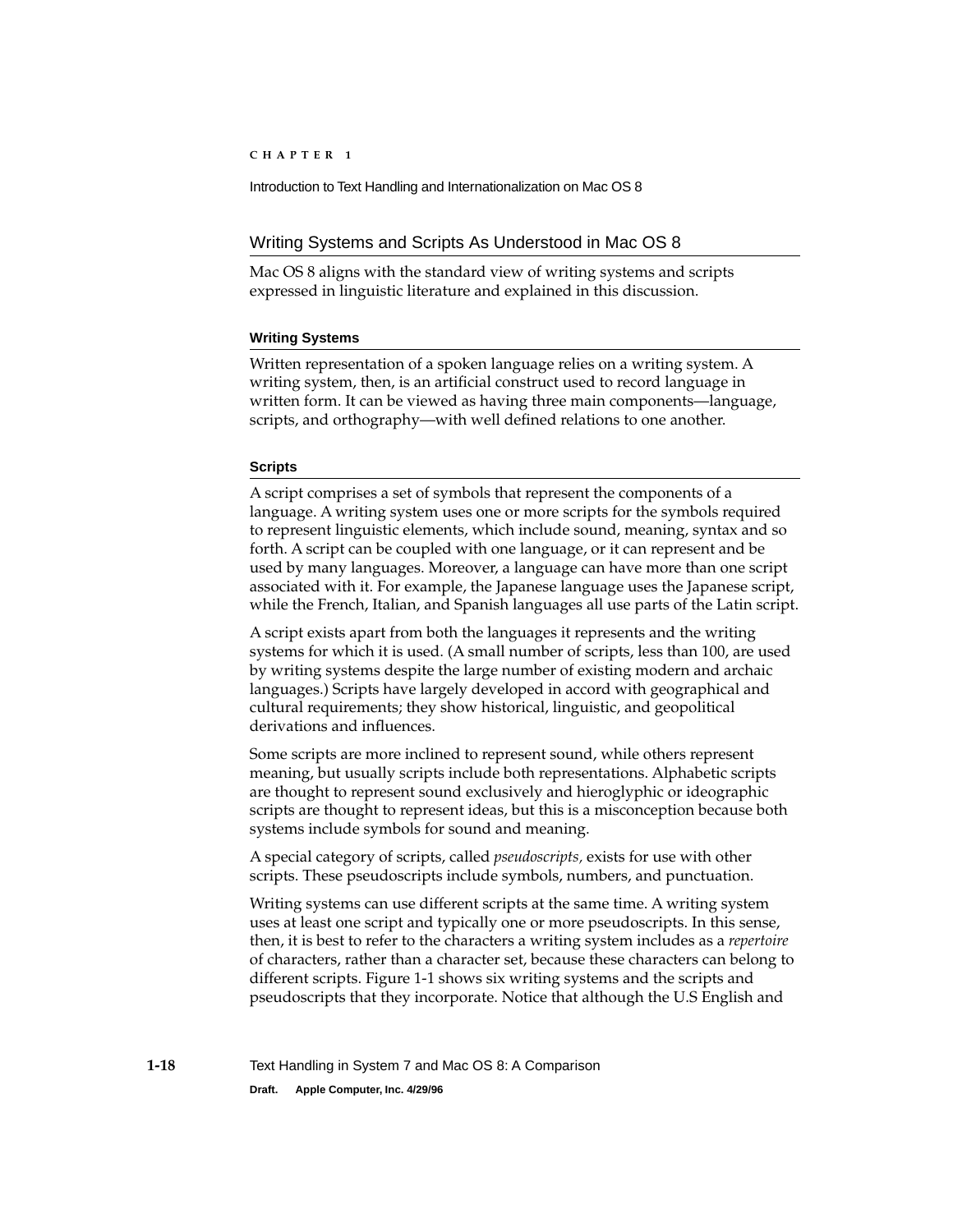## Writing Systems and Scripts As Understood in Mac OS 8

Mac OS 8 aligns with the standard view of writing systems and scripts expressed in linguistic literature and explained in this discussion.

### Writing Systems

Written representation of a spoken language relies on a writing system. A writing system, then, is an artificial construct used to record language in written form. It can be viewed as having three main components—language, scripts, and orthography—with well defined relations to one another.

### Scripts

A script comprises a set of symbols that represent the components of a language. A writing system uses one or more scripts for the symbols required to represent linguistic elements, which include sound, meaning, syntax and so forth. A script can be coupled with one language, or it can represent and be used by many languages. Moreover, a language can have more than one script associated with it. For example, the Japanese language uses the Japanese script, while the French, Italian, and Spanish languages all use parts of the Latin script.

A script exists apart from both the languages it represents and the writing systems for which it is used. (A small number of scripts, less than 100, are used by writing systems despite the large number of existing modern and archaic languages.) Scripts have largely developed in accord with geographical and cultural requirements; they show historical, linguistic, and geopolitical derivations and influences.

Some scripts are more inclined to represent sound, while others represent meaning, but usually scripts include both representations. Alphabetic scripts are thought to represent sound exclusively and hieroglyphic or ideographic scripts are thought to represent ideas, but this is a misconception because both systems include symbols for sound and meaning.

A special category of scripts, called *pseudoscripts,* exists for use with other scripts. These pseudoscripts include symbols, numbers, and punctuation.

Writing systems can use different scripts at the same time. A writing system uses at least one script and typically one or more pseudoscripts. In this sense, then, it is best to refer to the characters a writing system includes as a *repertoire* of characters, rather than a character set, because these characters can belong to different scripts. Figure 1-1 shows six writing systems and the scripts and pseudoscripts that they incorporate. Notice that although the U.S English and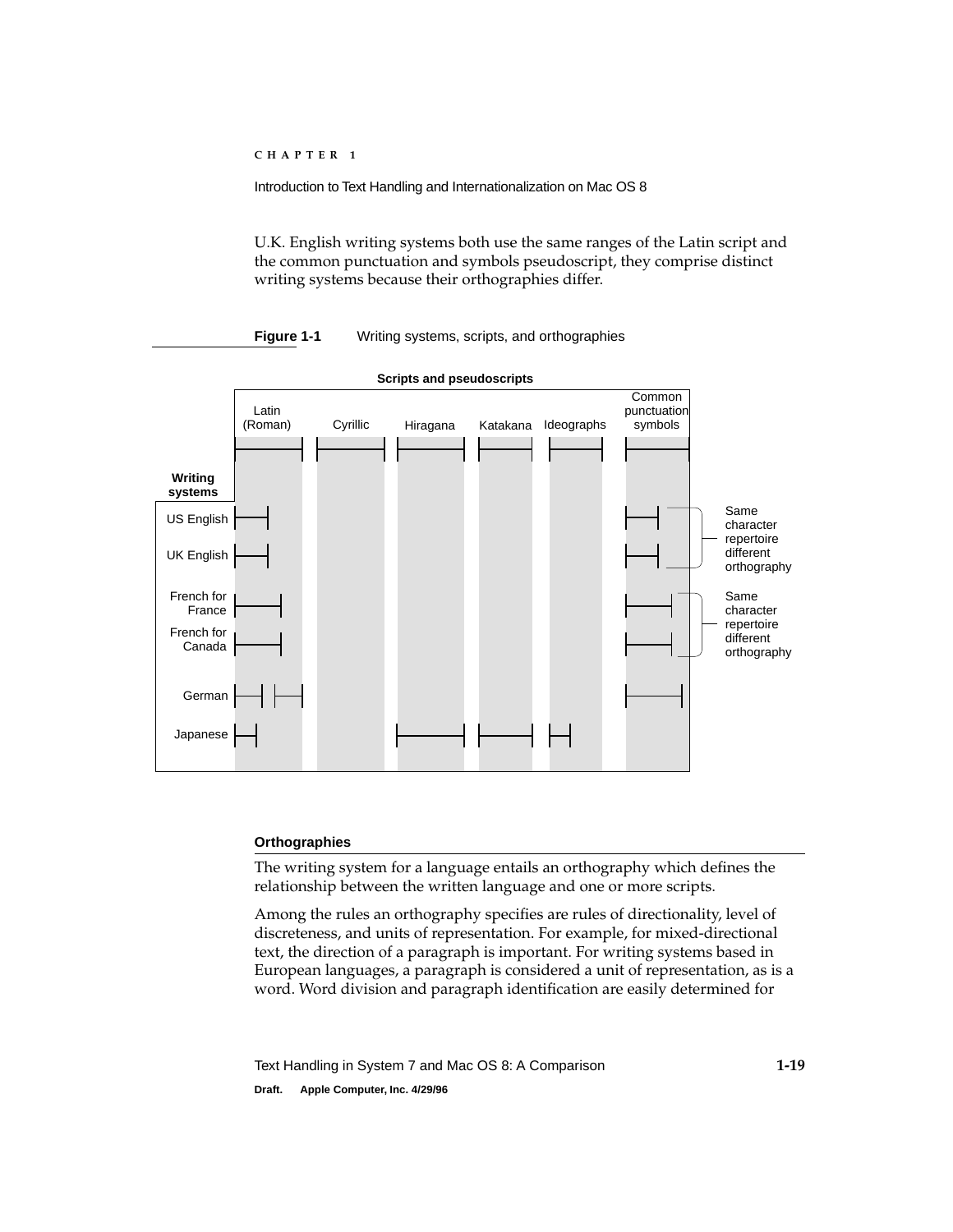U.K. English writing systems both use the same ranges of the Latin script and the common punctuation and symbols pseudoscript, they comprise distinct writing systems because their orthographies differ.

**Figure 1-1** Writing systems, scripts, and orthographies

#### Orthographies

The writing system for a language entails an orthography which defines the relationship between the written language and one or more scripts.

Among the rules an orthography specifies are rules of directionality, level of discreteness, and units of representation. For example, for mixed-directional text, the direction of a paragraph is important. For writing systems based in European languages, a paragraph is considered a unit of representation, as is a word. Word division and paragraph identification are easily determined for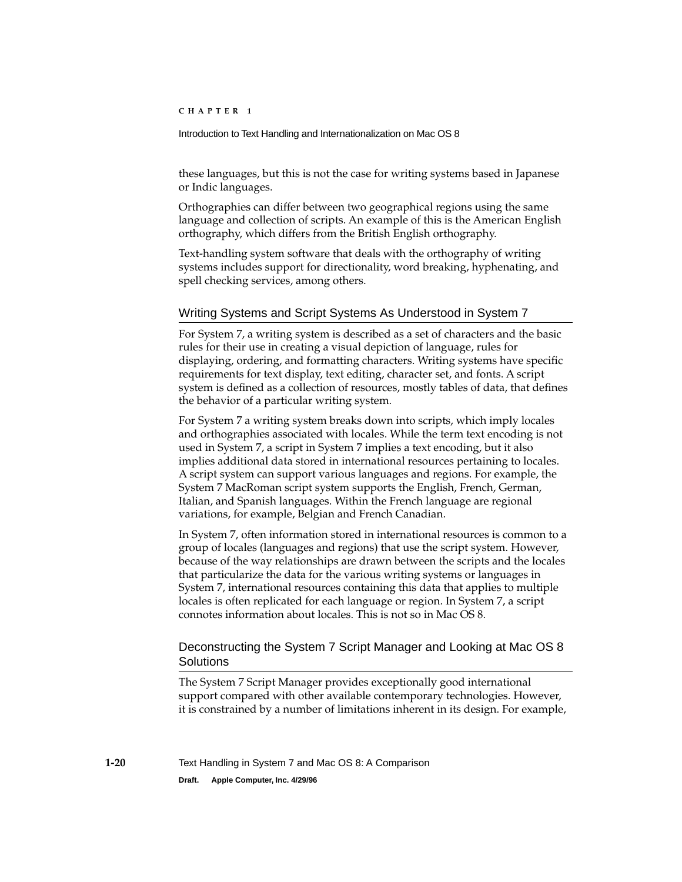these languages, but this is not the case for writing systems based in Japanese or Indic languages.

Orthographies can differ between two geographical regions using the same language and collection of scripts. An example of this is the American English orthography, which differs from the British English orthography.

Text-handling system software that deals with the orthography of writing systems includes support for directionality, word breaking, hyphenating, and spell checking services, among others.

### Writing Systems and Script Systems As Understood in System 7

For System 7, a writing system is described as a set of characters and the basic rules for their use in creating a visual depiction of language, rules for displaying, ordering, and formatting characters. Writing systems have specific requirements for text display, text editing, character set, and fonts. A script system is defined as a collection of resources, mostly tables of data, that defines the behavior of a particular writing system.

For System 7 a writing system breaks down into scripts, which imply locales and orthographies associated with locales. While the term text encoding is not used in System 7, a script in System 7 implies a text encoding, but it also implies additional data stored in international resources pertaining to locales. A script system can support various languages and regions. For example, the System 7 MacRoman script system supports the English, French, German, Italian, and Spanish languages. Within the French language are regional variations, for example, Belgian and French Canadian.

In System 7, often information stored in international resources is common to a group of locales (languages and regions) that use the script system. However, because of the way relationships are drawn between the scripts and the locales that particularize the data for the various writing systems or languages in System 7, international resources containing this data that applies to multiple locales is often replicated for each language or region. In System 7, a script connotes information about locales. This is not so in Mac OS 8.

### Deconstructing the System 7 Script Manager and Looking at Mac OS 8 Solutions

The System 7 Script Manager provides exceptionally good international support compared with other available contemporary technologies. However, it is constrained by a number of limitations inherent in its design. For example,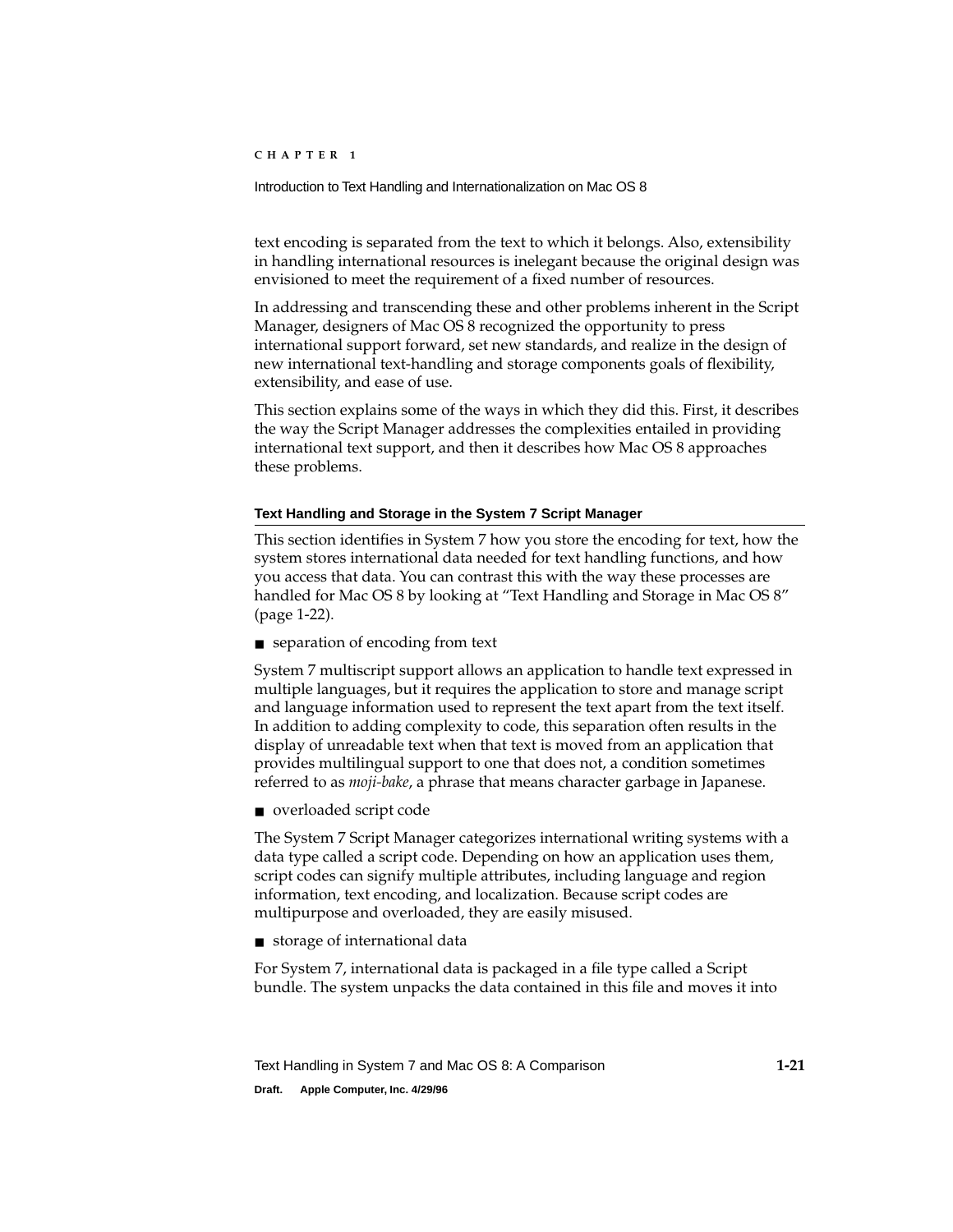text encoding is separated from the text to which it belongs. Also, extensibility in handling international resources is inelegant because the original design was envisioned to meet the requirement of a fixed number of resources.

In addressing and transcending these and other problems inherent in the Script Manager, designers of Mac OS 8 recognized the opportunity to press international support forward, set new standards, and realize in the design of new international text-handling and storage components goals of flexibility, extensibility, and ease of use.

This section explains some of the ways in which they did this. First, it describes the way the Script Manager addresses the complexities entailed in providing international text support, and then it describes how Mac OS 8 approaches these problems.

#### Text Handling and Storage in the System 7 Script Manager

This section identifies in System 7 how you store the encoding for text, how the system stores international data needed for text handling functions, and how you access that data. You can contrast this with the way these processes are handled for Mac OS 8 by looking at "Text Handling and Storage in Mac OS 8" (page 1-22).

- separation of encoding from text

System 7 multiscript support allows an application to handle text expressed in multiple languages, but it requires the application to store and manage script and language information used to represent the text apart from the text itself. In addition to adding complexity to code, this separation often results in the display of unreadable text when that text is moved from an application that provides multilingual support to one that does not, a condition sometimes referred to as *moji-bake*, a phrase that means character garbage in Japanese.

- overloaded script code

The System 7 Script Manager categorizes international writing systems with a data type called a script code. Depending on how an application uses them, script codes can signify multiple attributes, including language and region information, text encoding, and localization. Because script codes are multipurpose and overloaded, they are easily misused.

- storage of international data

For System 7, international data is packaged in a file type called a Script bundle. The system unpacks the data contained in this file and moves it into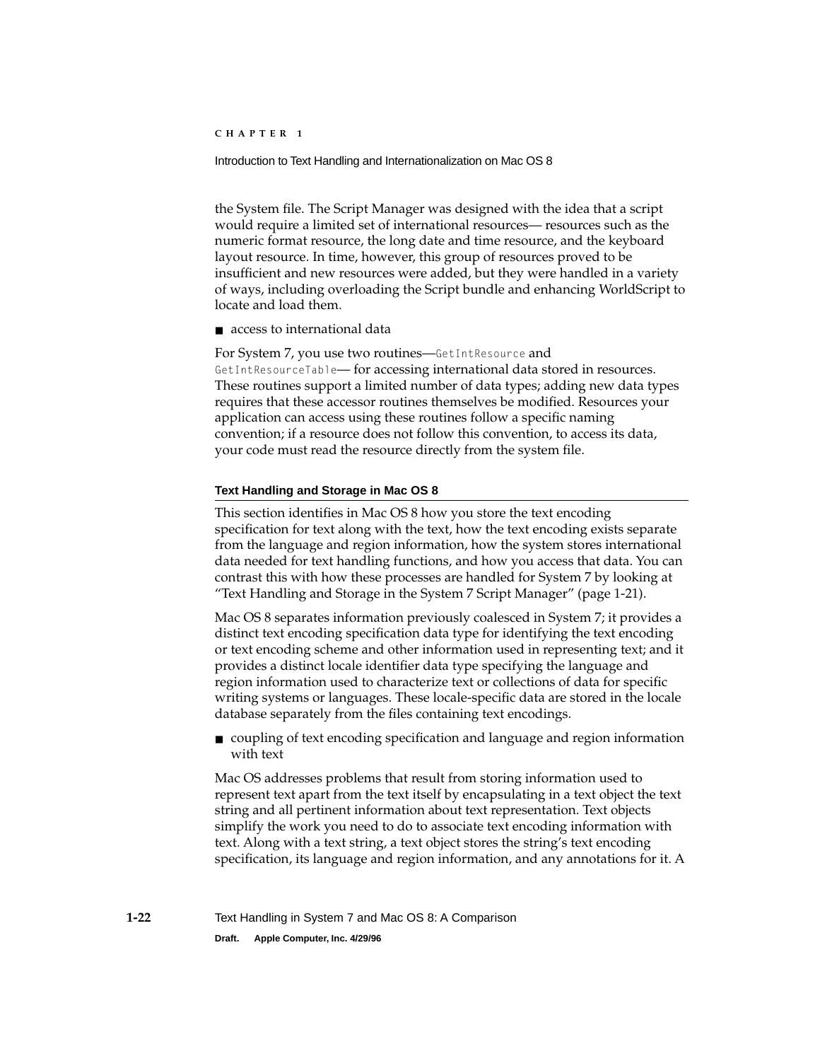the System file. The Script Manager was designed with the idea that a script would require a limited set of international resources— resources such as the numeric format resource, the long date and time resource, and the keyboard layout resource. In time, however, this group of resources proved to be insufficient and new resources were added, but they were handled in a variety of ways, including overloading the Script bundle and enhancing WorldScript to locate and load them.

- access to international data

For System 7, you use two routines—`GetIntResource` and `GetIntResourceTable`— for accessing international data stored in resources. These routines support a limited number of data types; adding new data types requires that these accessor routines themselves be modified. Resources your application can access using these routines follow a specific naming convention; if a resource does not follow this convention, to access its data, your code must read the resource directly from the system file.

#### Text Handling and Storage in Mac OS 8

This section identifies in Mac OS 8 how you store the text encoding specification for text along with the text, how the text encoding exists separate from the language and region information, how the system stores international data needed for text handling functions, and how you access that data. You can contrast this with how these processes are handled for System 7 by looking at "Text Handling and Storage in the System 7 Script Manager" (page 1-21).

Mac OS 8 separates information previously coalesced in System 7; it provides a distinct text encoding specification data type for identifying the text encoding or text encoding scheme and other information used in representing text; and it provides a distinct locale identifier data type specifying the language and region information used to characterize text or collections of data for specific writing systems or languages. These locale-specific data are stored in the locale database separately from the files containing text encodings.

- coupling of text encoding specification and language and region information with text

Mac OS addresses problems that result from storing information used to represent text apart from the text itself by encapsulating in a text object the text string and all pertinent information about text representation. Text objects simplify the work you need to do to associate text encoding information with text. Along with a text string, a text object stores the string's text encoding specification, its language and region information, and any annotations for it. A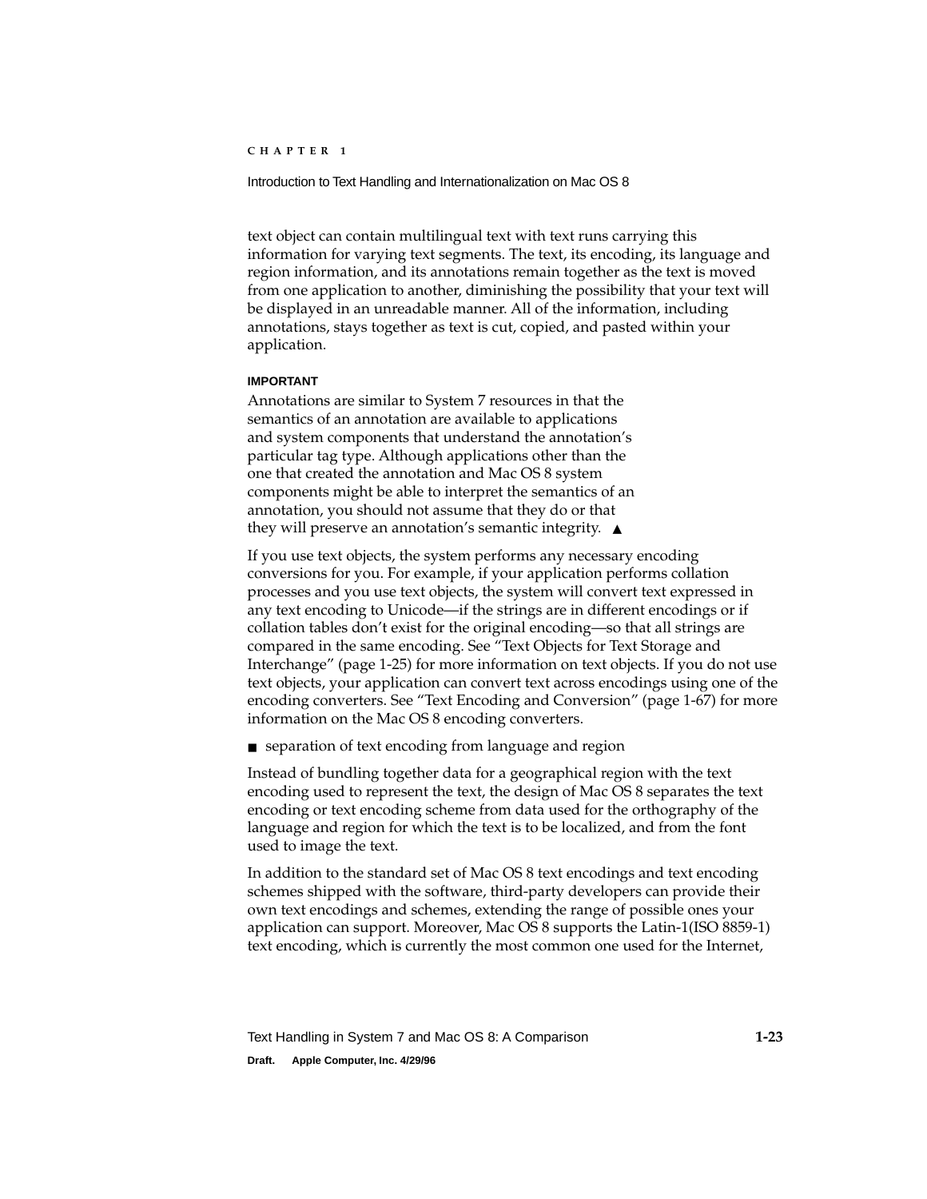text object can contain multilingual text with text runs carrying this information for varying text segments. The text, its encoding, its language and region information, and its annotations remain together as the text is moved from one application to another, diminishing the possibility that your text will be displayed in an unreadable manner. All of the information, including annotations, stays together as text is cut, copied, and pasted within your application.

**IMPORTANT**

Annotations are similar to System 7 resources in that the semantics of an annotation are available to applications and system components that understand the annotation's particular tag type. Although applications other than the one that created the annotation and Mac OS 8 system components might be able to interpret the semantics of an annotation, you should not assume that they do or that they will preserve an annotation's semantic integrity. ▲

If you use text objects, the system performs any necessary encoding conversions for you. For example, if your application performs collation processes and you use text objects, the system will convert text expressed in any text encoding to Unicode—if the strings are in different encodings or if collation tables don't exist for the original encoding—so that all strings are compared in the same encoding. See "Text Objects for Text Storage and Interchange" (page 1-25) for more information on text objects. If you do not use text objects, your application can convert text across encodings using one of the encoding converters. See "Text Encoding and Conversion" (page 1-67) for more information on the Mac OS 8 encoding converters.

- separation of text encoding from language and region

Instead of bundling together data for a geographical region with the text encoding used to represent the text, the design of Mac OS 8 separates the text encoding or text encoding scheme from data used for the orthography of the language and region for which the text is to be localized, and from the font used to image the text.

In addition to the standard set of Mac OS 8 text encodings and text encoding schemes shipped with the software, third-party developers can provide their own text encodings and schemes, extending the range of possible ones your application can support. Moreover, Mac OS 8 supports the Latin-1(ISO 8859-1) text encoding, which is currently the most common one used for the Internet,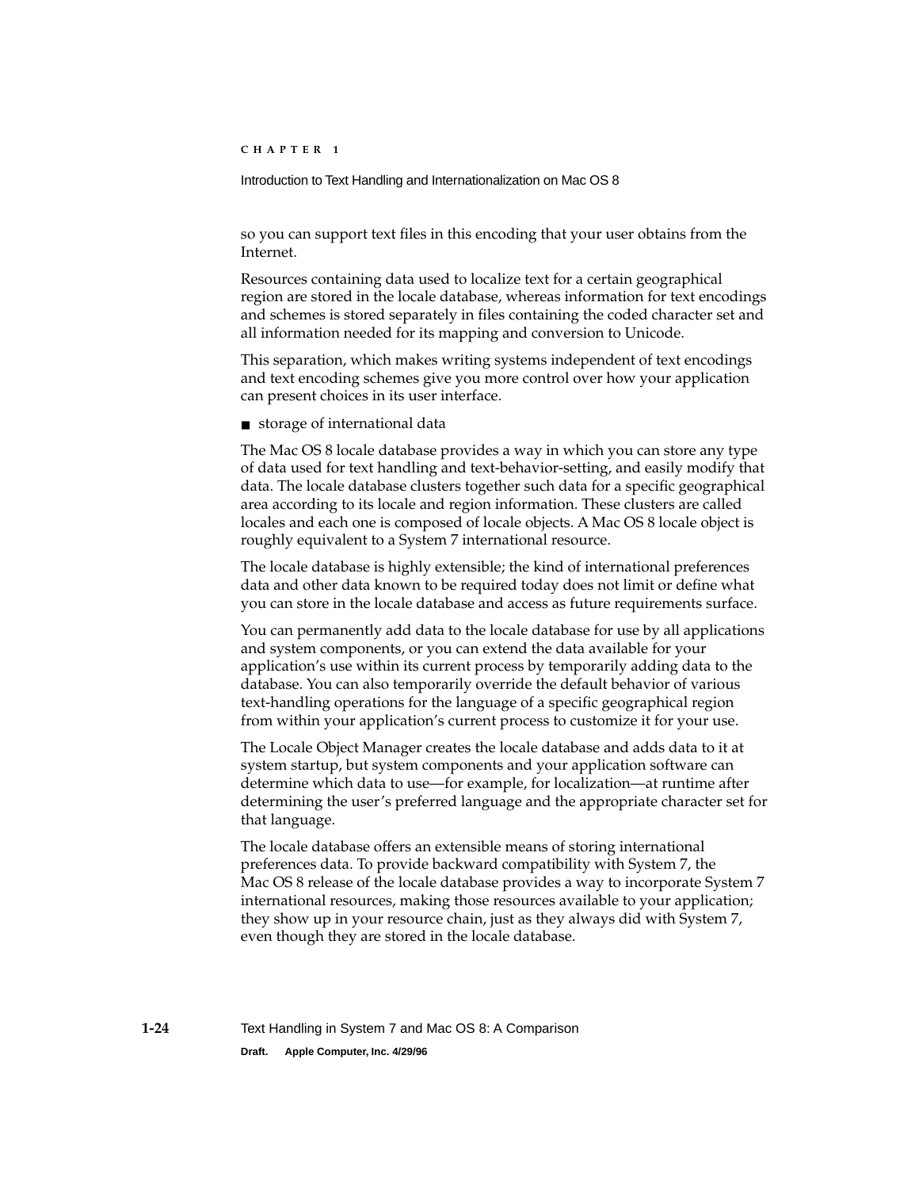so you can support text files in this encoding that your user obtains from the Internet.

Resources containing data used to localize text for a certain geographical region are stored in the locale database, whereas information for text encodings and schemes is stored separately in files containing the coded character set and all information needed for its mapping and conversion to Unicode.

This separation, which makes writing systems independent of text encodings and text encoding schemes give you more control over how your application can present choices in its user interface.

- storage of international data

The Mac OS 8 locale database provides a way in which you can store any type of data used for text handling and text-behavior-setting, and easily modify that data. The locale database clusters together such data for a specific geographical area according to its locale and region information. These clusters are called locales and each one is composed of locale objects. A Mac OS 8 locale object is roughly equivalent to a System 7 international resource.

The locale database is highly extensible; the kind of international preferences data and other data known to be required today does not limit or define what you can store in the locale database and access as future requirements surface.

You can permanently add data to the locale database for use by all applications and system components, or you can extend the data available for your application's use within its current process by temporarily adding data to the database. You can also temporarily override the default behavior of various text-handling operations for the language of a specific geographical region from within your application's current process to customize it for your use.

The Locale Object Manager creates the locale database and adds data to it at system startup, but system components and your application software can determine which data to use—for example, for localization—at runtime after determining the user's preferred language and the appropriate character set for that language.

The locale database offers an extensible means of storing international preferences data. To provide backward compatibility with System 7, the Mac OS 8 release of the locale database provides a way to incorporate System 7 international resources, making those resources available to your application; they show up in your resource chain, just as they always did with System 7, even though they are stored in the locale database.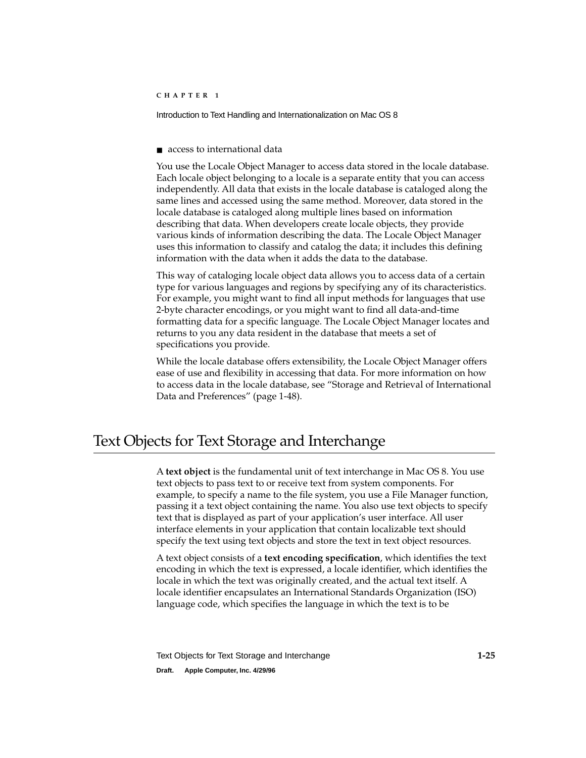- access to international data

You use the Locale Object Manager to access data stored in the locale database. Each locale object belonging to a locale is a separate entity that you can access independently. All data that exists in the locale database is cataloged along the same lines and accessed using the same method. Moreover, data stored in the locale database is cataloged along multiple lines based on information describing that data. When developers create locale objects, they provide various kinds of information describing the data. The Locale Object Manager uses this information to classify and catalog the data; it includes this defining information with the data when it adds the data to the database.

This way of cataloging locale object data allows you to access data of a certain type for various languages and regions by specifying any of its characteristics. For example, you might want to find all input methods for languages that use 2-byte character encodings, or you might want to find all data-and-time formatting data for a specific language. The Locale Object Manager locates and returns to you any data resident in the database that meets a set of specifications you provide.

While the locale database offers extensibility, the Locale Object Manager offers ease of use and flexibility in accessing that data. For more information on how to access data in the locale database, see "Storage and Retrieval of International Data and Preferences" (page 1-48).

# Text Objects for Text Storage and Interchange

A **text object** is the fundamental unit of text interchange in Mac OS 8. You use text objects to pass text to or receive text from system components. For example, to specify a name to the file system, you use a File Manager function, passing it a text object containing the name. You also use text objects to specify text that is displayed as part of your application's user interface. All user interface elements in your application that contain localizable text should specify the text using text objects and store the text in text object resources.

A text object consists of a **text encoding specification**, which identifies the text encoding in which the text is expressed, a locale identifier, which identifies the locale in which the text was originally created, and the actual text itself. A locale identifier encapsulates an International Standards Organization (ISO) language code, which specifies the language in which the text is to be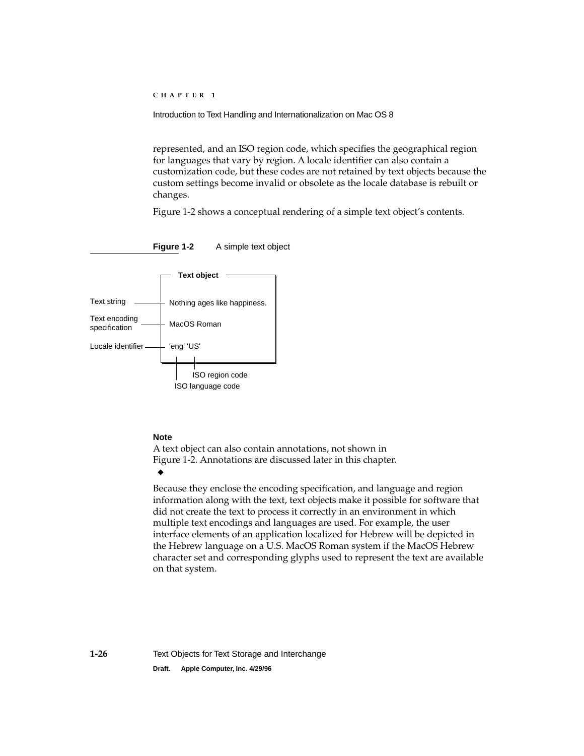represented, and an ISO region code, which specifies the geographical region for languages that vary by region. A locale identifier can also contain a customization code, but these codes are not retained by text objects because the custom settings become invalid or obsolete as the locale database is rebuilt or changes.

Figure 1-2 shows a conceptual rendering of a simple text object's contents.

**Figure 1-2** A simple text object

**Text object**

- Text string — Nothing ages like happiness.
- Text encoding specification — MacOS Roman
- Locale identifier — 'eng' 'US'

ISO region code

ISO language code

**Note**

A text object can also contain annotations, not shown in Figure 1-2. Annotations are discussed later in this chapter. ◆

Because they enclose the encoding specification, and language and region information along with the text, text objects make it possible for software that did not create the text to process it correctly in an environment in which multiple text encodings and languages are used. For example, the user interface elements of an application localized for Hebrew will be depicted in the Hebrew language on a U.S. MacOS Roman system if the MacOS Hebrew character set and corresponding glyphs used to represent the text are available on that system.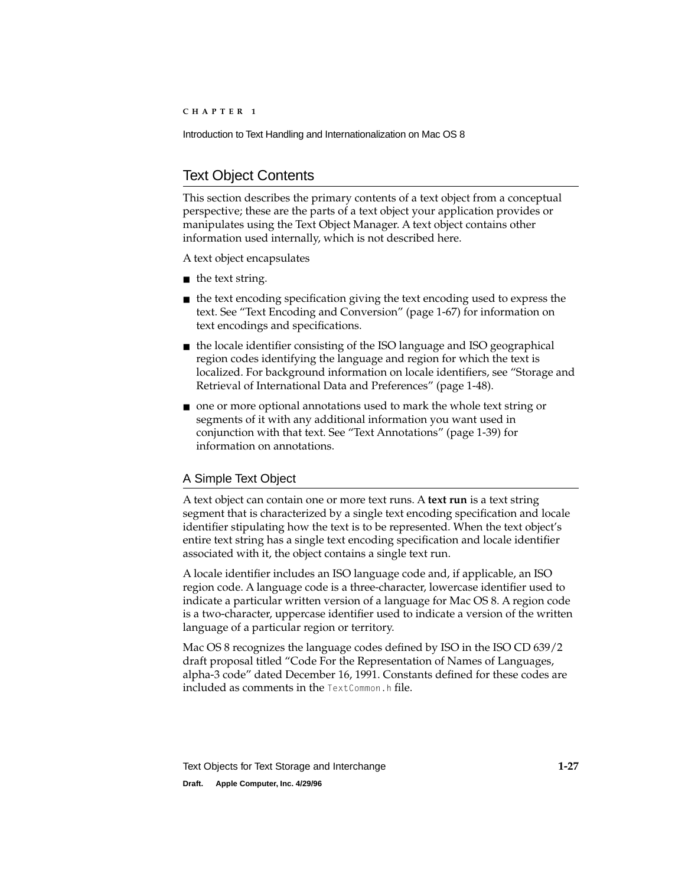## Text Object Contents

This section describes the primary contents of a text object from a conceptual perspective; these are the parts of a text object your application provides or manipulates using the Text Object Manager. A text object contains other information used internally, which is not described here.

A text object encapsulates

- the text string.
- the text encoding specification giving the text encoding used to express the text. See "Text Encoding and Conversion" (page 1-67) for information on text encodings and specifications.
- the locale identifier consisting of the ISO language and ISO geographical region codes identifying the language and region for which the text is localized. For background information on locale identifiers, see "Storage and Retrieval of International Data and Preferences" (page 1-48).
- one or more optional annotations used to mark the whole text string or segments of it with any additional information you want used in conjunction with that text. See "Text Annotations" (page 1-39) for information on annotations.

### A Simple Text Object

A text object can contain one or more text runs. A **text run** is a text string segment that is characterized by a single text encoding specification and locale identifier stipulating how the text is to be represented. When the text object's entire text string has a single text encoding specification and locale identifier associated with it, the object contains a single text run.

A locale identifier includes an ISO language code and, if applicable, an ISO region code. A language code is a three-character, lowercase identifier used to indicate a particular written version of a language for Mac OS 8. A region code is a two-character, uppercase identifier used to indicate a version of the written language of a particular region or territory.

Mac OS 8 recognizes the language codes defined by ISO in the ISO CD 639/2 draft proposal titled "Code For the Representation of Names of Languages, alpha-3 code" dated December 16, 1991. Constants defined for these codes are included as comments in the `TextCommon.h` file.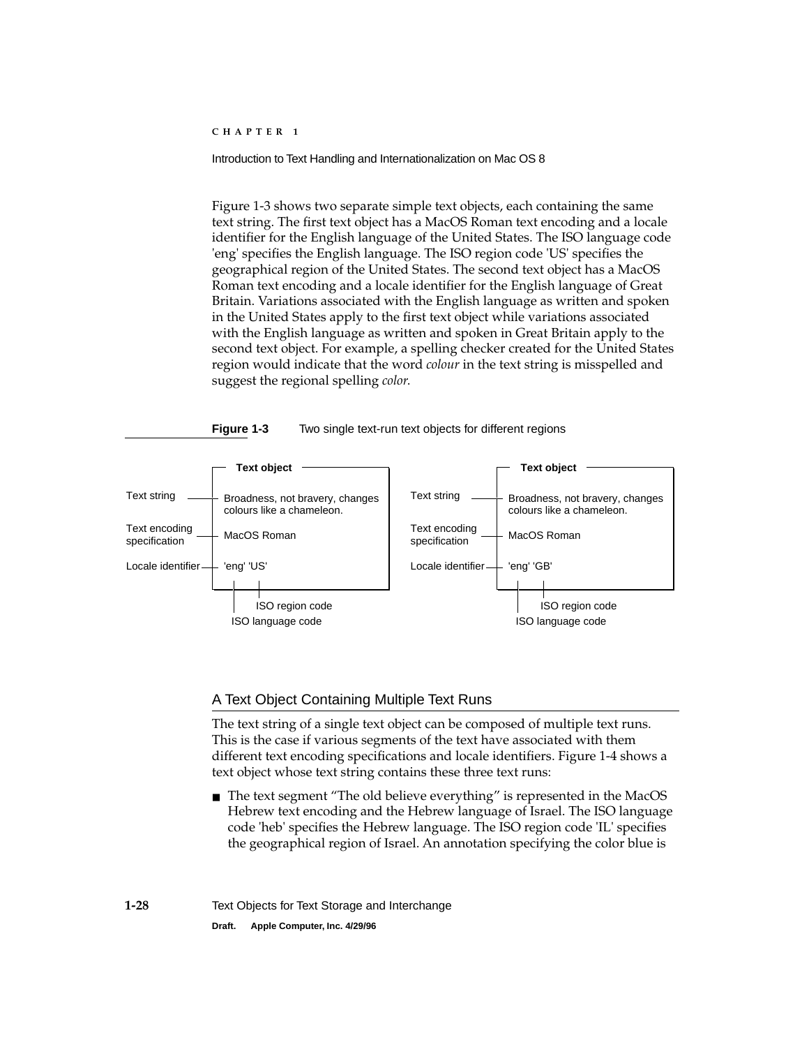Figure 1-3 shows two separate simple text objects, each containing the same text string. The first text object has a MacOS Roman text encoding and a locale identifier for the English language of the United States. The ISO language code 'eng' specifies the English language. The ISO region code 'US' specifies the geographical region of the United States. The second text object has a MacOS Roman text encoding and a locale identifier for the English language of Great Britain. Variations associated with the English language as written and spoken in the United States apply to the first text object while variations associated with the English language as written and spoken in Great Britain apply to the second text object. For example, a spelling checker created for the United States region would indicate that the word *colour* in the text string is misspelled and suggest the regional spelling *color*.

**Figure 1-3** Two single text-run text objects for different regions

| | Text object | | Text object |
|---|---|---|---|
| Text string | Broadness, not bravery, changes colours like a chameleon. | Text string | Broadness, not bravery, changes colours like a chameleon. |
| Text encoding specification | MacOS Roman | Text encoding specification | MacOS Roman |
| Locale identifier | 'eng' 'US' | Locale identifier | 'eng' 'GB' |

ISO region code
ISO language code

## A Text Object Containing Multiple Text Runs

The text string of a single text object can be composed of multiple text runs. This is the case if various segments of the text have associated with them different text encoding specifications and locale identifiers. Figure 1-4 shows a text object whose text string contains these three text runs:

- The text segment “The old believe everything” is represented in the MacOS Hebrew text encoding and the Hebrew language of Israel. The ISO language code 'heb' specifies the Hebrew language. The ISO region code 'IL' specifies the geographical region of Israel. An annotation specifying the color blue is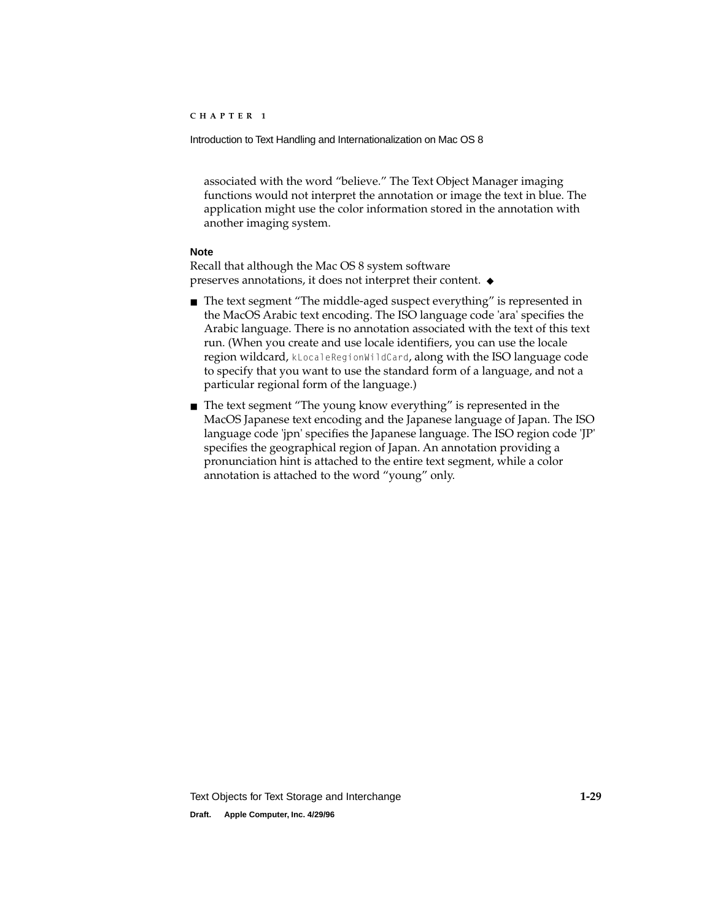associated with the word “believe.” The Text Object Manager imaging functions would not interpret the annotation or image the text in blue. The application might use the color information stored in the annotation with another imaging system.

**Note**

Recall that although the Mac OS 8 system software preserves annotations, it does not interpret their content. ◆

- The text segment “The middle-aged suspect everything” is represented in the MacOS Arabic text encoding. The ISO language code 'ara' specifies the Arabic language. There is no annotation associated with the text of this text run. (When you create and use locale identifiers, you can use the locale region wildcard, `kLocaleRegionWildCard`, along with the ISO language code to specify that you want to use the standard form of a language, and not a particular regional form of the language.)
- The text segment “The young know everything” is represented in the MacOS Japanese text encoding and the Japanese language of Japan. The ISO language code 'jpn' specifies the Japanese language. The ISO region code 'JP' specifies the geographical region of Japan. An annotation providing a pronunciation hint is attached to the entire text segment, while a color annotation is attached to the word “young” only.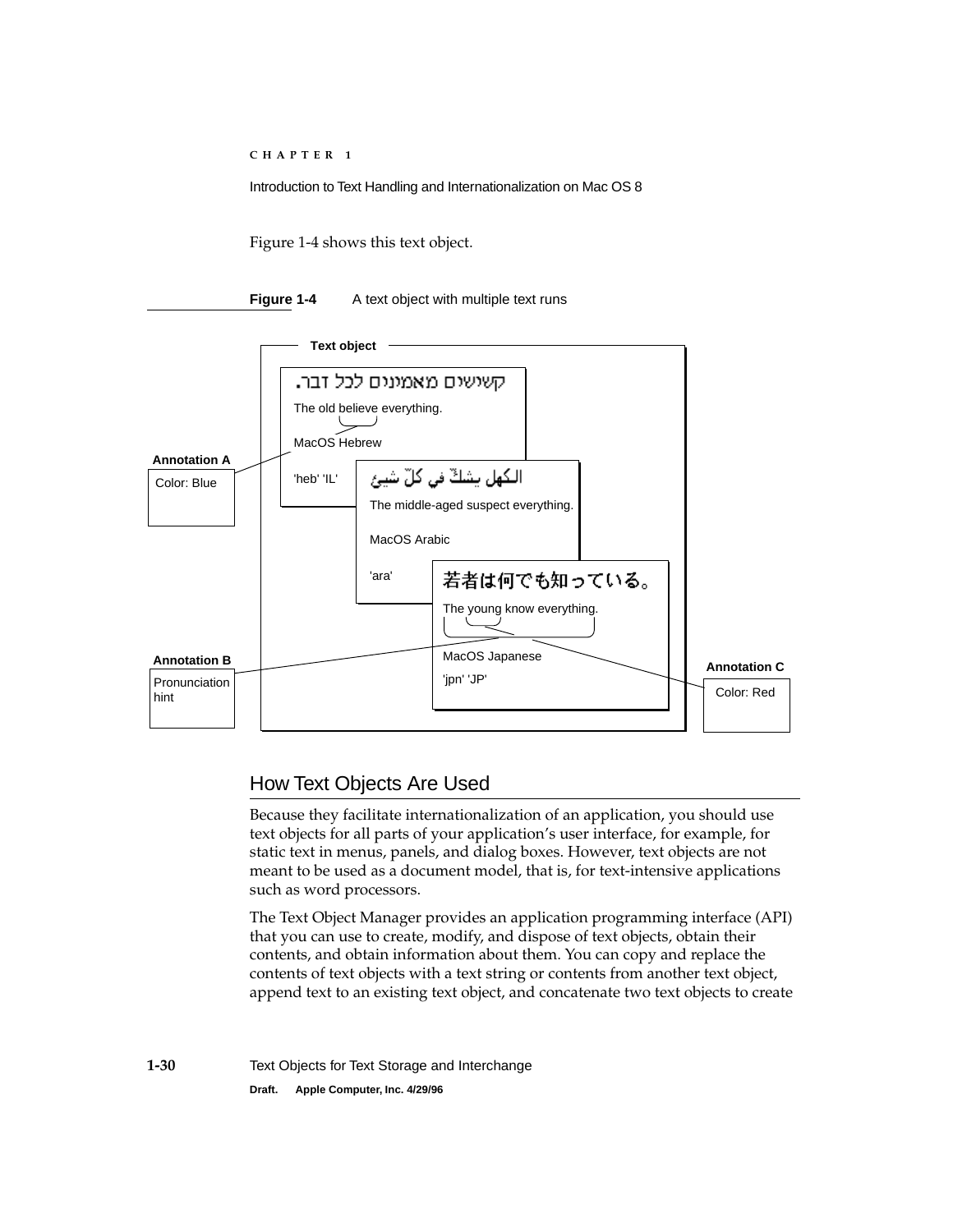Figure 1-4 shows this text object.

**Figure 1-4** A text object with multiple text runs

**Text object**

קשישים מאמינים לכל דבר.

The old believe everything.

MacOS Hebrew

'heb' 'IL'

الكهل يشكّ في كلّ شيء

The middle-aged suspect everything.

MacOS Arabic

'ara'

若者は何でも知っている。

The young know everything.

MacOS Japanese

'jpn' 'JP'

**Annotation A**

Color: Blue

**Annotation B**

Pronunciation hint

**Annotation C**

Color: Red

## How Text Objects Are Used

Because they facilitate internationalization of an application, you should use text objects for all parts of your application's user interface, for example, for static text in menus, panels, and dialog boxes. However, text objects are not meant to be used as a document model, that is, for text-intensive applications such as word processors.

The Text Object Manager provides an application programming interface (API) that you can use to create, modify, and dispose of text objects, obtain their contents, and obtain information about them. You can copy and replace the contents of text objects with a text string or contents from another text object, append text to an existing text object, and concatenate two text objects to create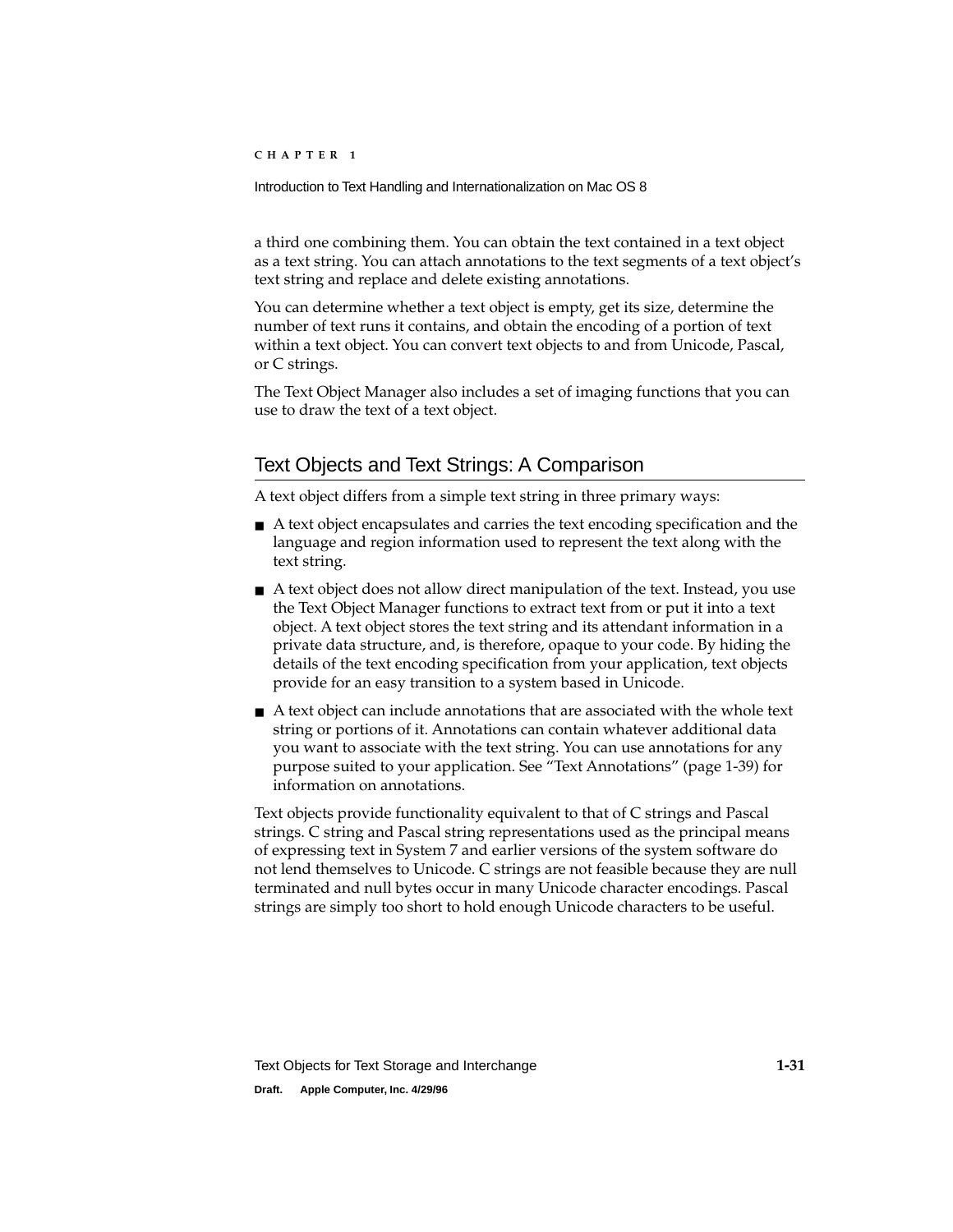a third one combining them. You can obtain the text contained in a text object as a text string. You can attach annotations to the text segments of a text object's text string and replace and delete existing annotations.

You can determine whether a text object is empty, get its size, determine the number of text runs it contains, and obtain the encoding of a portion of text within a text object. You can convert text objects to and from Unicode, Pascal, or C strings.

The Text Object Manager also includes a set of imaging functions that you can use to draw the text of a text object.

## Text Objects and Text Strings: A Comparison

A text object differs from a simple text string in three primary ways:

- A text object encapsulates and carries the text encoding specification and the language and region information used to represent the text along with the text string.
- A text object does not allow direct manipulation of the text. Instead, you use the Text Object Manager functions to extract text from or put it into a text object. A text object stores the text string and its attendant information in a private data structure, and, is therefore, opaque to your code. By hiding the details of the text encoding specification from your application, text objects provide for an easy transition to a system based in Unicode.
- A text object can include annotations that are associated with the whole text string or portions of it. Annotations can contain whatever additional data you want to associate with the text string. You can use annotations for any purpose suited to your application. See "Text Annotations" (page 1-39) for information on annotations.

Text objects provide functionality equivalent to that of C strings and Pascal strings. C string and Pascal string representations used as the principal means of expressing text in System 7 and earlier versions of the system software do not lend themselves to Unicode. C strings are not feasible because they are null terminated and null bytes occur in many Unicode character encodings. Pascal strings are simply too short to hold enough Unicode characters to be useful.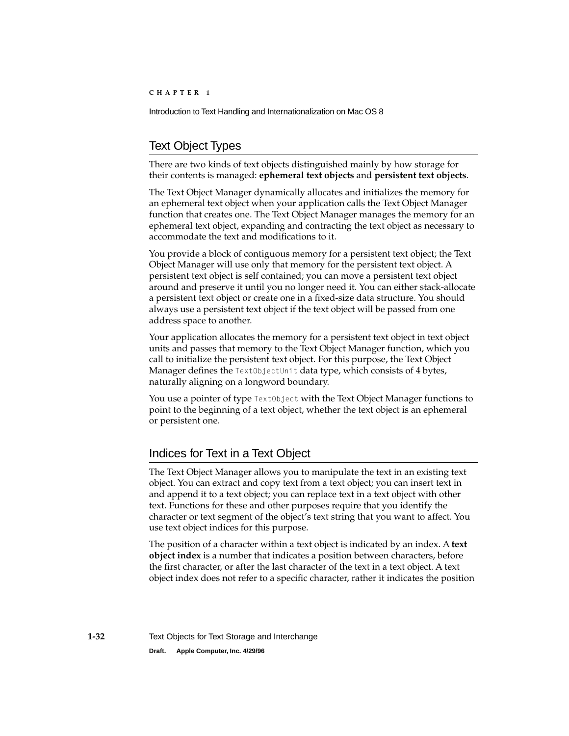## Text Object Types

There are two kinds of text objects distinguished mainly by how storage for their contents is managed: **ephemeral text objects** and **persistent text objects**.

The Text Object Manager dynamically allocates and initializes the memory for an ephemeral text object when your application calls the Text Object Manager function that creates one. The Text Object Manager manages the memory for an ephemeral text object, expanding and contracting the text object as necessary to accommodate the text and modifications to it.

You provide a block of contiguous memory for a persistent text object; the Text Object Manager will use only that memory for the persistent text object. A persistent text object is self contained; you can move a persistent text object around and preserve it until you no longer need it. You can either stack-allocate a persistent text object or create one in a fixed-size data structure. You should always use a persistent text object if the text object will be passed from one address space to another.

Your application allocates the memory for a persistent text object in text object units and passes that memory to the Text Object Manager function, which you call to initialize the persistent text object. For this purpose, the Text Object Manager defines the `TextObjectUnit` data type, which consists of 4 bytes, naturally aligning on a longword boundary.

You use a pointer of type `TextObject` with the Text Object Manager functions to point to the beginning of a text object, whether the text object is an ephemeral or persistent one.

## Indices for Text in a Text Object

The Text Object Manager allows you to manipulate the text in an existing text object. You can extract and copy text from a text object; you can insert text in and append it to a text object; you can replace text in a text object with other text. Functions for these and other purposes require that you identify the character or text segment of the object's text string that you want to affect. You use text object indices for this purpose.

The position of a character within a text object is indicated by an index. A **text object index** is a number that indicates a position between characters, before the first character, or after the last character of the text in a text object. A text object index does not refer to a specific character, rather it indicates the position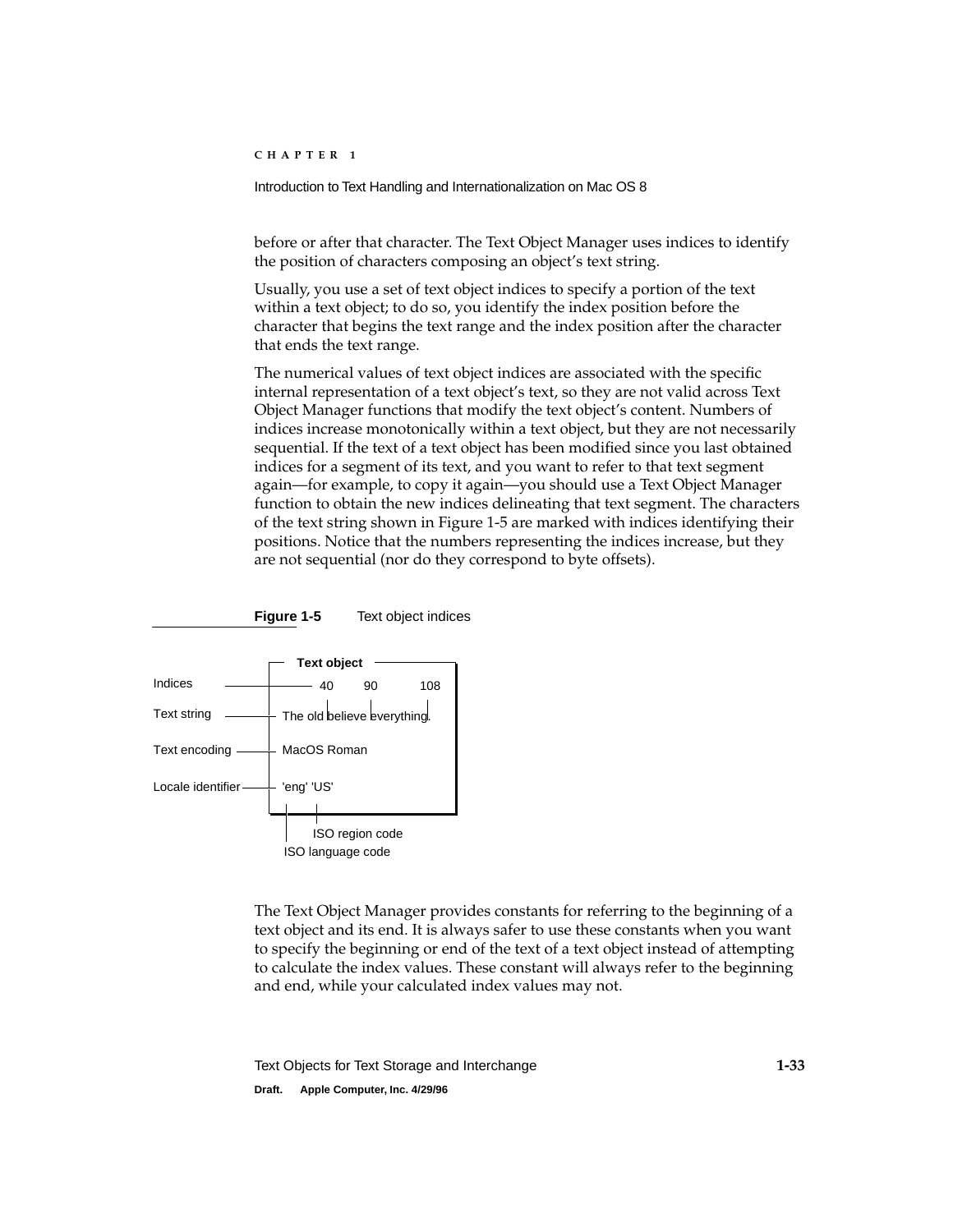before or after that character. The Text Object Manager uses indices to identify the position of characters composing an object's text string.

Usually, you use a set of text object indices to specify a portion of the text within a text object; to do so, you identify the index position before the character that begins the text range and the index position after the character that ends the text range.

The numerical values of text object indices are associated with the specific internal representation of a text object's text, so they are not valid across Text Object Manager functions that modify the text object's content. Numbers of indices increase monotonically within a text object, but they are not necessarily sequential. If the text of a text object has been modified since you last obtained indices for a segment of its text, and you want to refer to that text segment again—for example, to copy it again—you should use a Text Object Manager function to obtain the new indices delineating that text segment. The characters of the text string shown in Figure 1-5 are marked with indices identifying their positions. Notice that the numbers representing the indices increase, but they are not sequential (nor do they correspond to byte offsets).

**Figure 1-5** Text object indices

```
                 Text object
Indices            40      90        108
Text string      The old|believe |everything|.
Text encoding    MacOS Roman
Locale identifier 'eng' 'US'
                    |      |
                    |      ISO region code
                    ISO language code
```

The Text Object Manager provides constants for referring to the beginning of a text object and its end. It is always safer to use these constants when you want to specify the beginning or end of the text of a text object instead of attempting to calculate the index values. These constant will always refer to the beginning and end, while your calculated index values may not.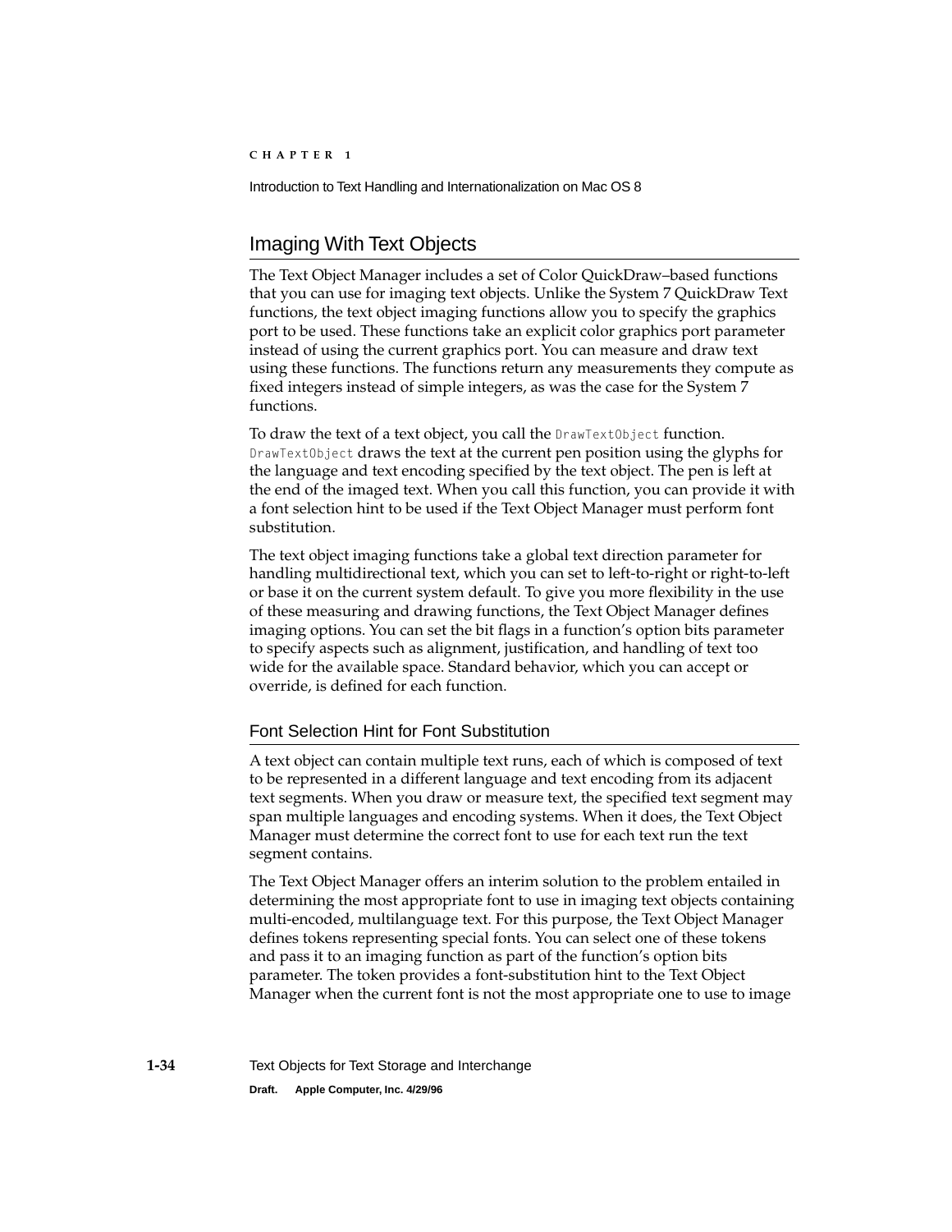## Imaging With Text Objects

The Text Object Manager includes a set of Color QuickDraw–based functions that you can use for imaging text objects. Unlike the System 7 QuickDraw Text functions, the text object imaging functions allow you to specify the graphics port to be used. These functions take an explicit color graphics port parameter instead of using the current graphics port. You can measure and draw text using these functions. The functions return any measurements they compute as fixed integers instead of simple integers, as was the case for the System 7 functions.

To draw the text of a text object, you call the `DrawTextObject` function. `DrawTextObject` draws the text at the current pen position using the glyphs for the language and text encoding specified by the text object. The pen is left at the end of the imaged text. When you call this function, you can provide it with a font selection hint to be used if the Text Object Manager must perform font substitution.

The text object imaging functions take a global text direction parameter for handling multidirectional text, which you can set to left-to-right or right-to-left or base it on the current system default. To give you more flexibility in the use of these measuring and drawing functions, the Text Object Manager defines imaging options. You can set the bit flags in a function's option bits parameter to specify aspects such as alignment, justification, and handling of text too wide for the available space. Standard behavior, which you can accept or override, is defined for each function.

### Font Selection Hint for Font Substitution

A text object can contain multiple text runs, each of which is composed of text to be represented in a different language and text encoding from its adjacent text segments. When you draw or measure text, the specified text segment may span multiple languages and encoding systems. When it does, the Text Object Manager must determine the correct font to use for each text run the text segment contains.

The Text Object Manager offers an interim solution to the problem entailed in determining the most appropriate font to use in imaging text objects containing multi-encoded, multilanguage text. For this purpose, the Text Object Manager defines tokens representing special fonts. You can select one of these tokens and pass it to an imaging function as part of the function's option bits parameter. The token provides a font-substitution hint to the Text Object Manager when the current font is not the most appropriate one to use to image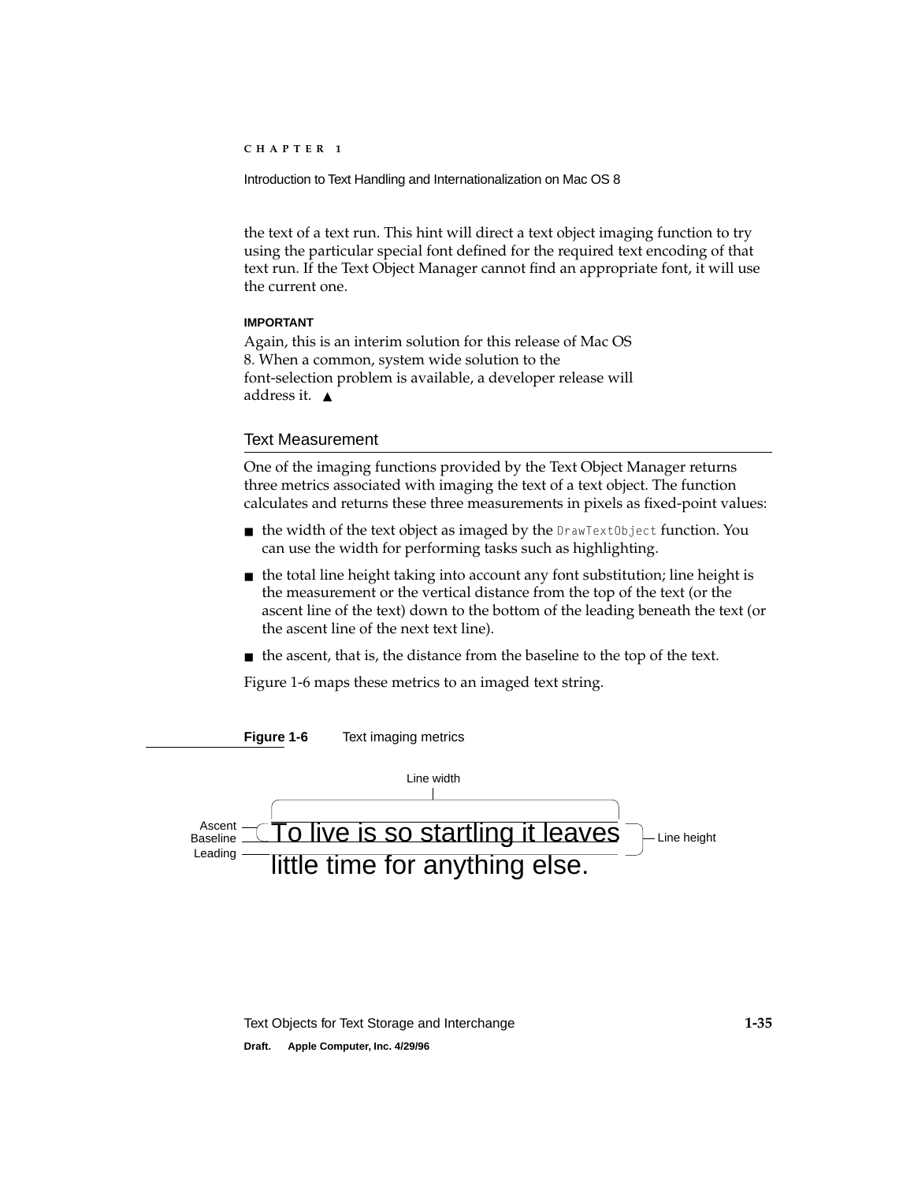the text of a text run. This hint will direct a text object imaging function to try using the particular special font defined for the required text encoding of that text run. If the Text Object Manager cannot find an appropriate font, it will use the current one.

**IMPORTANT**

Again, this is an interim solution for this release of Mac OS 8. When a common, system wide solution to the font-selection problem is available, a developer release will address it. ▲

## Text Measurement

One of the imaging functions provided by the Text Object Manager returns three metrics associated with imaging the text of a text object. The function calculates and returns these three measurements in pixels as fixed-point values:

- the width of the text object as imaged by the `DrawTextObject` function. You can use the width for performing tasks such as highlighting.
- the total line height taking into account any font substitution; line height is the measurement or the vertical distance from the top of the text (or the ascent line of the text) down to the bottom of the leading beneath the text (or the ascent line of the next text line).
- the ascent, that is, the distance from the baseline to the top of the text.

Figure 1-6 maps these metrics to an imaged text string.

**Figure 1-6** Text imaging metrics

Line width

Ascent
Baseline
Leading

To live is so startling it leaves
little time for anything else.

Line height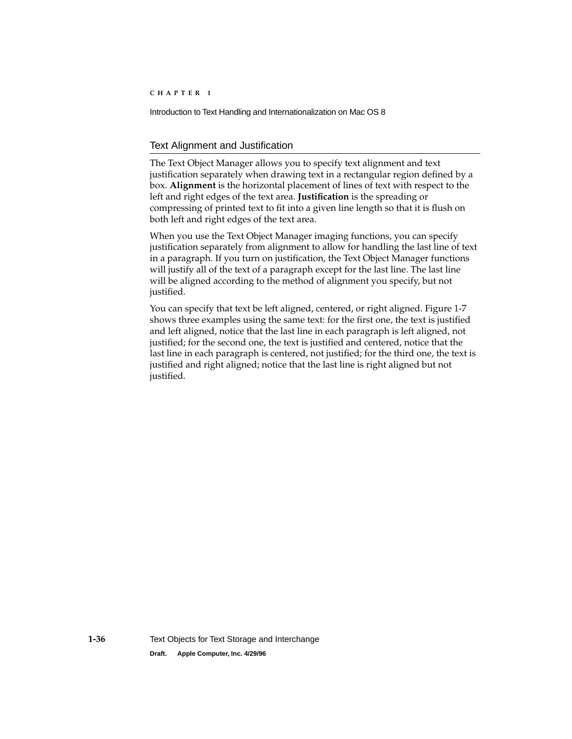## Text Alignment and Justification

The Text Object Manager allows you to specify text alignment and text justification separately when drawing text in a rectangular region defined by a box. **Alignment** is the horizontal placement of lines of text with respect to the left and right edges of the text area. **Justification** is the spreading or compressing of printed text to fit into a given line length so that it is flush on both left and right edges of the text area.

When you use the Text Object Manager imaging functions, you can specify justification separately from alignment to allow for handling the last line of text in a paragraph. If you turn on justification, the Text Object Manager functions will justify all of the text of a paragraph except for the last line. The last line will be aligned according to the method of alignment you specify, but not justified.

You can specify that text be left aligned, centered, or right aligned. Figure 1-7 shows three examples using the same text: for the first one, the text is justified and left aligned, notice that the last line in each paragraph is left aligned, not justified; for the second one, the text is justified and centered, notice that the last line in each paragraph is centered, not justified; for the third one, the text is justified and right aligned; notice that the last line is right aligned but not justified.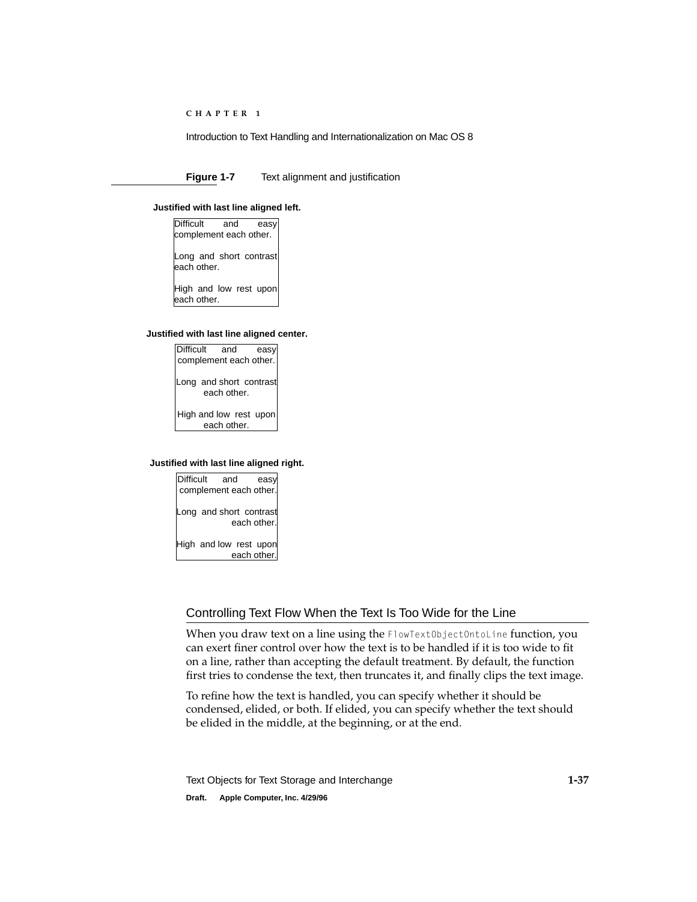**Figure 1-7** Text alignment and justification

**Justified with last line aligned left.**

Difficult and easy complement each other.

Long and short contrast each other.

High and low rest upon each other.

**Justified with last line aligned center.**

Difficult and easy complement each other.

Long and short contrast each other.

High and low rest upon each other.

**Justified with last line aligned right.**

Difficult and easy complement each other.

Long and short contrast each other.

High and low rest upon each other.

## Controlling Text Flow When the Text Is Too Wide for the Line

When you draw text on a line using the `FlowTextObjectOntoLine` function, you can exert finer control over how the text is to be handled if it is too wide to fit on a line, rather than accepting the default treatment. By default, the function first tries to condense the text, then truncates it, and finally clips the text image.

To refine how the text is handled, you can specify whether it should be condensed, elided, or both. If elided, you can specify whether the text should be elided in the middle, at the beginning, or at the end.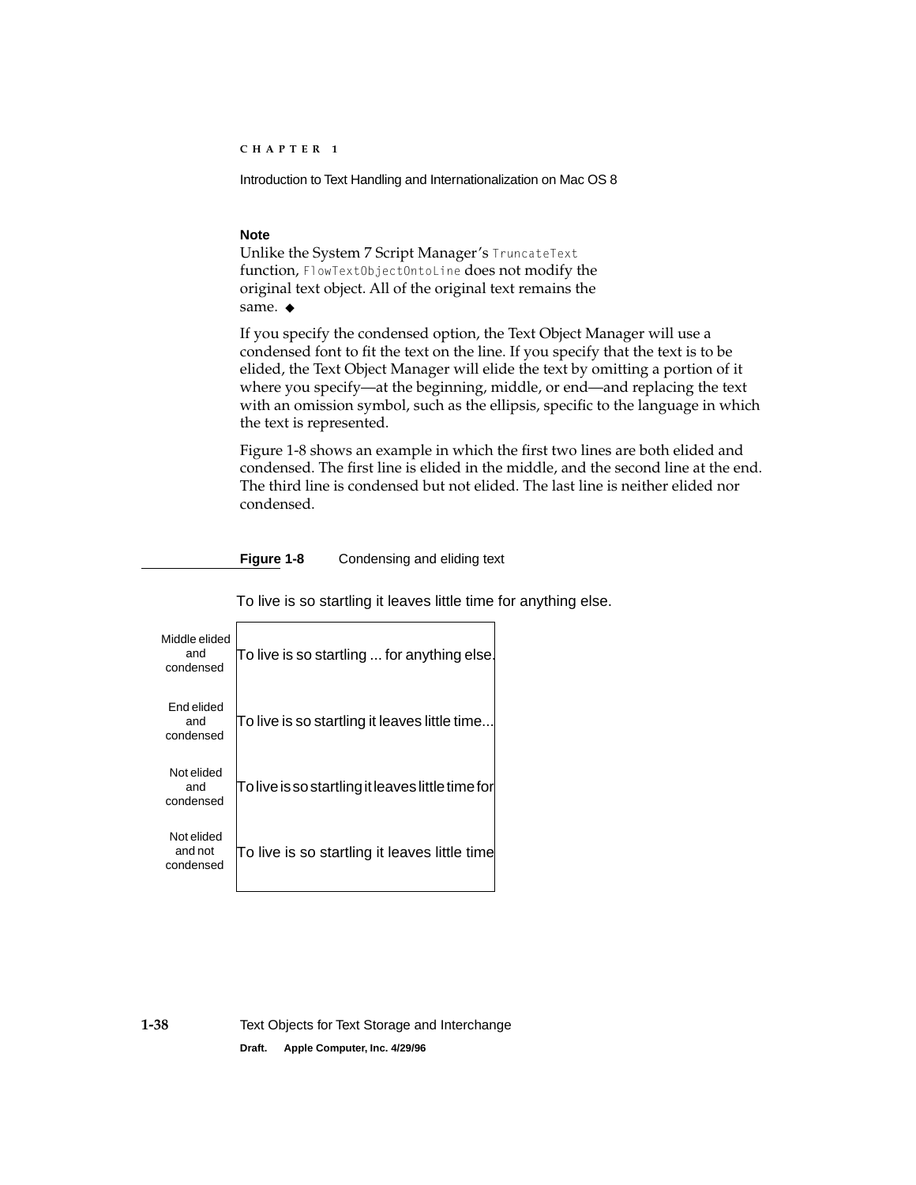**Note**

Unlike the System 7 Script Manager's `TruncateText` function, `FlowTextObjectOntoLine` does not modify the original text object. All of the original text remains the same. ◆

If you specify the condensed option, the Text Object Manager will use a condensed font to fit the text on the line. If you specify that the text is to be elided, the Text Object Manager will elide the text by omitting a portion of it where you specify—at the beginning, middle, or end—and replacing the text with an omission symbol, such as the ellipsis, specific to the language in which the text is represented.

Figure 1-8 shows an example in which the first two lines are both elided and condensed. The first line is elided in the middle, and the second line at the end. The third line is condensed but not elided. The last line is neither elided nor condensed.

**Figure 1-8** Condensing and eliding text

To live is so startling it leaves little time for anything else.

| | |
|---|---|
| Middle elided and condensed | To live is so startling ... for anything else. |
| End elided and condensed | To live is so startling it leaves little time... |
| Not elided and condensed | To live is so startling it leaves little time for |
| Not elided and not condensed | To live is so startling it leaves little time |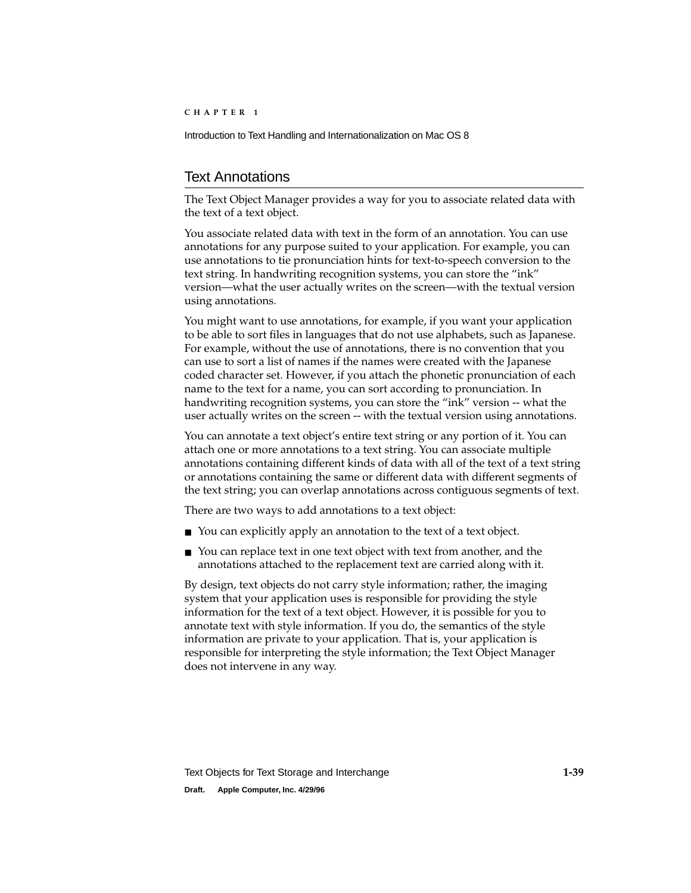## Text Annotations

The Text Object Manager provides a way for you to associate related data with the text of a text object.

You associate related data with text in the form of an annotation. You can use annotations for any purpose suited to your application. For example, you can use annotations to tie pronunciation hints for text-to-speech conversion to the text string. In handwriting recognition systems, you can store the "ink" version—what the user actually writes on the screen—with the textual version using annotations.

You might want to use annotations, for example, if you want your application to be able to sort files in languages that do not use alphabets, such as Japanese. For example, without the use of annotations, there is no convention that you can use to sort a list of names if the names were created with the Japanese coded character set. However, if you attach the phonetic pronunciation of each name to the text for a name, you can sort according to pronunciation. In handwriting recognition systems, you can store the "ink" version -- what the user actually writes on the screen -- with the textual version using annotations.

You can annotate a text object's entire text string or any portion of it. You can attach one or more annotations to a text string. You can associate multiple annotations containing different kinds of data with all of the text of a text string or annotations containing the same or different data with different segments of the text string; you can overlap annotations across contiguous segments of text.

There are two ways to add annotations to a text object:

- You can explicitly apply an annotation to the text of a text object.
- You can replace text in one text object with text from another, and the annotations attached to the replacement text are carried along with it.

By design, text objects do not carry style information; rather, the imaging system that your application uses is responsible for providing the style information for the text of a text object. However, it is possible for you to annotate text with style information. If you do, the semantics of the style information are private to your application. That is, your application is responsible for interpreting the style information; the Text Object Manager does not intervene in any way.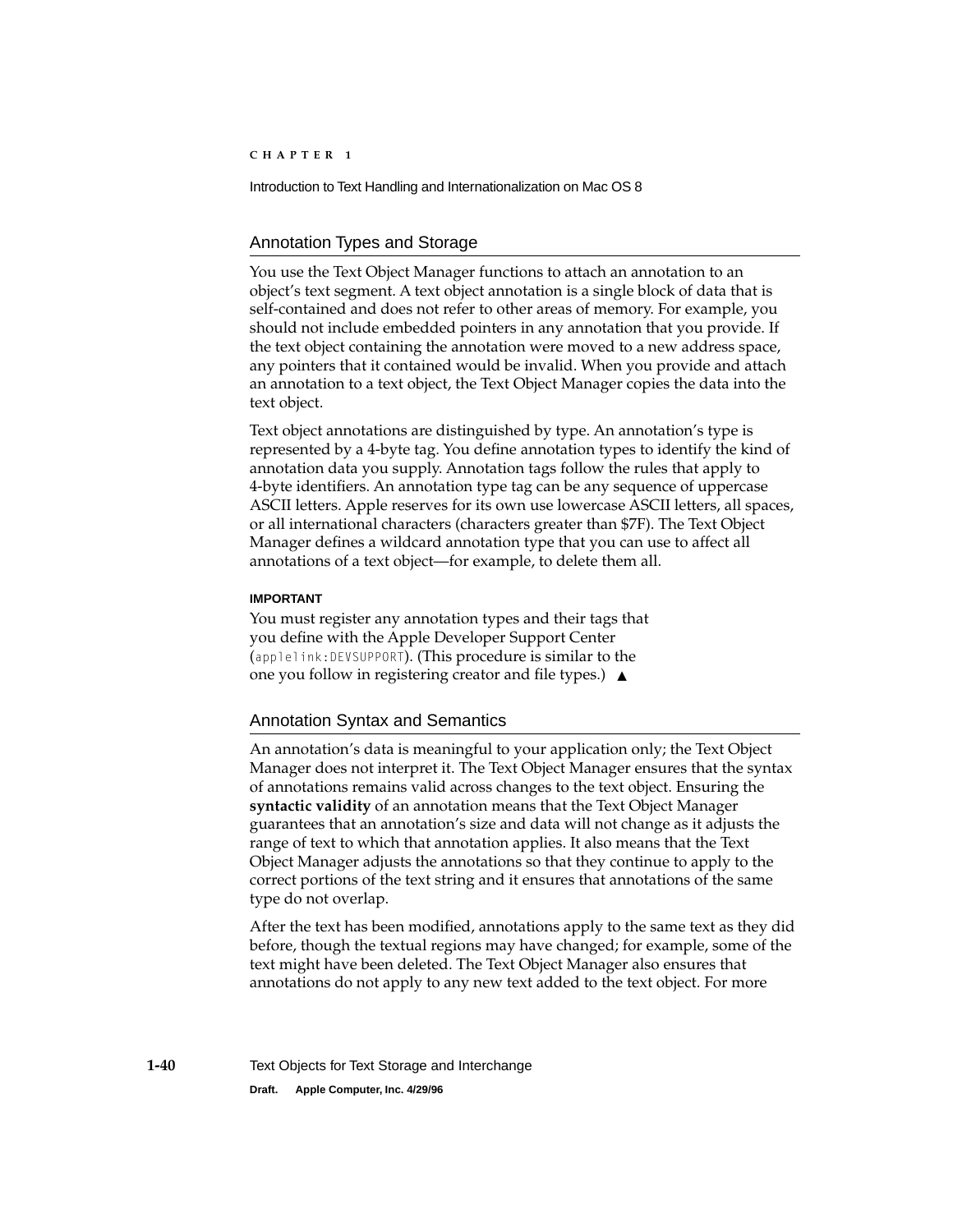## Annotation Types and Storage

You use the Text Object Manager functions to attach an annotation to an object's text segment. A text object annotation is a single block of data that is self-contained and does not refer to other areas of memory. For example, you should not include embedded pointers in any annotation that you provide. If the text object containing the annotation were moved to a new address space, any pointers that it contained would be invalid. When you provide and attach an annotation to a text object, the Text Object Manager copies the data into the text object.

Text object annotations are distinguished by type. An annotation's type is represented by a 4-byte tag. You define annotation types to identify the kind of annotation data you supply. Annotation tags follow the rules that apply to 4-byte identifiers. An annotation type tag can be any sequence of uppercase ASCII letters. Apple reserves for its own use lowercase ASCII letters, all spaces, or all international characters (characters greater than $7F). The Text Object Manager defines a wildcard annotation type that you can use to affect all annotations of a text object—for example, to delete them all.

**IMPORTANT**

You must register any annotation types and their tags that you define with the Apple Developer Support Center (`applelink:DEVSUPPORT`). (This procedure is similar to the one you follow in registering creator and file types.) ▲

## Annotation Syntax and Semantics

An annotation's data is meaningful to your application only; the Text Object Manager does not interpret it. The Text Object Manager ensures that the syntax of annotations remains valid across changes to the text object. Ensuring the **syntactic validity** of an annotation means that the Text Object Manager guarantees that an annotation's size and data will not change as it adjusts the range of text to which that annotation applies. It also means that the Text Object Manager adjusts the annotations so that they continue to apply to the correct portions of the text string and it ensures that annotations of the same type do not overlap.

After the text has been modified, annotations apply to the same text as they did before, though the textual regions may have changed; for example, some of the text might have been deleted. The Text Object Manager also ensures that annotations do not apply to any new text added to the text object. For more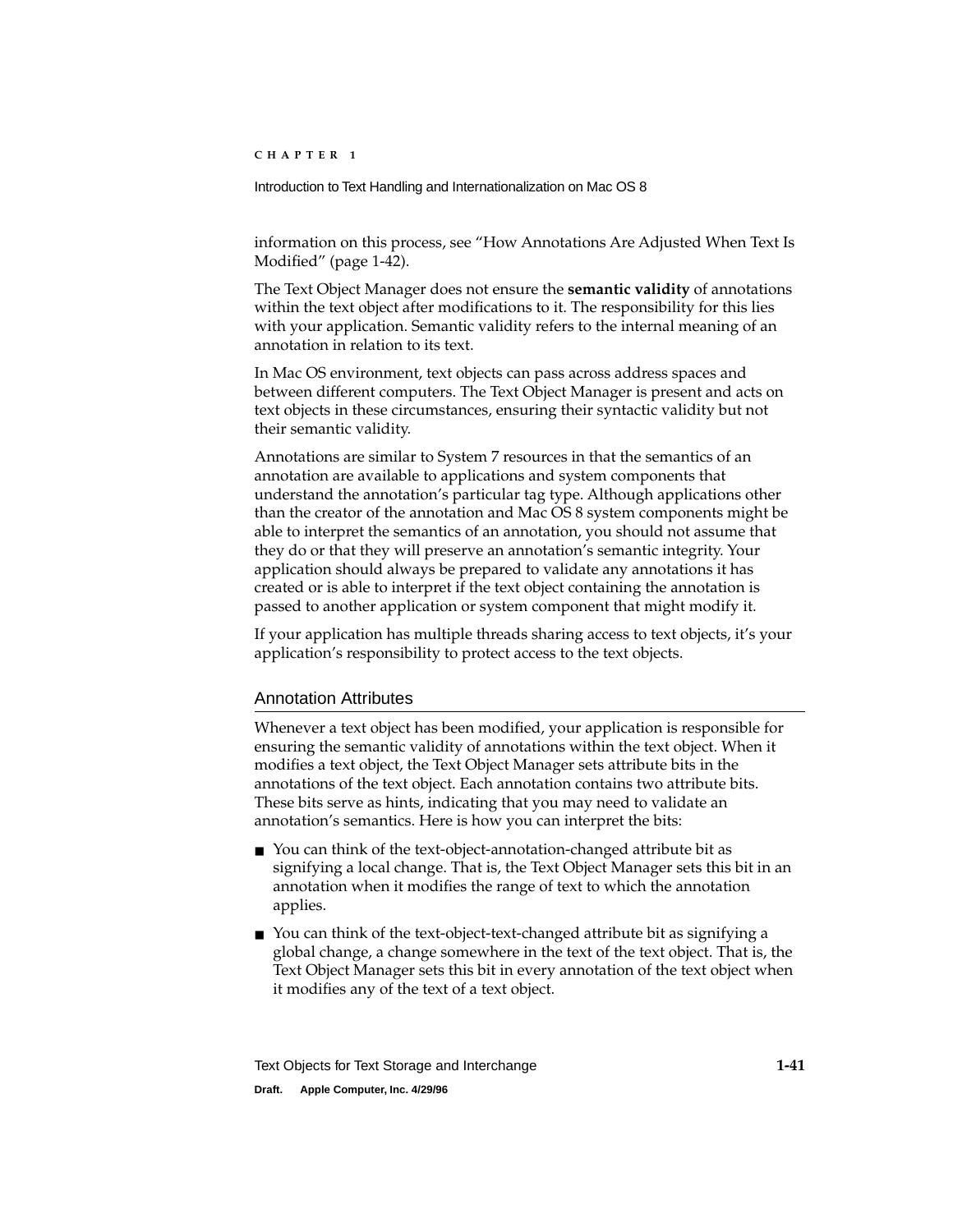information on this process, see “How Annotations Are Adjusted When Text Is Modified” (page 1-42).

The Text Object Manager does not ensure the **semantic validity** of annotations within the text object after modifications to it. The responsibility for this lies with your application. Semantic validity refers to the internal meaning of an annotation in relation to its text.

In Mac OS environment, text objects can pass across address spaces and between different computers. The Text Object Manager is present and acts on text objects in these circumstances, ensuring their syntactic validity but not their semantic validity.

Annotations are similar to System 7 resources in that the semantics of an annotation are available to applications and system components that understand the annotation’s particular tag type. Although applications other than the creator of the annotation and Mac OS 8 system components might be able to interpret the semantics of an annotation, you should not assume that they do or that they will preserve an annotation’s semantic integrity. Your application should always be prepared to validate any annotations it has created or is able to interpret if the text object containing the annotation is passed to another application or system component that might modify it.

If your application has multiple threads sharing access to text objects, it’s your application’s responsibility to protect access to the text objects.

## Annotation Attributes

Whenever a text object has been modified, your application is responsible for ensuring the semantic validity of annotations within the text object. When it modifies a text object, the Text Object Manager sets attribute bits in the annotations of the text object. Each annotation contains two attribute bits. These bits serve as hints, indicating that you may need to validate an annotation’s semantics. Here is how you can interpret the bits:

- You can think of the text-object-annotation-changed attribute bit as signifying a local change. That is, the Text Object Manager sets this bit in an annotation when it modifies the range of text to which the annotation applies.
- You can think of the text-object-text-changed attribute bit as signifying a global change, a change somewhere in the text of the text object. That is, the Text Object Manager sets this bit in every annotation of the text object when it modifies any of the text of a text object.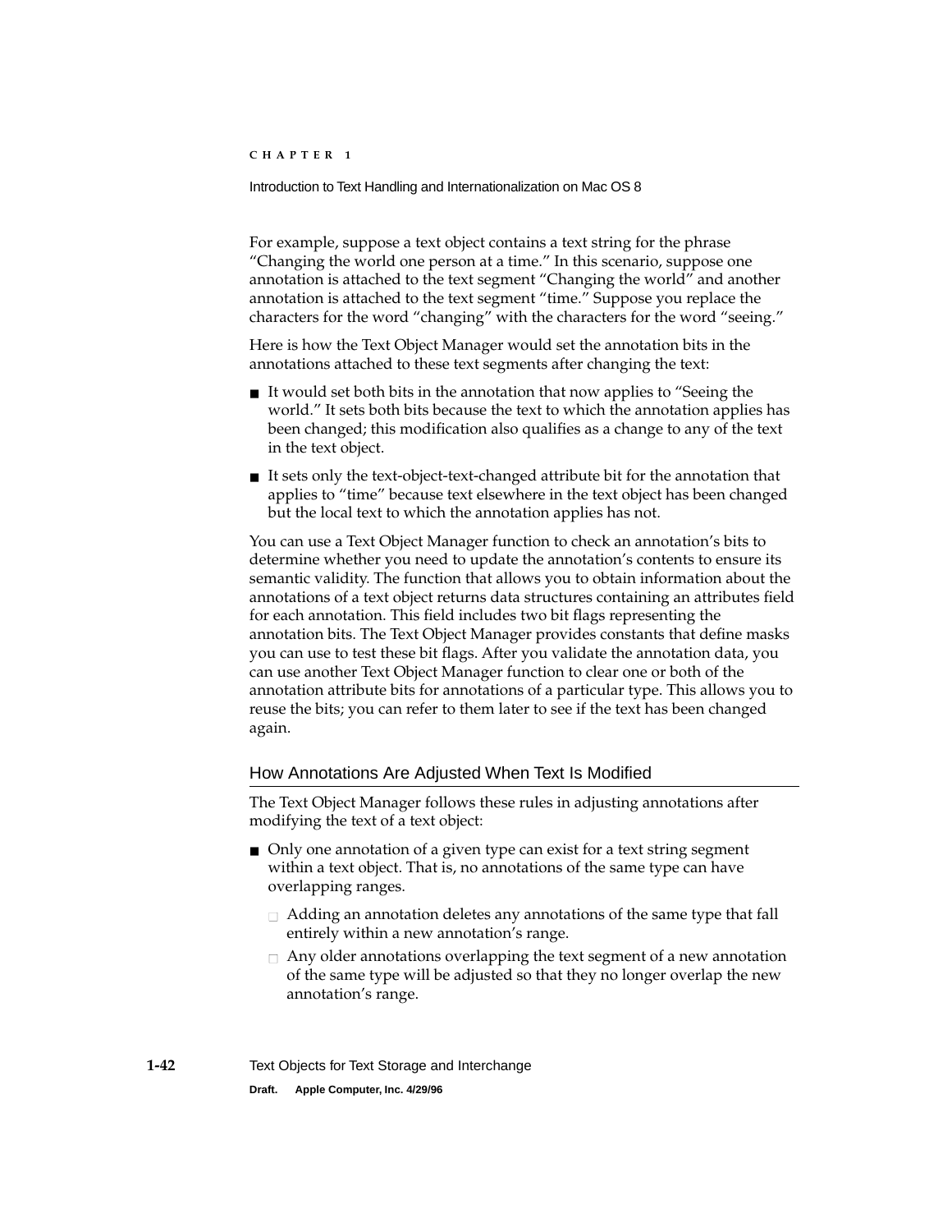For example, suppose a text object contains a text string for the phrase "Changing the world one person at a time." In this scenario, suppose one annotation is attached to the text segment "Changing the world" and another annotation is attached to the text segment "time." Suppose you replace the characters for the word "changing" with the characters for the word "seeing."

Here is how the Text Object Manager would set the annotation bits in the annotations attached to these text segments after changing the text:

- It would set both bits in the annotation that now applies to "Seeing the world." It sets both bits because the text to which the annotation applies has been changed; this modification also qualifies as a change to any of the text in the text object.
- It sets only the text-object-text-changed attribute bit for the annotation that applies to "time" because text elsewhere in the text object has been changed but the local text to which the annotation applies has not.

You can use a Text Object Manager function to check an annotation's bits to determine whether you need to update the annotation's contents to ensure its semantic validity. The function that allows you to obtain information about the annotations of a text object returns data structures containing an attributes field for each annotation. This field includes two bit flags representing the annotation bits. The Text Object Manager provides constants that define masks you can use to test these bit flags. After you validate the annotation data, you can use another Text Object Manager function to clear one or both of the annotation attribute bits for annotations of a particular type. This allows you to reuse the bits; you can refer to them later to see if the text has been changed again.

## How Annotations Are Adjusted When Text Is Modified

The Text Object Manager follows these rules in adjusting annotations after modifying the text of a text object:

- Only one annotation of a given type can exist for a text string segment within a text object. That is, no annotations of the same type can have overlapping ranges.
  - Adding an annotation deletes any annotations of the same type that fall entirely within a new annotation's range.
  - Any older annotations overlapping the text segment of a new annotation of the same type will be adjusted so that they no longer overlap the new annotation's range.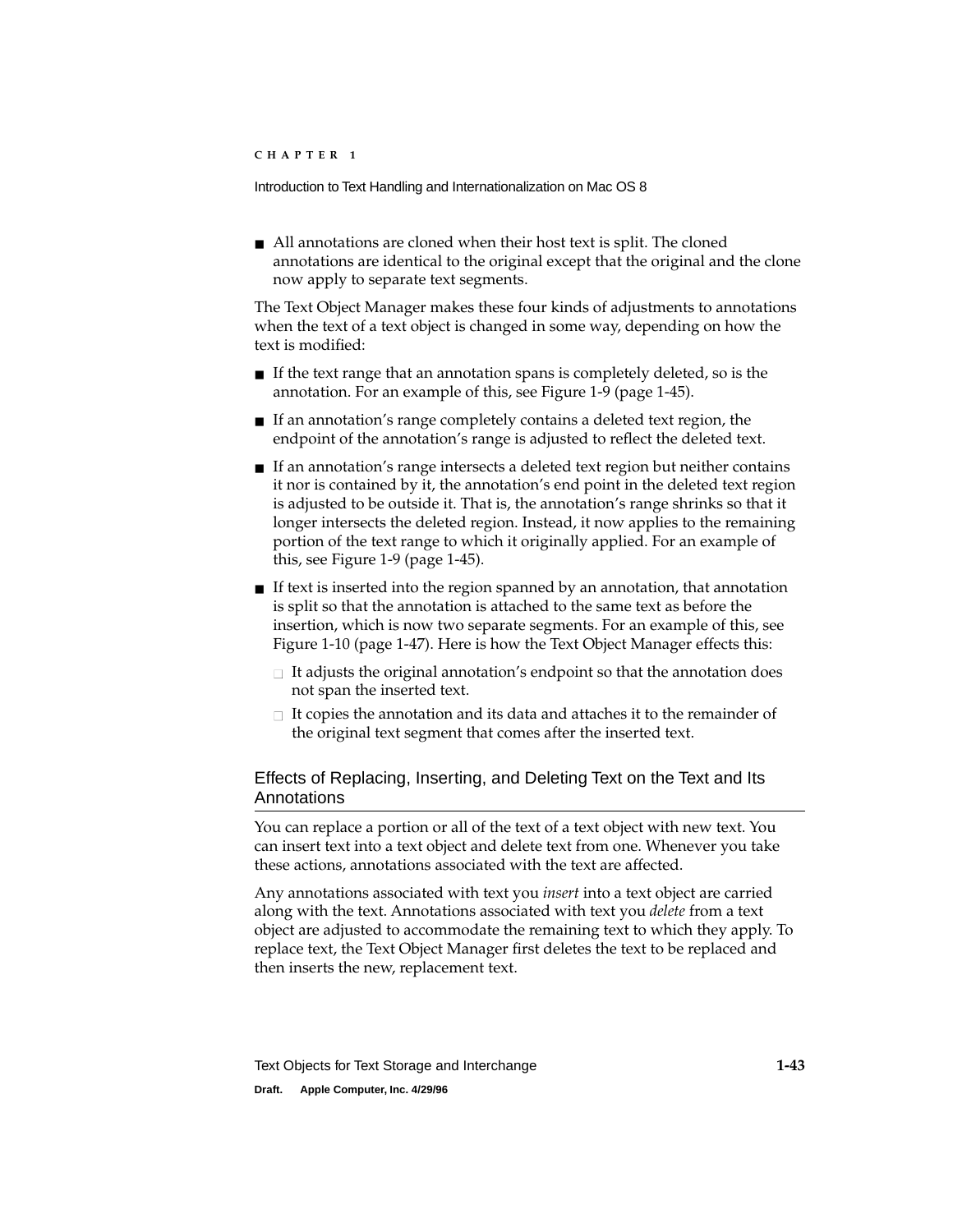- All annotations are cloned when their host text is split. The cloned annotations are identical to the original except that the original and the clone now apply to separate text segments.

The Text Object Manager makes these four kinds of adjustments to annotations when the text of a text object is changed in some way, depending on how the text is modified:

- If the text range that an annotation spans is completely deleted, so is the annotation. For an example of this, see Figure 1-9 (page 1-45).
- If an annotation's range completely contains a deleted text region, the endpoint of the annotation's range is adjusted to reflect the deleted text.
- If an annotation's range intersects a deleted text region but neither contains it nor is contained by it, the annotation's end point in the deleted text region is adjusted to be outside it. That is, the annotation's range shrinks so that it longer intersects the deleted region. Instead, it now applies to the remaining portion of the text range to which it originally applied. For an example of this, see Figure 1-9 (page 1-45).
- If text is inserted into the region spanned by an annotation, that annotation is split so that the annotation is attached to the same text as before the insertion, which is now two separate segments. For an example of this, see Figure 1-10 (page 1-47). Here is how the Text Object Manager effects this:
  - It adjusts the original annotation's endpoint so that the annotation does not span the inserted text.
  - It copies the annotation and its data and attaches it to the remainder of the original text segment that comes after the inserted text.

## Effects of Replacing, Inserting, and Deleting Text on the Text and Its Annotations

You can replace a portion or all of the text of a text object with new text. You can insert text into a text object and delete text from one. Whenever you take these actions, annotations associated with the text are affected.

Any annotations associated with text you *insert* into a text object are carried along with the text. Annotations associated with text you *delete* from a text object are adjusted to accommodate the remaining text to which they apply. To replace text, the Text Object Manager first deletes the text to be replaced and then inserts the new, replacement text.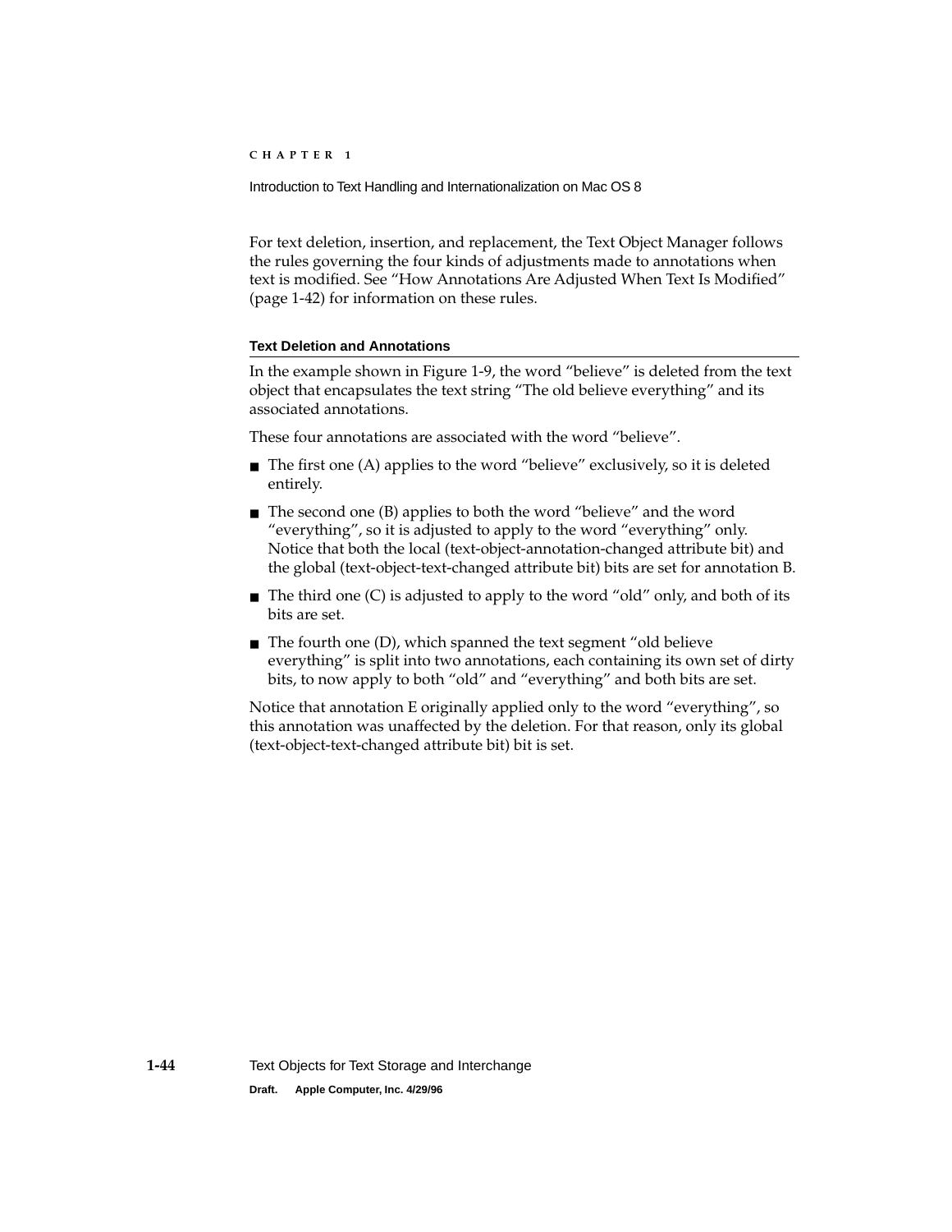For text deletion, insertion, and replacement, the Text Object Manager follows the rules governing the four kinds of adjustments made to annotations when text is modified. See "How Annotations Are Adjusted When Text Is Modified" (page 1-42) for information on these rules.

### Text Deletion and Annotations

In the example shown in Figure 1-9, the word "believe" is deleted from the text object that encapsulates the text string "The old believe everything" and its associated annotations.

These four annotations are associated with the word "believe".

- The first one (A) applies to the word "believe" exclusively, so it is deleted entirely.
- The second one (B) applies to both the word "believe" and the word "everything", so it is adjusted to apply to the word "everything" only. Notice that both the local (text-object-annotation-changed attribute bit) and the global (text-object-text-changed attribute bit) bits are set for annotation B.
- The third one (C) is adjusted to apply to the word "old" only, and both of its bits are set.
- The fourth one (D), which spanned the text segment "old believe everything" is split into two annotations, each containing its own set of dirty bits, to now apply to both "old" and "everything" and both bits are set.

Notice that annotation E originally applied only to the word "everything", so this annotation was unaffected by the deletion. For that reason, only its global (text-object-text-changed attribute bit) bit is set.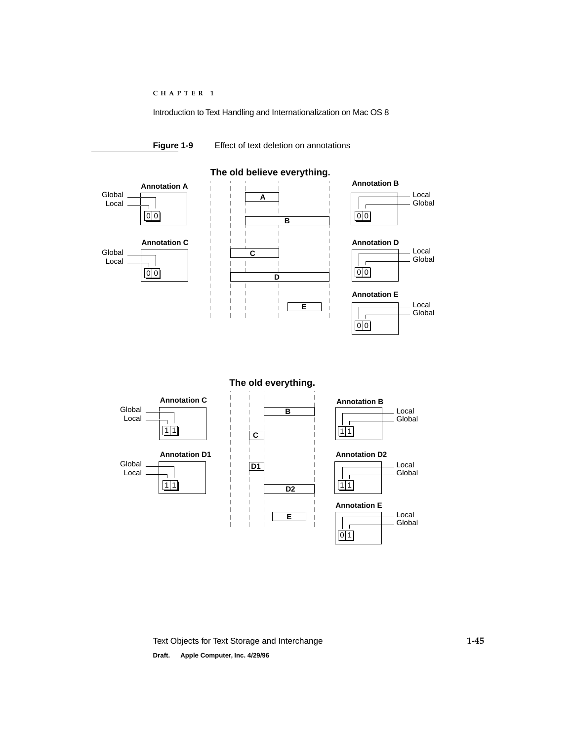**Figure 1-9** Effect of text deletion on annotations

**The old believe everything.**

Annotation A — Global, Local: 0 0
Annotation B — Local, Global: 0 0
Annotation C — Global, Local: 0 0
Annotation D — Local, Global: 0 0
Annotation E — Local, Global: 0 0

A, B, C, D, E

**The old everything.**

Annotation C — Global, Local: 1 1
Annotation B — Local, Global: 1 1
Annotation D1 — Global, Local: 1 1
Annotation D2 — Local, Global: 1 1
Annotation E — Local, Global: 0 1

B, C, D1, D2, E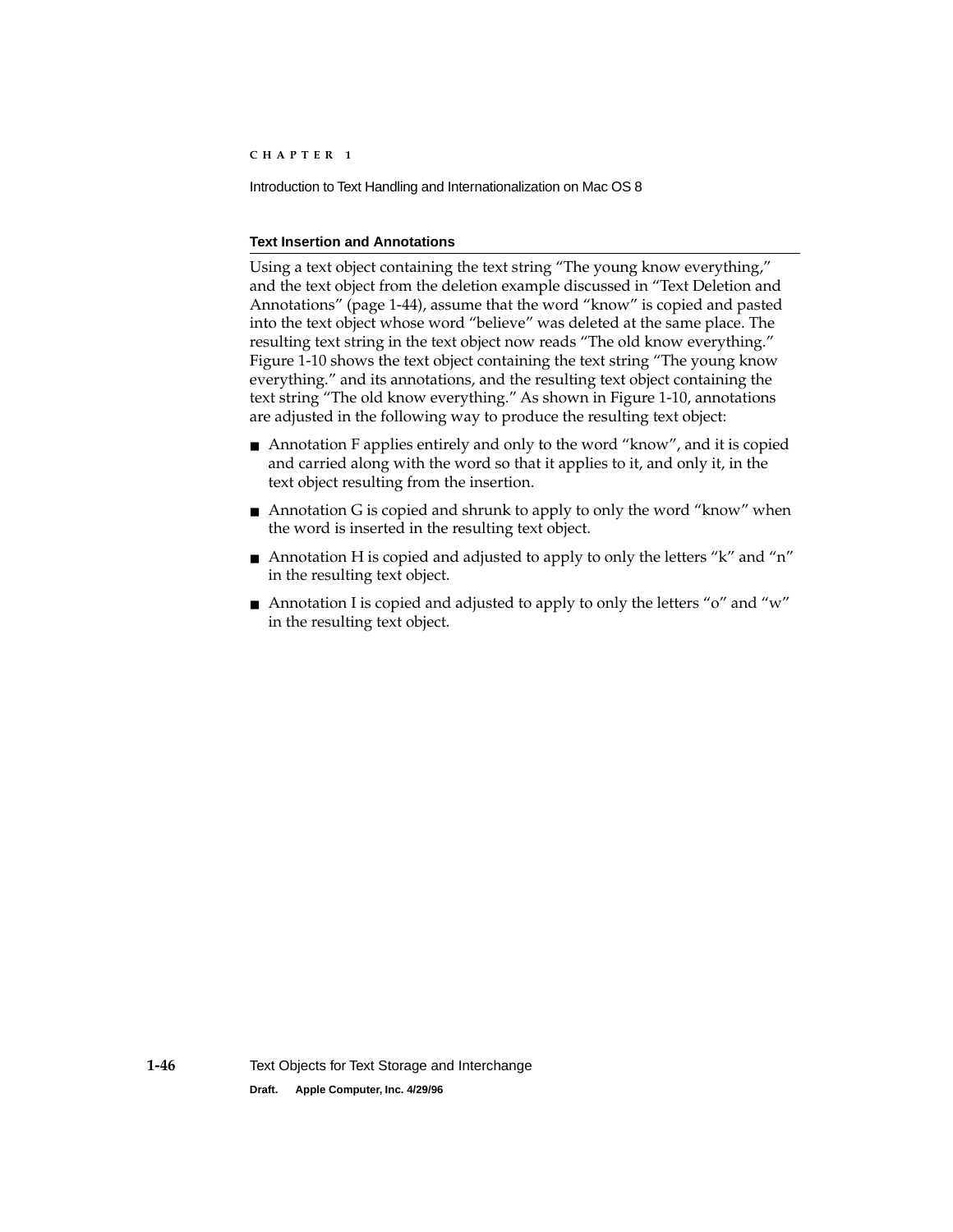### Text Insertion and Annotations

Using a text object containing the text string "The young know everything," and the text object from the deletion example discussed in "Text Deletion and Annotations" (page 1-44), assume that the word "know" is copied and pasted into the text object whose word "believe" was deleted at the same place. The resulting text string in the text object now reads "The old know everything." Figure 1-10 shows the text object containing the text string "The young know everything." and its annotations, and the resulting text object containing the text string "The old know everything." As shown in Figure 1-10, annotations are adjusted in the following way to produce the resulting text object:

- Annotation F applies entirely and only to the word "know", and it is copied and carried along with the word so that it applies to it, and only it, in the text object resulting from the insertion.
- Annotation G is copied and shrunk to apply to only the word "know" when the word is inserted in the resulting text object.
- Annotation H is copied and adjusted to apply to only the letters "k" and "n" in the resulting text object.
- Annotation I is copied and adjusted to apply to only the letters "o" and "w" in the resulting text object.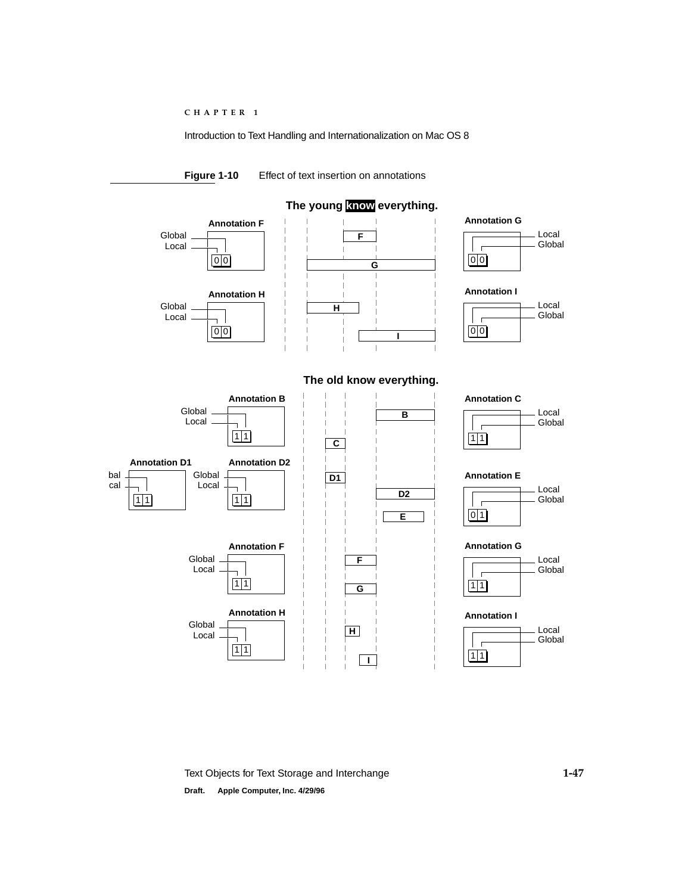**Figure 1-10** Effect of text insertion on annotations

The young **know** everything.

Annotation F

Annotation G

Annotation H

Annotation I

The old know everything.

Annotation B

Annotation C

Annotation D1

Annotation D2

Annotation E

Annotation F

Annotation G

Annotation H

Annotation I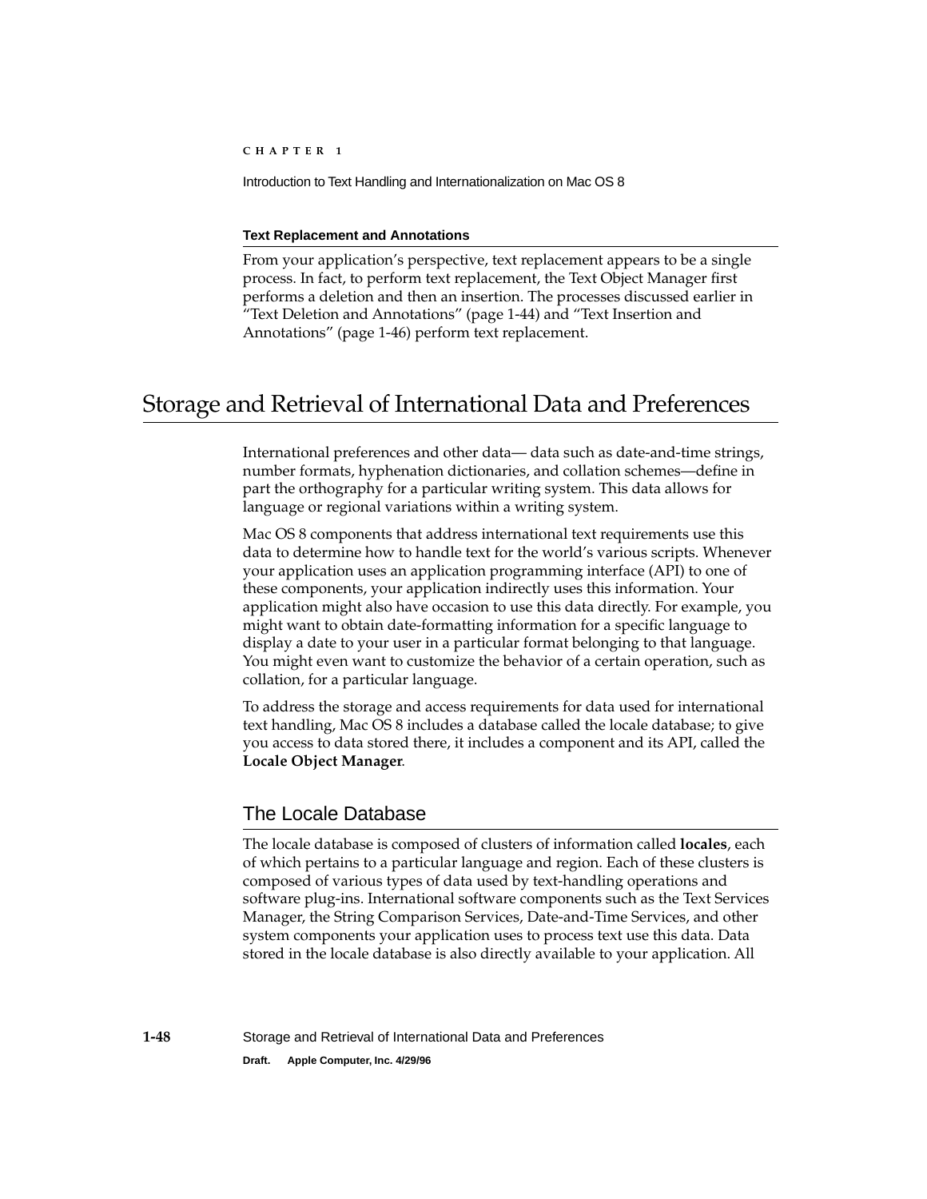### Text Replacement and Annotations

From your application's perspective, text replacement appears to be a single process. In fact, to perform text replacement, the Text Object Manager first performs a deletion and then an insertion. The processes discussed earlier in "Text Deletion and Annotations" (page 1-44) and "Text Insertion and Annotations" (page 1-46) perform text replacement.

# Storage and Retrieval of International Data and Preferences

International preferences and other data— data such as date-and-time strings, number formats, hyphenation dictionaries, and collation schemes—define in part the orthography for a particular writing system. This data allows for language or regional variations within a writing system.

Mac OS 8 components that address international text requirements use this data to determine how to handle text for the world's various scripts. Whenever your application uses an application programming interface (API) to one of these components, your application indirectly uses this information. Your application might also have occasion to use this data directly. For example, you might want to obtain date-formatting information for a specific language to display a date to your user in a particular format belonging to that language. You might even want to customize the behavior of a certain operation, such as collation, for a particular language.

To address the storage and access requirements for data used for international text handling, Mac OS 8 includes a database called the locale database; to give you access to data stored there, it includes a component and its API, called the **Locale Object Manager**.

## The Locale Database

The locale database is composed of clusters of information called **locales**, each of which pertains to a particular language and region. Each of these clusters is composed of various types of data used by text-handling operations and software plug-ins. International software components such as the Text Services Manager, the String Comparison Services, Date-and-Time Services, and other system components your application uses to process text use this data. Data stored in the locale database is also directly available to your application. All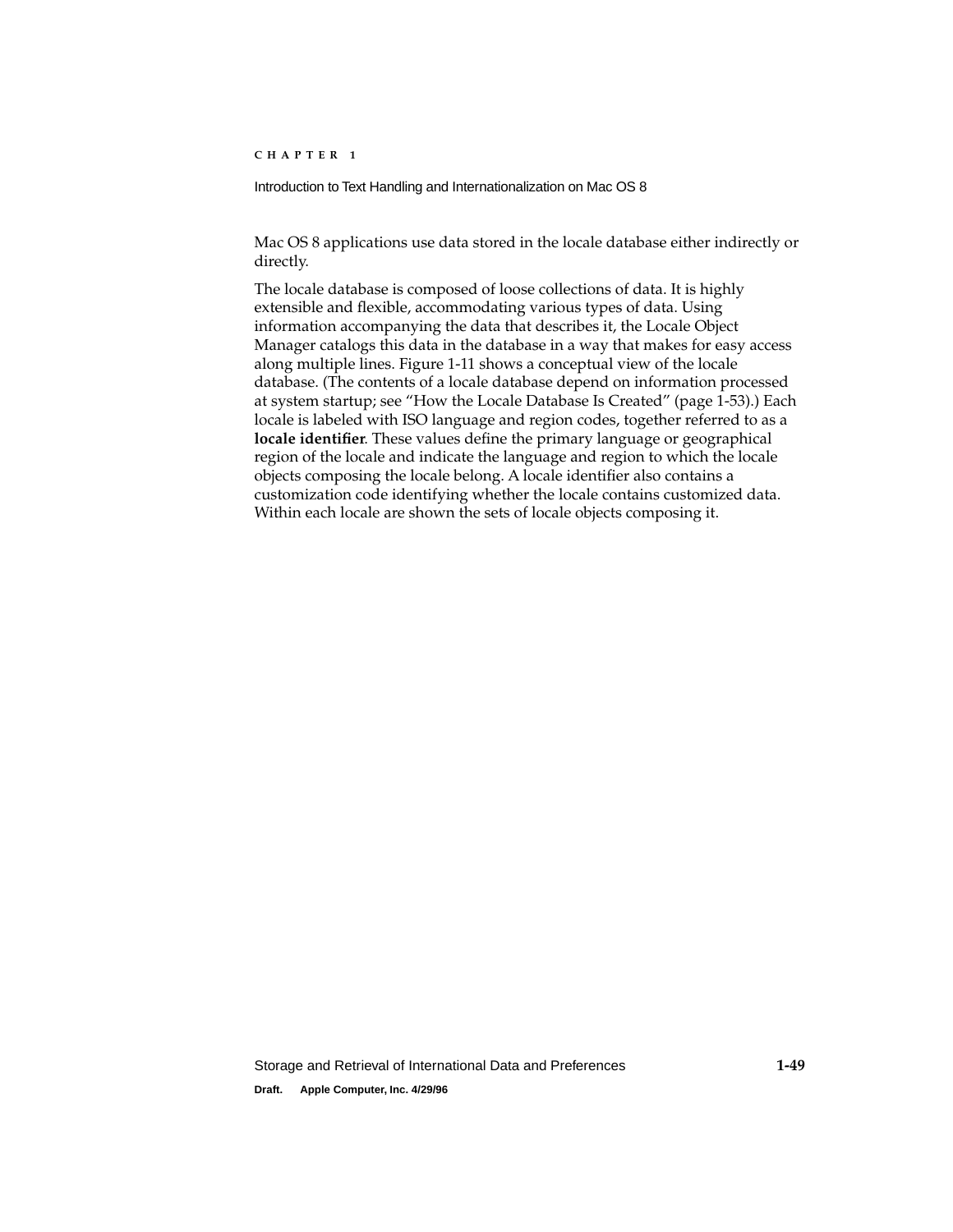Mac OS 8 applications use data stored in the locale database either indirectly or directly.

The locale database is composed of loose collections of data. It is highly extensible and flexible, accommodating various types of data. Using information accompanying the data that describes it, the Locale Object Manager catalogs this data in the database in a way that makes for easy access along multiple lines. Figure 1-11 shows a conceptual view of the locale database. (The contents of a locale database depend on information processed at system startup; see "How the Locale Database Is Created" (page 1-53).) Each locale is labeled with ISO language and region codes, together referred to as a **locale identifier**. These values define the primary language or geographical region of the locale and indicate the language and region to which the locale objects composing the locale belong. A locale identifier also contains a customization code identifying whether the locale contains customized data. Within each locale are shown the sets of locale objects composing it.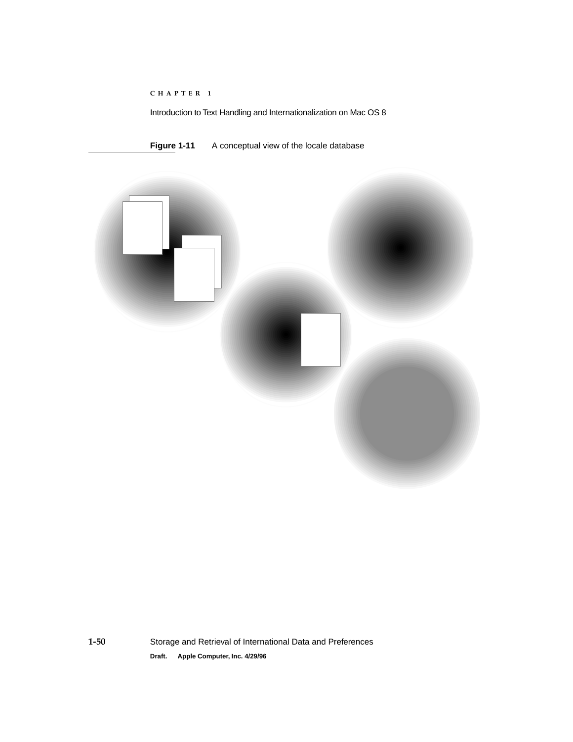**Figure 1-11** A conceptual view of the locale database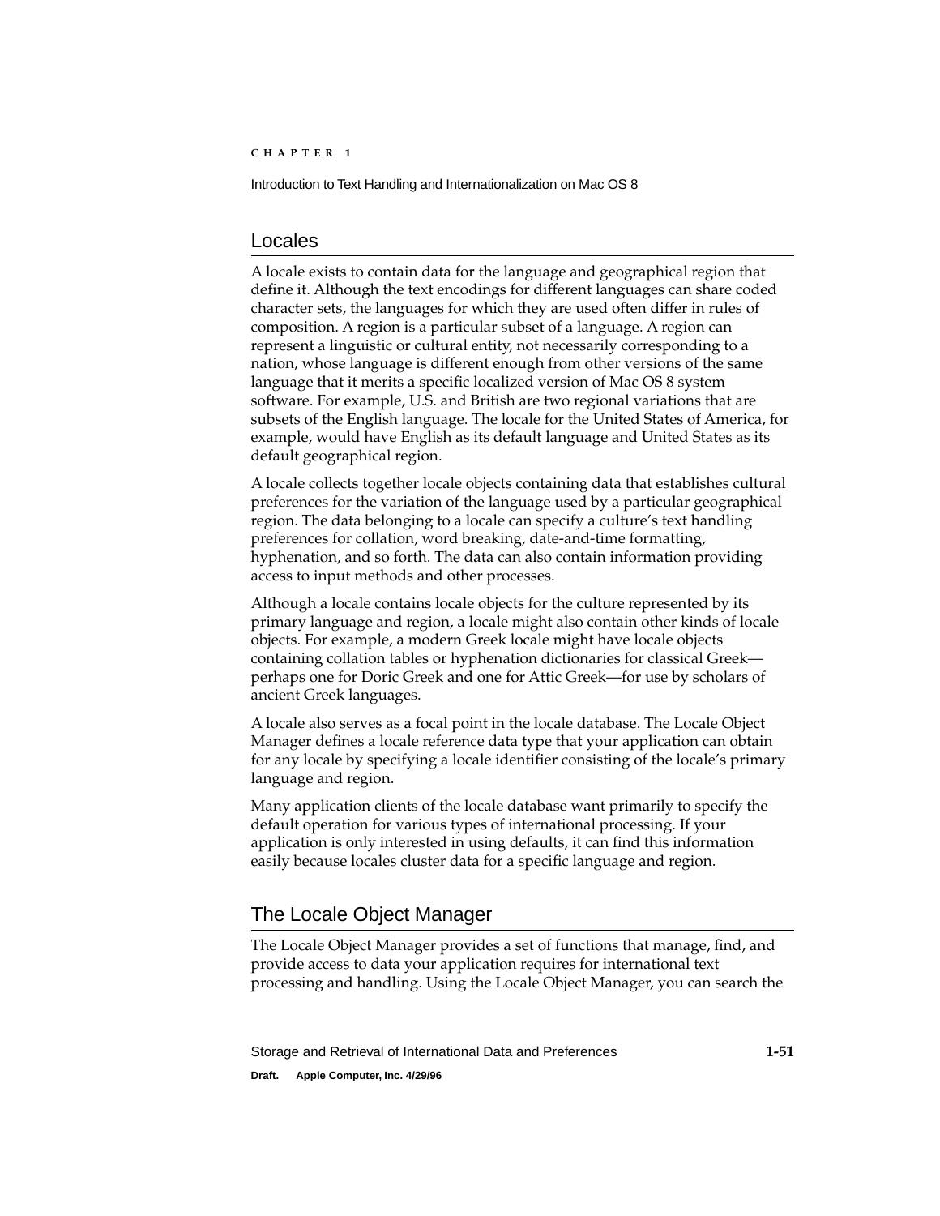## Locales

A locale exists to contain data for the language and geographical region that define it. Although the text encodings for different languages can share coded character sets, the languages for which they are used often differ in rules of composition. A region is a particular subset of a language. A region can represent a linguistic or cultural entity, not necessarily corresponding to a nation, whose language is different enough from other versions of the same language that it merits a specific localized version of Mac OS 8 system software. For example, U.S. and British are two regional variations that are subsets of the English language. The locale for the United States of America, for example, would have English as its default language and United States as its default geographical region.

A locale collects together locale objects containing data that establishes cultural preferences for the variation of the language used by a particular geographical region. The data belonging to a locale can specify a culture's text handling preferences for collation, word breaking, date-and-time formatting, hyphenation, and so forth. The data can also contain information providing access to input methods and other processes.

Although a locale contains locale objects for the culture represented by its primary language and region, a locale might also contain other kinds of locale objects. For example, a modern Greek locale might have locale objects containing collation tables or hyphenation dictionaries for classical Greek—perhaps one for Doric Greek and one for Attic Greek—for use by scholars of ancient Greek languages.

A locale also serves as a focal point in the locale database. The Locale Object Manager defines a locale reference data type that your application can obtain for any locale by specifying a locale identifier consisting of the locale's primary language and region.

Many application clients of the locale database want primarily to specify the default operation for various types of international processing. If your application is only interested in using defaults, it can find this information easily because locales cluster data for a specific language and region.

## The Locale Object Manager

The Locale Object Manager provides a set of functions that manage, find, and provide access to data your application requires for international text processing and handling. Using the Locale Object Manager, you can search the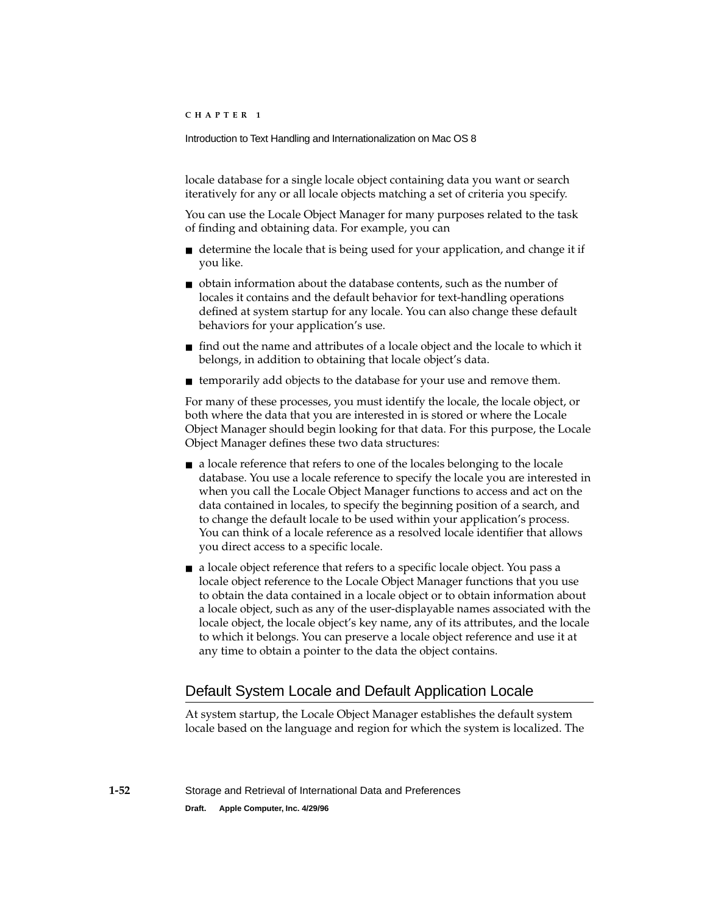locale database for a single locale object containing data you want or search iteratively for any or all locale objects matching a set of criteria you specify.

You can use the Locale Object Manager for many purposes related to the task of finding and obtaining data. For example, you can

- determine the locale that is being used for your application, and change it if you like.
- obtain information about the database contents, such as the number of locales it contains and the default behavior for text-handling operations defined at system startup for any locale. You can also change these default behaviors for your application's use.
- find out the name and attributes of a locale object and the locale to which it belongs, in addition to obtaining that locale object's data.
- temporarily add objects to the database for your use and remove them.

For many of these processes, you must identify the locale, the locale object, or both where the data that you are interested in is stored or where the Locale Object Manager should begin looking for that data. For this purpose, the Locale Object Manager defines these two data structures:

- a locale reference that refers to one of the locales belonging to the locale database. You use a locale reference to specify the locale you are interested in when you call the Locale Object Manager functions to access and act on the data contained in locales, to specify the beginning position of a search, and to change the default locale to be used within your application's process. You can think of a locale reference as a resolved locale identifier that allows you direct access to a specific locale.
- a locale object reference that refers to a specific locale object. You pass a locale object reference to the Locale Object Manager functions that you use to obtain the data contained in a locale object or to obtain information about a locale object, such as any of the user-displayable names associated with the locale object, the locale object's key name, any of its attributes, and the locale to which it belongs. You can preserve a locale object reference and use it at any time to obtain a pointer to the data the object contains.

## Default System Locale and Default Application Locale

At system startup, the Locale Object Manager establishes the default system locale based on the language and region for which the system is localized. The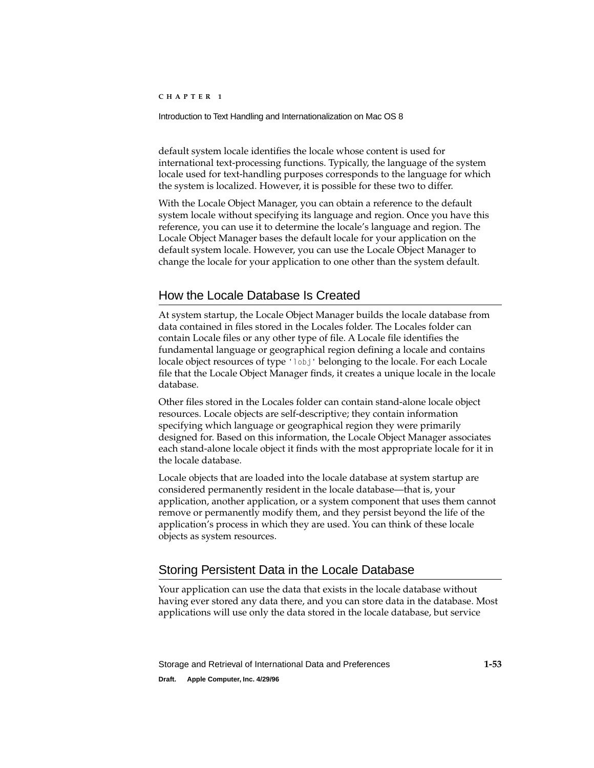default system locale identifies the locale whose content is used for international text-processing functions. Typically, the language of the system locale used for text-handling purposes corresponds to the language for which the system is localized. However, it is possible for these two to differ.

With the Locale Object Manager, you can obtain a reference to the default system locale without specifying its language and region. Once you have this reference, you can use it to determine the locale's language and region. The Locale Object Manager bases the default locale for your application on the default system locale. However, you can use the Locale Object Manager to change the locale for your application to one other than the system default.

## How the Locale Database Is Created

At system startup, the Locale Object Manager builds the locale database from data contained in files stored in the Locales folder. The Locales folder can contain Locale files or any other type of file. A Locale file identifies the fundamental language or geographical region defining a locale and contains locale object resources of type `'lobj'` belonging to the locale. For each Locale file that the Locale Object Manager finds, it creates a unique locale in the locale database.

Other files stored in the Locales folder can contain stand-alone locale object resources. Locale objects are self-descriptive; they contain information specifying which language or geographical region they were primarily designed for. Based on this information, the Locale Object Manager associates each stand-alone locale object it finds with the most appropriate locale for it in the locale database.

Locale objects that are loaded into the locale database at system startup are considered permanently resident in the locale database—that is, your application, another application, or a system component that uses them cannot remove or permanently modify them, and they persist beyond the life of the application's process in which they are used. You can think of these locale objects as system resources.

## Storing Persistent Data in the Locale Database

Your application can use the data that exists in the locale database without having ever stored any data there, and you can store data in the database. Most applications will use only the data stored in the locale database, but service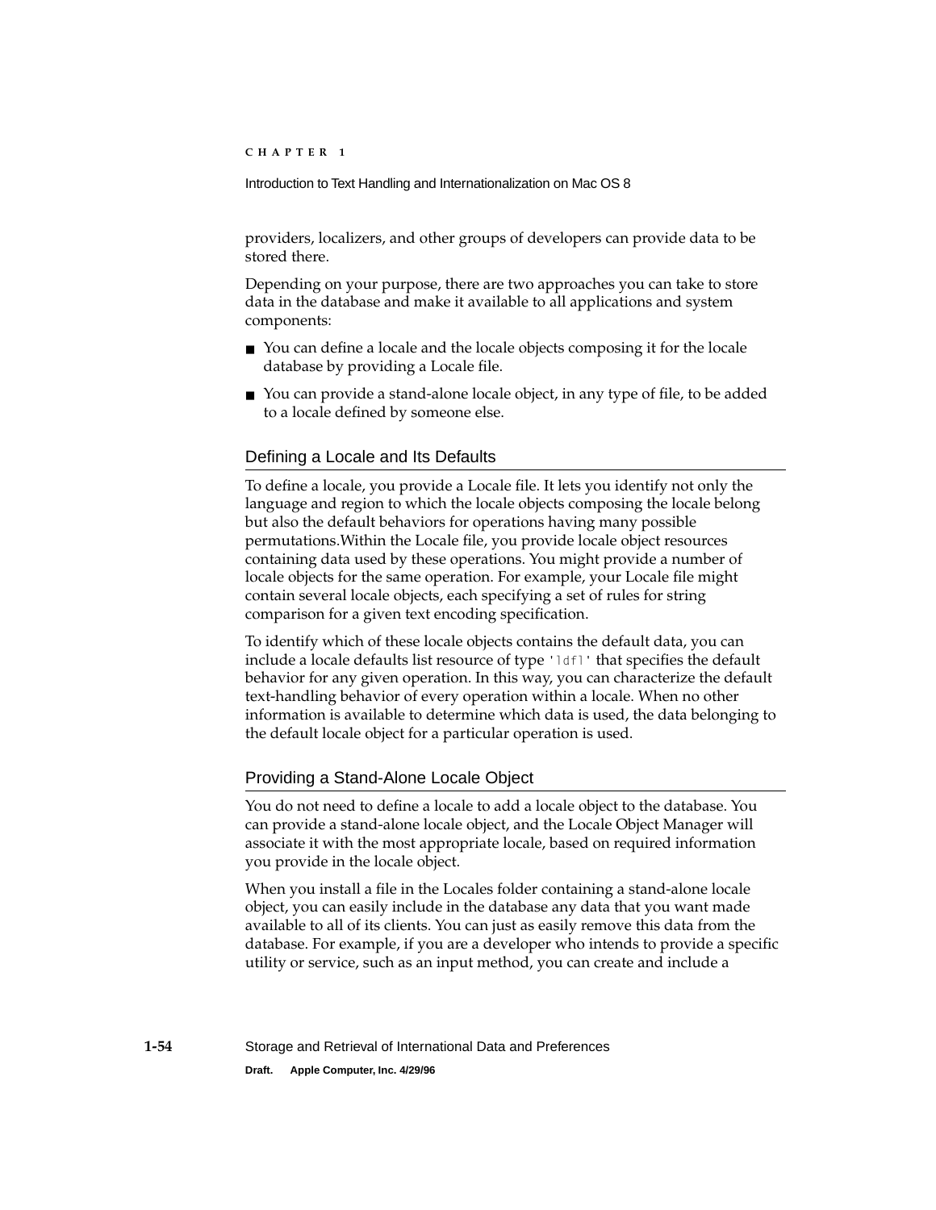providers, localizers, and other groups of developers can provide data to be stored there.

Depending on your purpose, there are two approaches you can take to store data in the database and make it available to all applications and system components:

- You can define a locale and the locale objects composing it for the locale database by providing a Locale file.
- You can provide a stand-alone locale object, in any type of file, to be added to a locale defined by someone else.

## Defining a Locale and Its Defaults

To define a locale, you provide a Locale file. It lets you identify not only the language and region to which the locale objects composing the locale belong but also the default behaviors for operations having many possible permutations.Within the Locale file, you provide locale object resources containing data used by these operations. You might provide a number of locale objects for the same operation. For example, your Locale file might contain several locale objects, each specifying a set of rules for string comparison for a given text encoding specification.

To identify which of these locale objects contains the default data, you can include a locale defaults list resource of type `'ldfl'` that specifies the default behavior for any given operation. In this way, you can characterize the default text-handling behavior of every operation within a locale. When no other information is available to determine which data is used, the data belonging to the default locale object for a particular operation is used.

## Providing a Stand-Alone Locale Object

You do not need to define a locale to add a locale object to the database. You can provide a stand-alone locale object, and the Locale Object Manager will associate it with the most appropriate locale, based on required information you provide in the locale object.

When you install a file in the Locales folder containing a stand-alone locale object, you can easily include in the database any data that you want made available to all of its clients. You can just as easily remove this data from the database. For example, if you are a developer who intends to provide a specific utility or service, such as an input method, you can create and include a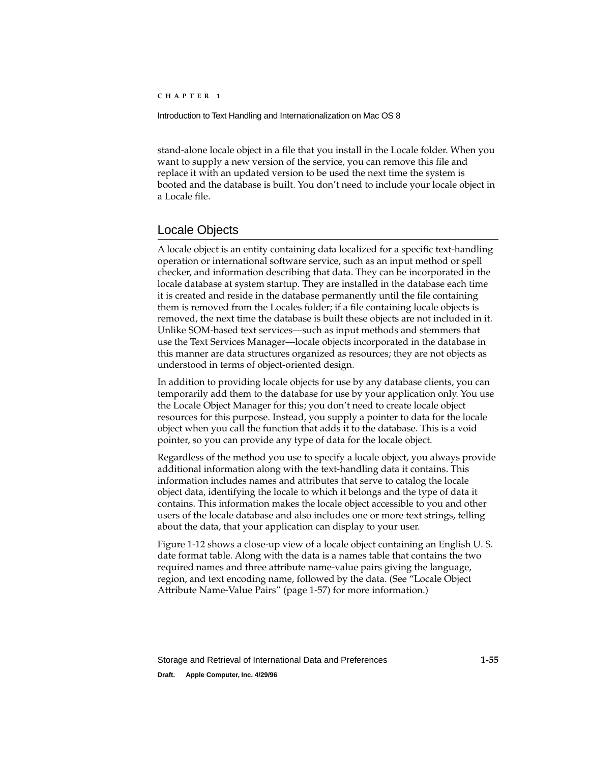stand-alone locale object in a file that you install in the Locale folder. When you want to supply a new version of the service, you can remove this file and replace it with an updated version to be used the next time the system is booted and the database is built. You don't need to include your locale object in a Locale file.

## Locale Objects

A locale object is an entity containing data localized for a specific text-handling operation or international software service, such as an input method or spell checker, and information describing that data. They can be incorporated in the locale database at system startup. They are installed in the database each time it is created and reside in the database permanently until the file containing them is removed from the Locales folder; if a file containing locale objects is removed, the next time the database is built these objects are not included in it. Unlike SOM-based text services—such as input methods and stemmers that use the Text Services Manager—locale objects incorporated in the database in this manner are data structures organized as resources; they are not objects as understood in terms of object-oriented design.

In addition to providing locale objects for use by any database clients, you can temporarily add them to the database for use by your application only. You use the Locale Object Manager for this; you don't need to create locale object resources for this purpose. Instead, you supply a pointer to data for the locale object when you call the function that adds it to the database. This is a void pointer, so you can provide any type of data for the locale object.

Regardless of the method you use to specify a locale object, you always provide additional information along with the text-handling data it contains. This information includes names and attributes that serve to catalog the locale object data, identifying the locale to which it belongs and the type of data it contains. This information makes the locale object accessible to you and other users of the locale database and also includes one or more text strings, telling about the data, that your application can display to your user.

Figure 1-12 shows a close-up view of a locale object containing an English U. S. date format table. Along with the data is a names table that contains the two required names and three attribute name-value pairs giving the language, region, and text encoding name, followed by the data. (See "Locale Object Attribute Name-Value Pairs" (page 1-57) for more information.)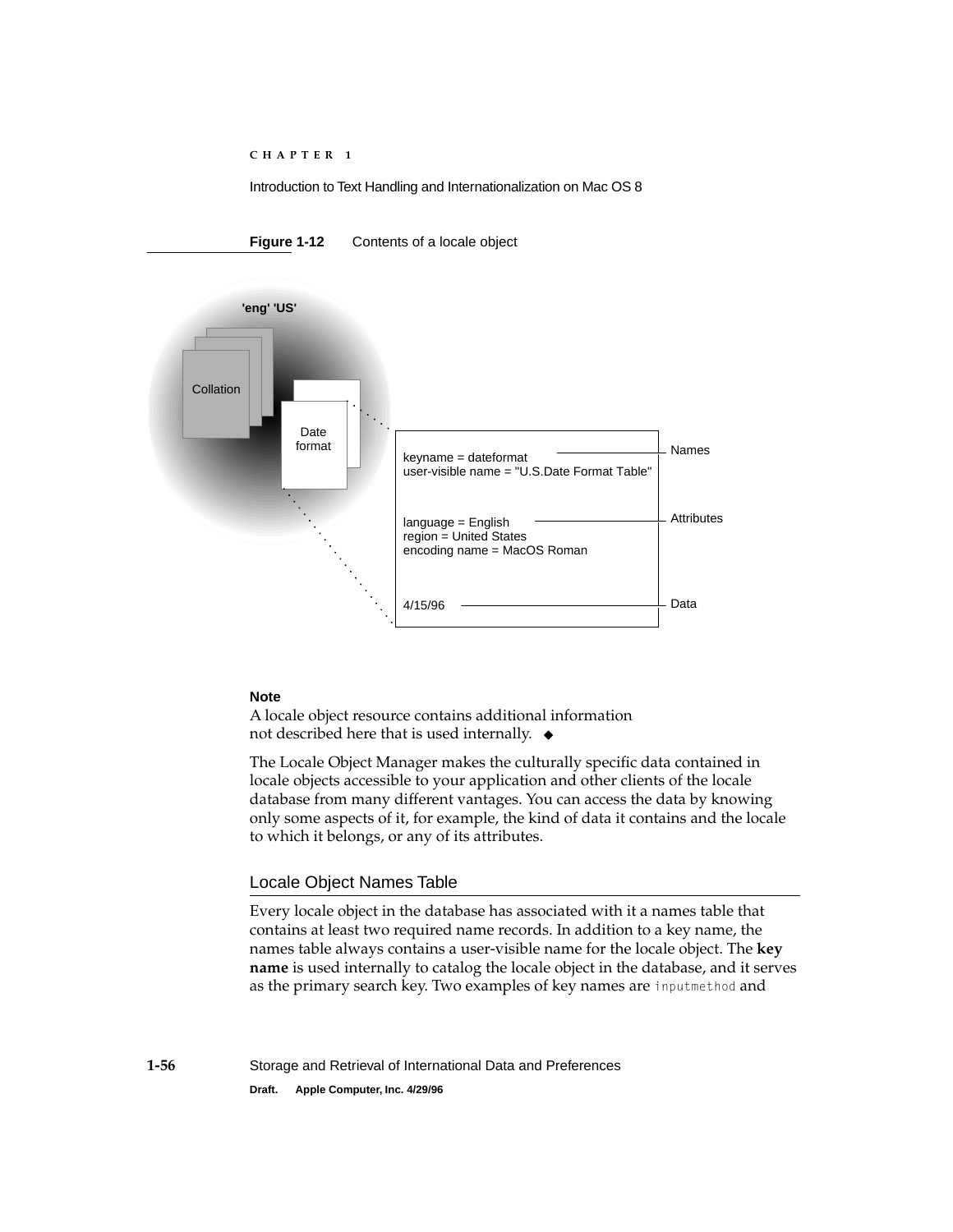**Figure 1-12** Contents of a locale object

'eng' 'US'

Collation

Date format

keyname = dateformat
user-visible name = "U.S.Date Format Table"

Names

language = English
region = United States
encoding name = MacOS Roman

Attributes

4/15/96

Data

**Note**

A locale object resource contains additional information not described here that is used internally. ◆

The Locale Object Manager makes the culturally specific data contained in locale objects accessible to your application and other clients of the locale database from many different vantages. You can access the data by knowing only some aspects of it, for example, the kind of data it contains and the locale to which it belongs, or any of its attributes.

## Locale Object Names Table

Every locale object in the database has associated with it a names table that contains at least two required name records. In addition to a key name, the names table always contains a user-visible name for the locale object. The **key name** is used internally to catalog the locale object in the database, and it serves as the primary search key. Two examples of key names are `inputmethod` and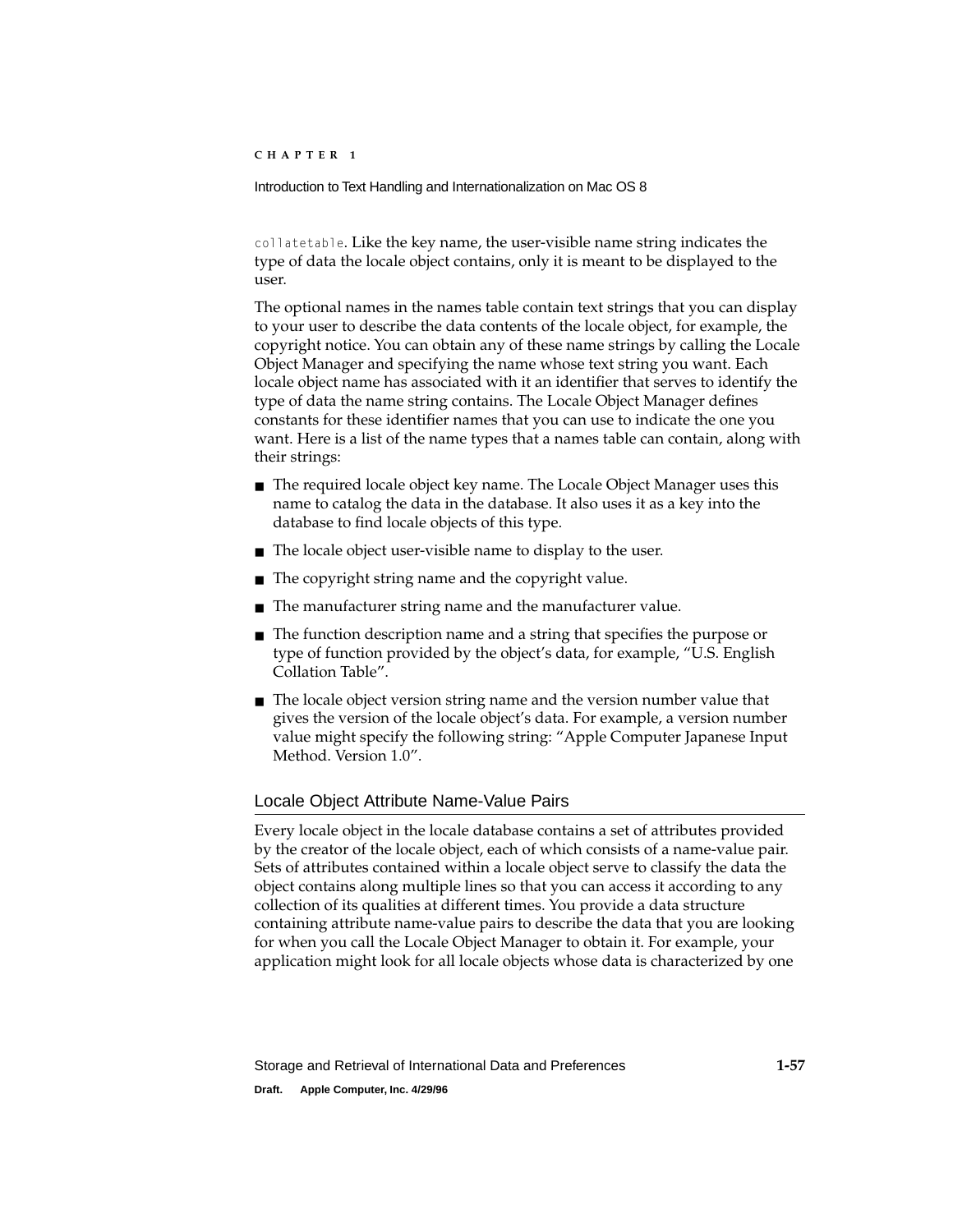`collatetable`. Like the key name, the user-visible name string indicates the type of data the locale object contains, only it is meant to be displayed to the user.

The optional names in the names table contain text strings that you can display to your user to describe the data contents of the locale object, for example, the copyright notice. You can obtain any of these name strings by calling the Locale Object Manager and specifying the name whose text string you want. Each locale object name has associated with it an identifier that serves to identify the type of data the name string contains. The Locale Object Manager defines constants for these identifier names that you can use to indicate the one you want. Here is a list of the name types that a names table can contain, along with their strings:

- The required locale object key name. The Locale Object Manager uses this name to catalog the data in the database. It also uses it as a key into the database to find locale objects of this type.
- The locale object user-visible name to display to the user.
- The copyright string name and the copyright value.
- The manufacturer string name and the manufacturer value.
- The function description name and a string that specifies the purpose or type of function provided by the object's data, for example, "U.S. English Collation Table".
- The locale object version string name and the version number value that gives the version of the locale object's data. For example, a version number value might specify the following string: "Apple Computer Japanese Input Method. Version 1.0".

## Locale Object Attribute Name-Value Pairs

Every locale object in the locale database contains a set of attributes provided by the creator of the locale object, each of which consists of a name-value pair. Sets of attributes contained within a locale object serve to classify the data the object contains along multiple lines so that you can access it according to any collection of its qualities at different times. You provide a data structure containing attribute name-value pairs to describe the data that you are looking for when you call the Locale Object Manager to obtain it. For example, your application might look for all locale objects whose data is characterized by one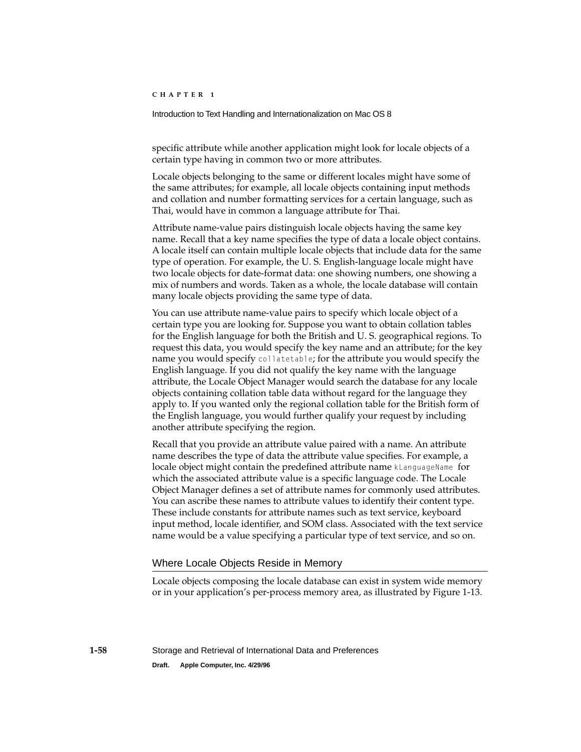specific attribute while another application might look for locale objects of a certain type having in common two or more attributes.

Locale objects belonging to the same or different locales might have some of the same attributes; for example, all locale objects containing input methods and collation and number formatting services for a certain language, such as Thai, would have in common a language attribute for Thai.

Attribute name-value pairs distinguish locale objects having the same key name. Recall that a key name specifies the type of data a locale object contains. A locale itself can contain multiple locale objects that include data for the same type of operation. For example, the U. S. English-language locale might have two locale objects for date-format data: one showing numbers, one showing a mix of numbers and words. Taken as a whole, the locale database will contain many locale objects providing the same type of data.

You can use attribute name-value pairs to specify which locale object of a certain type you are looking for. Suppose you want to obtain collation tables for the English language for both the British and U. S. geographical regions. To request this data, you would specify the key name and an attribute; for the key name you would specify `collatetable`; for the attribute you would specify the English language. If you did not qualify the key name with the language attribute, the Locale Object Manager would search the database for any locale objects containing collation table data without regard for the language they apply to. If you wanted only the regional collation table for the British form of the English language, you would further qualify your request by including another attribute specifying the region.

Recall that you provide an attribute value paired with a name. An attribute name describes the type of data the attribute value specifies. For example, a locale object might contain the predefined attribute name `kLanguageName` for which the associated attribute value is a specific language code. The Locale Object Manager defines a set of attribute names for commonly used attributes. You can ascribe these names to attribute values to identify their content type. These include constants for attribute names such as text service, keyboard input method, locale identifier, and SOM class. Associated with the text service name would be a value specifying a particular type of text service, and so on.

## Where Locale Objects Reside in Memory

Locale objects composing the locale database can exist in system wide memory or in your application's per-process memory area, as illustrated by Figure 1-13.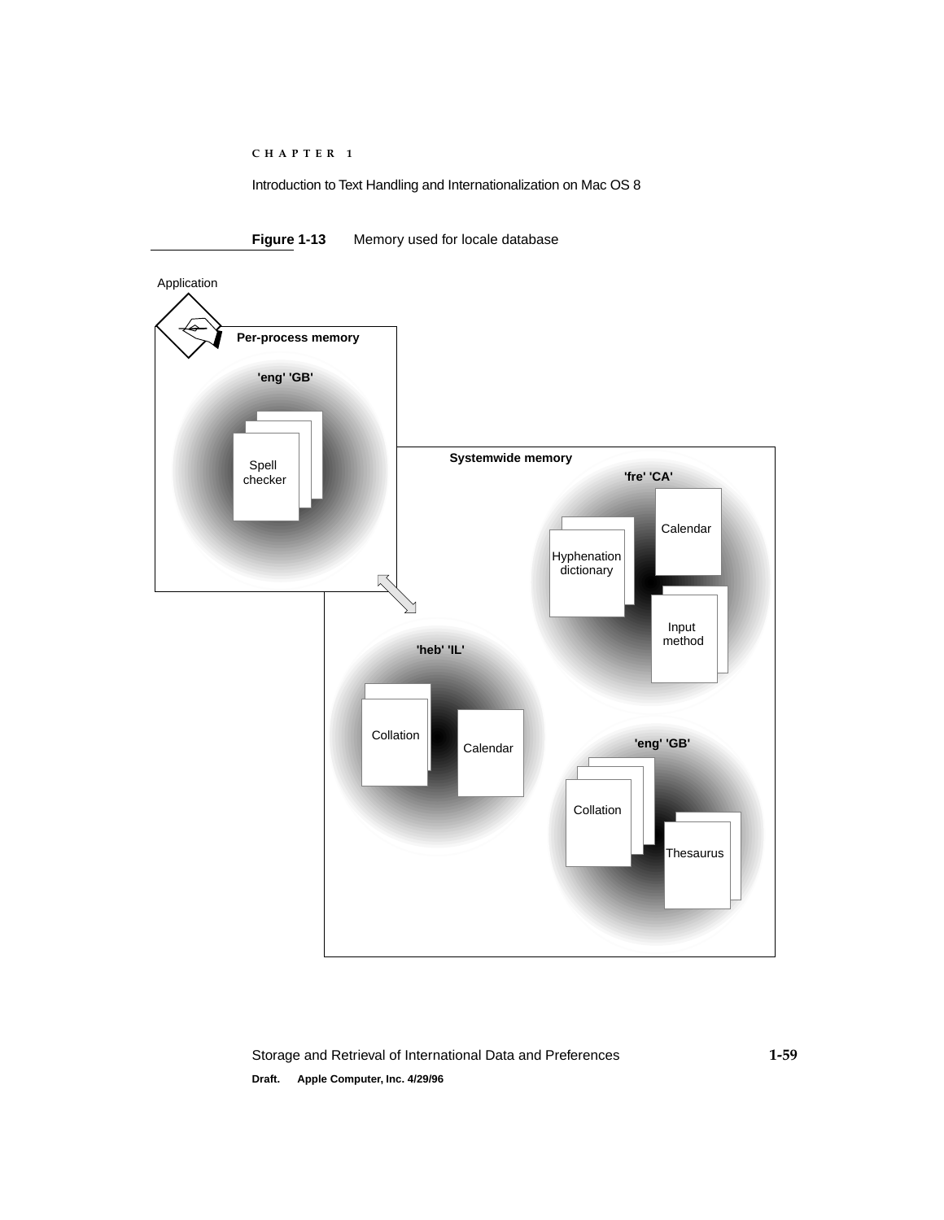**Figure 1-13** Memory used for locale database

Application

Per-process memory

'eng' 'GB'

Spell checker

Systemwide memory

'fre' 'CA'

Calendar

Hyphenation dictionary

Input method

'heb' 'IL'

Collation

Calendar

'eng' 'GB'

Collation

Thesaurus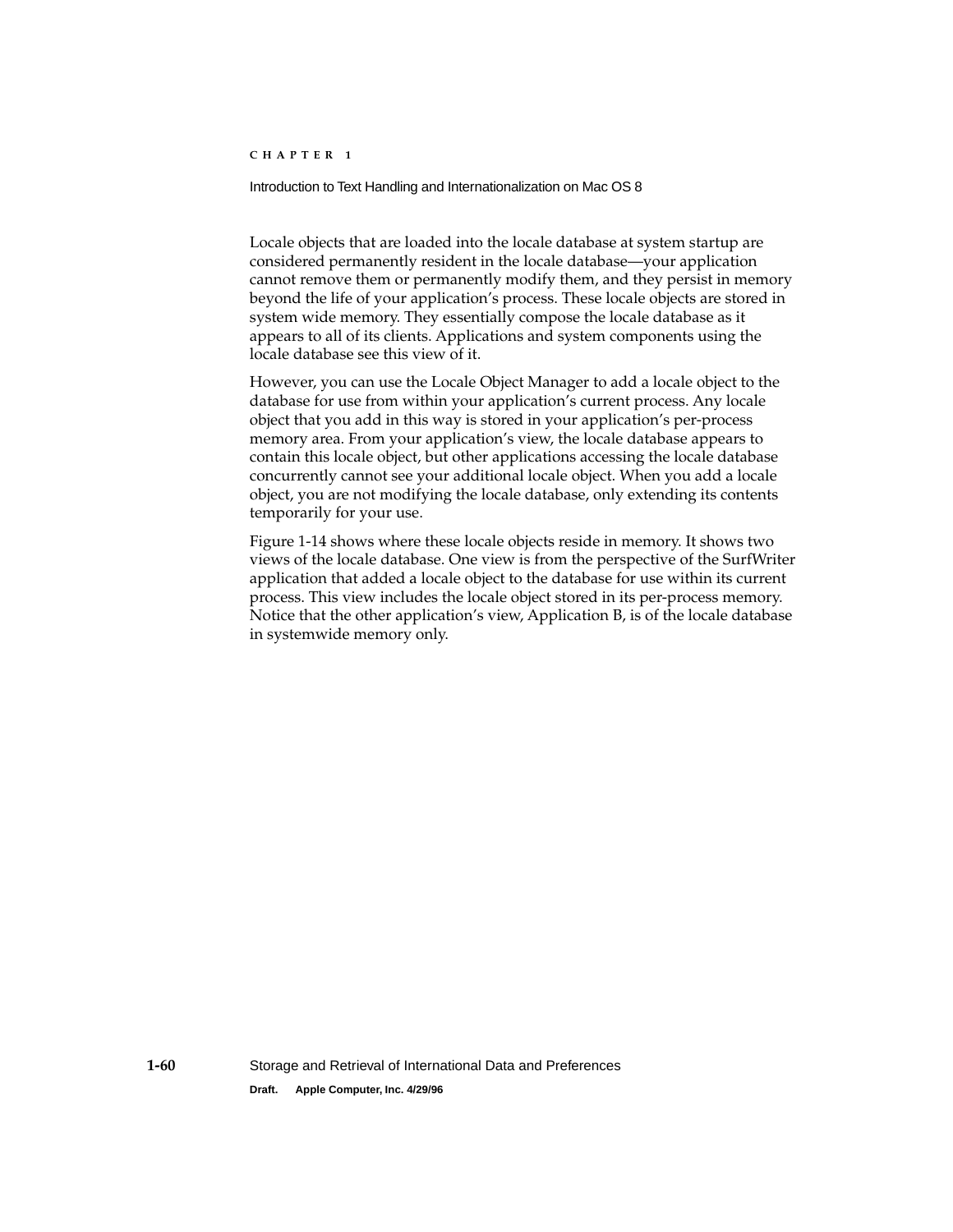Locale objects that are loaded into the locale database at system startup are considered permanently resident in the locale database—your application cannot remove them or permanently modify them, and they persist in memory beyond the life of your application's process. These locale objects are stored in system wide memory. They essentially compose the locale database as it appears to all of its clients. Applications and system components using the locale database see this view of it.

However, you can use the Locale Object Manager to add a locale object to the database for use from within your application's current process. Any locale object that you add in this way is stored in your application's per-process memory area. From your application's view, the locale database appears to contain this locale object, but other applications accessing the locale database concurrently cannot see your additional locale object. When you add a locale object, you are not modifying the locale database, only extending its contents temporarily for your use.

Figure 1-14 shows where these locale objects reside in memory. It shows two views of the locale database. One view is from the perspective of the SurfWriter application that added a locale object to the database for use within its current process. This view includes the locale object stored in its per-process memory. Notice that the other application's view, Application B, is of the locale database in systemwide memory only.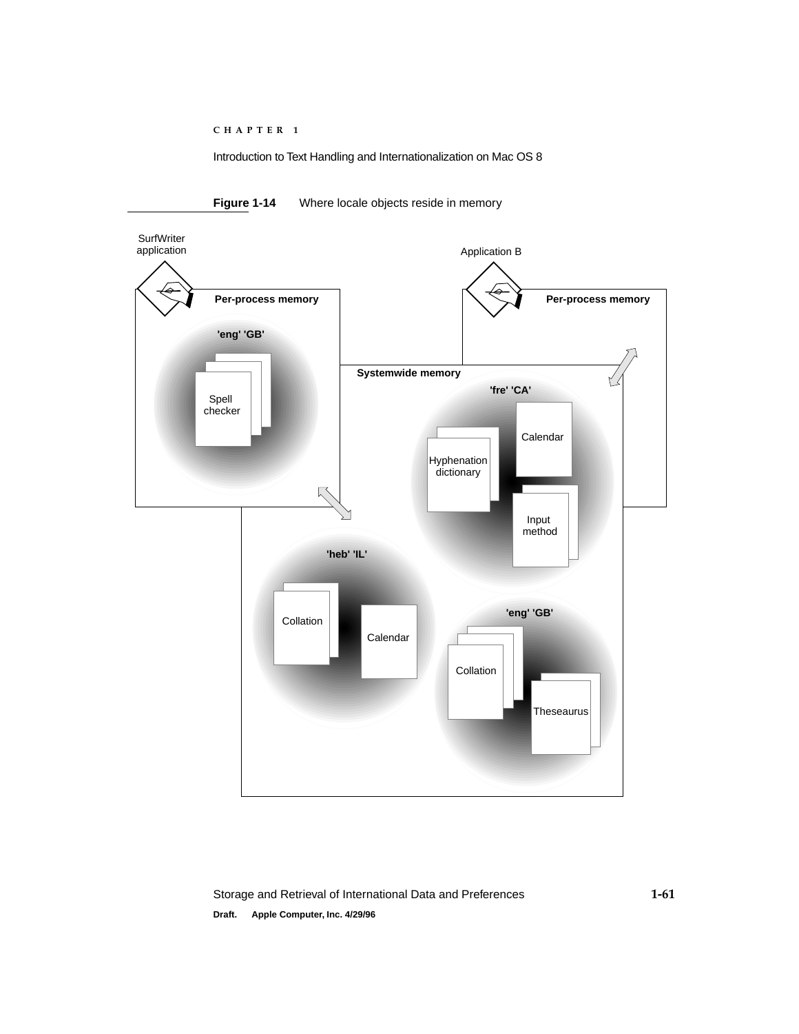**Figure 1-14** Where locale objects reside in memory

SurfWriter application

Application B

Per-process memory

Per-process memory

'eng' 'GB'

Spell checker

Systemwide memory

'fre' 'CA'

Calendar

Hyphenation dictionary

Input method

'heb' 'IL'

Collation

Calendar

'eng' 'GB'

Collation

Theseaurus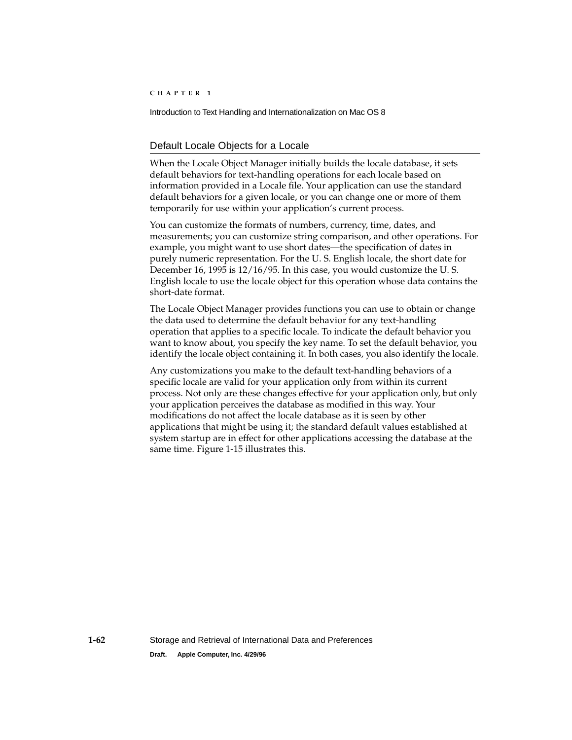## Default Locale Objects for a Locale

When the Locale Object Manager initially builds the locale database, it sets default behaviors for text-handling operations for each locale based on information provided in a Locale file. Your application can use the standard default behaviors for a given locale, or you can change one or more of them temporarily for use within your application's current process.

You can customize the formats of numbers, currency, time, dates, and measurements; you can customize string comparison, and other operations. For example, you might want to use short dates—the specification of dates in purely numeric representation. For the U. S. English locale, the short date for December 16, 1995 is 12/16/95. In this case, you would customize the U. S. English locale to use the locale object for this operation whose data contains the short-date format.

The Locale Object Manager provides functions you can use to obtain or change the data used to determine the default behavior for any text-handling operation that applies to a specific locale. To indicate the default behavior you want to know about, you specify the key name. To set the default behavior, you identify the locale object containing it. In both cases, you also identify the locale.

Any customizations you make to the default text-handling behaviors of a specific locale are valid for your application only from within its current process. Not only are these changes effective for your application only, but only your application perceives the database as modified in this way. Your modifications do not affect the locale database as it is seen by other applications that might be using it; the standard default values established at system startup are in effect for other applications accessing the database at the same time. Figure 1-15 illustrates this.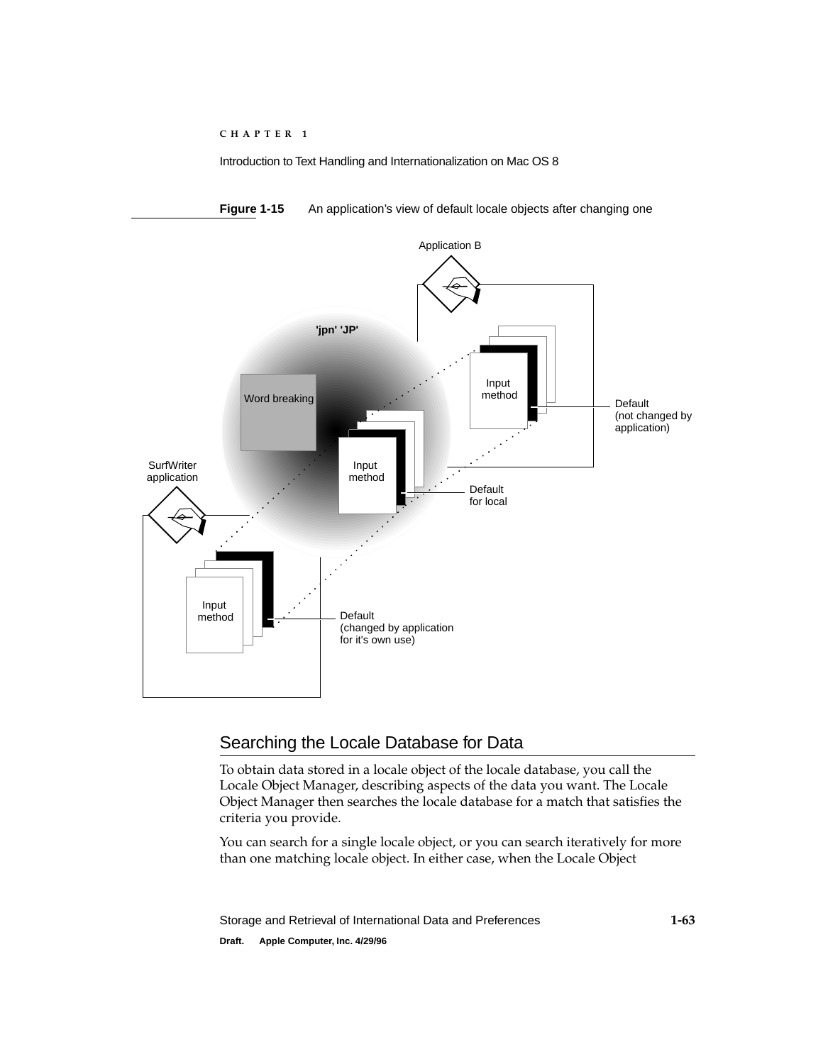**Figure 1-15** An application's view of default locale objects after changing one

## Searching the Locale Database for Data

To obtain data stored in a locale object of the locale database, you call the Locale Object Manager, describing aspects of the data you want. The Locale Object Manager then searches the locale database for a match that satisfies the criteria you provide.

You can search for a single locale object, or you can search iteratively for more than one matching locale object. In either case, when the Locale Object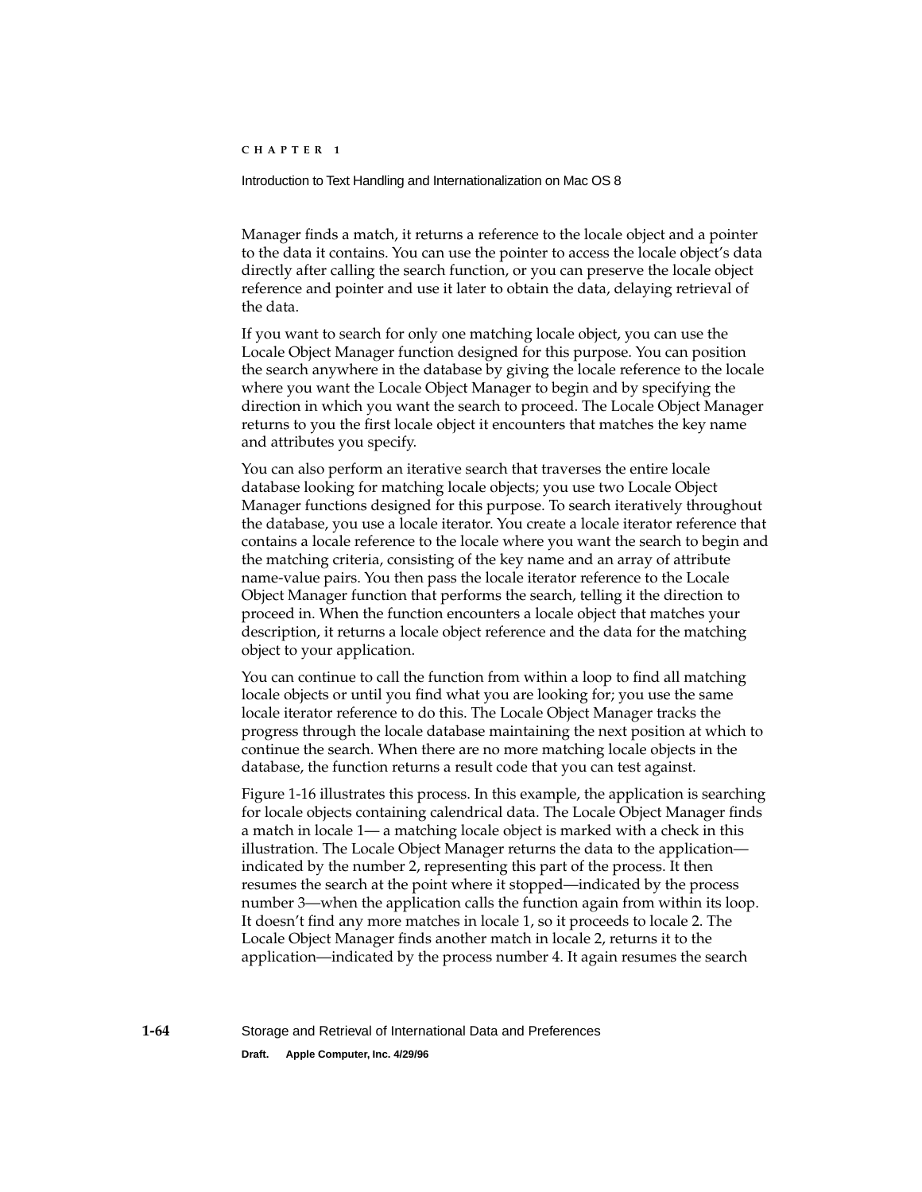Manager finds a match, it returns a reference to the locale object and a pointer to the data it contains. You can use the pointer to access the locale object's data directly after calling the search function, or you can preserve the locale object reference and pointer and use it later to obtain the data, delaying retrieval of the data.

If you want to search for only one matching locale object, you can use the Locale Object Manager function designed for this purpose. You can position the search anywhere in the database by giving the locale reference to the locale where you want the Locale Object Manager to begin and by specifying the direction in which you want the search to proceed. The Locale Object Manager returns to you the first locale object it encounters that matches the key name and attributes you specify.

You can also perform an iterative search that traverses the entire locale database looking for matching locale objects; you use two Locale Object Manager functions designed for this purpose. To search iteratively throughout the database, you use a locale iterator. You create a locale iterator reference that contains a locale reference to the locale where you want the search to begin and the matching criteria, consisting of the key name and an array of attribute name-value pairs. You then pass the locale iterator reference to the Locale Object Manager function that performs the search, telling it the direction to proceed in. When the function encounters a locale object that matches your description, it returns a locale object reference and the data for the matching object to your application.

You can continue to call the function from within a loop to find all matching locale objects or until you find what you are looking for; you use the same locale iterator reference to do this. The Locale Object Manager tracks the progress through the locale database maintaining the next position at which to continue the search. When there are no more matching locale objects in the database, the function returns a result code that you can test against.

Figure 1-16 illustrates this process. In this example, the application is searching for locale objects containing calendrical data. The Locale Object Manager finds a match in locale 1— a matching locale object is marked with a check in this illustration. The Locale Object Manager returns the data to the application—indicated by the number 2, representing this part of the process. It then resumes the search at the point where it stopped—indicated by the process number 3—when the application calls the function again from within its loop. It doesn't find any more matches in locale 1, so it proceeds to locale 2. The Locale Object Manager finds another match in locale 2, returns it to the application—indicated by the process number 4. It again resumes the search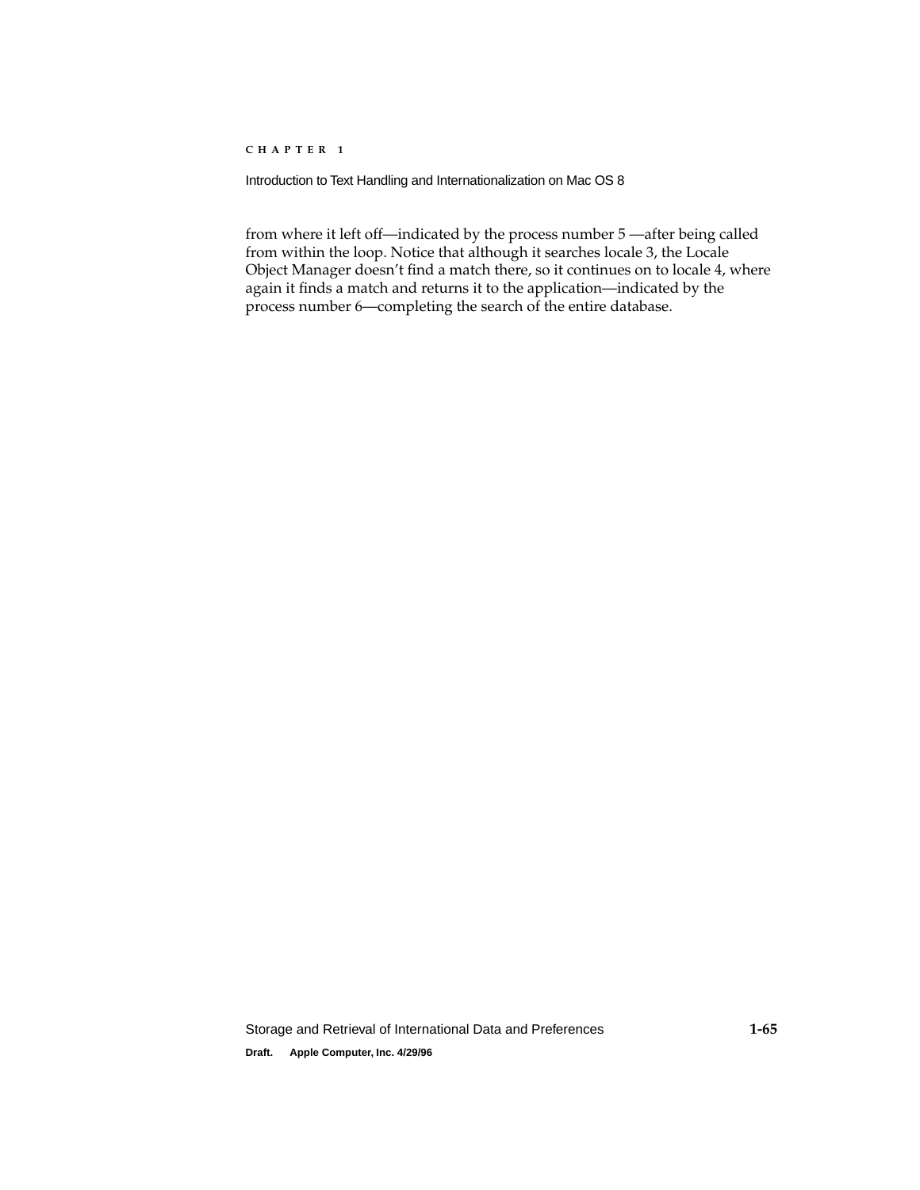from where it left off—indicated by the process number 5 —after being called from within the loop. Notice that although it searches locale 3, the Locale Object Manager doesn't find a match there, so it continues on to locale 4, where again it finds a match and returns it to the application—indicated by the process number 6—completing the search of the entire database.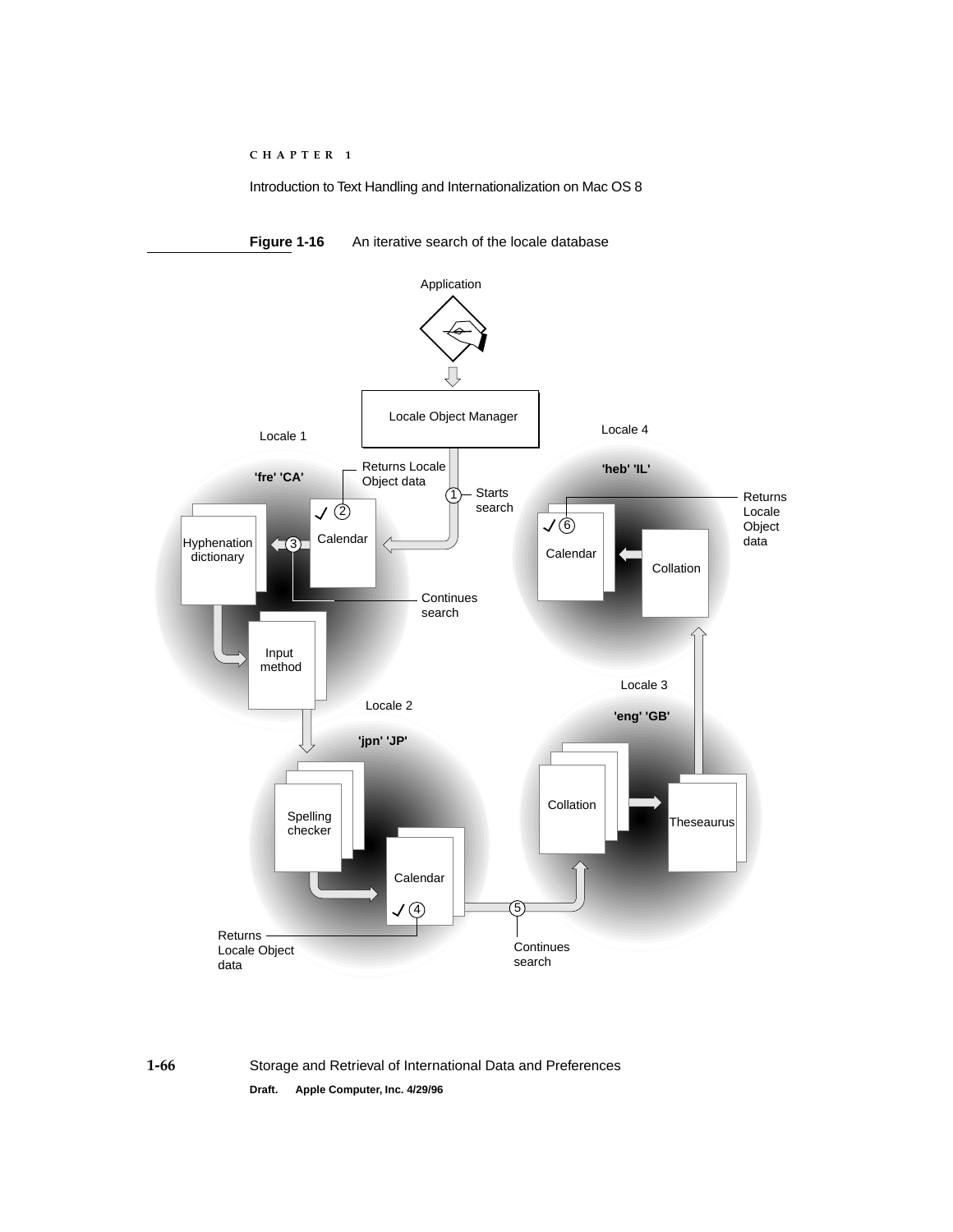**Figure 1-16** An iterative search of the locale database

Application

Locale Object Manager

Locale 1

'fre' 'CA'

Returns Locale Object data

1 Starts search

2 Calendar

Hyphenation dictionary

3

Continues search

Input method

Locale 2

'jpn' 'JP'

Spelling checker

Calendar

4

Returns Locale Object data

5

Continues search

Locale 3

'eng' 'GB'

Collation

Theseaurus

Locale 4

'heb' 'IL'

6 Calendar

Collation

Returns Locale Object data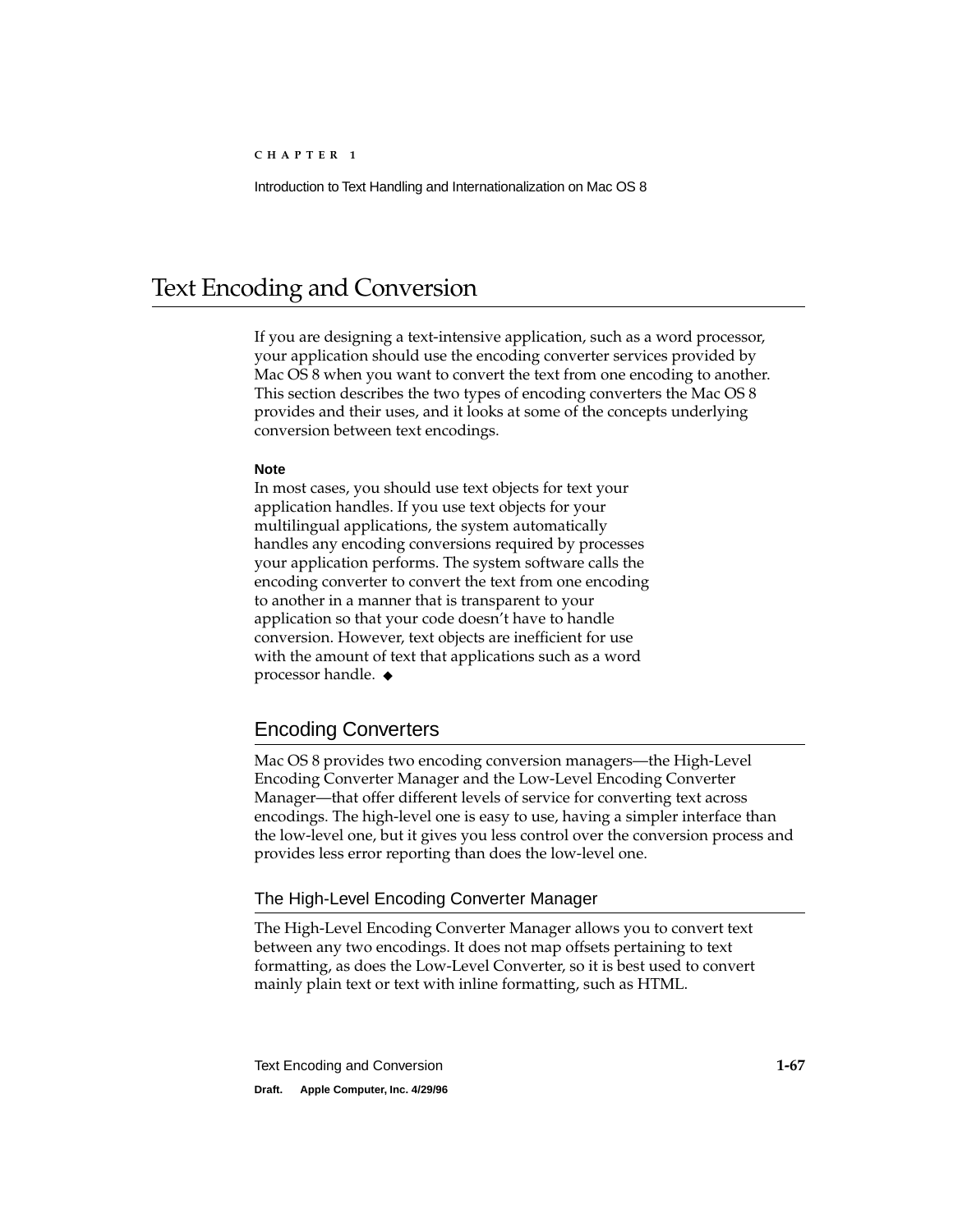# Text Encoding and Conversion

If you are designing a text-intensive application, such as a word processor, your application should use the encoding converter services provided by Mac OS 8 when you want to convert the text from one encoding to another. This section describes the two types of encoding converters the Mac OS 8 provides and their uses, and it looks at some of the concepts underlying conversion between text encodings.

**Note**

In most cases, you should use text objects for text your application handles. If you use text objects for your multilingual applications, the system automatically handles any encoding conversions required by processes your application performs. The system software calls the encoding converter to convert the text from one encoding to another in a manner that is transparent to your application so that your code doesn't have to handle conversion. However, text objects are inefficient for use with the amount of text that applications such as a word processor handle. ◆

## Encoding Converters

Mac OS 8 provides two encoding conversion managers—the High-Level Encoding Converter Manager and the Low-Level Encoding Converter Manager—that offer different levels of service for converting text across encodings. The high-level one is easy to use, having a simpler interface than the low-level one, but it gives you less control over the conversion process and provides less error reporting than does the low-level one.

### The High-Level Encoding Converter Manager

The High-Level Encoding Converter Manager allows you to convert text between any two encodings. It does not map offsets pertaining to text formatting, as does the Low-Level Converter, so it is best used to convert mainly plain text or text with inline formatting, such as HTML.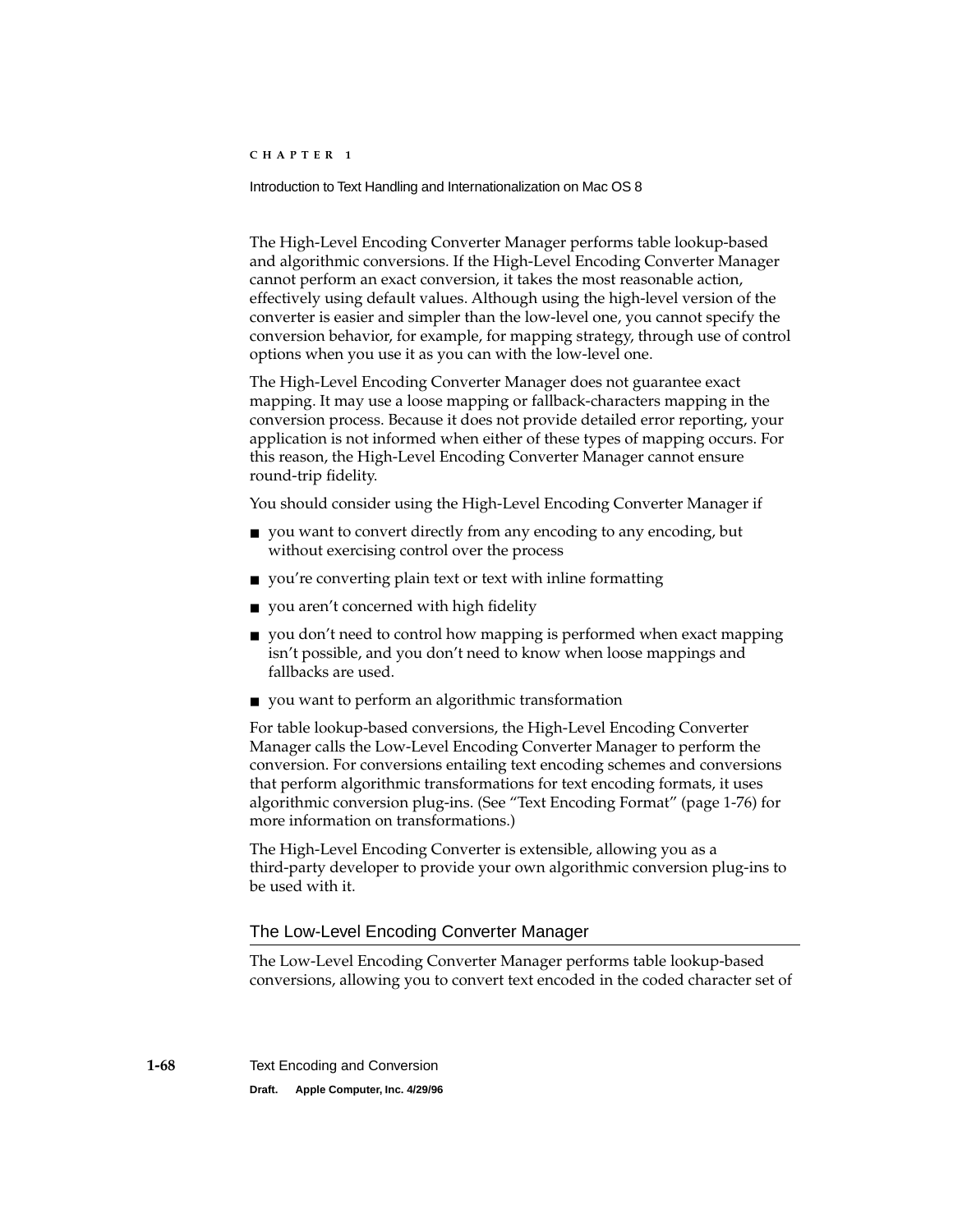The High-Level Encoding Converter Manager performs table lookup-based and algorithmic conversions. If the High-Level Encoding Converter Manager cannot perform an exact conversion, it takes the most reasonable action, effectively using default values. Although using the high-level version of the converter is easier and simpler than the low-level one, you cannot specify the conversion behavior, for example, for mapping strategy, through use of control options when you use it as you can with the low-level one.

The High-Level Encoding Converter Manager does not guarantee exact mapping. It may use a loose mapping or fallback-characters mapping in the conversion process. Because it does not provide detailed error reporting, your application is not informed when either of these types of mapping occurs. For this reason, the High-Level Encoding Converter Manager cannot ensure round-trip fidelity.

You should consider using the High-Level Encoding Converter Manager if

- you want to convert directly from any encoding to any encoding, but without exercising control over the process
- you're converting plain text or text with inline formatting
- you aren't concerned with high fidelity
- you don't need to control how mapping is performed when exact mapping isn't possible, and you don't need to know when loose mappings and fallbacks are used.
- you want to perform an algorithmic transformation

For table lookup-based conversions, the High-Level Encoding Converter Manager calls the Low-Level Encoding Converter Manager to perform the conversion. For conversions entailing text encoding schemes and conversions that perform algorithmic transformations for text encoding formats, it uses algorithmic conversion plug-ins. (See "Text Encoding Format" (page 1-76) for more information on transformations.)

The High-Level Encoding Converter is extensible, allowing you as a third-party developer to provide your own algorithmic conversion plug-ins to be used with it.

## The Low-Level Encoding Converter Manager

The Low-Level Encoding Converter Manager performs table lookup-based conversions, allowing you to convert text encoded in the coded character set of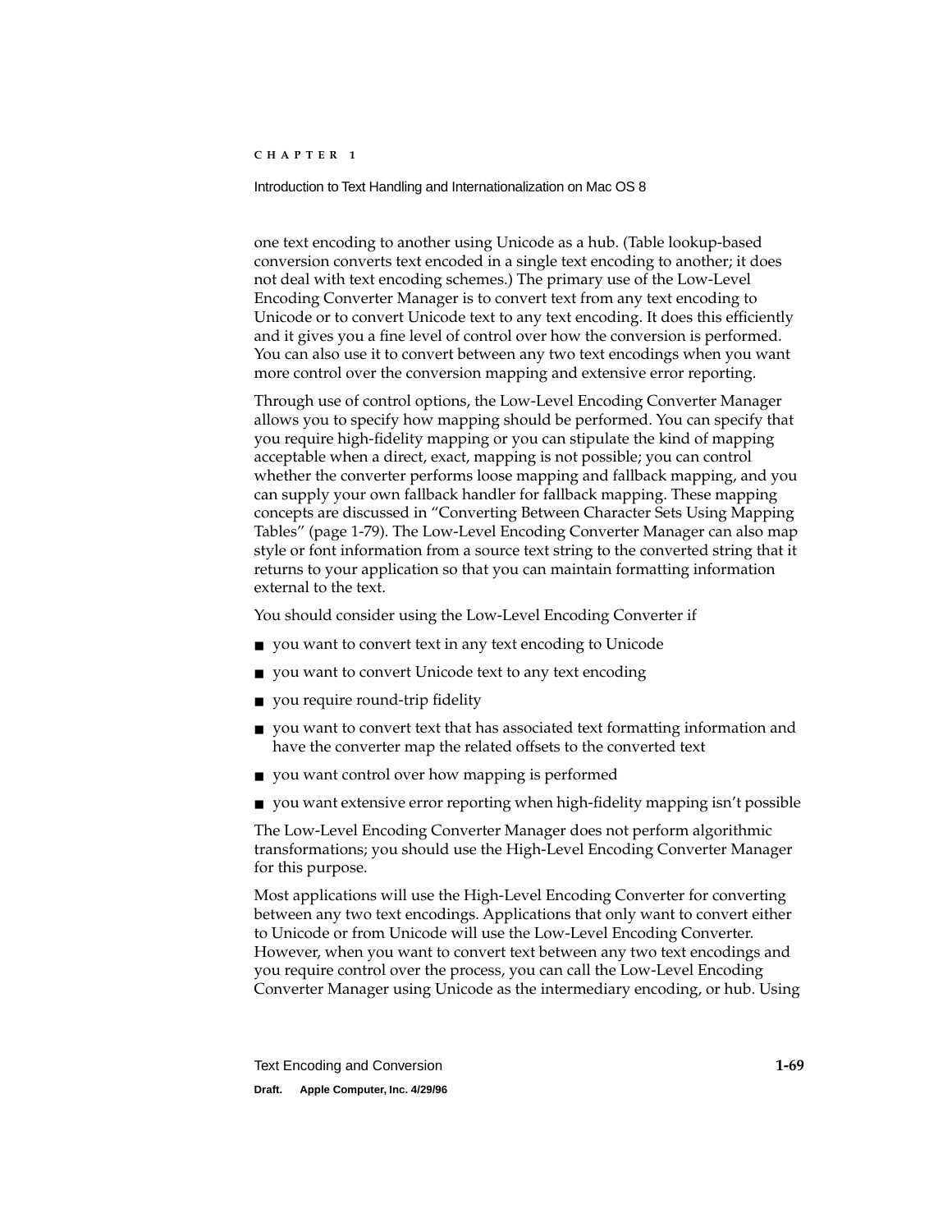one text encoding to another using Unicode as a hub. (Table lookup-based conversion converts text encoded in a single text encoding to another; it does not deal with text encoding schemes.) The primary use of the Low-Level Encoding Converter Manager is to convert text from any text encoding to Unicode or to convert Unicode text to any text encoding. It does this efficiently and it gives you a fine level of control over how the conversion is performed. You can also use it to convert between any two text encodings when you want more control over the conversion mapping and extensive error reporting.

Through use of control options, the Low-Level Encoding Converter Manager allows you to specify how mapping should be performed. You can specify that you require high-fidelity mapping or you can stipulate the kind of mapping acceptable when a direct, exact, mapping is not possible; you can control whether the converter performs loose mapping and fallback mapping, and you can supply your own fallback handler for fallback mapping. These mapping concepts are discussed in "Converting Between Character Sets Using Mapping Tables" (page 1-79). The Low-Level Encoding Converter Manager can also map style or font information from a source text string to the converted string that it returns to your application so that you can maintain formatting information external to the text.

You should consider using the Low-Level Encoding Converter if

- you want to convert text in any text encoding to Unicode
- you want to convert Unicode text to any text encoding
- you require round-trip fidelity
- you want to convert text that has associated text formatting information and have the converter map the related offsets to the converted text
- you want control over how mapping is performed
- you want extensive error reporting when high-fidelity mapping isn't possible

The Low-Level Encoding Converter Manager does not perform algorithmic transformations; you should use the High-Level Encoding Converter Manager for this purpose.

Most applications will use the High-Level Encoding Converter for converting between any two text encodings. Applications that only want to convert either to Unicode or from Unicode will use the Low-Level Encoding Converter. However, when you want to convert text between any two text encodings and you require control over the process, you can call the Low-Level Encoding Converter Manager using Unicode as the intermediary encoding, or hub. Using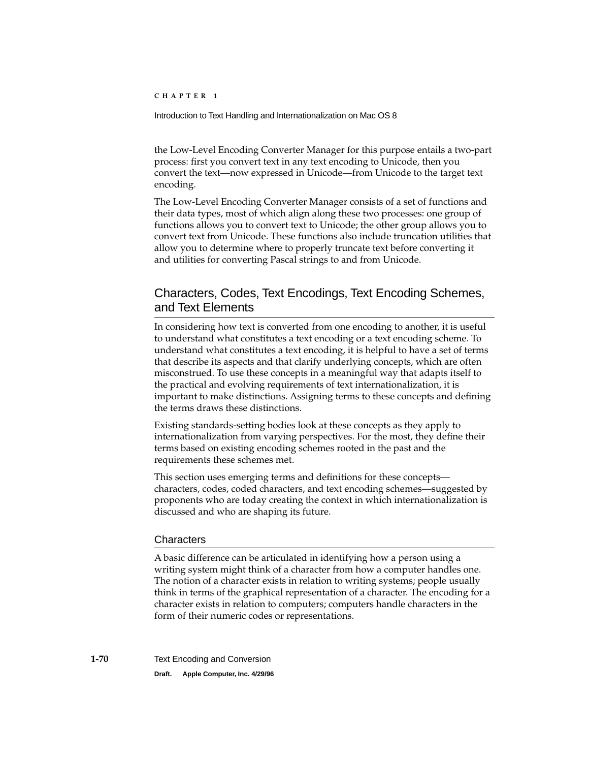the Low-Level Encoding Converter Manager for this purpose entails a two-part process: first you convert text in any text encoding to Unicode, then you convert the text—now expressed in Unicode—from Unicode to the target text encoding.

The Low-Level Encoding Converter Manager consists of a set of functions and their data types, most of which align along these two processes: one group of functions allows you to convert text to Unicode; the other group allows you to convert text from Unicode. These functions also include truncation utilities that allow you to determine where to properly truncate text before converting it and utilities for converting Pascal strings to and from Unicode.

## Characters, Codes, Text Encodings, Text Encoding Schemes, and Text Elements

In considering how text is converted from one encoding to another, it is useful to understand what constitutes a text encoding or a text encoding scheme. To understand what constitutes a text encoding, it is helpful to have a set of terms that describe its aspects and that clarify underlying concepts, which are often misconstrued. To use these concepts in a meaningful way that adapts itself to the practical and evolving requirements of text internationalization, it is important to make distinctions. Assigning terms to these concepts and defining the terms draws these distinctions.

Existing standards-setting bodies look at these concepts as they apply to internationalization from varying perspectives. For the most, they define their terms based on existing encoding schemes rooted in the past and the requirements these schemes met.

This section uses emerging terms and definitions for these concepts—characters, codes, coded characters, and text encoding schemes—suggested by proponents who are today creating the context in which internationalization is discussed and who are shaping its future.

### Characters

A basic difference can be articulated in identifying how a person using a writing system might think of a character from how a computer handles one. The notion of a character exists in relation to writing systems; people usually think in terms of the graphical representation of a character. The encoding for a character exists in relation to computers; computers handle characters in the form of their numeric codes or representations.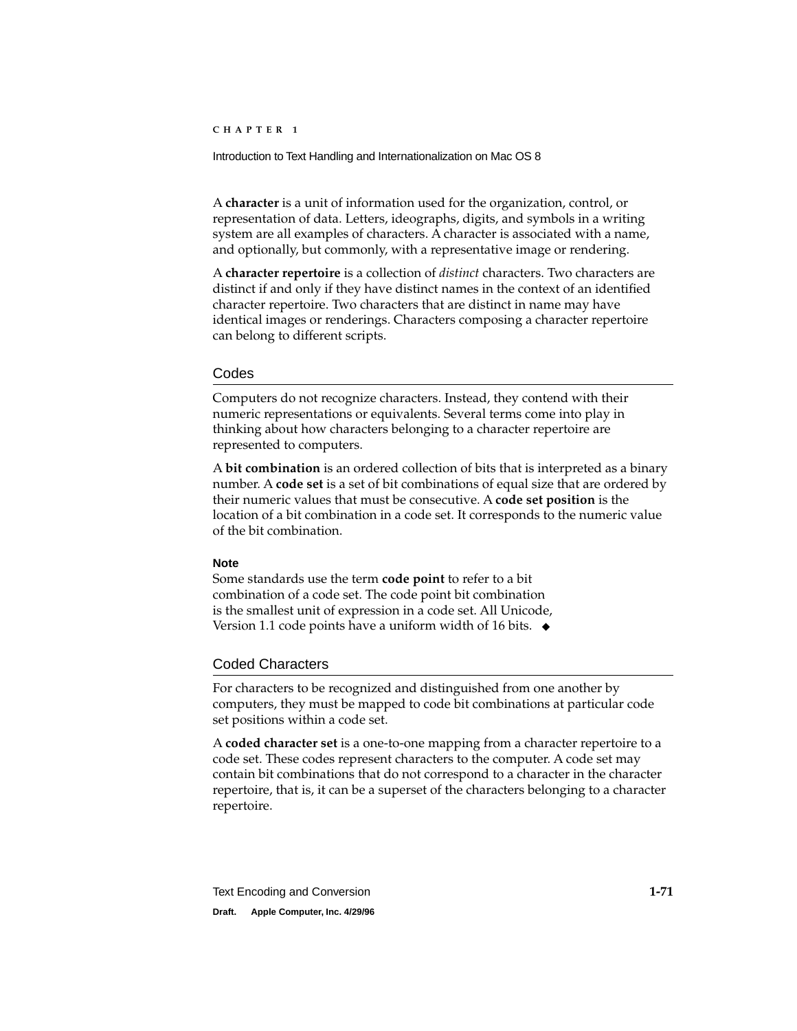A **character** is a unit of information used for the organization, control, or representation of data. Letters, ideographs, digits, and symbols in a writing system are all examples of characters. A character is associated with a name, and optionally, but commonly, with a representative image or rendering.

A **character repertoire** is a collection of *distinct* characters. Two characters are distinct if and only if they have distinct names in the context of an identified character repertoire. Two characters that are distinct in name may have identical images or renderings. Characters composing a character repertoire can belong to different scripts.

## Codes

Computers do not recognize characters. Instead, they contend with their numeric representations or equivalents. Several terms come into play in thinking about how characters belonging to a character repertoire are represented to computers.

A **bit combination** is an ordered collection of bits that is interpreted as a binary number. A **code set** is a set of bit combinations of equal size that are ordered by their numeric values that must be consecutive. A **code set position** is the location of a bit combination in a code set. It corresponds to the numeric value of the bit combination.

**Note**

Some standards use the term **code point** to refer to a bit combination of a code set. The code point bit combination is the smallest unit of expression in a code set. All Unicode, Version 1.1 code points have a uniform width of 16 bits. ◆

## Coded Characters

For characters to be recognized and distinguished from one another by computers, they must be mapped to code bit combinations at particular code set positions within a code set.

A **coded character set** is a one-to-one mapping from a character repertoire to a code set. These codes represent characters to the computer. A code set may contain bit combinations that do not correspond to a character in the character repertoire, that is, it can be a superset of the characters belonging to a character repertoire.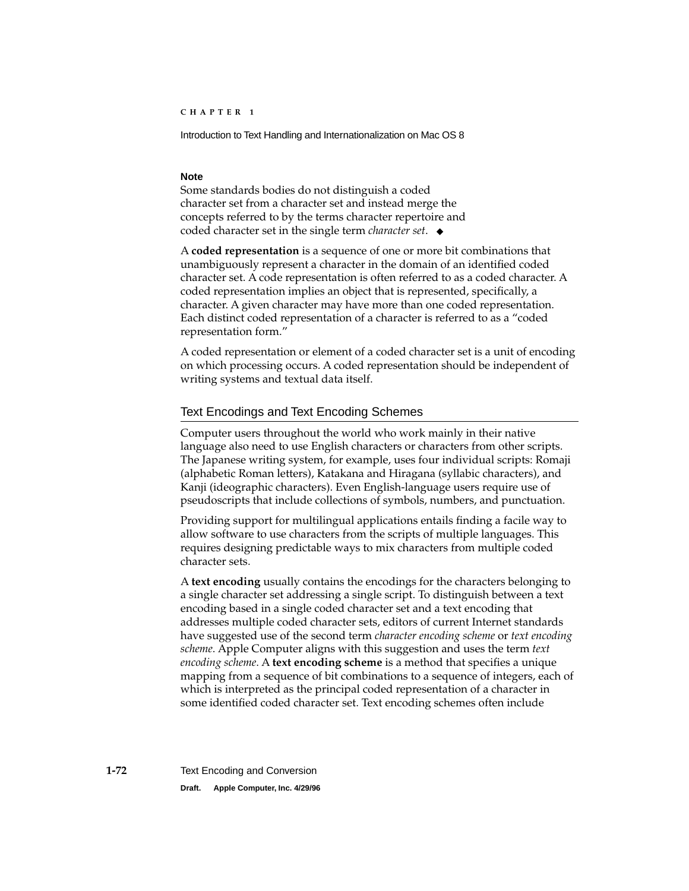**Note**

Some standards bodies do not distinguish a coded character set from a character set and instead merge the concepts referred to by the terms character repertoire and coded character set in the single term *character set*. ◆

A **coded representation** is a sequence of one or more bit combinations that unambiguously represent a character in the domain of an identified coded character set. A code representation is often referred to as a coded character. A coded representation implies an object that is represented, specifically, a character. A given character may have more than one coded representation. Each distinct coded representation of a character is referred to as a "coded representation form."

A coded representation or element of a coded character set is a unit of encoding on which processing occurs. A coded representation should be independent of writing systems and textual data itself.

## Text Encodings and Text Encoding Schemes

Computer users throughout the world who work mainly in their native language also need to use English characters or characters from other scripts. The Japanese writing system, for example, uses four individual scripts: Romaji (alphabetic Roman letters), Katakana and Hiragana (syllabic characters), and Kanji (ideographic characters). Even English-language users require use of pseudoscripts that include collections of symbols, numbers, and punctuation.

Providing support for multilingual applications entails finding a facile way to allow software to use characters from the scripts of multiple languages. This requires designing predictable ways to mix characters from multiple coded character sets.

A **text encoding** usually contains the encodings for the characters belonging to a single character set addressing a single script. To distinguish between a text encoding based in a single coded character set and a text encoding that addresses multiple coded character sets, editors of current Internet standards have suggested use of the second term *character encoding scheme* or *text encoding scheme*. Apple Computer aligns with this suggestion and uses the term *text encoding scheme*. A **text encoding scheme** is a method that specifies a unique mapping from a sequence of bit combinations to a sequence of integers, each of which is interpreted as the principal coded representation of a character in some identified coded character set. Text encoding schemes often include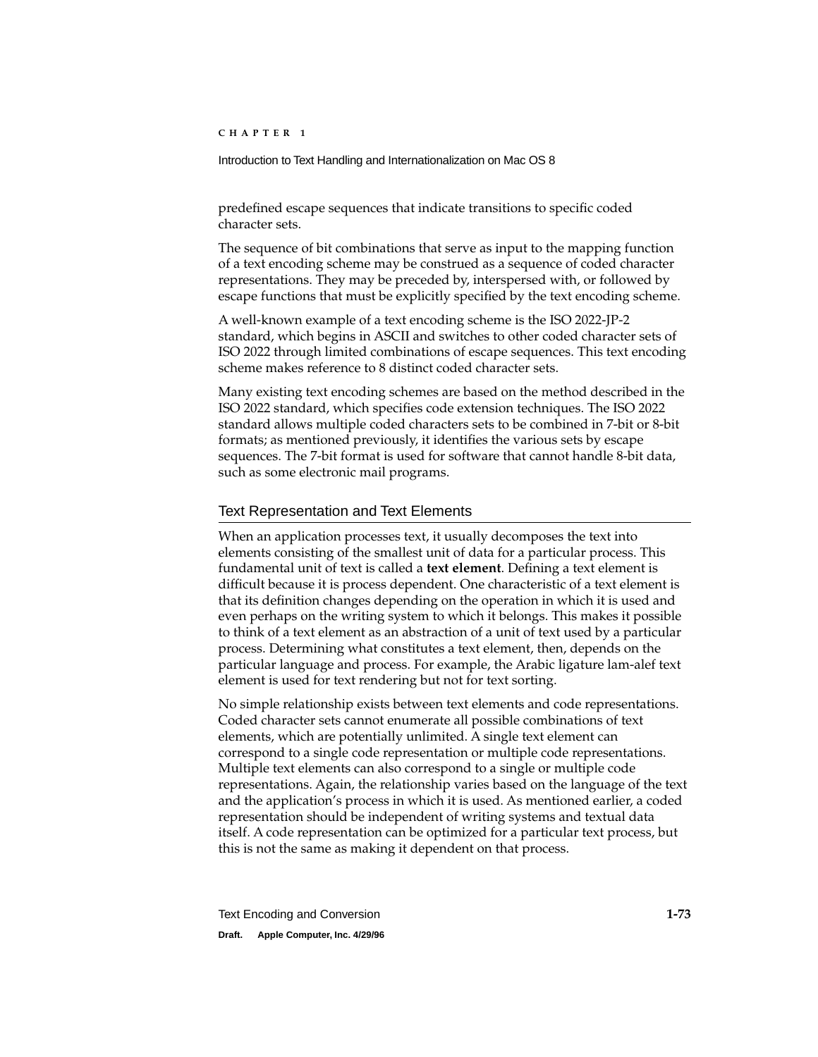predefined escape sequences that indicate transitions to specific coded character sets.

The sequence of bit combinations that serve as input to the mapping function of a text encoding scheme may be construed as a sequence of coded character representations. They may be preceded by, interspersed with, or followed by escape functions that must be explicitly specified by the text encoding scheme.

A well-known example of a text encoding scheme is the ISO 2022-JP-2 standard, which begins in ASCII and switches to other coded character sets of ISO 2022 through limited combinations of escape sequences. This text encoding scheme makes reference to 8 distinct coded character sets.

Many existing text encoding schemes are based on the method described in the ISO 2022 standard, which specifies code extension techniques. The ISO 2022 standard allows multiple coded characters sets to be combined in 7-bit or 8-bit formats; as mentioned previously, it identifies the various sets by escape sequences. The 7-bit format is used for software that cannot handle 8-bit data, such as some electronic mail programs.

## Text Representation and Text Elements

When an application processes text, it usually decomposes the text into elements consisting of the smallest unit of data for a particular process. This fundamental unit of text is called a **text element**. Defining a text element is difficult because it is process dependent. One characteristic of a text element is that its definition changes depending on the operation in which it is used and even perhaps on the writing system to which it belongs. This makes it possible to think of a text element as an abstraction of a unit of text used by a particular process. Determining what constitutes a text element, then, depends on the particular language and process. For example, the Arabic ligature lam-alef text element is used for text rendering but not for text sorting.

No simple relationship exists between text elements and code representations. Coded character sets cannot enumerate all possible combinations of text elements, which are potentially unlimited. A single text element can correspond to a single code representation or multiple code representations. Multiple text elements can also correspond to a single or multiple code representations. Again, the relationship varies based on the language of the text and the application's process in which it is used. As mentioned earlier, a coded representation should be independent of writing systems and textual data itself. A code representation can be optimized for a particular text process, but this is not the same as making it dependent on that process.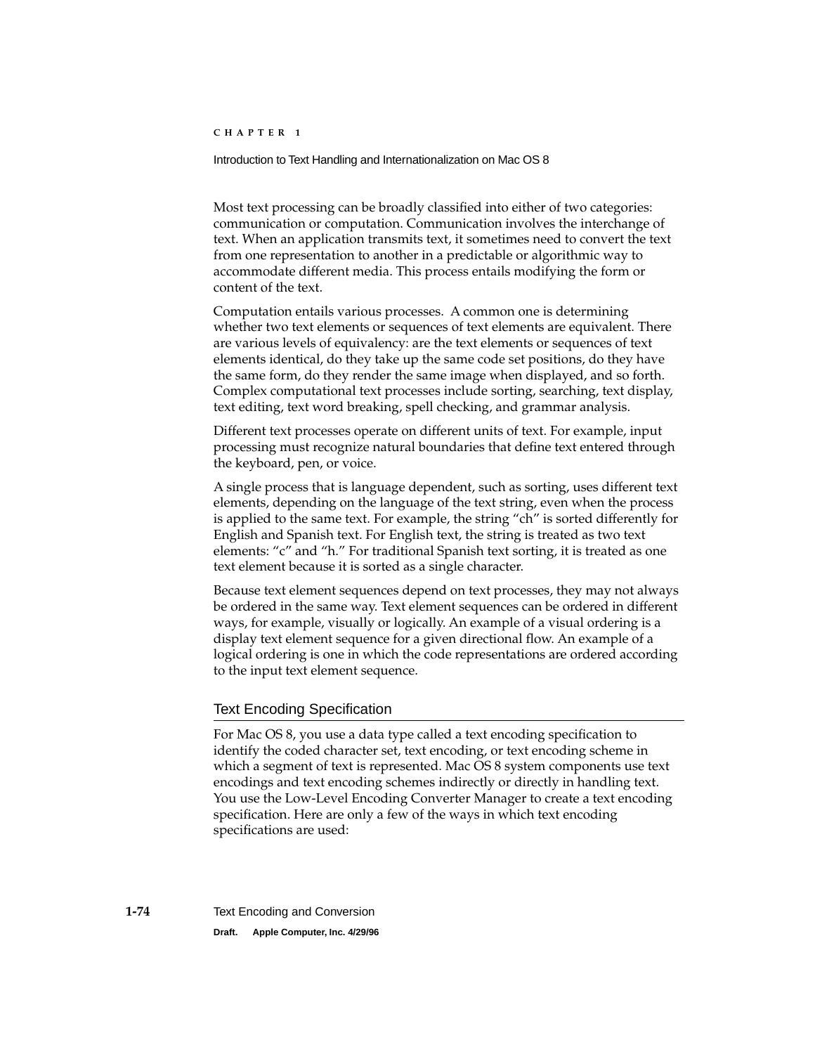Most text processing can be broadly classified into either of two categories: communication or computation. Communication involves the interchange of text. When an application transmits text, it sometimes need to convert the text from one representation to another in a predictable or algorithmic way to accommodate different media. This process entails modifying the form or content of the text.

Computation entails various processes. A common one is determining whether two text elements or sequences of text elements are equivalent. There are various levels of equivalency: are the text elements or sequences of text elements identical, do they take up the same code set positions, do they have the same form, do they render the same image when displayed, and so forth. Complex computational text processes include sorting, searching, text display, text editing, text word breaking, spell checking, and grammar analysis.

Different text processes operate on different units of text. For example, input processing must recognize natural boundaries that define text entered through the keyboard, pen, or voice.

A single process that is language dependent, such as sorting, uses different text elements, depending on the language of the text string, even when the process is applied to the same text. For example, the string "ch" is sorted differently for English and Spanish text. For English text, the string is treated as two text elements: "c" and "h." For traditional Spanish text sorting, it is treated as one text element because it is sorted as a single character.

Because text element sequences depend on text processes, they may not always be ordered in the same way. Text element sequences can be ordered in different ways, for example, visually or logically. An example of a visual ordering is a display text element sequence for a given directional flow. An example of a logical ordering is one in which the code representations are ordered according to the input text element sequence.

## Text Encoding Specification

For Mac OS 8, you use a data type called a text encoding specification to identify the coded character set, text encoding, or text encoding scheme in which a segment of text is represented. Mac OS 8 system components use text encodings and text encoding schemes indirectly or directly in handling text. You use the Low-Level Encoding Converter Manager to create a text encoding specification. Here are only a few of the ways in which text encoding specifications are used: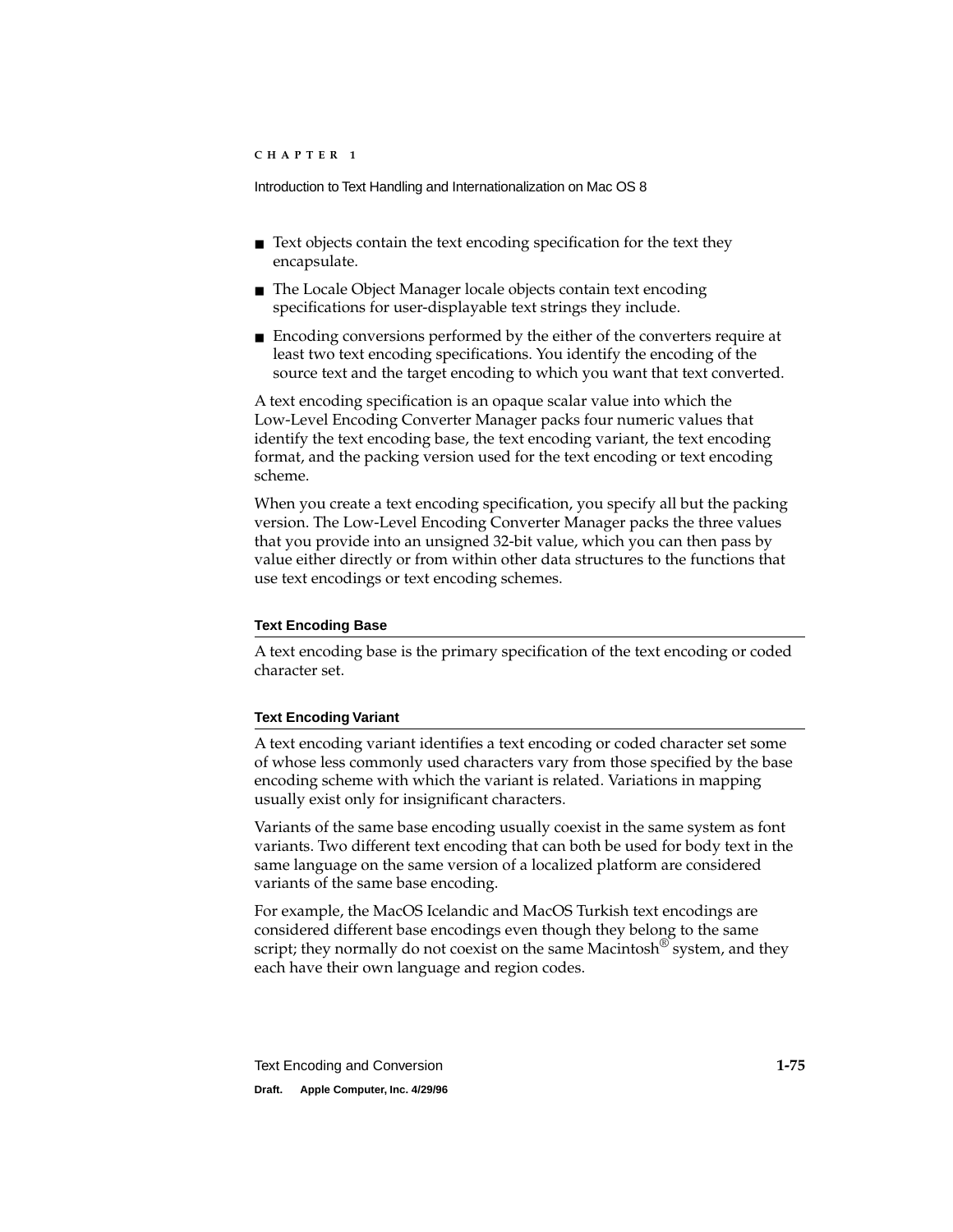- Text objects contain the text encoding specification for the text they encapsulate.
- The Locale Object Manager locale objects contain text encoding specifications for user-displayable text strings they include.
- Encoding conversions performed by the either of the converters require at least two text encoding specifications. You identify the encoding of the source text and the target encoding to which you want that text converted.

A text encoding specification is an opaque scalar value into which the Low-Level Encoding Converter Manager packs four numeric values that identify the text encoding base, the text encoding variant, the text encoding format, and the packing version used for the text encoding or text encoding scheme.

When you create a text encoding specification, you specify all but the packing version. The Low-Level Encoding Converter Manager packs the three values that you provide into an unsigned 32-bit value, which you can then pass by value either directly or from within other data structures to the functions that use text encodings or text encoding schemes.

#### Text Encoding Base

A text encoding base is the primary specification of the text encoding or coded character set.

#### Text Encoding Variant

A text encoding variant identifies a text encoding or coded character set some of whose less commonly used characters vary from those specified by the base encoding scheme with which the variant is related. Variations in mapping usually exist only for insignificant characters.

Variants of the same base encoding usually coexist in the same system as font variants. Two different text encoding that can both be used for body text in the same language on the same version of a localized platform are considered variants of the same base encoding.

For example, the MacOS Icelandic and MacOS Turkish text encodings are considered different base encodings even though they belong to the same script; they normally do not coexist on the same Macintosh® system, and they each have their own language and region codes.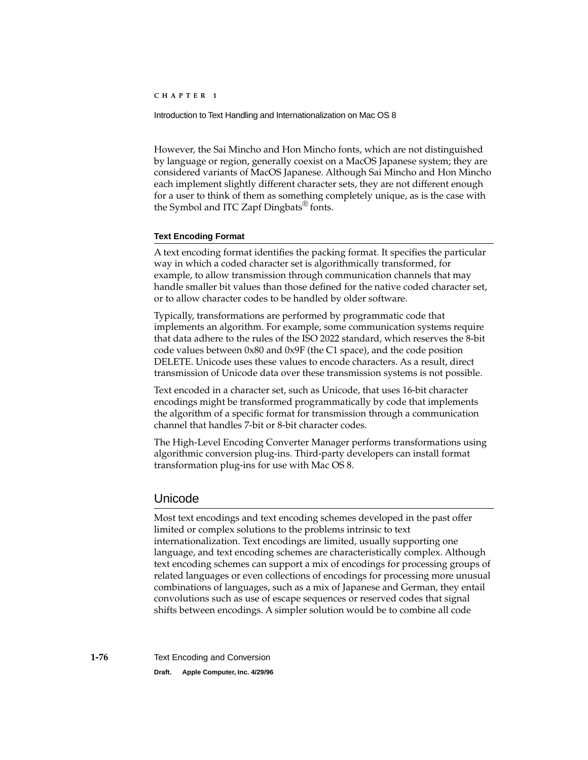However, the Sai Mincho and Hon Mincho fonts, which are not distinguished by language or region, generally coexist on a MacOS Japanese system; they are considered variants of MacOS Japanese. Although Sai Mincho and Hon Mincho each implement slightly different character sets, they are not different enough for a user to think of them as something completely unique, as is the case with the Symbol and ITC Zapf Dingbats® fonts.

#### Text Encoding Format

A text encoding format identifies the packing format. It specifies the particular way in which a coded character set is algorithmically transformed, for example, to allow transmission through communication channels that may handle smaller bit values than those defined for the native coded character set, or to allow character codes to be handled by older software.

Typically, transformations are performed by programmatic code that implements an algorithm. For example, some communication systems require that data adhere to the rules of the ISO 2022 standard, which reserves the 8-bit code values between 0x80 and 0x9F (the C1 space), and the code position DELETE. Unicode uses these values to encode characters. As a result, direct transmission of Unicode data over these transmission systems is not possible.

Text encoded in a character set, such as Unicode, that uses 16-bit character encodings might be transformed programmatically by code that implements the algorithm of a specific format for transmission through a communication channel that handles 7-bit or 8-bit character codes.

The High-Level Encoding Converter Manager performs transformations using algorithmic conversion plug-ins. Third-party developers can install format transformation plug-ins for use with Mac OS 8.

## Unicode

Most text encodings and text encoding schemes developed in the past offer limited or complex solutions to the problems intrinsic to text internationalization. Text encodings are limited, usually supporting one language, and text encoding schemes are characteristically complex. Although text encoding schemes can support a mix of encodings for processing groups of related languages or even collections of encodings for processing more unusual combinations of languages, such as a mix of Japanese and German, they entail convolutions such as use of escape sequences or reserved codes that signal shifts between encodings. A simpler solution would be to combine all code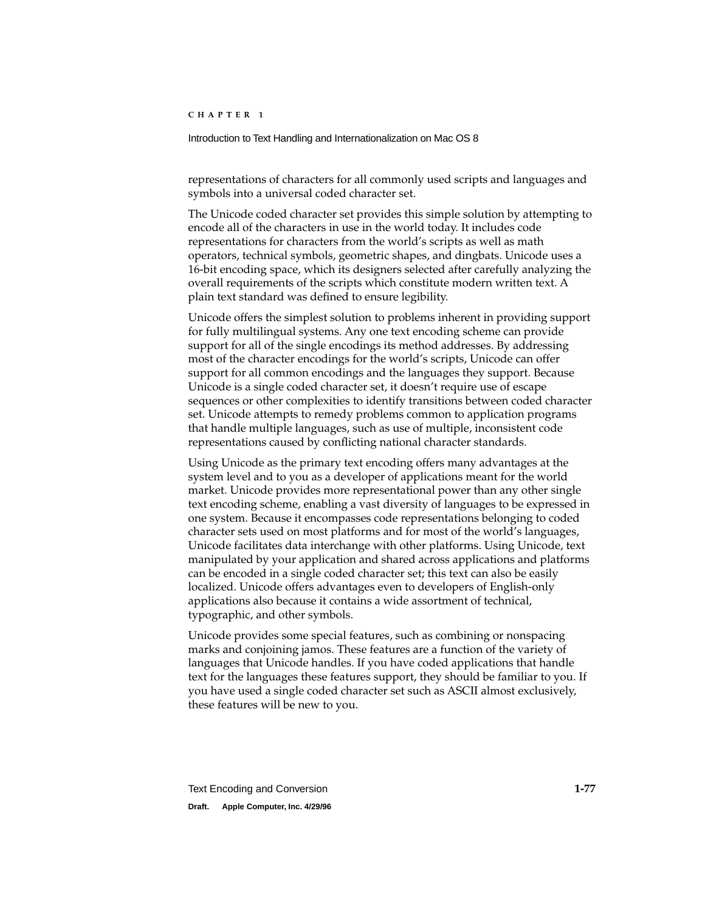representations of characters for all commonly used scripts and languages and symbols into a universal coded character set.

The Unicode coded character set provides this simple solution by attempting to encode all of the characters in use in the world today. It includes code representations for characters from the world's scripts as well as math operators, technical symbols, geometric shapes, and dingbats. Unicode uses a 16-bit encoding space, which its designers selected after carefully analyzing the overall requirements of the scripts which constitute modern written text. A plain text standard was defined to ensure legibility.

Unicode offers the simplest solution to problems inherent in providing support for fully multilingual systems. Any one text encoding scheme can provide support for all of the single encodings its method addresses. By addressing most of the character encodings for the world's scripts, Unicode can offer support for all common encodings and the languages they support. Because Unicode is a single coded character set, it doesn't require use of escape sequences or other complexities to identify transitions between coded character set. Unicode attempts to remedy problems common to application programs that handle multiple languages, such as use of multiple, inconsistent code representations caused by conflicting national character standards.

Using Unicode as the primary text encoding offers many advantages at the system level and to you as a developer of applications meant for the world market. Unicode provides more representational power than any other single text encoding scheme, enabling a vast diversity of languages to be expressed in one system. Because it encompasses code representations belonging to coded character sets used on most platforms and for most of the world's languages, Unicode facilitates data interchange with other platforms. Using Unicode, text manipulated by your application and shared across applications and platforms can be encoded in a single coded character set; this text can also be easily localized. Unicode offers advantages even to developers of English-only applications also because it contains a wide assortment of technical, typographic, and other symbols.

Unicode provides some special features, such as combining or nonspacing marks and conjoining jamos. These features are a function of the variety of languages that Unicode handles. If you have coded applications that handle text for the languages these features support, they should be familiar to you. If you have used a single coded character set such as ASCII almost exclusively, these features will be new to you.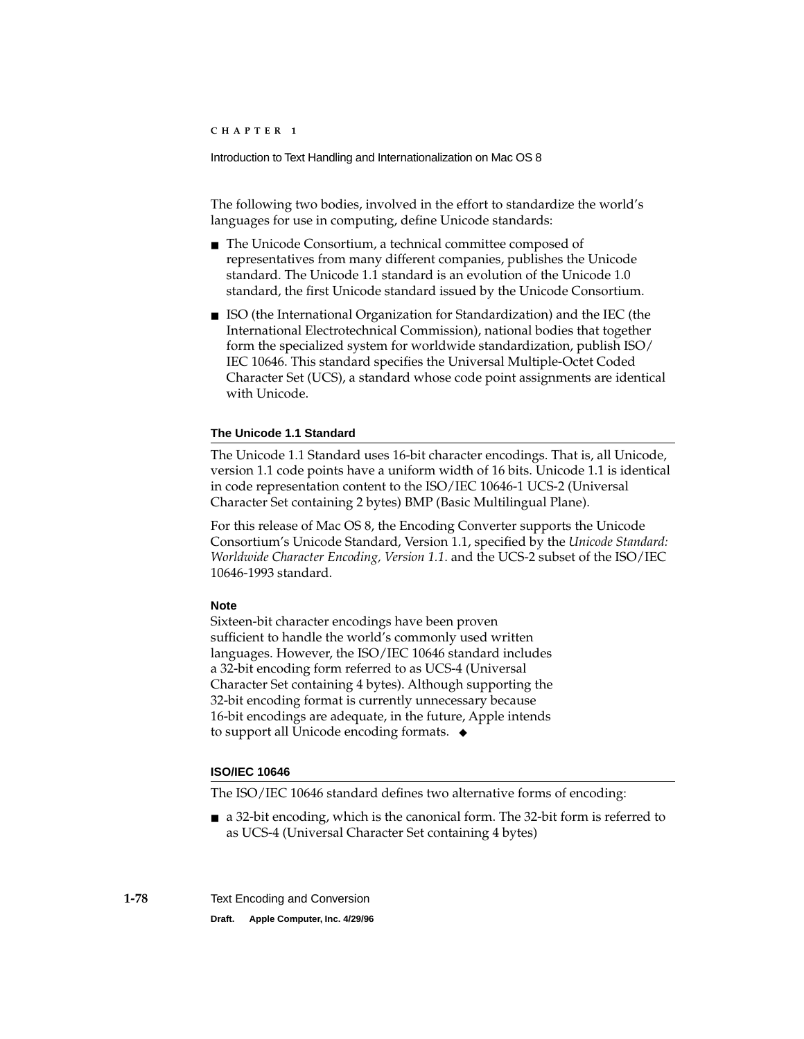The following two bodies, involved in the effort to standardize the world's languages for use in computing, define Unicode standards:

- The Unicode Consortium, a technical committee composed of representatives from many different companies, publishes the Unicode standard. The Unicode 1.1 standard is an evolution of the Unicode 1.0 standard, the first Unicode standard issued by the Unicode Consortium.
- ISO (the International Organization for Standardization) and the IEC (the International Electrotechnical Commission), national bodies that together form the specialized system for worldwide standardization, publish ISO/IEC 10646. This standard specifies the Universal Multiple-Octet Coded Character Set (UCS), a standard whose code point assignments are identical with Unicode.

#### The Unicode 1.1 Standard

The Unicode 1.1 Standard uses 16-bit character encodings. That is, all Unicode, version 1.1 code points have a uniform width of 16 bits. Unicode 1.1 is identical in code representation content to the ISO/IEC 10646-1 UCS-2 (Universal Character Set containing 2 bytes) BMP (Basic Multilingual Plane).

For this release of Mac OS 8, the Encoding Converter supports the Unicode Consortium's Unicode Standard, Version 1.1, specified by the *Unicode Standard: Worldwide Character Encoding, Version 1.1*. and the UCS-2 subset of the ISO/IEC 10646-1993 standard.

**Note**

Sixteen-bit character encodings have been proven sufficient to handle the world's commonly used written languages. However, the ISO/IEC 10646 standard includes a 32-bit encoding form referred to as UCS-4 (Universal Character Set containing 4 bytes). Although supporting the 32-bit encoding format is currently unnecessary because 16-bit encodings are adequate, in the future, Apple intends to support all Unicode encoding formats. ◆

#### ISO/IEC 10646

The ISO/IEC 10646 standard defines two alternative forms of encoding:

- a 32-bit encoding, which is the canonical form. The 32-bit form is referred to as UCS-4 (Universal Character Set containing 4 bytes)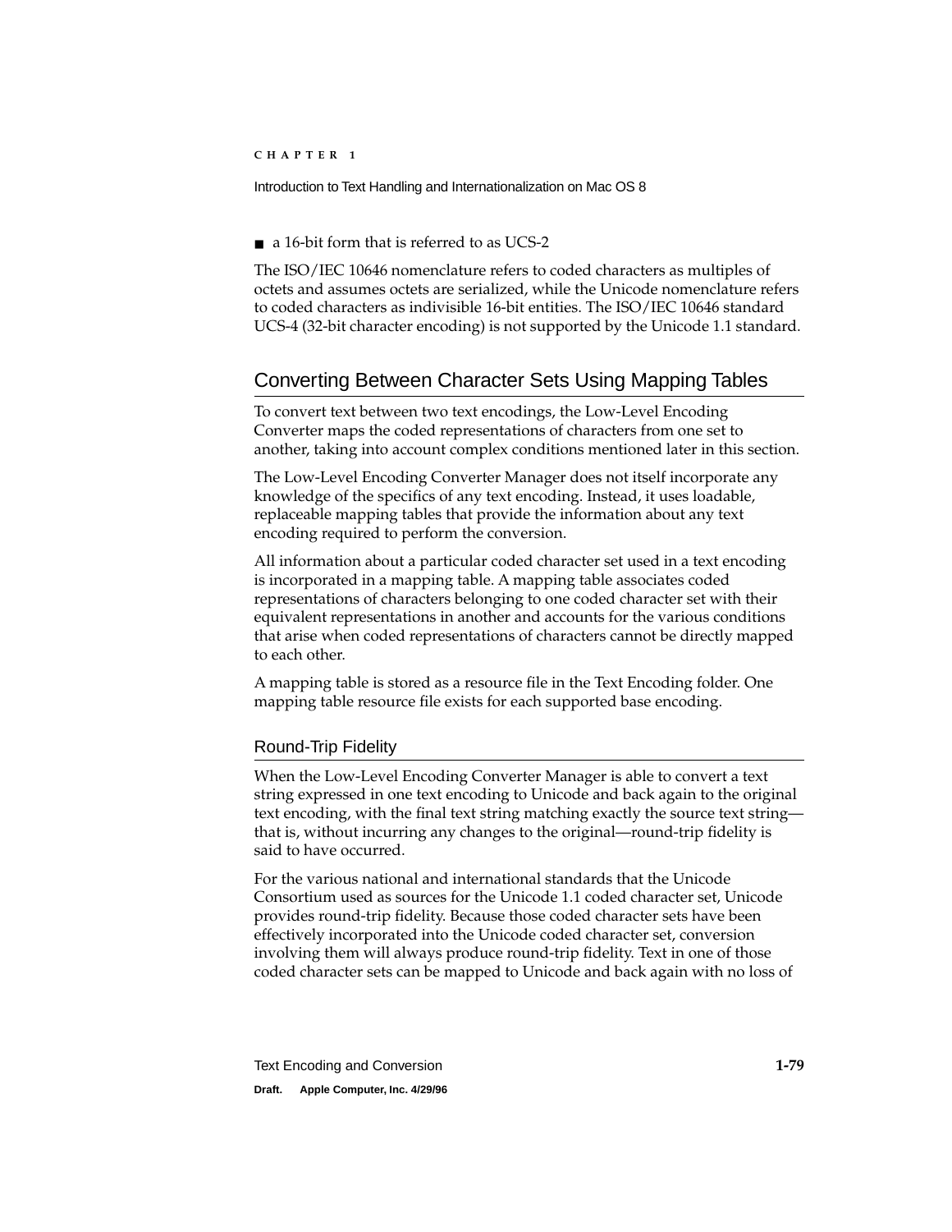- a 16-bit form that is referred to as UCS-2

The ISO/IEC 10646 nomenclature refers to coded characters as multiples of octets and assumes octets are serialized, while the Unicode nomenclature refers to coded characters as indivisible 16-bit entities. The ISO/IEC 10646 standard UCS-4 (32-bit character encoding) is not supported by the Unicode 1.1 standard.

## Converting Between Character Sets Using Mapping Tables

To convert text between two text encodings, the Low-Level Encoding Converter maps the coded representations of characters from one set to another, taking into account complex conditions mentioned later in this section.

The Low-Level Encoding Converter Manager does not itself incorporate any knowledge of the specifics of any text encoding. Instead, it uses loadable, replaceable mapping tables that provide the information about any text encoding required to perform the conversion.

All information about a particular coded character set used in a text encoding is incorporated in a mapping table. A mapping table associates coded representations of characters belonging to one coded character set with their equivalent representations in another and accounts for the various conditions that arise when coded representations of characters cannot be directly mapped to each other.

A mapping table is stored as a resource file in the Text Encoding folder. One mapping table resource file exists for each supported base encoding.

### Round-Trip Fidelity

When the Low-Level Encoding Converter Manager is able to convert a text string expressed in one text encoding to Unicode and back again to the original text encoding, with the final text string matching exactly the source text string—that is, without incurring any changes to the original—round-trip fidelity is said to have occurred.

For the various national and international standards that the Unicode Consortium used as sources for the Unicode 1.1 coded character set, Unicode provides round-trip fidelity. Because those coded character sets have been effectively incorporated into the Unicode coded character set, conversion involving them will always produce round-trip fidelity. Text in one of those coded character sets can be mapped to Unicode and back again with no loss of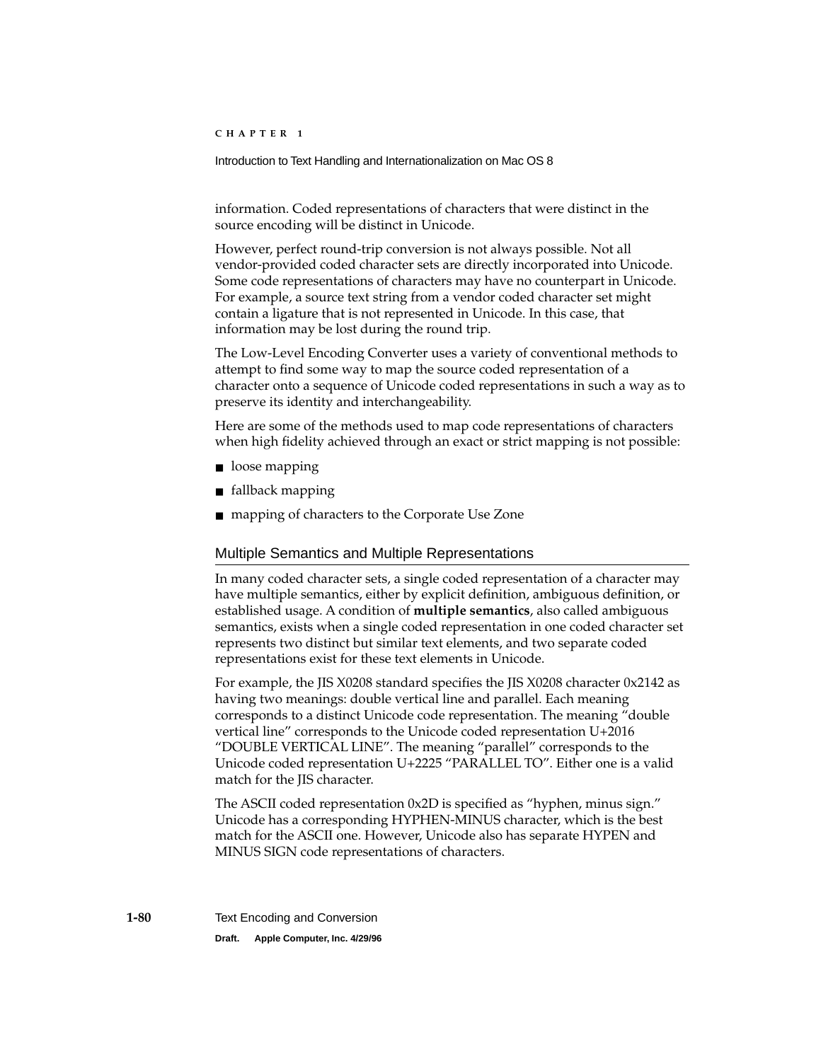information. Coded representations of characters that were distinct in the source encoding will be distinct in Unicode.

However, perfect round-trip conversion is not always possible. Not all vendor-provided coded character sets are directly incorporated into Unicode. Some code representations of characters may have no counterpart in Unicode. For example, a source text string from a vendor coded character set might contain a ligature that is not represented in Unicode. In this case, that information may be lost during the round trip.

The Low-Level Encoding Converter uses a variety of conventional methods to attempt to find some way to map the source coded representation of a character onto a sequence of Unicode coded representations in such a way as to preserve its identity and interchangeability.

Here are some of the methods used to map code representations of characters when high fidelity achieved through an exact or strict mapping is not possible:

- loose mapping
- fallback mapping
- mapping of characters to the Corporate Use Zone

## Multiple Semantics and Multiple Representations

In many coded character sets, a single coded representation of a character may have multiple semantics, either by explicit definition, ambiguous definition, or established usage. A condition of **multiple semantics**, also called ambiguous semantics, exists when a single coded representation in one coded character set represents two distinct but similar text elements, and two separate coded representations exist for these text elements in Unicode.

For example, the JIS X0208 standard specifies the JIS X0208 character 0x2142 as having two meanings: double vertical line and parallel. Each meaning corresponds to a distinct Unicode code representation. The meaning "double vertical line" corresponds to the Unicode coded representation U+2016 "DOUBLE VERTICAL LINE". The meaning "parallel" corresponds to the Unicode coded representation U+2225 "PARALLEL TO". Either one is a valid match for the JIS character.

The ASCII coded representation 0x2D is specified as "hyphen, minus sign." Unicode has a corresponding HYPHEN-MINUS character, which is the best match for the ASCII one. However, Unicode also has separate HYPEN and MINUS SIGN code representations of characters.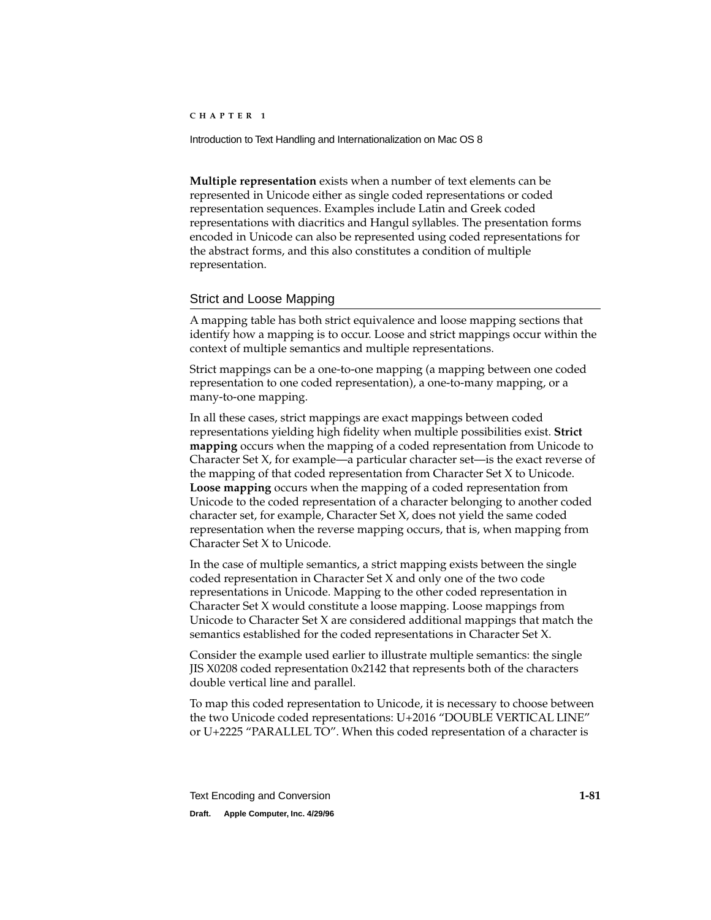**Multiple representation** exists when a number of text elements can be represented in Unicode either as single coded representations or coded representation sequences. Examples include Latin and Greek coded representations with diacritics and Hangul syllables. The presentation forms encoded in Unicode can also be represented using coded representations for the abstract forms, and this also constitutes a condition of multiple representation.

## Strict and Loose Mapping

A mapping table has both strict equivalence and loose mapping sections that identify how a mapping is to occur. Loose and strict mappings occur within the context of multiple semantics and multiple representations.

Strict mappings can be a one-to-one mapping (a mapping between one coded representation to one coded representation), a one-to-many mapping, or a many-to-one mapping.

In all these cases, strict mappings are exact mappings between coded representations yielding high fidelity when multiple possibilities exist. **Strict mapping** occurs when the mapping of a coded representation from Unicode to Character Set X, for example—a particular character set—is the exact reverse of the mapping of that coded representation from Character Set X to Unicode. **Loose mapping** occurs when the mapping of a coded representation from Unicode to the coded representation of a character belonging to another coded character set, for example, Character Set X, does not yield the same coded representation when the reverse mapping occurs, that is, when mapping from Character Set X to Unicode.

In the case of multiple semantics, a strict mapping exists between the single coded representation in Character Set X and only one of the two code representations in Unicode. Mapping to the other coded representation in Character Set X would constitute a loose mapping. Loose mappings from Unicode to Character Set X are considered additional mappings that match the semantics established for the coded representations in Character Set X.

Consider the example used earlier to illustrate multiple semantics: the single JIS X0208 coded representation 0x2142 that represents both of the characters double vertical line and parallel.

To map this coded representation to Unicode, it is necessary to choose between the two Unicode coded representations: U+2016 “DOUBLE VERTICAL LINE” or U+2225 “PARALLEL TO”. When this coded representation of a character is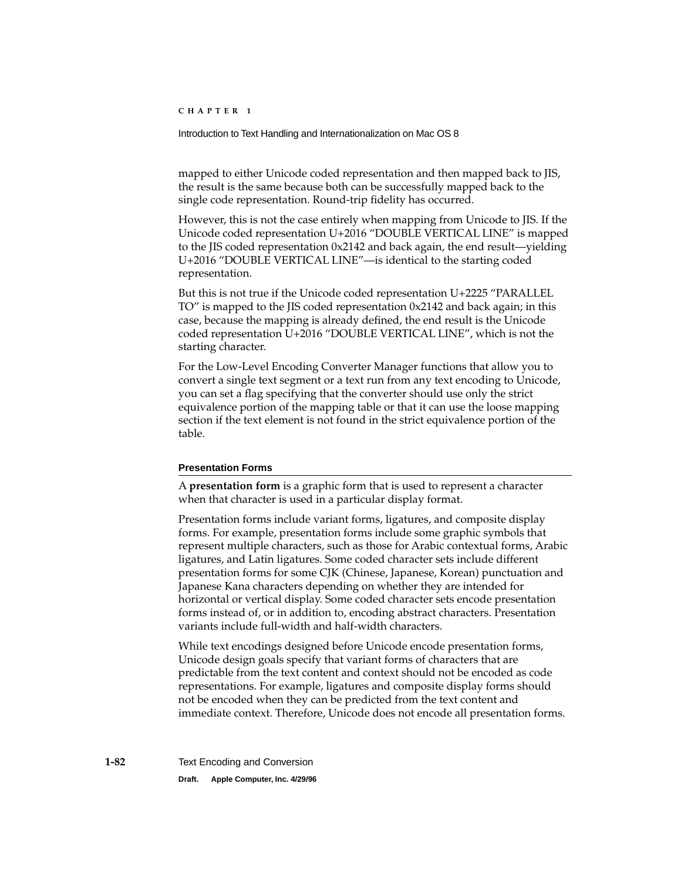mapped to either Unicode coded representation and then mapped back to JIS, the result is the same because both can be successfully mapped back to the single code representation. Round-trip fidelity has occurred.

However, this is not the case entirely when mapping from Unicode to JIS. If the Unicode coded representation U+2016 "DOUBLE VERTICAL LINE" is mapped to the JIS coded representation 0x2142 and back again, the end result—yielding U+2016 "DOUBLE VERTICAL LINE"—is identical to the starting coded representation.

But this is not true if the Unicode coded representation U+2225 "PARALLEL TO" is mapped to the JIS coded representation 0x2142 and back again; in this case, because the mapping is already defined, the end result is the Unicode coded representation U+2016 "DOUBLE VERTICAL LINE", which is not the starting character.

For the Low-Level Encoding Converter Manager functions that allow you to convert a single text segment or a text run from any text encoding to Unicode, you can set a flag specifying that the converter should use only the strict equivalence portion of the mapping table or that it can use the loose mapping section if the text element is not found in the strict equivalence portion of the table.

#### Presentation Forms

A **presentation form** is a graphic form that is used to represent a character when that character is used in a particular display format.

Presentation forms include variant forms, ligatures, and composite display forms. For example, presentation forms include some graphic symbols that represent multiple characters, such as those for Arabic contextual forms, Arabic ligatures, and Latin ligatures. Some coded character sets include different presentation forms for some CJK (Chinese, Japanese, Korean) punctuation and Japanese Kana characters depending on whether they are intended for horizontal or vertical display. Some coded character sets encode presentation forms instead of, or in addition to, encoding abstract characters. Presentation variants include full-width and half-width characters.

While text encodings designed before Unicode encode presentation forms, Unicode design goals specify that variant forms of characters that are predictable from the text content and context should not be encoded as code representations. For example, ligatures and composite display forms should not be encoded when they can be predicted from the text content and immediate context. Therefore, Unicode does not encode all presentation forms.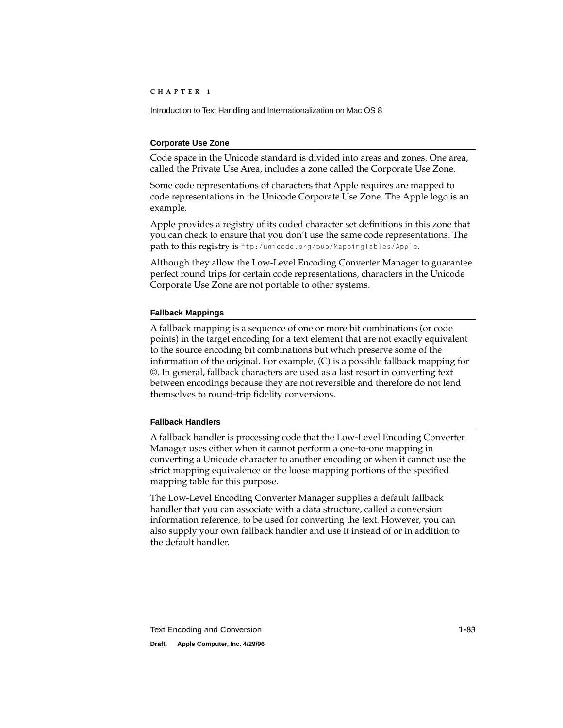### Corporate Use Zone

Code space in the Unicode standard is divided into areas and zones. One area, called the Private Use Area, includes a zone called the Corporate Use Zone.

Some code representations of characters that Apple requires are mapped to code representations in the Unicode Corporate Use Zone. The Apple logo is an example.

Apple provides a registry of its coded character set definitions in this zone that you can check to ensure that you don't use the same code representations. The path to this registry is `ftp:/unicode.org/pub/MappingTables/Apple`.

Although they allow the Low-Level Encoding Converter Manager to guarantee perfect round trips for certain code representations, characters in the Unicode Corporate Use Zone are not portable to other systems.

### Fallback Mappings

A fallback mapping is a sequence of one or more bit combinations (or code points) in the target encoding for a text element that are not exactly equivalent to the source encoding bit combinations but which preserve some of the information of the original. For example, (C) is a possible fallback mapping for ©. In general, fallback characters are used as a last resort in converting text between encodings because they are not reversible and therefore do not lend themselves to round-trip fidelity conversions.

### Fallback Handlers

A fallback handler is processing code that the Low-Level Encoding Converter Manager uses either when it cannot perform a one-to-one mapping in converting a Unicode character to another encoding or when it cannot use the strict mapping equivalence or the loose mapping portions of the specified mapping table for this purpose.

The Low-Level Encoding Converter Manager supplies a default fallback handler that you can associate with a data structure, called a conversion information reference, to be used for converting the text. However, you can also supply your own fallback handler and use it instead of or in addition to the default handler.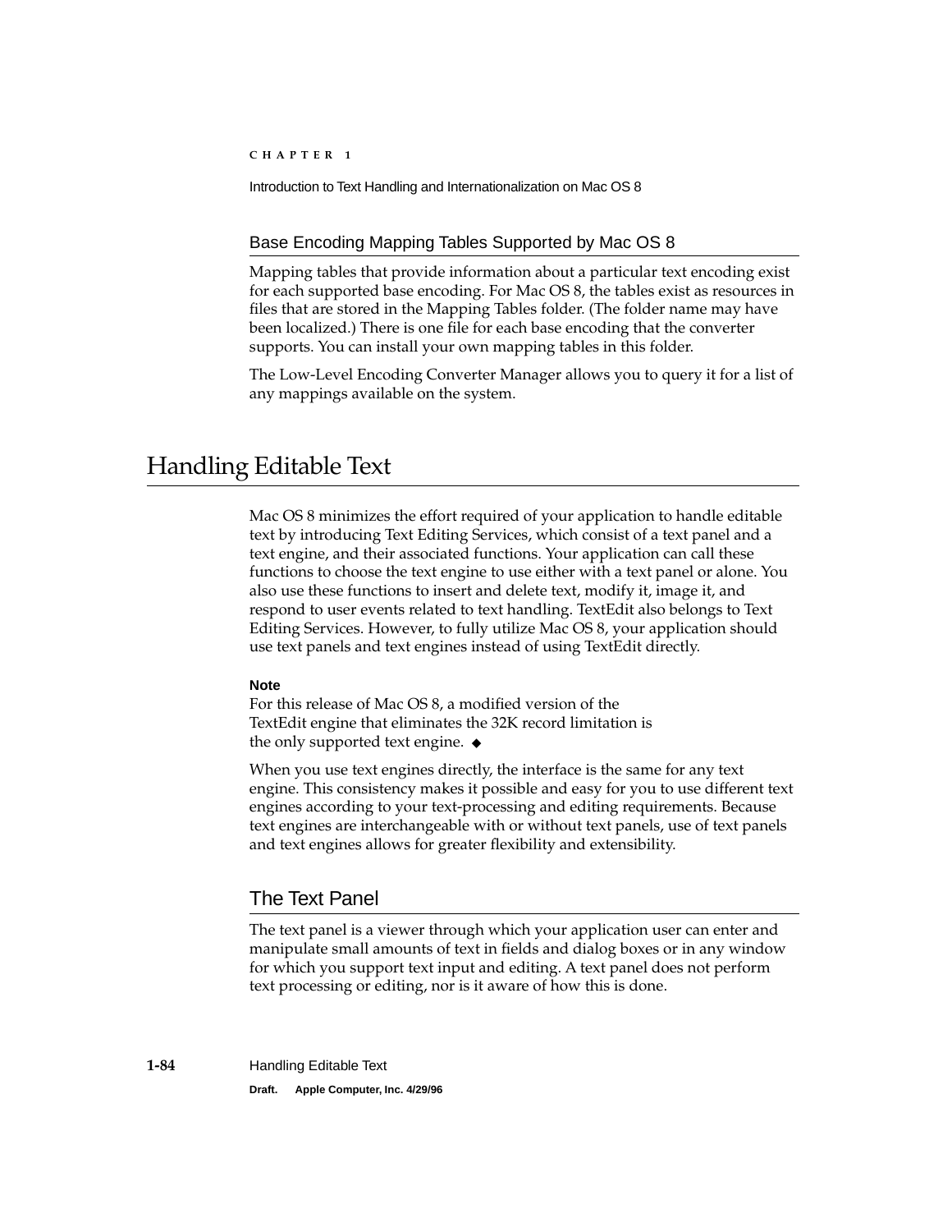### Base Encoding Mapping Tables Supported by Mac OS 8

Mapping tables that provide information about a particular text encoding exist for each supported base encoding. For Mac OS 8, the tables exist as resources in files that are stored in the Mapping Tables folder. (The folder name may have been localized.) There is one file for each base encoding that the converter supports. You can install your own mapping tables in this folder.

The Low-Level Encoding Converter Manager allows you to query it for a list of any mappings available on the system.

## Handling Editable Text

Mac OS 8 minimizes the effort required of your application to handle editable text by introducing Text Editing Services, which consist of a text panel and a text engine, and their associated functions. Your application can call these functions to choose the text engine to use either with a text panel or alone. You also use these functions to insert and delete text, modify it, image it, and respond to user events related to text handling. TextEdit also belongs to Text Editing Services. However, to fully utilize Mac OS 8, your application should use text panels and text engines instead of using TextEdit directly.

**Note**
For this release of Mac OS 8, a modified version of the TextEdit engine that eliminates the 32K record limitation is the only supported text engine. ◆

When you use text engines directly, the interface is the same for any text engine. This consistency makes it possible and easy for you to use different text engines according to your text-processing and editing requirements. Because text engines are interchangeable with or without text panels, use of text panels and text engines allows for greater flexibility and extensibility.

### The Text Panel

The text panel is a viewer through which your application user can enter and manipulate small amounts of text in fields and dialog boxes or in any window for which you support text input and editing. A text panel does not perform text processing or editing, nor is it aware of how this is done.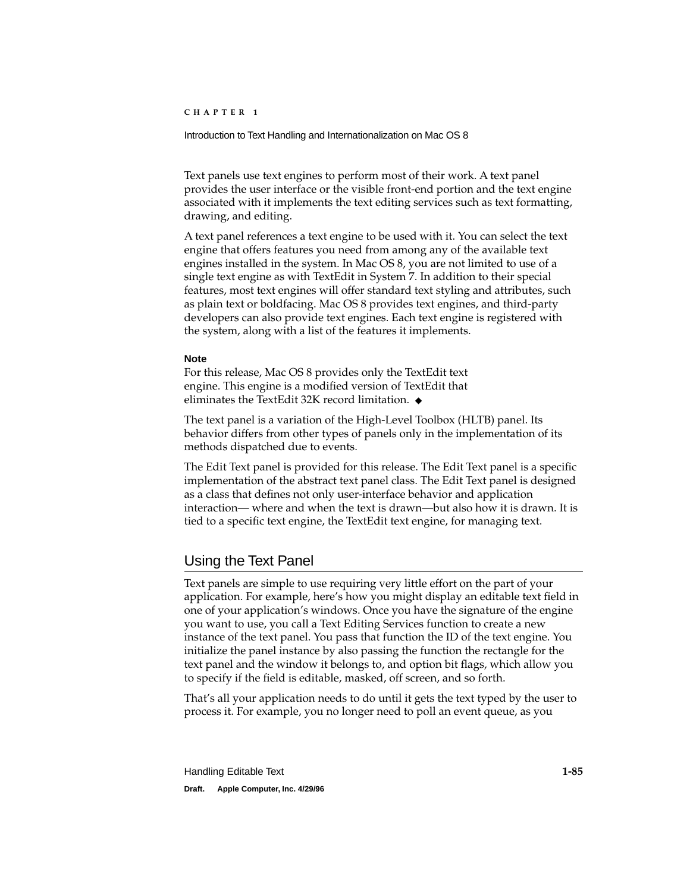Text panels use text engines to perform most of their work. A text panel provides the user interface or the visible front-end portion and the text engine associated with it implements the text editing services such as text formatting, drawing, and editing.

A text panel references a text engine to be used with it. You can select the text engine that offers features you need from among any of the available text engines installed in the system. In Mac OS 8, you are not limited to use of a single text engine as with TextEdit in System 7. In addition to their special features, most text engines will offer standard text styling and attributes, such as plain text or boldfacing. Mac OS 8 provides text engines, and third-party developers can also provide text engines. Each text engine is registered with the system, along with a list of the features it implements.

**Note**

For this release, Mac OS 8 provides only the TextEdit text engine. This engine is a modified version of TextEdit that eliminates the TextEdit 32K record limitation. ◆

The text panel is a variation of the High-Level Toolbox (HLTB) panel. Its behavior differs from other types of panels only in the implementation of its methods dispatched due to events.

The Edit Text panel is provided for this release. The Edit Text panel is a specific implementation of the abstract text panel class. The Edit Text panel is designed as a class that defines not only user-interface behavior and application interaction— where and when the text is drawn—but also how it is drawn. It is tied to a specific text engine, the TextEdit text engine, for managing text.

## Using the Text Panel

Text panels are simple to use requiring very little effort on the part of your application. For example, here's how you might display an editable text field in one of your application's windows. Once you have the signature of the engine you want to use, you call a Text Editing Services function to create a new instance of the text panel. You pass that function the ID of the text engine. You initialize the panel instance by also passing the function the rectangle for the text panel and the window it belongs to, and option bit flags, which allow you to specify if the field is editable, masked, off screen, and so forth.

That's all your application needs to do until it gets the text typed by the user to process it. For example, you no longer need to poll an event queue, as you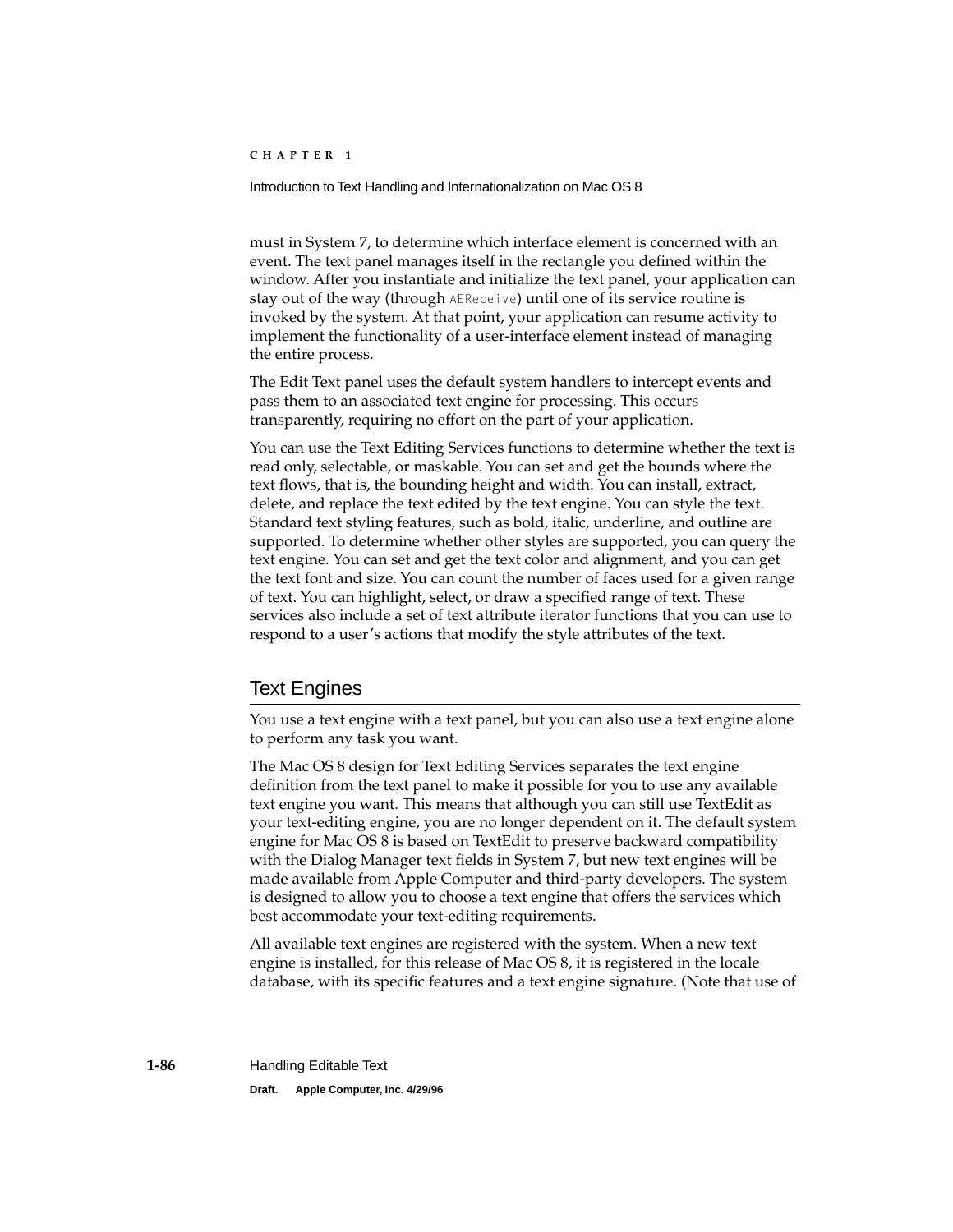must in System 7, to determine which interface element is concerned with an event. The text panel manages itself in the rectangle you defined within the window. After you instantiate and initialize the text panel, your application can stay out of the way (through `AEReceive`) until one of its service routine is invoked by the system. At that point, your application can resume activity to implement the functionality of a user-interface element instead of managing the entire process.

The Edit Text panel uses the default system handlers to intercept events and pass them to an associated text engine for processing. This occurs transparently, requiring no effort on the part of your application.

You can use the Text Editing Services functions to determine whether the text is read only, selectable, or maskable. You can set and get the bounds where the text flows, that is, the bounding height and width. You can install, extract, delete, and replace the text edited by the text engine. You can style the text. Standard text styling features, such as bold, italic, underline, and outline are supported. To determine whether other styles are supported, you can query the text engine. You can set and get the text color and alignment, and you can get the text font and size. You can count the number of faces used for a given range of text. You can highlight, select, or draw a specified range of text. These services also include a set of text attribute iterator functions that you can use to respond to a user's actions that modify the style attributes of the text.

## Text Engines

You use a text engine with a text panel, but you can also use a text engine alone to perform any task you want.

The Mac OS 8 design for Text Editing Services separates the text engine definition from the text panel to make it possible for you to use any available text engine you want. This means that although you can still use TextEdit as your text-editing engine, you are no longer dependent on it. The default system engine for Mac OS 8 is based on TextEdit to preserve backward compatibility with the Dialog Manager text fields in System 7, but new text engines will be made available from Apple Computer and third-party developers. The system is designed to allow you to choose a text engine that offers the services which best accommodate your text-editing requirements.

All available text engines are registered with the system. When a new text engine is installed, for this release of Mac OS 8, it is registered in the locale database, with its specific features and a text engine signature. (Note that use of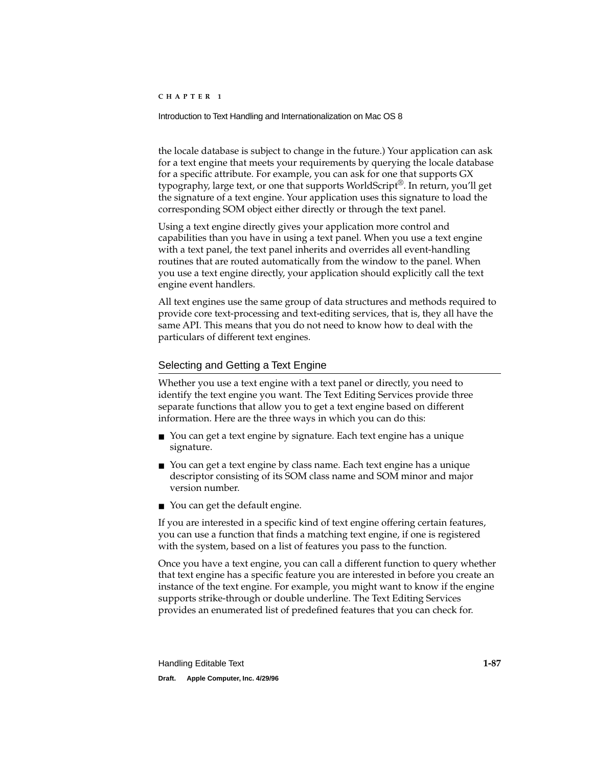the locale database is subject to change in the future.) Your application can ask for a text engine that meets your requirements by querying the locale database for a specific attribute. For example, you can ask for one that supports GX typography, large text, or one that supports WorldScript®. In return, you'll get the signature of a text engine. Your application uses this signature to load the corresponding SOM object either directly or through the text panel.

Using a text engine directly gives your application more control and capabilities than you have in using a text panel. When you use a text engine with a text panel, the text panel inherits and overrides all event-handling routines that are routed automatically from the window to the panel. When you use a text engine directly, your application should explicitly call the text engine event handlers.

All text engines use the same group of data structures and methods required to provide core text-processing and text-editing services, that is, they all have the same API. This means that you do not need to know how to deal with the particulars of different text engines.

## Selecting and Getting a Text Engine

Whether you use a text engine with a text panel or directly, you need to identify the text engine you want. The Text Editing Services provide three separate functions that allow you to get a text engine based on different information. Here are the three ways in which you can do this:

- You can get a text engine by signature. Each text engine has a unique signature.
- You can get a text engine by class name. Each text engine has a unique descriptor consisting of its SOM class name and SOM minor and major version number.
- You can get the default engine.

If you are interested in a specific kind of text engine offering certain features, you can use a function that finds a matching text engine, if one is registered with the system, based on a list of features you pass to the function.

Once you have a text engine, you can call a different function to query whether that text engine has a specific feature you are interested in before you create an instance of the text engine. For example, you might want to know if the engine supports strike-through or double underline. The Text Editing Services provides an enumerated list of predefined features that you can check for.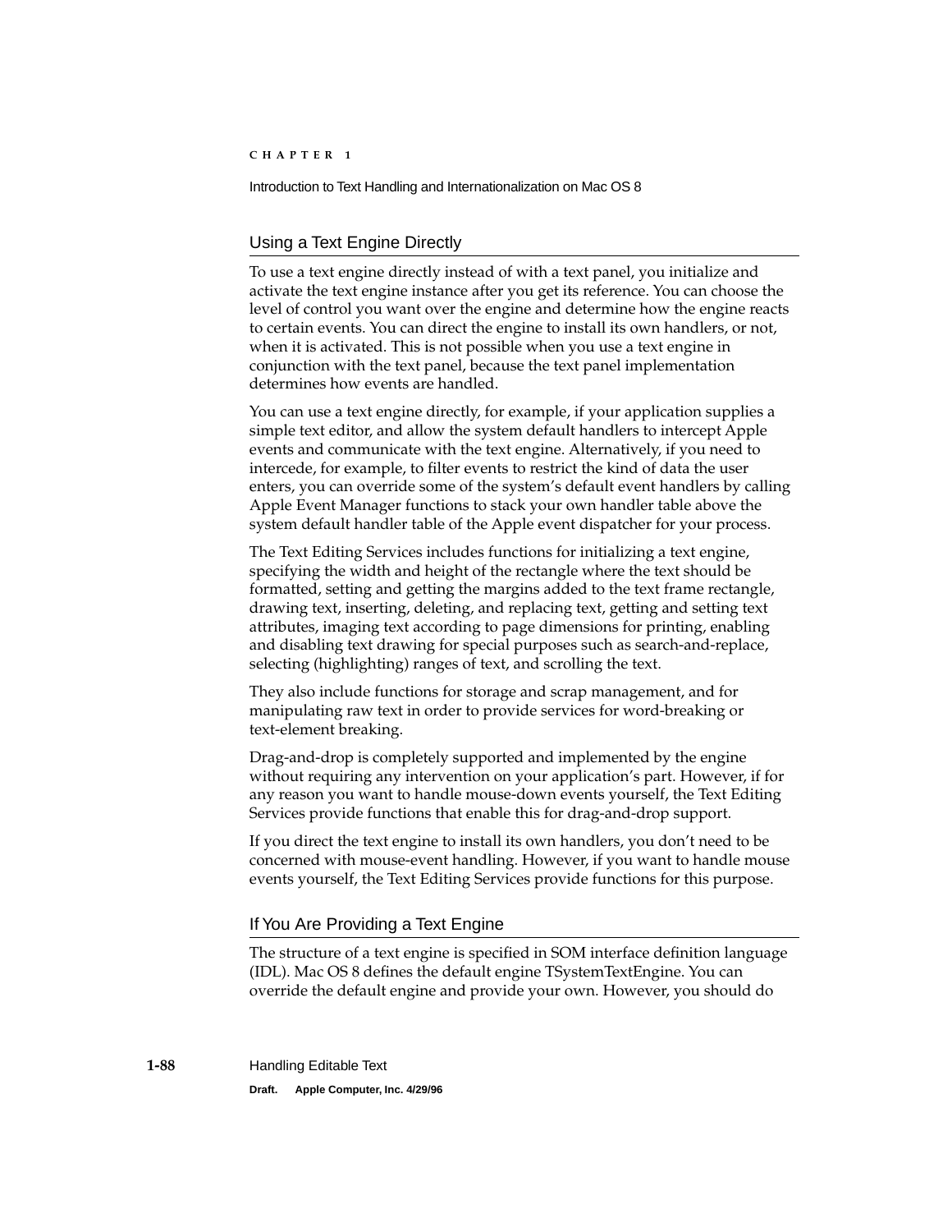## Using a Text Engine Directly

To use a text engine directly instead of with a text panel, you initialize and activate the text engine instance after you get its reference. You can choose the level of control you want over the engine and determine how the engine reacts to certain events. You can direct the engine to install its own handlers, or not, when it is activated. This is not possible when you use a text engine in conjunction with the text panel, because the text panel implementation determines how events are handled.

You can use a text engine directly, for example, if your application supplies a simple text editor, and allow the system default handlers to intercept Apple events and communicate with the text engine. Alternatively, if you need to intercede, for example, to filter events to restrict the kind of data the user enters, you can override some of the system's default event handlers by calling Apple Event Manager functions to stack your own handler table above the system default handler table of the Apple event dispatcher for your process.

The Text Editing Services includes functions for initializing a text engine, specifying the width and height of the rectangle where the text should be formatted, setting and getting the margins added to the text frame rectangle, drawing text, inserting, deleting, and replacing text, getting and setting text attributes, imaging text according to page dimensions for printing, enabling and disabling text drawing for special purposes such as search-and-replace, selecting (highlighting) ranges of text, and scrolling the text.

They also include functions for storage and scrap management, and for manipulating raw text in order to provide services for word-breaking or text-element breaking.

Drag-and-drop is completely supported and implemented by the engine without requiring any intervention on your application's part. However, if for any reason you want to handle mouse-down events yourself, the Text Editing Services provide functions that enable this for drag-and-drop support.

If you direct the text engine to install its own handlers, you don't need to be concerned with mouse-event handling. However, if you want to handle mouse events yourself, the Text Editing Services provide functions for this purpose.

## If You Are Providing a Text Engine

The structure of a text engine is specified in SOM interface definition language (IDL). Mac OS 8 defines the default engine TSystemTextEngine. You can override the default engine and provide your own. However, you should do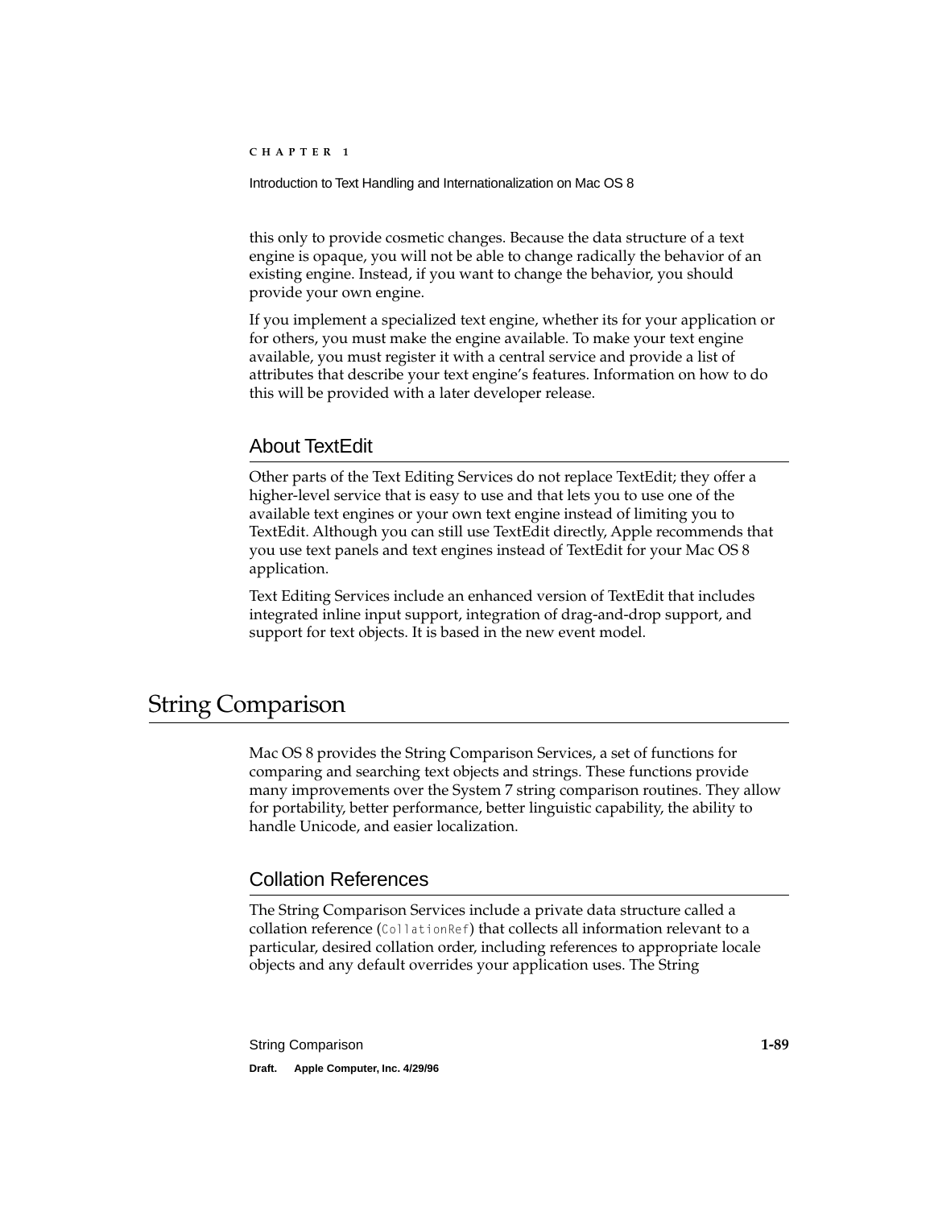this only to provide cosmetic changes. Because the data structure of a text engine is opaque, you will not be able to change radically the behavior of an existing engine. Instead, if you want to change the behavior, you should provide your own engine.

If you implement a specialized text engine, whether its for your application or for others, you must make the engine available. To make your text engine available, you must register it with a central service and provide a list of attributes that describe your text engine's features. Information on how to do this will be provided with a later developer release.

## About TextEdit

Other parts of the Text Editing Services do not replace TextEdit; they offer a higher-level service that is easy to use and that lets you to use one of the available text engines or your own text engine instead of limiting you to TextEdit. Although you can still use TextEdit directly, Apple recommends that you use text panels and text engines instead of TextEdit for your Mac OS 8 application.

Text Editing Services include an enhanced version of TextEdit that includes integrated inline input support, integration of drag-and-drop support, and support for text objects. It is based in the new event model.

# String Comparison

Mac OS 8 provides the String Comparison Services, a set of functions for comparing and searching text objects and strings. These functions provide many improvements over the System 7 string comparison routines. They allow for portability, better performance, better linguistic capability, the ability to handle Unicode, and easier localization.

## Collation References

The String Comparison Services include a private data structure called a collation reference (`CollationRef`) that collects all information relevant to a particular, desired collation order, including references to appropriate locale objects and any default overrides your application uses. The String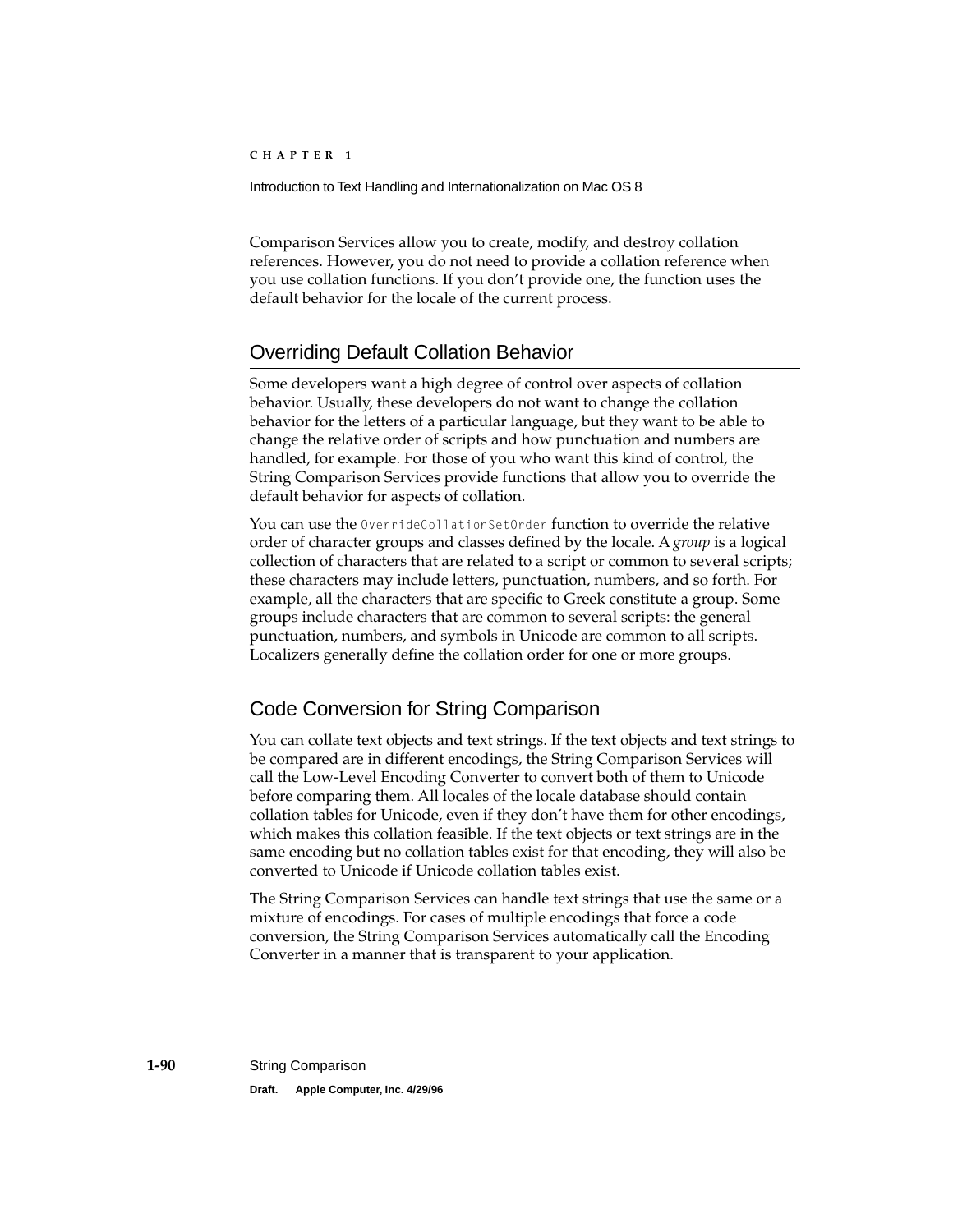Comparison Services allow you to create, modify, and destroy collation references. However, you do not need to provide a collation reference when you use collation functions. If you don't provide one, the function uses the default behavior for the locale of the current process.

## Overriding Default Collation Behavior

Some developers want a high degree of control over aspects of collation behavior. Usually, these developers do not want to change the collation behavior for the letters of a particular language, but they want to be able to change the relative order of scripts and how punctuation and numbers are handled, for example. For those of you who want this kind of control, the String Comparison Services provide functions that allow you to override the default behavior for aspects of collation.

You can use the `OverrideCollationSetOrder` function to override the relative order of character groups and classes defined by the locale. A *group* is a logical collection of characters that are related to a script or common to several scripts; these characters may include letters, punctuation, numbers, and so forth. For example, all the characters that are specific to Greek constitute a group. Some groups include characters that are common to several scripts: the general punctuation, numbers, and symbols in Unicode are common to all scripts. Localizers generally define the collation order for one or more groups.

## Code Conversion for String Comparison

You can collate text objects and text strings. If the text objects and text strings to be compared are in different encodings, the String Comparison Services will call the Low-Level Encoding Converter to convert both of them to Unicode before comparing them. All locales of the locale database should contain collation tables for Unicode, even if they don't have them for other encodings, which makes this collation feasible. If the text objects or text strings are in the same encoding but no collation tables exist for that encoding, they will also be converted to Unicode if Unicode collation tables exist.

The String Comparison Services can handle text strings that use the same or a mixture of encodings. For cases of multiple encodings that force a code conversion, the String Comparison Services automatically call the Encoding Converter in a manner that is transparent to your application.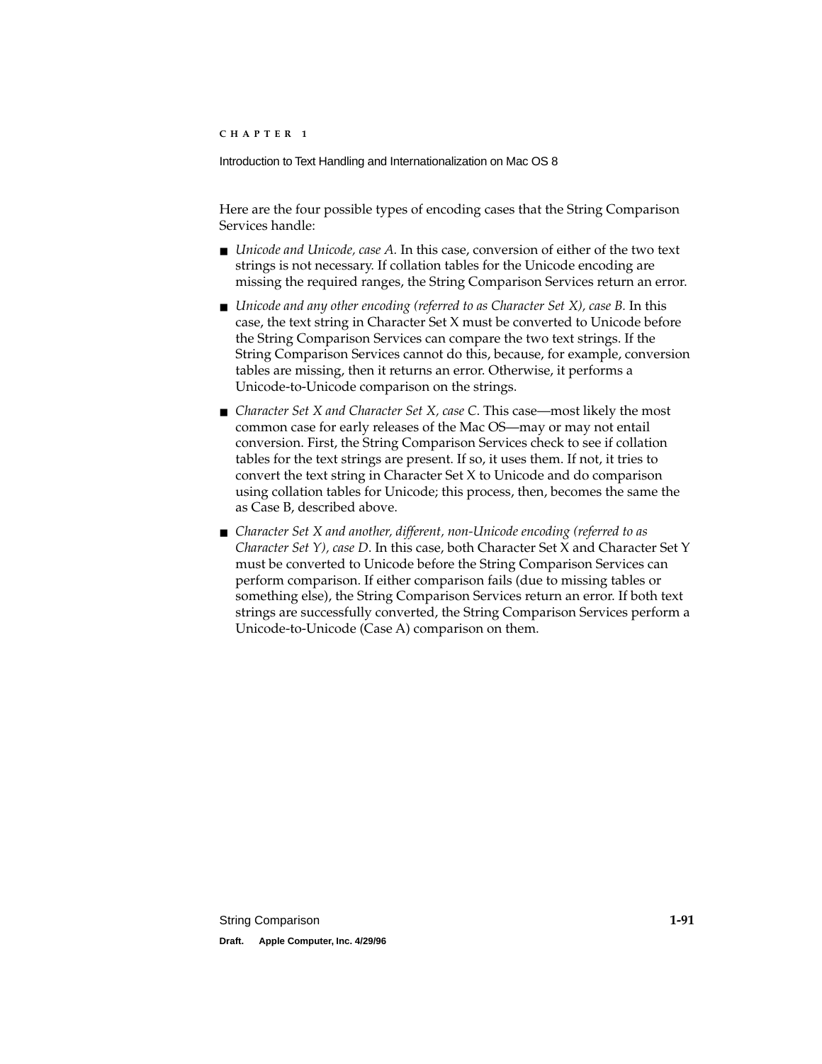Here are the four possible types of encoding cases that the String Comparison Services handle:

- *Unicode and Unicode, case A.* In this case, conversion of either of the two text strings is not necessary. If collation tables for the Unicode encoding are missing the required ranges, the String Comparison Services return an error.
- *Unicode and any other encoding (referred to as Character Set X), case B.* In this case, the text string in Character Set X must be converted to Unicode before the String Comparison Services can compare the two text strings. If the String Comparison Services cannot do this, because, for example, conversion tables are missing, then it returns an error. Otherwise, it performs a Unicode-to-Unicode comparison on the strings.
- *Character Set X and Character Set X, case C*. This case—most likely the most common case for early releases of the Mac OS—may or may not entail conversion. First, the String Comparison Services check to see if collation tables for the text strings are present. If so, it uses them. If not, it tries to convert the text string in Character Set X to Unicode and do comparison using collation tables for Unicode; this process, then, becomes the same the as Case B, described above.
- *Character Set X and another, different, non-Unicode encoding (referred to as Character Set Y), case D*. In this case, both Character Set X and Character Set Y must be converted to Unicode before the String Comparison Services can perform comparison. If either comparison fails (due to missing tables or something else), the String Comparison Services return an error. If both text strings are successfully converted, the String Comparison Services perform a Unicode-to-Unicode (Case A) comparison on them.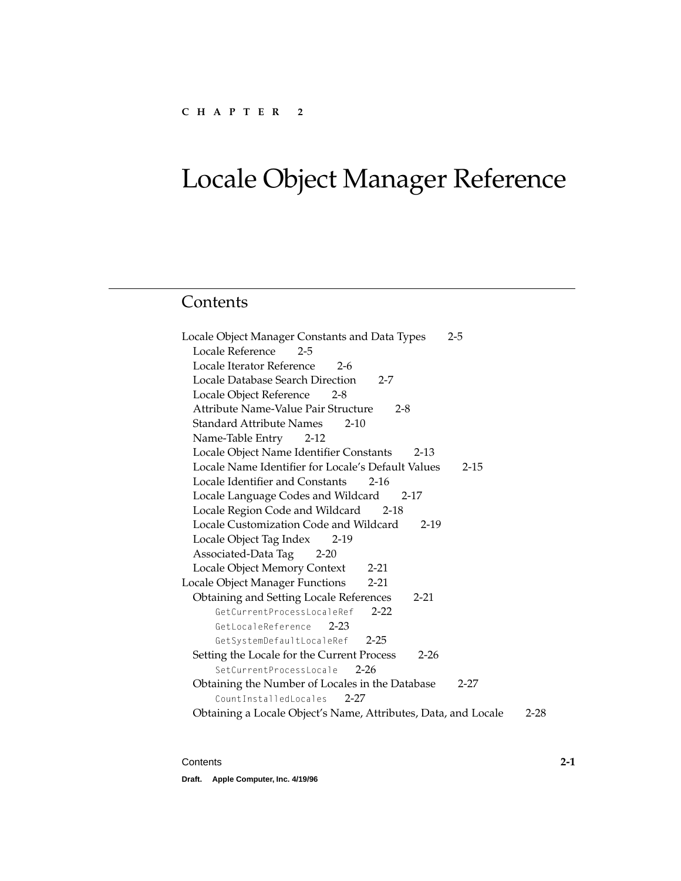C H A P T E R 2

# Locale Object Manager Reference

## Contents

Locale Object Manager Constants and Data Types 2-5
- Locale Reference 2-5
- Locale Iterator Reference 2-6
- Locale Database Search Direction 2-7
- Locale Object Reference 2-8
- Attribute Name-Value Pair Structure 2-8
- Standard Attribute Names 2-10
- Name-Table Entry 2-12
- Locale Object Name Identifier Constants 2-13
- Locale Name Identifier for Locale's Default Values 2-15
- Locale Identifier and Constants 2-16
- Locale Language Codes and Wildcard 2-17
- Locale Region Code and Wildcard 2-18
- Locale Customization Code and Wildcard 2-19
- Locale Object Tag Index 2-19
- Associated-Data Tag 2-20
- Locale Object Memory Context 2-21

Locale Object Manager Functions 2-21
- Obtaining and Setting Locale References 2-21
  - `GetCurrentProcessLocaleRef` 2-22
  - `GetLocaleReference` 2-23
  - `GetSystemDefaultLocaleRef` 2-25
- Setting the Locale for the Current Process 2-26
  - `SetCurrentProcessLocale` 2-26
- Obtaining the Number of Locales in the Database 2-27
  - `CountInstalledLocales` 2-27
- Obtaining a Locale Object's Name, Attributes, Data, and Locale 2-28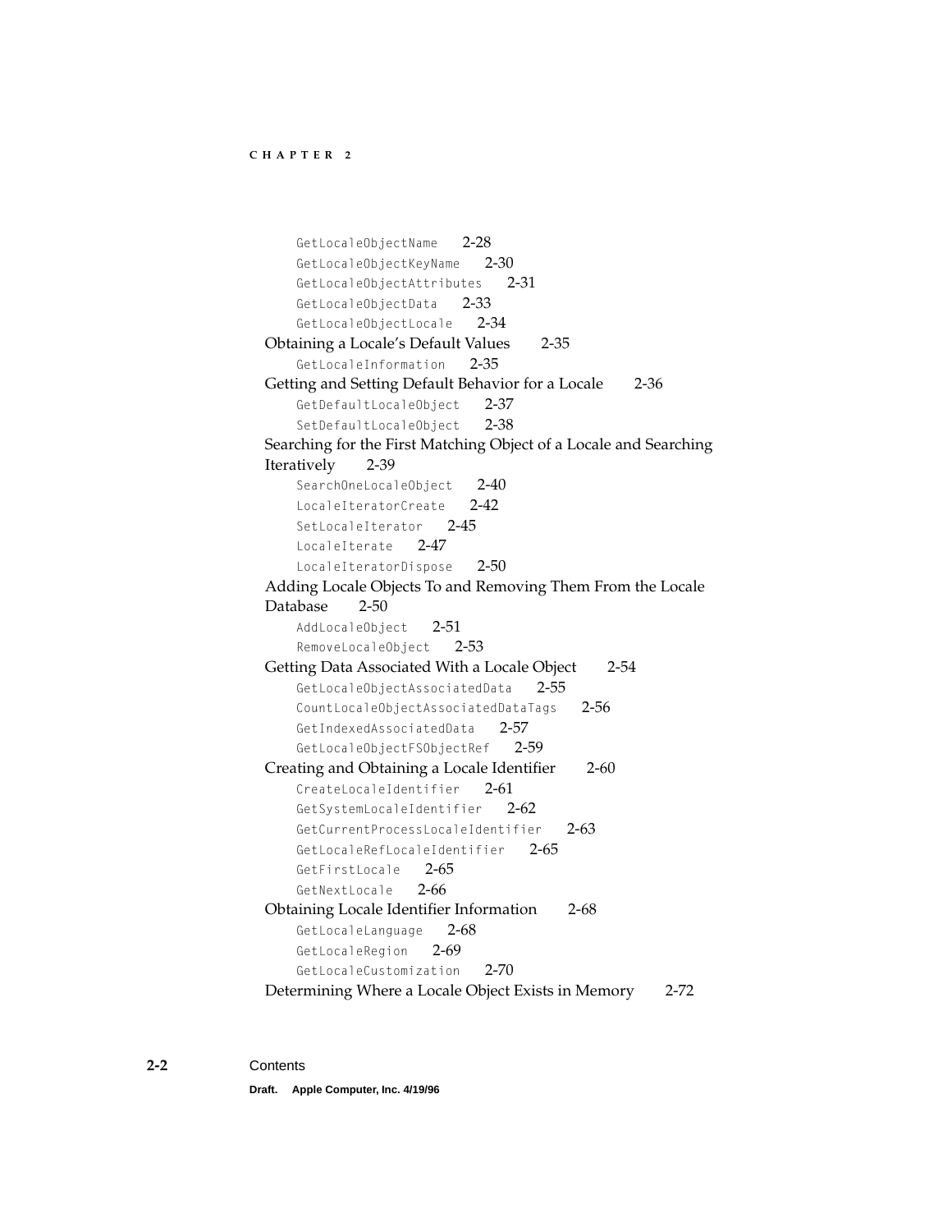- `GetLocaleObjectName` 2-28
- `GetLocaleObjectKeyName` 2-30
- `GetLocaleObjectAttributes` 2-31
- `GetLocaleObjectData` 2-33
- `GetLocaleObjectLocale` 2-34

Obtaining a Locale's Default Values 2-35

- `GetLocaleInformation` 2-35

Getting and Setting Default Behavior for a Locale 2-36

- `GetDefaultLocaleObject` 2-37
- `SetDefaultLocaleObject` 2-38

Searching for the First Matching Object of a Locale and Searching Iteratively 2-39

- `SearchOneLocaleObject` 2-40
- `LocaleIteratorCreate` 2-42
- `SetLocaleIterator` 2-45
- `LocaleIterate` 2-47
- `LocaleIteratorDispose` 2-50

Adding Locale Objects To and Removing Them From the Locale Database 2-50

- `AddLocaleObject` 2-51
- `RemoveLocaleObject` 2-53

Getting Data Associated With a Locale Object 2-54

- `GetLocaleObjectAssociatedData` 2-55
- `CountLocaleObjectAssociatedDataTags` 2-56
- `GetIndexedAssociatedData` 2-57
- `GetLocaleObjectFSObjectRef` 2-59

Creating and Obtaining a Locale Identifier 2-60

- `CreateLocaleIdentifier` 2-61
- `GetSystemLocaleIdentifier` 2-62
- `GetCurrentProcessLocaleIdentifier` 2-63
- `GetLocaleRefLocaleIdentifier` 2-65
- `GetFirstLocale` 2-65
- `GetNextLocale` 2-66

Obtaining Locale Identifier Information 2-68

- `GetLocaleLanguage` 2-68
- `GetLocaleRegion` 2-69
- `GetLocaleCustomization` 2-70

Determining Where a Locale Object Exists in Memory 2-72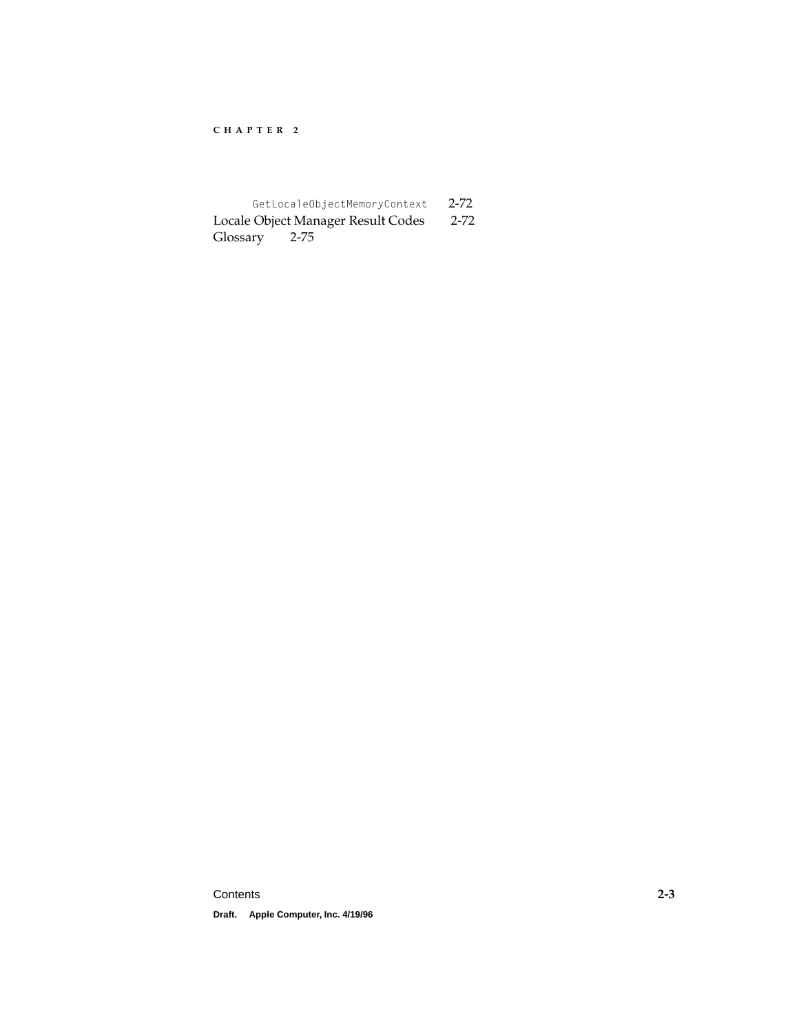`GetLocaleObjectMemoryContext` 2-72

Locale Object Manager Result Codes 2-72

Glossary 2-75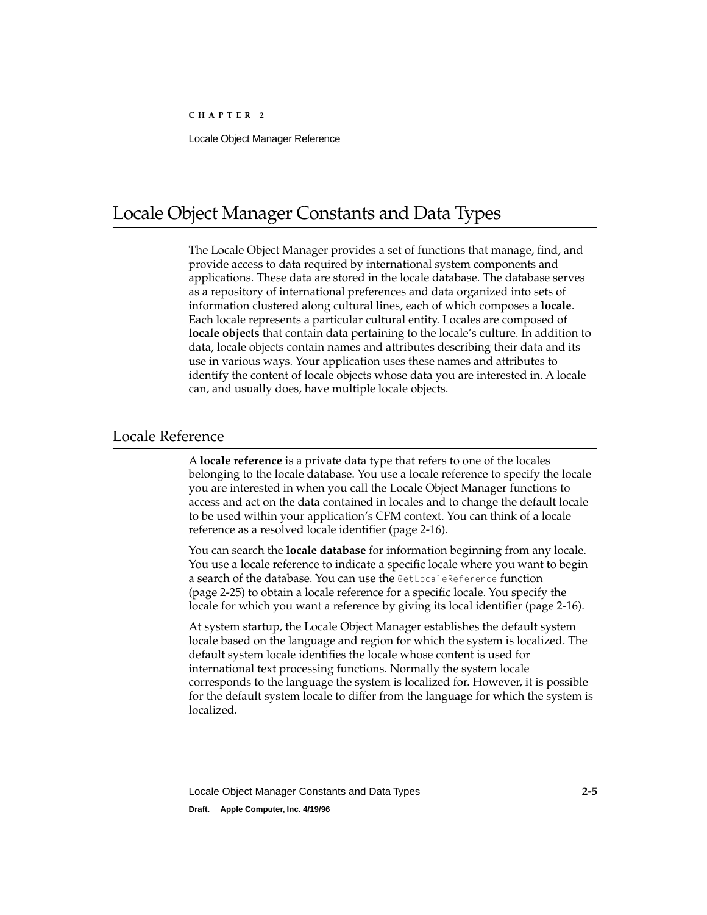# Locale Object Manager Constants and Data Types

The Locale Object Manager provides a set of functions that manage, find, and provide access to data required by international system components and applications. These data are stored in the locale database. The database serves as a repository of international preferences and data organized into sets of information clustered along cultural lines, each of which composes a **locale**. Each locale represents a particular cultural entity. Locales are composed of **locale objects** that contain data pertaining to the locale's culture. In addition to data, locale objects contain names and attributes describing their data and its use in various ways. Your application uses these names and attributes to identify the content of locale objects whose data you are interested in. A locale can, and usually does, have multiple locale objects.

## Locale Reference

A **locale reference** is a private data type that refers to one of the locales belonging to the locale database. You use a locale reference to specify the locale you are interested in when you call the Locale Object Manager functions to access and act on the data contained in locales and to change the default locale to be used within your application's CFM context. You can think of a locale reference as a resolved locale identifier (page 2-16).

You can search the **locale database** for information beginning from any locale. You use a locale reference to indicate a specific locale where you want to begin a search of the database. You can use the `GetLocaleReference` function (page 2-25) to obtain a locale reference for a specific locale. You specify the locale for which you want a reference by giving its local identifier (page 2-16).

At system startup, the Locale Object Manager establishes the default system locale based on the language and region for which the system is localized. The default system locale identifies the locale whose content is used for international text processing functions. Normally the system locale corresponds to the language the system is localized for. However, it is possible for the default system locale to differ from the language for which the system is localized.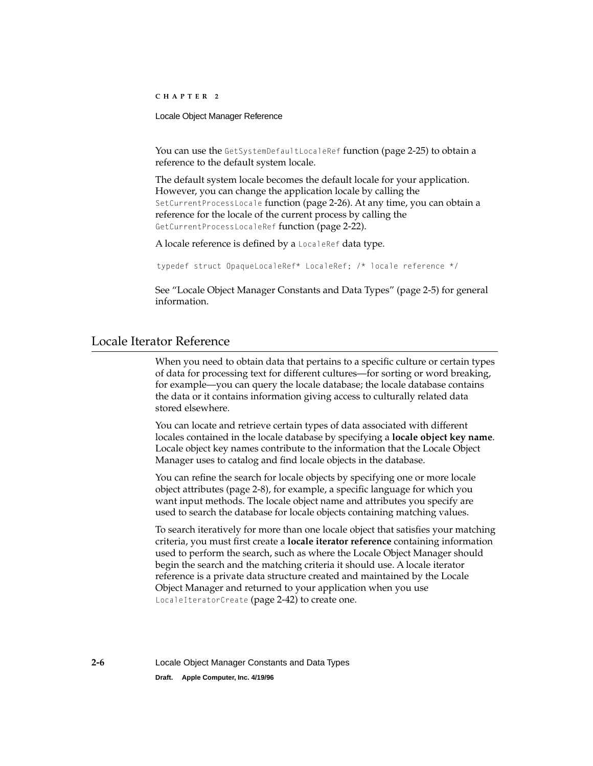You can use the `GetSystemDefaultLocaleRef` function (page 2-25) to obtain a reference to the default system locale.

The default system locale becomes the default locale for your application. However, you can change the application locale by calling the `SetCurrentProcessLocale` function (page 2-26). At any time, you can obtain a reference for the locale of the current process by calling the `GetCurrentProcessLocaleRef` function (page 2-22).

A locale reference is defined by a `LocaleRef` data type.

```
typedef struct OpaqueLocaleRef* LocaleRef; /* locale reference */
```

See "Locale Object Manager Constants and Data Types" (page 2-5) for general information.

## Locale Iterator Reference

When you need to obtain data that pertains to a specific culture or certain types of data for processing text for different cultures—for sorting or word breaking, for example—you can query the locale database; the locale database contains the data or it contains information giving access to culturally related data stored elsewhere.

You can locate and retrieve certain types of data associated with different locales contained in the locale database by specifying a **locale object key name**. Locale object key names contribute to the information that the Locale Object Manager uses to catalog and find locale objects in the database.

You can refine the search for locale objects by specifying one or more locale object attributes (page 2-8), for example, a specific language for which you want input methods. The locale object name and attributes you specify are used to search the database for locale objects containing matching values.

To search iteratively for more than one locale object that satisfies your matching criteria, you must first create a **locale iterator reference** containing information used to perform the search, such as where the Locale Object Manager should begin the search and the matching criteria it should use. A locale iterator reference is a private data structure created and maintained by the Locale Object Manager and returned to your application when you use `LocaleIteratorCreate` (page 2-42) to create one.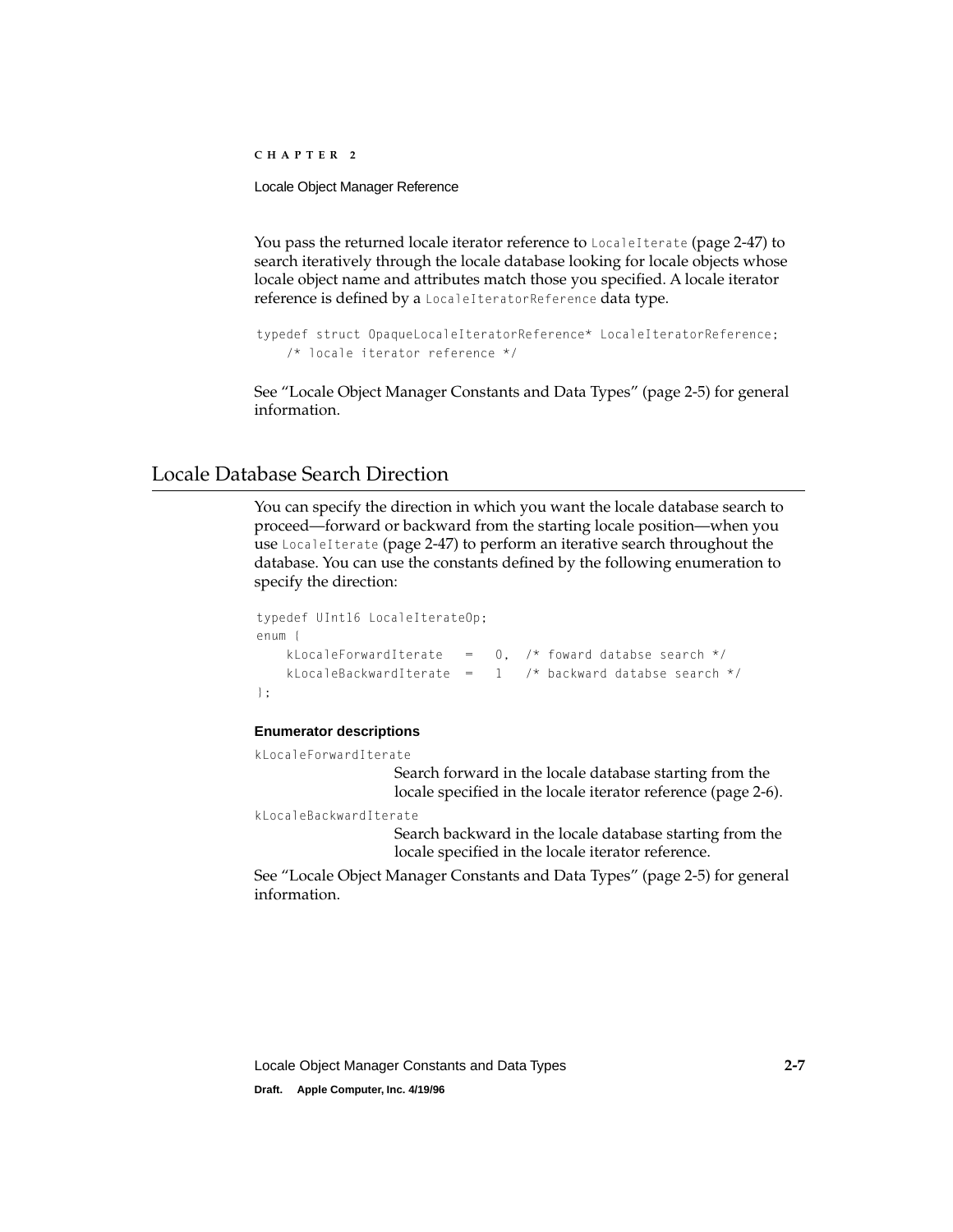You pass the returned locale iterator reference to `LocaleIterate` (page 2-47) to search iteratively through the locale database looking for locale objects whose locale object name and attributes match those you specified. A locale iterator reference is defined by a `LocaleIteratorReference` data type.

```
typedef struct OpaqueLocaleIteratorReference* LocaleIteratorReference;
    /* locale iterator reference */
```

See "Locale Object Manager Constants and Data Types" (page 2-5) for general information.

## Locale Database Search Direction

You can specify the direction in which you want the locale database search to proceed—forward or backward from the starting locale position—when you use `LocaleIterate` (page 2-47) to perform an iterative search throughout the database. You can use the constants defined by the following enumeration to specify the direction:

```
typedef UInt16 LocaleIterateOp;
enum {
    kLocaleForwardIterate   =   0,  /* foward databse search */
    kLocaleBackwardIterate  =   1   /* backward databse search */
};
```

**Enumerator descriptions**

`kLocaleForwardIterate`
: Search forward in the locale database starting from the locale specified in the locale iterator reference (page 2-6).

`kLocaleBackwardIterate`
: Search backward in the locale database starting from the locale specified in the locale iterator reference.

See "Locale Object Manager Constants and Data Types" (page 2-5) for general information.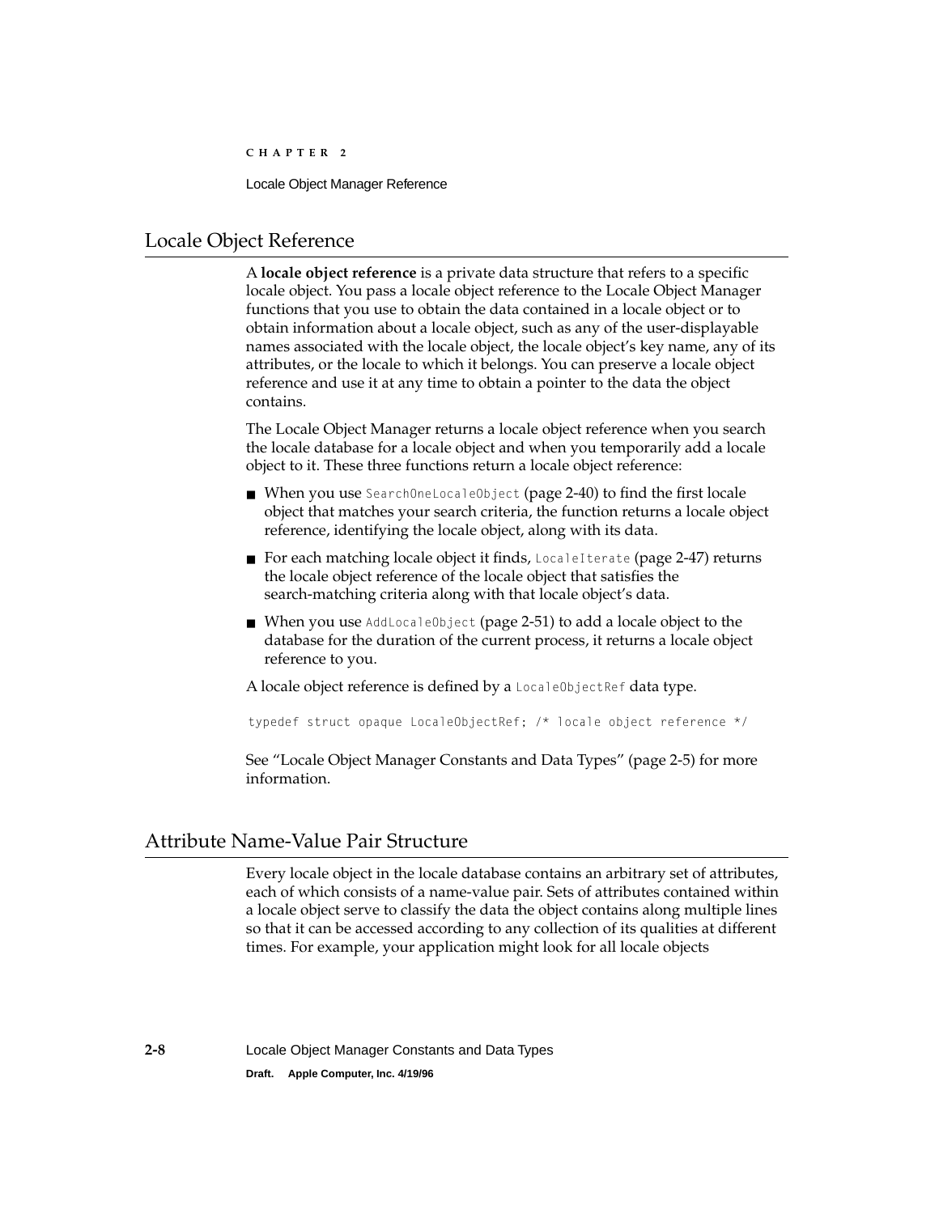## Locale Object Reference

A **locale object reference** is a private data structure that refers to a specific locale object. You pass a locale object reference to the Locale Object Manager functions that you use to obtain the data contained in a locale object or to obtain information about a locale object, such as any of the user-displayable names associated with the locale object, the locale object's key name, any of its attributes, or the locale to which it belongs. You can preserve a locale object reference and use it at any time to obtain a pointer to the data the object contains.

The Locale Object Manager returns a locale object reference when you search the locale database for a locale object and when you temporarily add a locale object to it. These three functions return a locale object reference:

- When you use `SearchOneLocaleObject` (page 2-40) to find the first locale object that matches your search criteria, the function returns a locale object reference, identifying the locale object, along with its data.
- For each matching locale object it finds, `LocaleIterate` (page 2-47) returns the locale object reference of the locale object that satisfies the search-matching criteria along with that locale object's data.
- When you use `AddLocaleObject` (page 2-51) to add a locale object to the database for the duration of the current process, it returns a locale object reference to you.

A locale object reference is defined by a `LocaleObjectRef` data type.

```
typedef struct opaque LocaleObjectRef; /* locale object reference */
```

See "Locale Object Manager Constants and Data Types" (page 2-5) for more information.

## Attribute Name-Value Pair Structure

Every locale object in the locale database contains an arbitrary set of attributes, each of which consists of a name-value pair. Sets of attributes contained within a locale object serve to classify the data the object contains along multiple lines so that it can be accessed according to any collection of its qualities at different times. For example, your application might look for all locale objects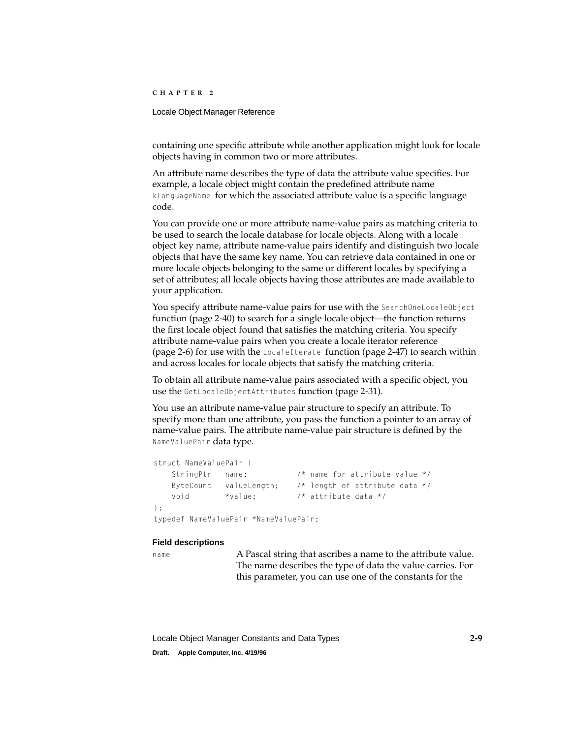containing one specific attribute while another application might look for locale objects having in common two or more attributes.

An attribute name describes the type of data the attribute value specifies. For example, a locale object might contain the predefined attribute name `kLanguageName` for which the associated attribute value is a specific language code.

You can provide one or more attribute name-value pairs as matching criteria to be used to search the locale database for locale objects. Along with a locale object key name, attribute name-value pairs identify and distinguish two locale objects that have the same key name. You can retrieve data contained in one or more locale objects belonging to the same or different locales by specifying a set of attributes; all locale objects having those attributes are made available to your application.

You specify attribute name-value pairs for use with the `SearchOneLocaleObject` function (page 2-40) to search for a single locale object—the function returns the first locale object found that satisfies the matching criteria. You specify attribute name-value pairs when you create a locale iterator reference (page 2-6) for use with the `LocaleIterate` function (page 2-47) to search within and across locales for locale objects that satisfy the matching criteria.

To obtain all attribute name-value pairs associated with a specific object, you use the `GetLocaleObjectAttributes` function (page 2-31).

You use an attribute name-value pair structure to specify an attribute. To specify more than one attribute, you pass the function a pointer to an array of name-value pairs. The attribute name-value pair structure is defined by the `NameValuePair` data type.

```
struct NameValuePair {
    StringPtr   name;           /* name for attribute value */
    ByteCount   valueLength;    /* length of attribute data */
    void        *value;         /* attribute data */
};
typedef NameValuePair *NameValuePair;
```

**Field descriptions**

`name` A Pascal string that ascribes a name to the attribute value. The name describes the type of data the value carries. For this parameter, you can use one of the constants for the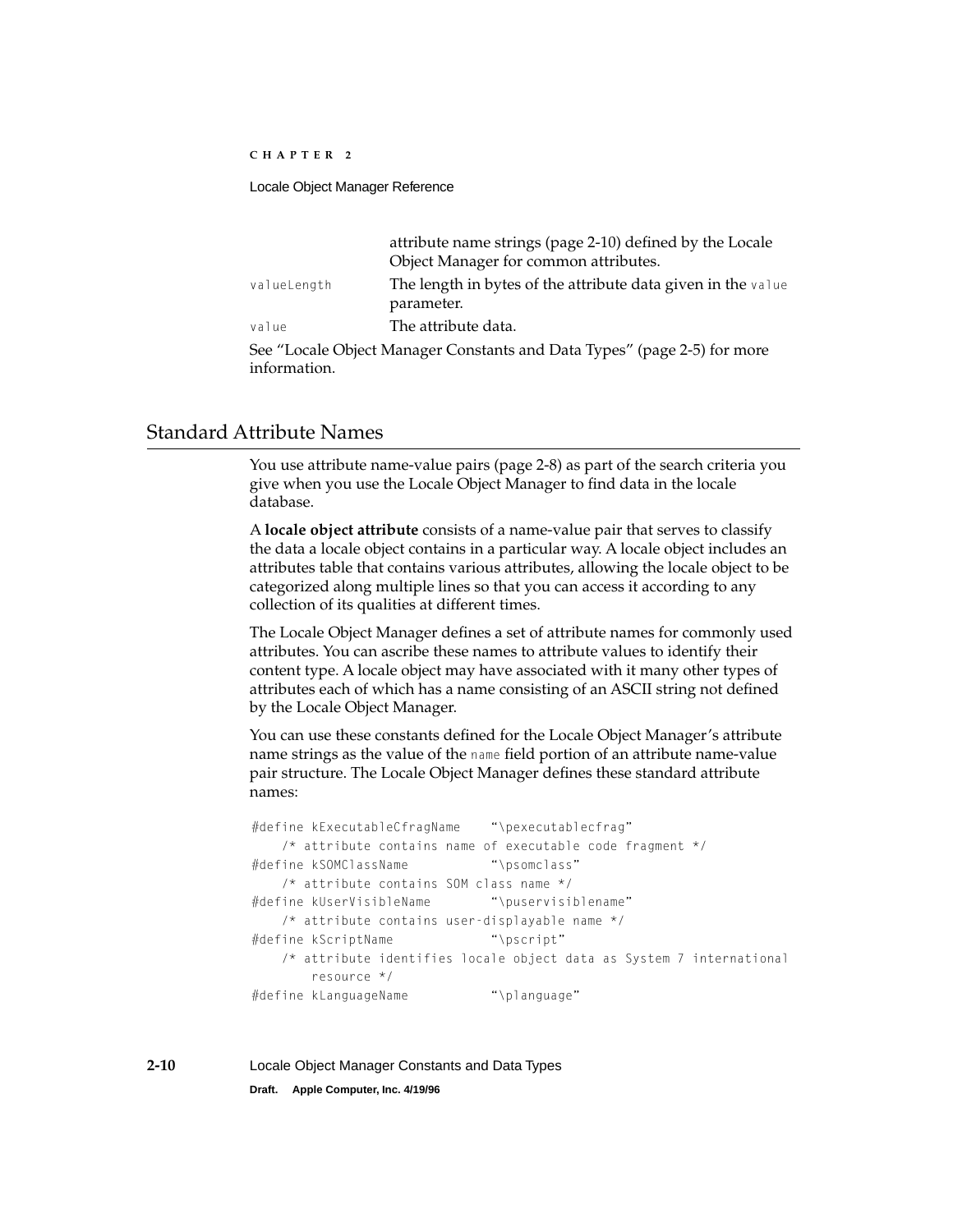| | |
|---|---|
| | attribute name strings (page 2-10) defined by the Locale Object Manager for common attributes. |
| `valueLength` | The length in bytes of the attribute data given in the `value` parameter. |
| `value` | The attribute data. |

See "Locale Object Manager Constants and Data Types" (page 2-5) for more information.

## Standard Attribute Names

You use attribute name-value pairs (page 2-8) as part of the search criteria you give when you use the Locale Object Manager to find data in the locale database.

A **locale object attribute** consists of a name-value pair that serves to classify the data a locale object contains in a particular way. A locale object includes an attributes table that contains various attributes, allowing the locale object to be categorized along multiple lines so that you can access it according to any collection of its qualities at different times.

The Locale Object Manager defines a set of attribute names for commonly used attributes. You can ascribe these names to attribute values to identify their content type. A locale object may have associated with it many other types of attributes each of which has a name consisting of an ASCII string not defined by the Locale Object Manager.

You can use these constants defined for the Locale Object Manager's attribute name strings as the value of the `name` field portion of an attribute name-value pair structure. The Locale Object Manager defines these standard attribute names:

```
#define kExecutableCfragName    "\pexecutablecfrag"
    /* attribute contains name of executable code fragment */
#define kSOMClassName           "\psomclass"
    /* attribute contains SOM class name */
#define kUserVisibleName        "\puservisiblename"
    /* attribute contains user-displayable name */
#define kScriptName             "\pscript"
    /* attribute identifies locale object data as System 7 international
        resource */
#define kLanguageName           "\planguage"
```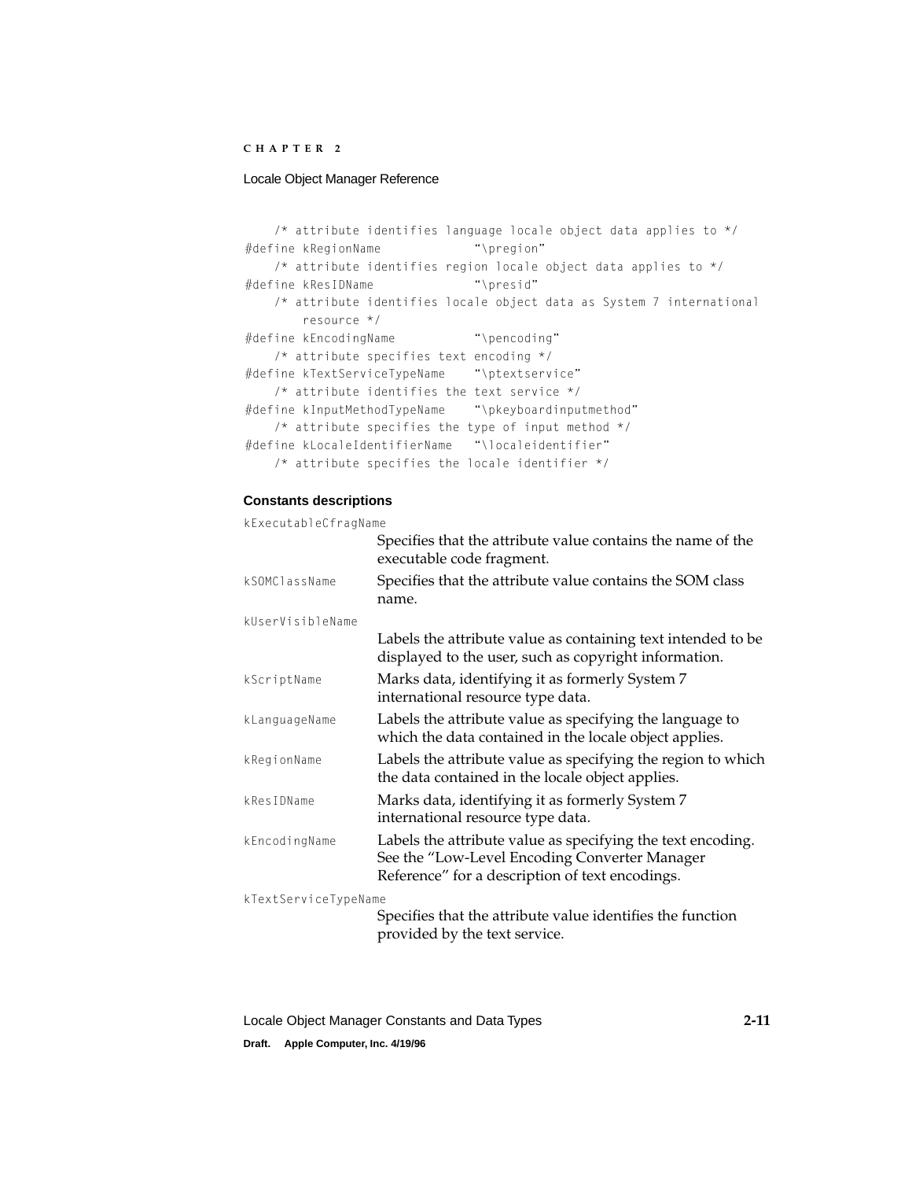```
    /* attribute identifies language locale object data applies to */
#define kRegionName             "\pregion"
    /* attribute identifies region locale object data applies to */
#define kResIDName              "\presid"
    /* attribute identifies locale object data as System 7 international
        resource */
#define kEncodingName           "\pencoding"
    /* attribute specifies text encoding */
#define kTextServiceTypeName    "\ptextservice"
    /* attribute identifies the text service */
#define kInputMethodTypeName    "\pkeyboardinputmethod"
    /* attribute specifies the type of input method */
#define kLocaleIdentifierName   "\localeidentifier"
    /* attribute specifies the locale identifier */
```

**Constants descriptions**

`kExecutableCfragName`
: Specifies that the attribute value contains the name of the executable code fragment.

`kSOMClassName`
: Specifies that the attribute value contains the SOM class name.

`kUserVisibleName`
: Labels the attribute value as containing text intended to be displayed to the user, such as copyright information.

`kScriptName`
: Marks data, identifying it as formerly System 7 international resource type data.

`kLanguageName`
: Labels the attribute value as specifying the language to which the data contained in the locale object applies.

`kRegionName`
: Labels the attribute value as specifying the region to which the data contained in the locale object applies.

`kResIDName`
: Marks data, identifying it as formerly System 7 international resource type data.

`kEncodingName`
: Labels the attribute value as specifying the text encoding. See the "Low-Level Encoding Converter Manager Reference" for a description of text encodings.

`kTextServiceTypeName`
: Specifies that the attribute value identifies the function provided by the text service.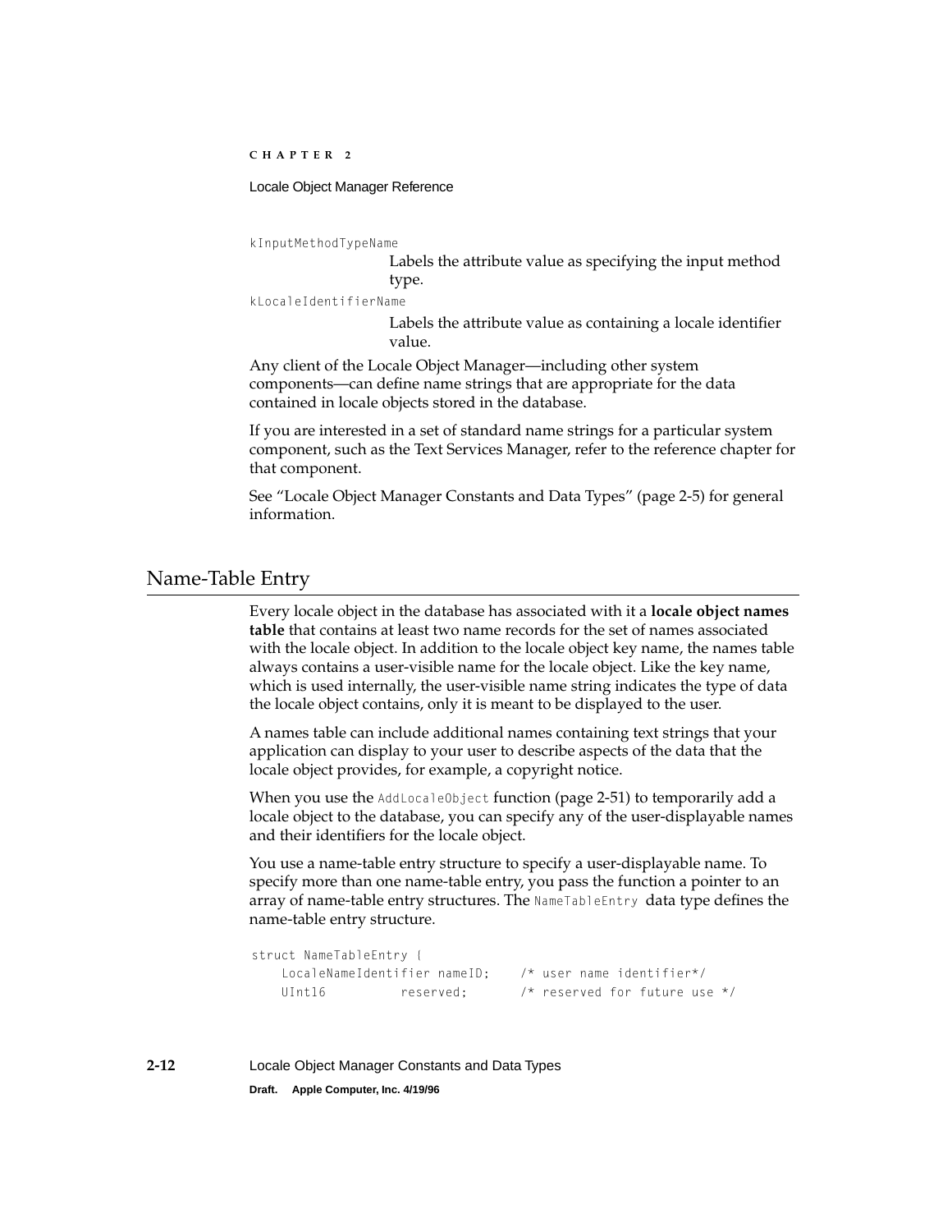`kInputMethodTypeName`

Labels the attribute value as specifying the input method type.

`kLocaleIdentifierName`

Labels the attribute value as containing a locale identifier value.

Any client of the Locale Object Manager—including other system components—can define name strings that are appropriate for the data contained in locale objects stored in the database.

If you are interested in a set of standard name strings for a particular system component, such as the Text Services Manager, refer to the reference chapter for that component.

See “Locale Object Manager Constants and Data Types” (page 2-5) for general information.

## Name-Table Entry

Every locale object in the database has associated with it a **locale object names table** that contains at least two name records for the set of names associated with the locale object. In addition to the locale object key name, the names table always contains a user-visible name for the locale object. Like the key name, which is used internally, the user-visible name string indicates the type of data the locale object contains, only it is meant to be displayed to the user.

A names table can include additional names containing text strings that your application can display to your user to describe aspects of the data that the locale object provides, for example, a copyright notice.

When you use the `AddLocaleObject` function (page 2-51) to temporarily add a locale object to the database, you can specify any of the user-displayable names and their identifiers for the locale object.

You use a name-table entry structure to specify a user-displayable name. To specify more than one name-table entry, you pass the function a pointer to an array of name-table entry structures. The `NameTableEntry` data type defines the name-table entry structure.

```
struct NameTableEntry {
    LocaleNameIdentifier nameID;    /* user name identifier*/
    UInt16          reserved;       /* reserved for future use */
```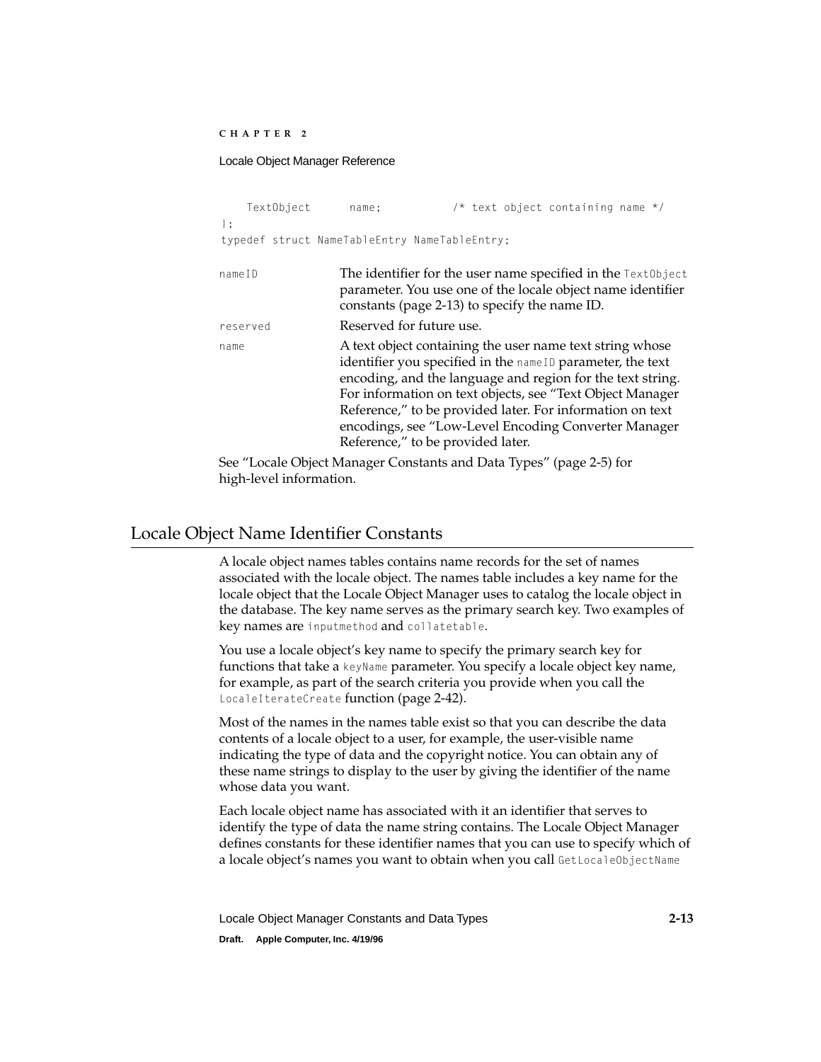```
    TextObject      name;           /* text object containing name */
};
typedef struct NameTableEntry NameTableEntry;
```

`nameID` — The identifier for the user name specified in the `TextObject` parameter. You use one of the locale object name identifier constants (page 2-13) to specify the name ID.

`reserved` — Reserved for future use.

`name` — A text object containing the user name text string whose identifier you specified in the `nameID` parameter, the text encoding, and the language and region for the text string. For information on text objects, see "Text Object Manager Reference," to be provided later. For information on text encodings, see "Low-Level Encoding Converter Manager Reference," to be provided later.

See "Locale Object Manager Constants and Data Types" (page 2-5) for high-level information.

## Locale Object Name Identifier Constants

A locale object names tables contains name records for the set of names associated with the locale object. The names table includes a key name for the locale object that the Locale Object Manager uses to catalog the locale object in the database. The key name serves as the primary search key. Two examples of key names are `inputmethod` and `collatetable`.

You use a locale object's key name to specify the primary search key for functions that take a `keyName` parameter. You specify a locale object key name, for example, as part of the search criteria you provide when you call the `LocaleIterateCreate` function (page 2-42).

Most of the names in the names table exist so that you can describe the data contents of a locale object to a user, for example, the user-visible name indicating the type of data and the copyright notice. You can obtain any of these name strings to display to the user by giving the identifier of the name whose data you want.

Each locale object name has associated with it an identifier that serves to identify the type of data the name string contains. The Locale Object Manager defines constants for these identifier names that you can use to specify which of a locale object's names you want to obtain when you call `GetLocaleObjectName`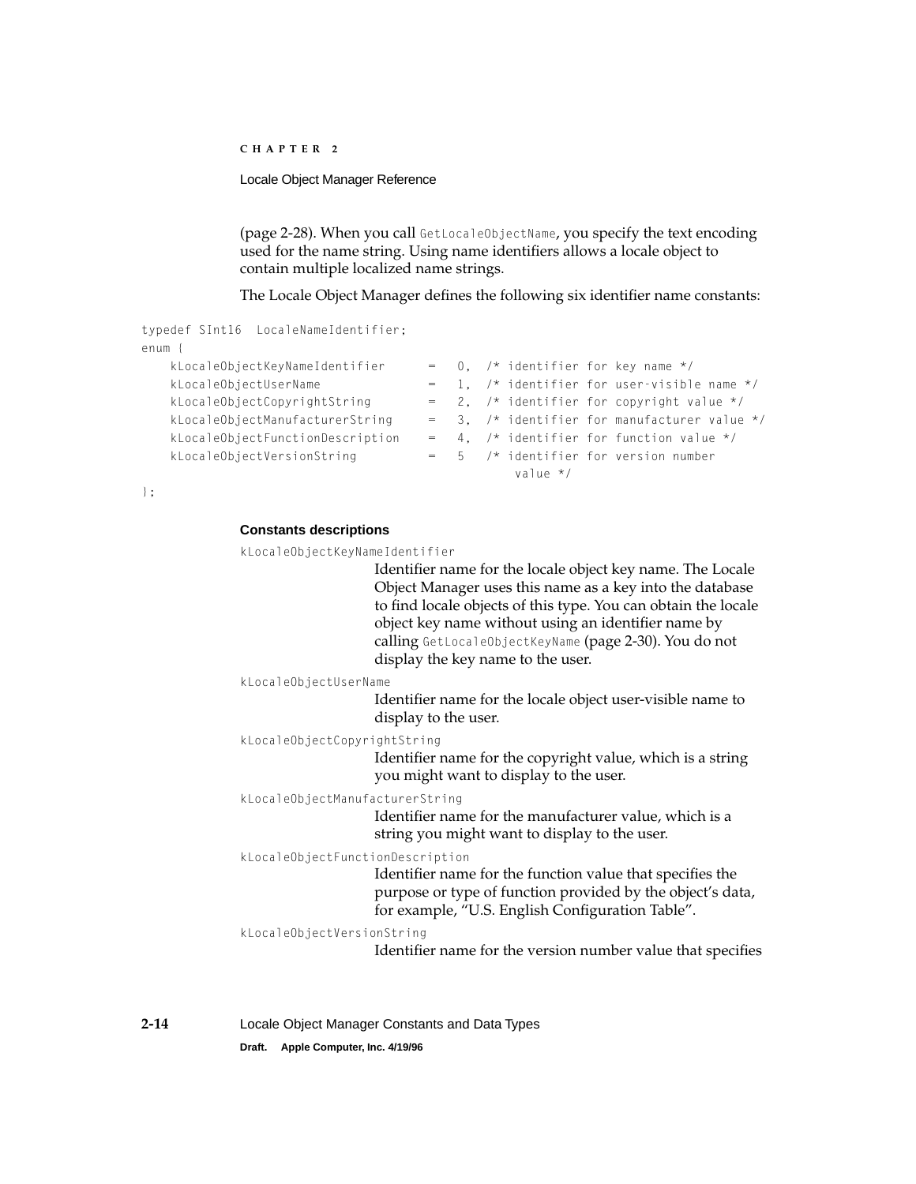(page 2-28). When you call `GetLocaleObjectName`, you specify the text encoding used for the name string. Using name identifiers allows a locale object to contain multiple localized name strings.

The Locale Object Manager defines the following six identifier name constants:

```
typedef SInt16  LocaleNameIdentifier;
enum {
    kLocaleObjectKeyNameIdentifier      =   0,  /* identifier for key name */
    kLocaleObjectUserName               =   1,  /* identifier for user-visible name */
    kLocaleObjectCopyrightString        =   2,  /* identifier for copyright value */
    kLocaleObjectManufacturerString     =   3,  /* identifier for manufacturer value */
    kLocaleObjectFunctionDescription    =   4,  /* identifier for function value */
    kLocaleObjectVersionString          =   5   /* identifier for version number
                                                    value */
};
```

#### Constants descriptions

`kLocaleObjectKeyNameIdentifier`
: Identifier name for the locale object key name. The Locale Object Manager uses this name as a key into the database to find locale objects of this type. You can obtain the locale object key name without using an identifier name by calling `GetLocaleObjectKeyName` (page 2-30). You do not display the key name to the user.

`kLocaleObjectUserName`
: Identifier name for the locale object user-visible name to display to the user.

`kLocaleObjectCopyrightString`
: Identifier name for the copyright value, which is a string you might want to display to the user.

`kLocaleObjectManufacturerString`
: Identifier name for the manufacturer value, which is a string you might want to display to the user.

`kLocaleObjectFunctionDescription`
: Identifier name for the function value that specifies the purpose or type of function provided by the object's data, for example, "U.S. English Configuration Table".

`kLocaleObjectVersionString`
: Identifier name for the version number value that specifies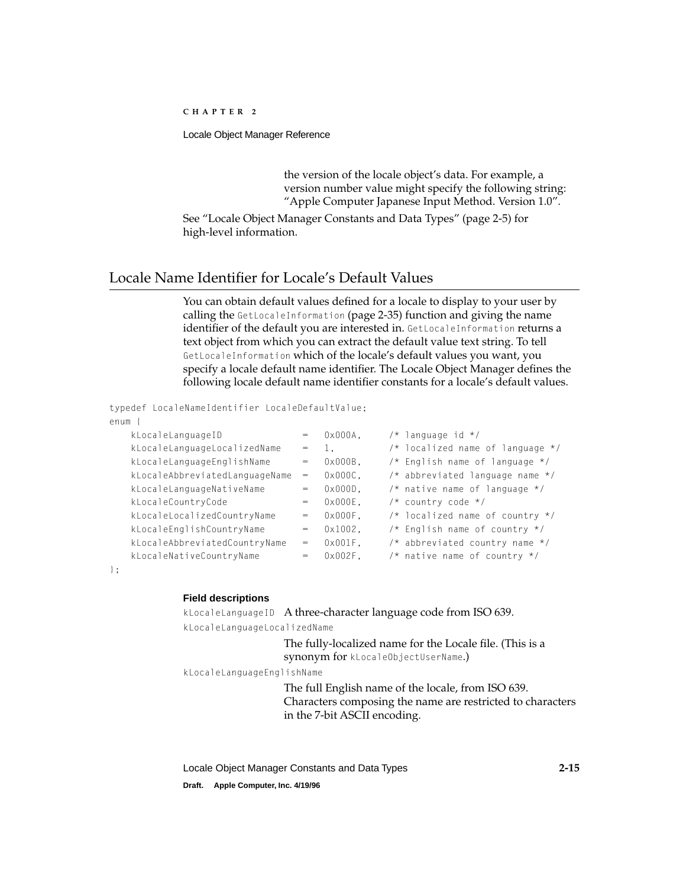the version of the locale object's data. For example, a version number value might specify the following string: "Apple Computer Japanese Input Method. Version 1.0".

See "Locale Object Manager Constants and Data Types" (page 2-5) for high-level information.

## Locale Name Identifier for Locale's Default Values

You can obtain default values defined for a locale to display to your user by calling the `GetLocaleInformation` (page 2-35) function and giving the name identifier of the default you are interested in. `GetLocaleInformation` returns a text object from which you can extract the default value text string. To tell `GetLocaleInformation` which of the locale's default values you want, you specify a locale default name identifier. The Locale Object Manager defines the following locale default name identifier constants for a locale's default values.

```
typedef LocaleNameIdentifier LocaleDefaultValue;
enum {
    kLocaleLanguageID              =   0x000A,     /* language id */
    kLocaleLanguageLocalizedName   =   1,          /* localized name of language */
    kLocaleLanguageEnglishName     =   0x000B,     /* English name of language */
    kLocaleAbbreviatedLanguageName =   0x000C,     /* abbreviated language name */
    kLocaleLanguageNativeName      =   0x000D,     /* native name of language */
    kLocaleCountryCode             =   0x000E,     /* country code */
    kLocaleLocalizedCountryName    =   0x000F,     /* localized name of country */
    kLocaleEnglishCountryName      =   0x1002,     /* English name of country */
    kLocaleAbbreviatedCountryName  =   0x001F,     /* abbreviated country name */
    kLocaleNativeCountryName       =   0x002F,     /* native name of country */
};
```

**Field descriptions**

`kLocaleLanguageID` A three-character language code from ISO 639.

`kLocaleLanguageLocalizedName`

The fully-localized name for the Locale file. (This is a synonym for `kLocaleObjectUserName`.)

`kLocaleLanguageEnglishName`

The full English name of the locale, from ISO 639. Characters composing the name are restricted to characters in the 7-bit ASCII encoding.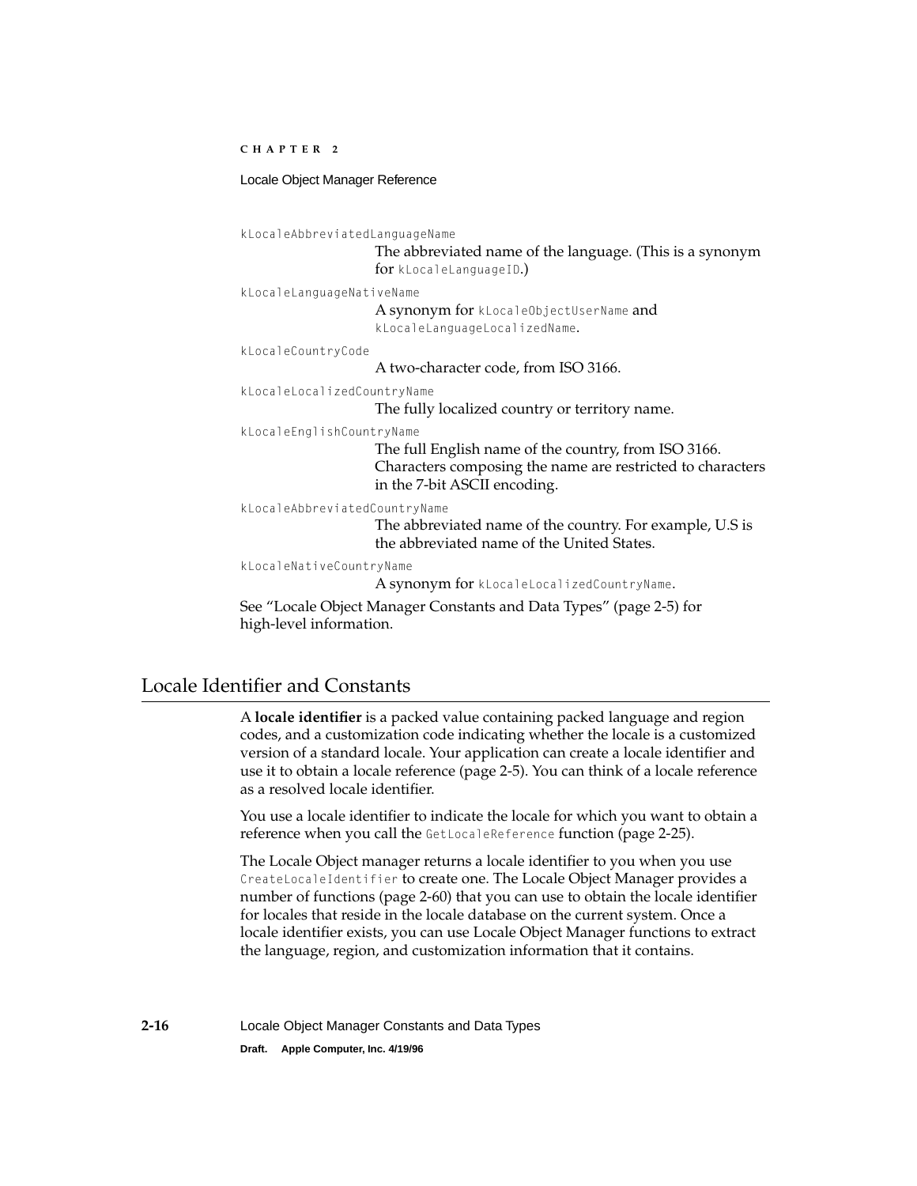`kLocaleAbbreviatedLanguageName`
: The abbreviated name of the language. (This is a synonym for `kLocaleLanguageID`.)

`kLocaleLanguageNativeName`
: A synonym for `kLocaleObjectUserName` and `kLocaleLanguageLocalizedName`.

`kLocaleCountryCode`
: A two-character code, from ISO 3166.

`kLocaleLocalizedCountryName`
: The fully localized country or territory name.

`kLocaleEnglishCountryName`
: The full English name of the country, from ISO 3166. Characters composing the name are restricted to characters in the 7-bit ASCII encoding.

`kLocaleAbbreviatedCountryName`
: The abbreviated name of the country. For example, U.S is the abbreviated name of the United States.

`kLocaleNativeCountryName`
: A synonym for `kLocaleLocalizedCountryName`.

See "Locale Object Manager Constants and Data Types" (page 2-5) for high-level information.

## Locale Identifier and Constants

A **locale identifier** is a packed value containing packed language and region codes, and a customization code indicating whether the locale is a customized version of a standard locale. Your application can create a locale identifier and use it to obtain a locale reference (page 2-5). You can think of a locale reference as a resolved locale identifier.

You use a locale identifier to indicate the locale for which you want to obtain a reference when you call the `GetLocaleReference` function (page 2-25).

The Locale Object manager returns a locale identifier to you when you use `CreateLocaleIdentifier` to create one. The Locale Object Manager provides a number of functions (page 2-60) that you can use to obtain the locale identifier for locales that reside in the locale database on the current system. Once a locale identifier exists, you can use Locale Object Manager functions to extract the language, region, and customization information that it contains.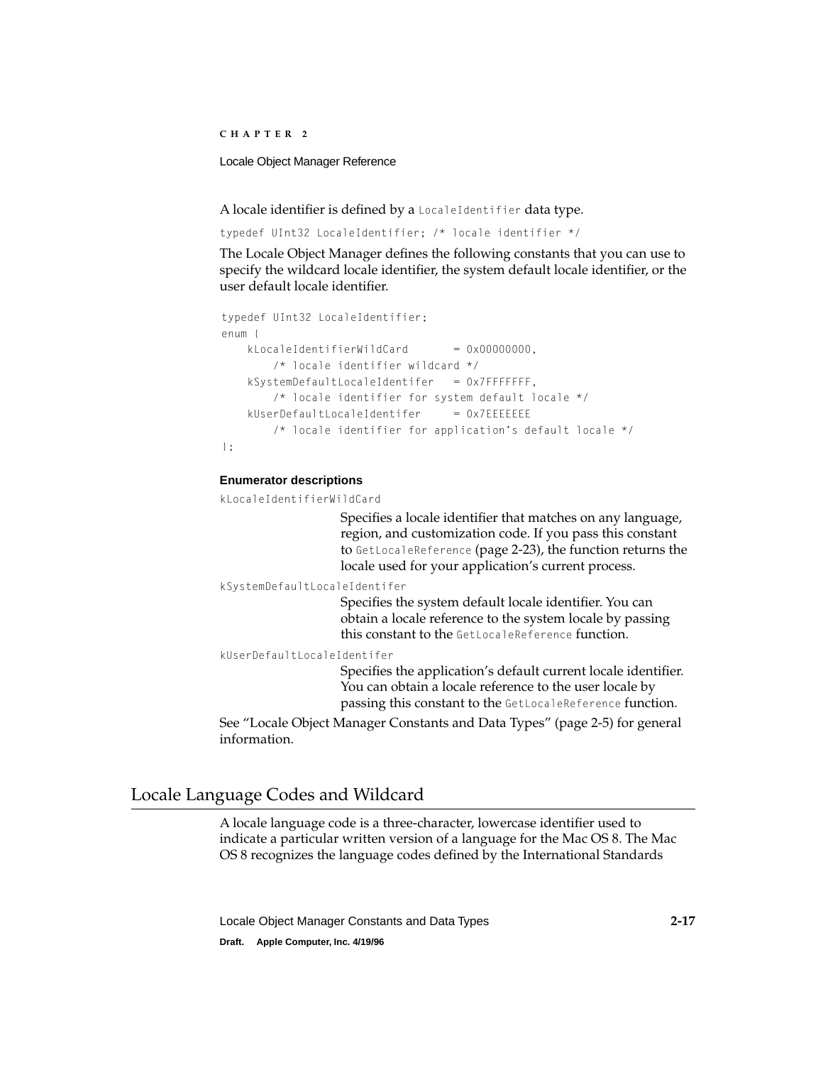A locale identifier is defined by a `LocaleIdentifier` data type.

```
typedef UInt32 LocaleIdentifier; /* locale identifier */
```

The Locale Object Manager defines the following constants that you can use to specify the wildcard locale identifier, the system default locale identifier, or the user default locale identifier.

```
typedef UInt32 LocaleIdentifier;
enum {
    kLocaleIdentifierWildCard       = 0x00000000,
        /* locale identifier wildcard */
    kSystemDefaultLocaleIdentifer   = 0x7FFFFFFF,
        /* locale identifier for system default locale */
    kUserDefaultLocaleIdentifer     = 0x7EEEEEEE
        /* locale identifier for application's default locale */
};
```

#### Enumerator descriptions

`kLocaleIdentifierWildCard`
: Specifies a locale identifier that matches on any language, region, and customization code. If you pass this constant to `GetLocaleReference` (page 2-23), the function returns the locale used for your application's current process.

`kSystemDefaultLocaleIdentifer`
: Specifies the system default locale identifier. You can obtain a locale reference to the system locale by passing this constant to the `GetLocaleReference` function.

`kUserDefaultLocaleIdentifer`
: Specifies the application's default current locale identifier. You can obtain a locale reference to the user locale by passing this constant to the `GetLocaleReference` function.

See "Locale Object Manager Constants and Data Types" (page 2-5) for general information.

## Locale Language Codes and Wildcard

A locale language code is a three-character, lowercase identifier used to indicate a particular written version of a language for the Mac OS 8. The Mac OS 8 recognizes the language codes defined by the International Standards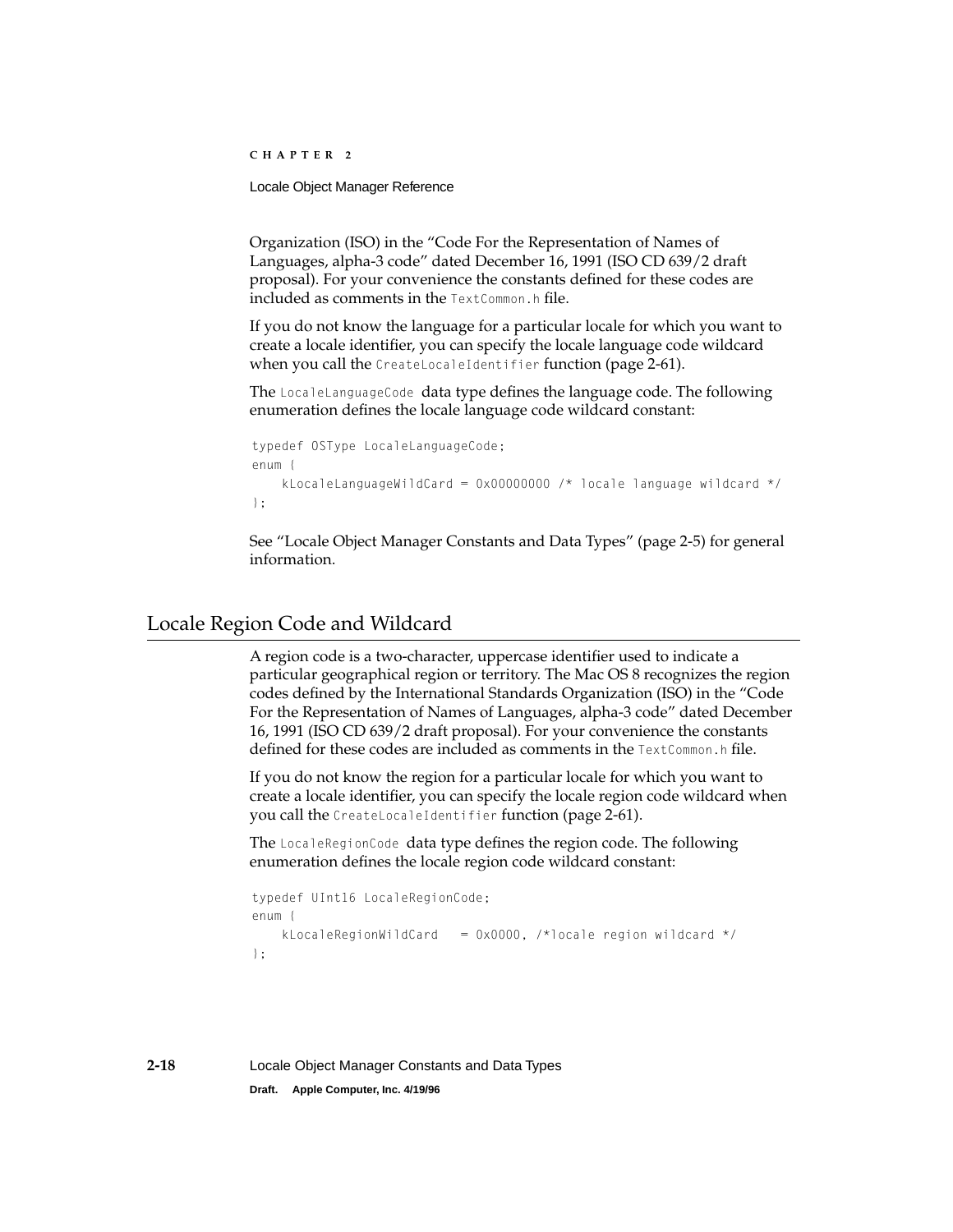Organization (ISO) in the "Code For the Representation of Names of Languages, alpha-3 code" dated December 16, 1991 (ISO CD 639/2 draft proposal). For your convenience the constants defined for these codes are included as comments in the `TextCommon.h` file.

If you do not know the language for a particular locale for which you want to create a locale identifier, you can specify the locale language code wildcard when you call the `CreateLocaleIdentifier` function (page 2-61).

The `LocaleLanguageCode` data type defines the language code. The following enumeration defines the locale language code wildcard constant:

```
typedef OSType LocaleLanguageCode;
enum {
    kLocaleLanguageWildCard = 0x00000000 /* locale language wildcard */
};
```

See "Locale Object Manager Constants and Data Types" (page 2-5) for general information.

## Locale Region Code and Wildcard

A region code is a two-character, uppercase identifier used to indicate a particular geographical region or territory. The Mac OS 8 recognizes the region codes defined by the International Standards Organization (ISO) in the "Code For the Representation of Names of Languages, alpha-3 code" dated December 16, 1991 (ISO CD 639/2 draft proposal). For your convenience the constants defined for these codes are included as comments in the `TextCommon.h` file.

If you do not know the region for a particular locale for which you want to create a locale identifier, you can specify the locale region code wildcard when you call the `CreateLocaleIdentifier` function (page 2-61).

The `LocaleRegionCode` data type defines the region code. The following enumeration defines the locale region code wildcard constant:

```
typedef UInt16 LocaleRegionCode;
enum {
    kLocaleRegionWildCard   = 0x0000, /*locale region wildcard */
};
```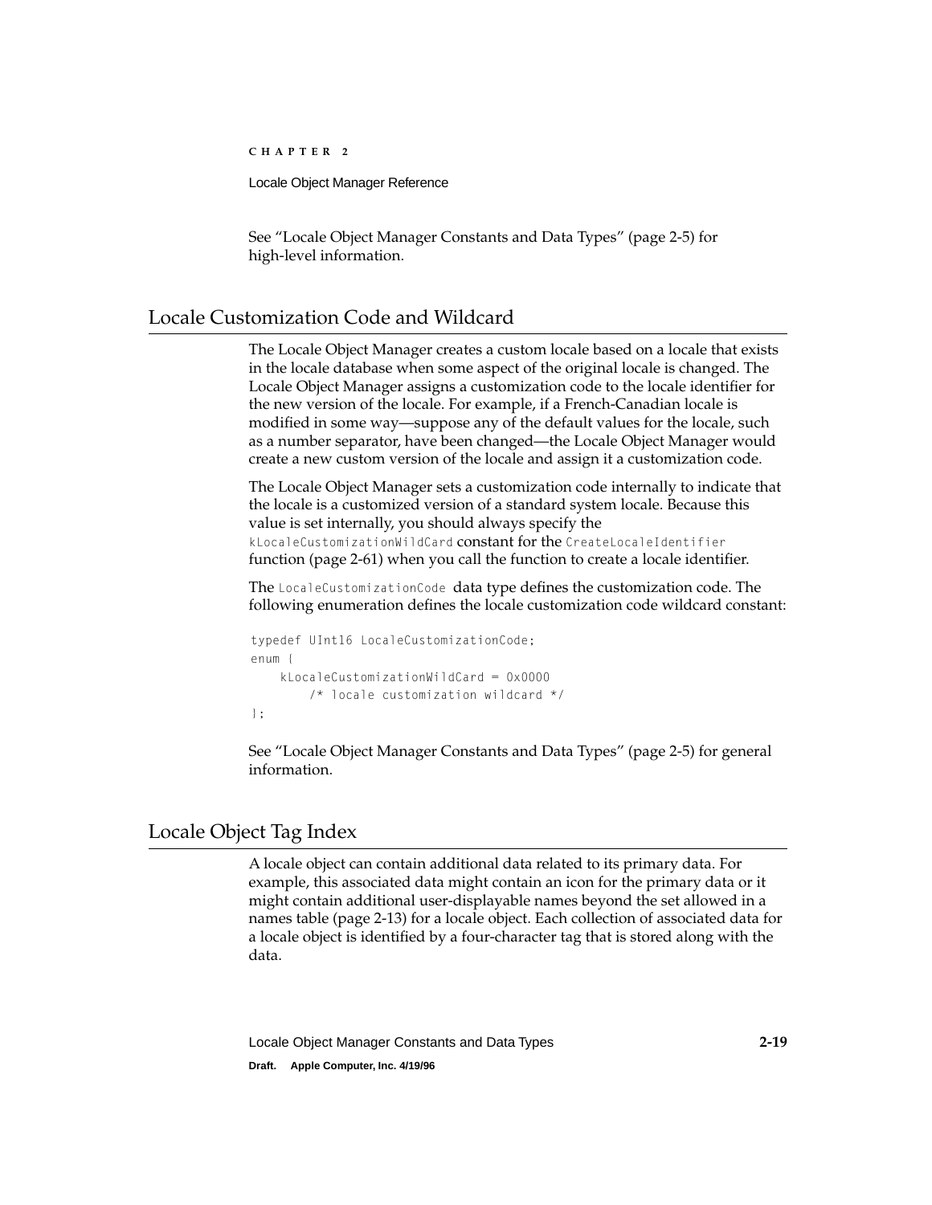See “Locale Object Manager Constants and Data Types” (page 2-5) for high-level information.

## Locale Customization Code and Wildcard

The Locale Object Manager creates a custom locale based on a locale that exists in the locale database when some aspect of the original locale is changed. The Locale Object Manager assigns a customization code to the locale identifier for the new version of the locale. For example, if a French-Canadian locale is modified in some way—suppose any of the default values for the locale, such as a number separator, have been changed—the Locale Object Manager would create a new custom version of the locale and assign it a customization code.

The Locale Object Manager sets a customization code internally to indicate that the locale is a customized version of a standard system locale. Because this value is set internally, you should always specify the `kLocaleCustomizationWildCard` constant for the `CreateLocaleIdentifier` function (page 2-61) when you call the function to create a locale identifier.

The `LocaleCustomizationCode` data type defines the customization code. The following enumeration defines the locale customization code wildcard constant:

```
typedef UInt16 LocaleCustomizationCode;
enum {
    kLocaleCustomizationWildCard = 0x0000
        /* locale customization wildcard */
};
```

See “Locale Object Manager Constants and Data Types” (page 2-5) for general information.

## Locale Object Tag Index

A locale object can contain additional data related to its primary data. For example, this associated data might contain an icon for the primary data or it might contain additional user-displayable names beyond the set allowed in a names table (page 2-13) for a locale object. Each collection of associated data for a locale object is identified by a four-character tag that is stored along with the data.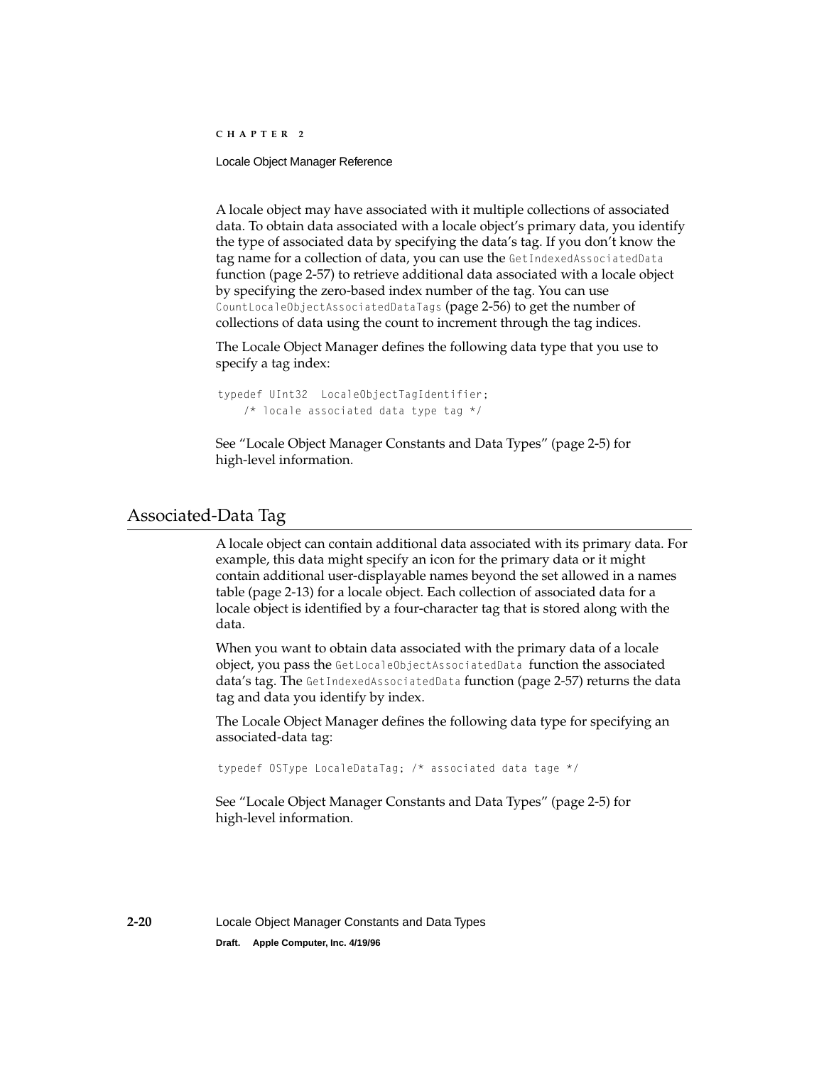A locale object may have associated with it multiple collections of associated data. To obtain data associated with a locale object's primary data, you identify the type of associated data by specifying the data's tag. If you don't know the tag name for a collection of data, you can use the `GetIndexedAssociatedData` function (page 2-57) to retrieve additional data associated with a locale object by specifying the zero-based index number of the tag. You can use `CountLocaleObjectAssociatedDataTags` (page 2-56) to get the number of collections of data using the count to increment through the tag indices.

The Locale Object Manager defines the following data type that you use to specify a tag index:

```
typedef UInt32  LocaleObjectTagIdentifier;
    /* locale associated data type tag */
```

See "Locale Object Manager Constants and Data Types" (page 2-5) for high-level information.

## Associated-Data Tag

A locale object can contain additional data associated with its primary data. For example, this data might specify an icon for the primary data or it might contain additional user-displayable names beyond the set allowed in a names table (page 2-13) for a locale object. Each collection of associated data for a locale object is identified by a four-character tag that is stored along with the data.

When you want to obtain data associated with the primary data of a locale object, you pass the `GetLocaleObjectAssociatedData` function the associated data's tag. The `GetIndexedAssociatedData` function (page 2-57) returns the data tag and data you identify by index.

The Locale Object Manager defines the following data type for specifying an associated-data tag:

```
typedef OSType LocaleDataTag; /* associated data tage */
```

See "Locale Object Manager Constants and Data Types" (page 2-5) for high-level information.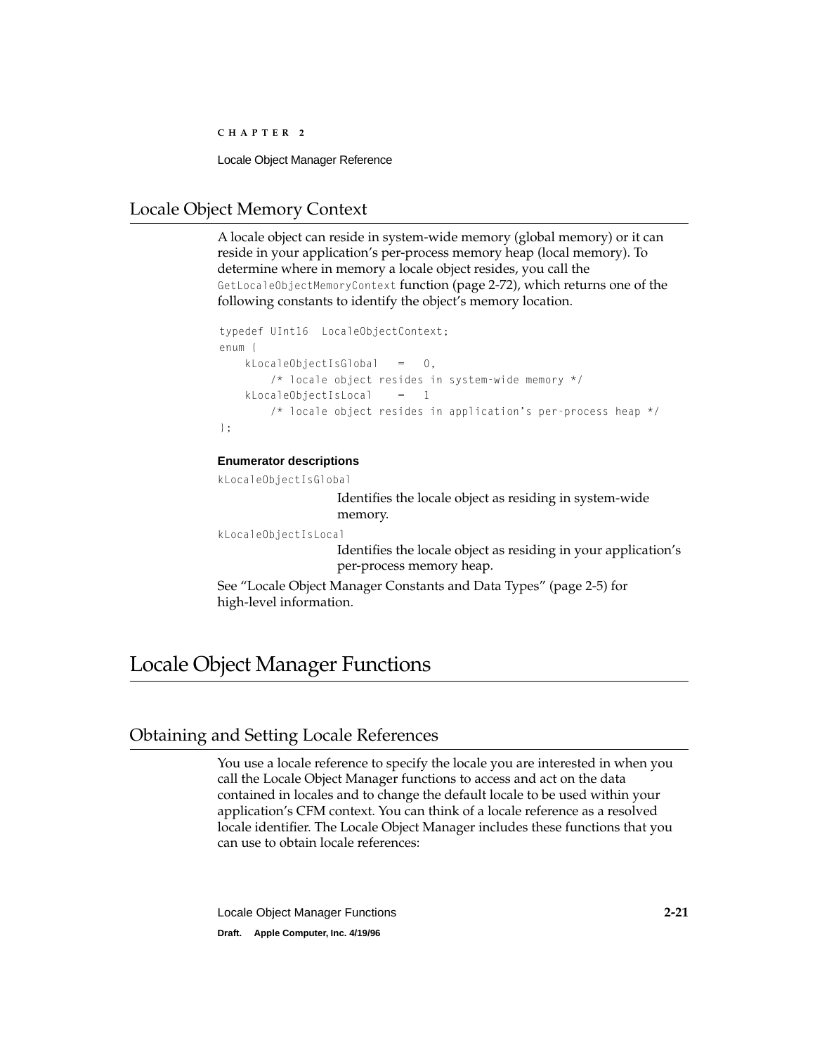## Locale Object Memory Context

A locale object can reside in system-wide memory (global memory) or it can reside in your application's per-process memory heap (local memory). To determine where in memory a locale object resides, you call the `GetLocaleObjectMemoryContext` function (page 2-72), which returns one of the following constants to identify the object's memory location.

```
typedef UInt16  LocaleObjectContext;
enum {
    kLocaleObjectIsGlobal   =   0,
        /* locale object resides in system-wide memory */
    kLocaleObjectIsLocal    =   1
        /* locale object resides in application's per-process heap */
};
```

**Enumerator descriptions**

`kLocaleObjectIsGlobal`
: Identifies the locale object as residing in system-wide memory.

`kLocaleObjectIsLocal`
: Identifies the locale object as residing in your application's per-process memory heap.

See "Locale Object Manager Constants and Data Types" (page 2-5) for high-level information.

# Locale Object Manager Functions

## Obtaining and Setting Locale References

You use a locale reference to specify the locale you are interested in when you call the Locale Object Manager functions to access and act on the data contained in locales and to change the default locale to be used within your application's CFM context. You can think of a locale reference as a resolved locale identifier. The Locale Object Manager includes these functions that you can use to obtain locale references: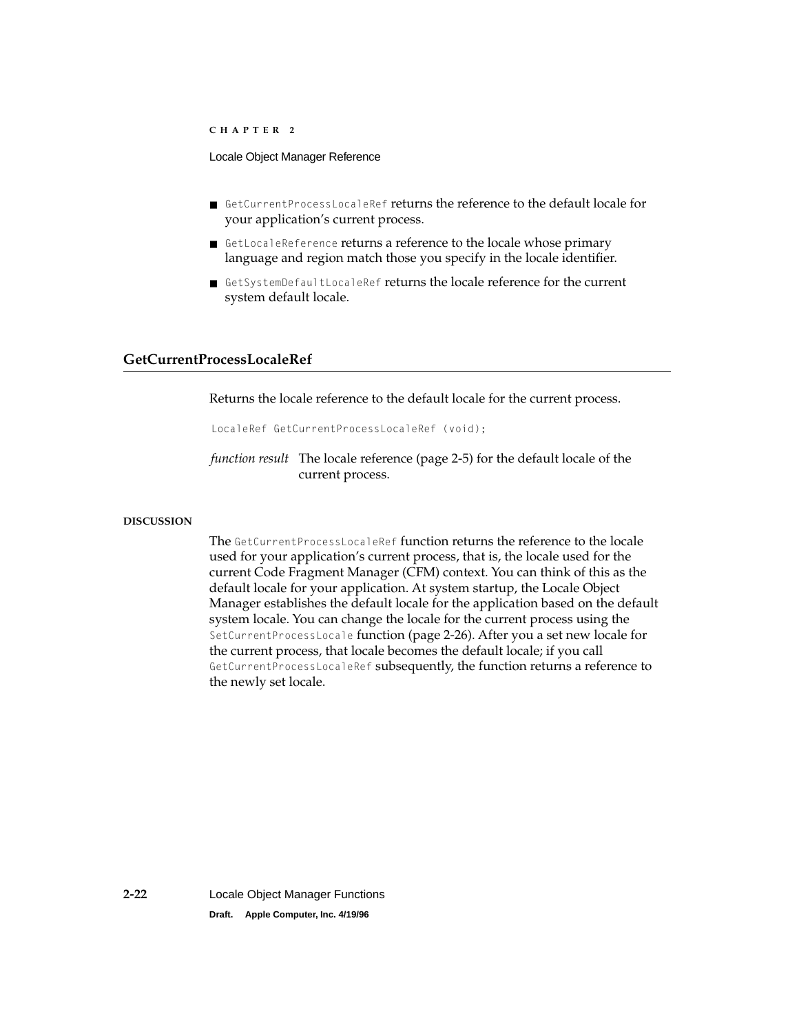- `GetCurrentProcessLocaleRef` returns the reference to the default locale for your application's current process.
- `GetLocaleReference` returns a reference to the locale whose primary language and region match those you specify in the locale identifier.
- `GetSystemDefaultLocaleRef` returns the locale reference for the current system default locale.

## GetCurrentProcessLocaleRef

Returns the locale reference to the default locale for the current process.

```
LocaleRef GetCurrentProcessLocaleRef (void);
```

*function result* The locale reference (page 2-5) for the default locale of the current process.

**DISCUSSION**

The `GetCurrentProcessLocaleRef` function returns the reference to the locale used for your application's current process, that is, the locale used for the current Code Fragment Manager (CFM) context. You can think of this as the default locale for your application. At system startup, the Locale Object Manager establishes the default locale for the application based on the default system locale. You can change the locale for the current process using the `SetCurrentProcessLocale` function (page 2-26). After you a set new locale for the current process, that locale becomes the default locale; if you call `GetCurrentProcessLocaleRef` subsequently, the function returns a reference to the newly set locale.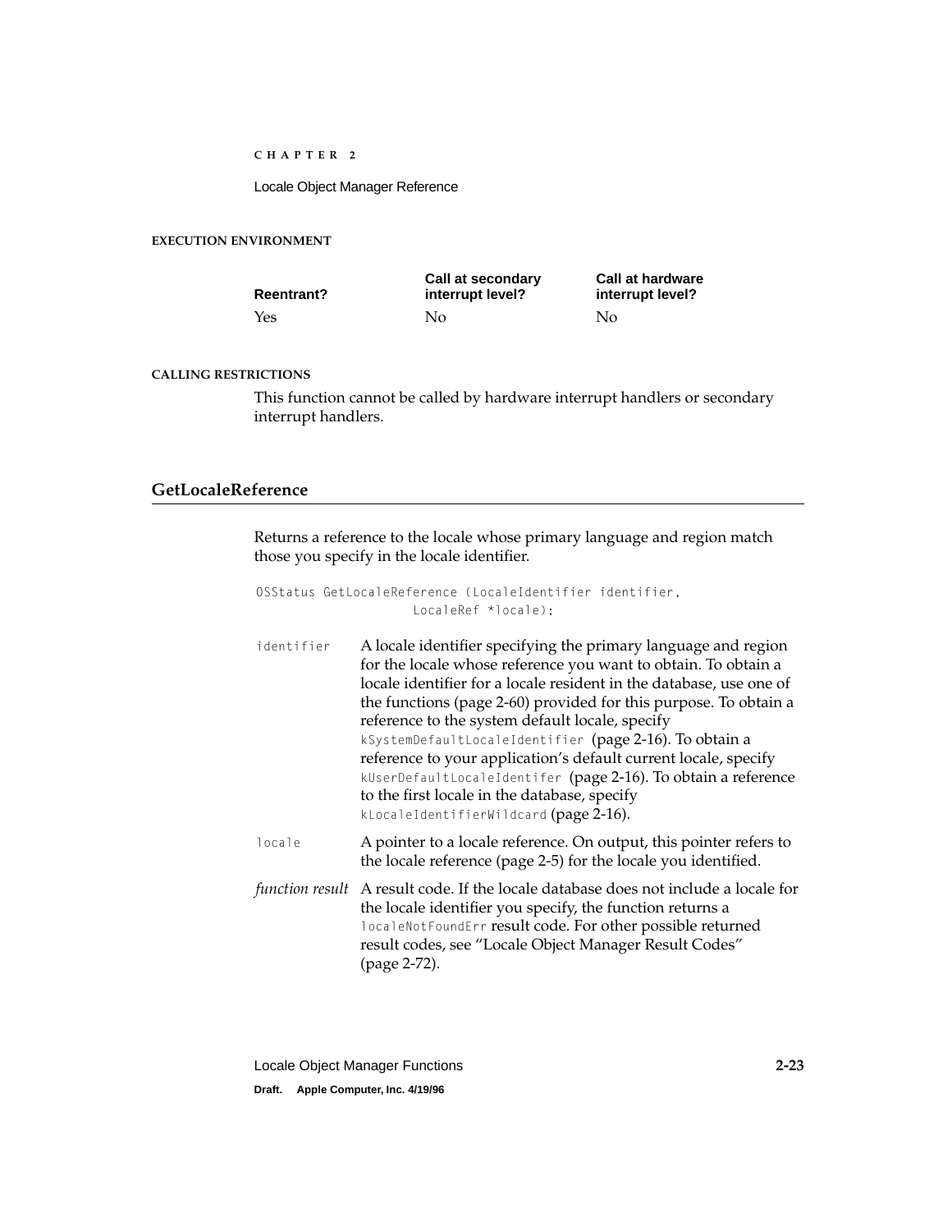**EXECUTION ENVIRONMENT**

| Reentrant? | Call at secondary interrupt level? | Call at hardware interrupt level? |
|---|---|---|
| Yes | No | No |

**CALLING RESTRICTIONS**

This function cannot be called by hardware interrupt handlers or secondary interrupt handlers.

## GetLocaleReference

Returns a reference to the locale whose primary language and region match those you specify in the locale identifier.

```
OSStatus GetLocaleReference (LocaleIdentifier identifier,
                    LocaleRef *locale);
```

`identifier` A locale identifier specifying the primary language and region for the locale whose reference you want to obtain. To obtain a locale identifier for a locale resident in the database, use one of the functions (page 2-60) provided for this purpose. To obtain a reference to the system default locale, specify `kSystemDefaultLocaleIdentifier` (page 2-16). To obtain a reference to your application's default current locale, specify `kUserDefaultLocaleIdentifer` (page 2-16). To obtain a reference to the first locale in the database, specify `kLocaleIdentifierWildcard` (page 2-16).

`locale` A pointer to a locale reference. On output, this pointer refers to the locale reference (page 2-5) for the locale you identified.

*function result* A result code. If the locale database does not include a locale for the locale identifier you specify, the function returns a `localeNotFoundErr` result code. For other possible returned result codes, see "Locale Object Manager Result Codes" (page 2-72).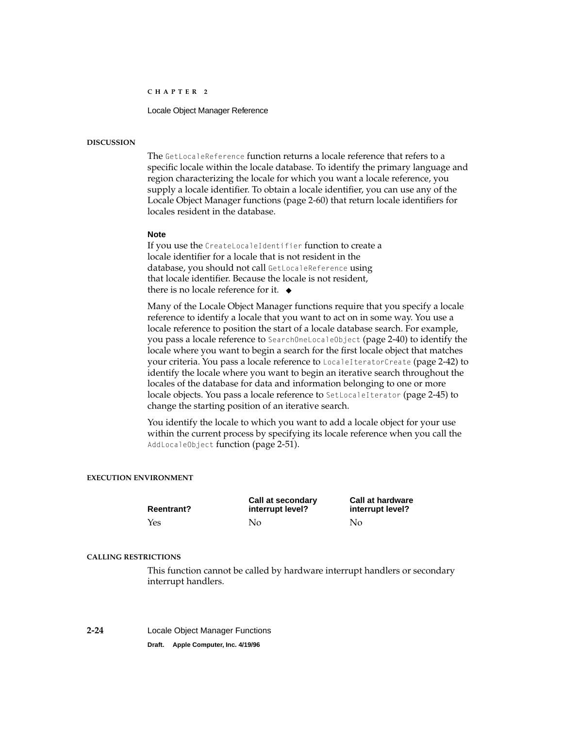#### DISCUSSION

The `GetLocaleReference` function returns a locale reference that refers to a specific locale within the locale database. To identify the primary language and region characterizing the locale for which you want a locale reference, you supply a locale identifier. To obtain a locale identifier, you can use any of the Locale Object Manager functions (page 2-60) that return locale identifiers for locales resident in the database.

**Note**
If you use the `CreateLocaleIdentifier` function to create a locale identifier for a locale that is not resident in the database, you should not call `GetLocaleReference` using that locale identifier. Because the locale is not resident, there is no locale reference for it. ◆

Many of the Locale Object Manager functions require that you specify a locale reference to identify a locale that you want to act on in some way. You use a locale reference to position the start of a locale database search. For example, you pass a locale reference to `SearchOneLocaleObject` (page 2-40) to identify the locale where you want to begin a search for the first locale object that matches your criteria. You pass a locale reference to `LocaleIteratorCreate` (page 2-42) to identify the locale where you want to begin an iterative search throughout the locales of the database for data and information belonging to one or more locale objects. You pass a locale reference to `SetLocaleIterator` (page 2-45) to change the starting position of an iterative search.

You identify the locale to which you want to add a locale object for your use within the current process by specifying its locale reference when you call the `AddLocaleObject` function (page 2-51).

#### EXECUTION ENVIRONMENT

| Reentrant? | Call at secondary interrupt level? | Call at hardware interrupt level? |
|---|---|---|
| Yes | No | No |

#### CALLING RESTRICTIONS

This function cannot be called by hardware interrupt handlers or secondary interrupt handlers.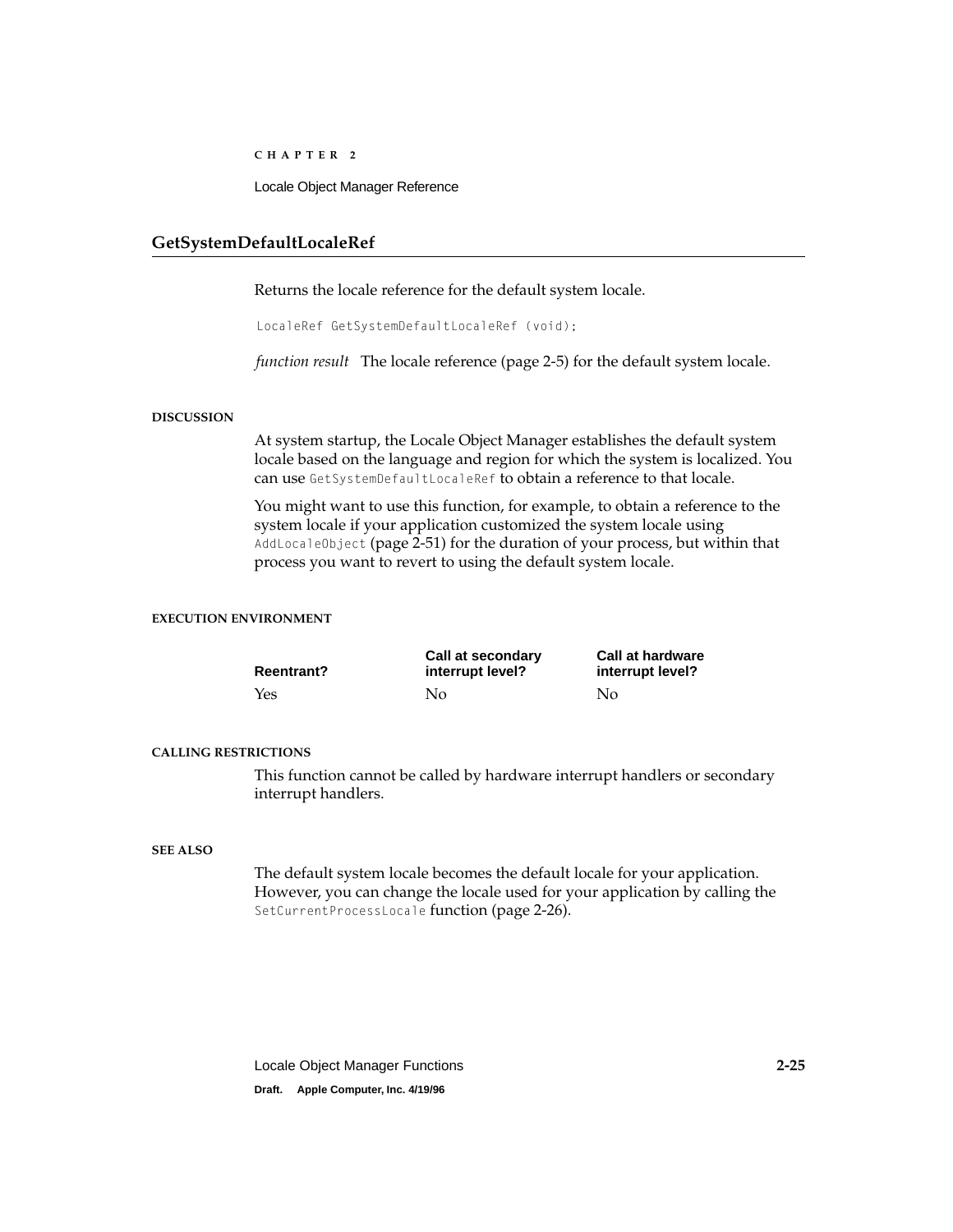## GetSystemDefaultLocaleRef

Returns the locale reference for the default system locale.

```
LocaleRef GetSystemDefaultLocaleRef (void);
```

*function result* The locale reference (page 2-5) for the default system locale.

#### DISCUSSION

At system startup, the Locale Object Manager establishes the default system locale based on the language and region for which the system is localized. You can use `GetSystemDefaultLocaleRef` to obtain a reference to that locale.

You might want to use this function, for example, to obtain a reference to the system locale if your application customized the system locale using `AddLocaleObject` (page 2-51) for the duration of your process, but within that process you want to revert to using the default system locale.

#### EXECUTION ENVIRONMENT

| Reentrant? | Call at secondary interrupt level? | Call at hardware interrupt level? |
|---|---|---|
| Yes | No | No |

#### CALLING RESTRICTIONS

This function cannot be called by hardware interrupt handlers or secondary interrupt handlers.

#### SEE ALSO

The default system locale becomes the default locale for your application. However, you can change the locale used for your application by calling the `SetCurrentProcessLocale` function (page 2-26).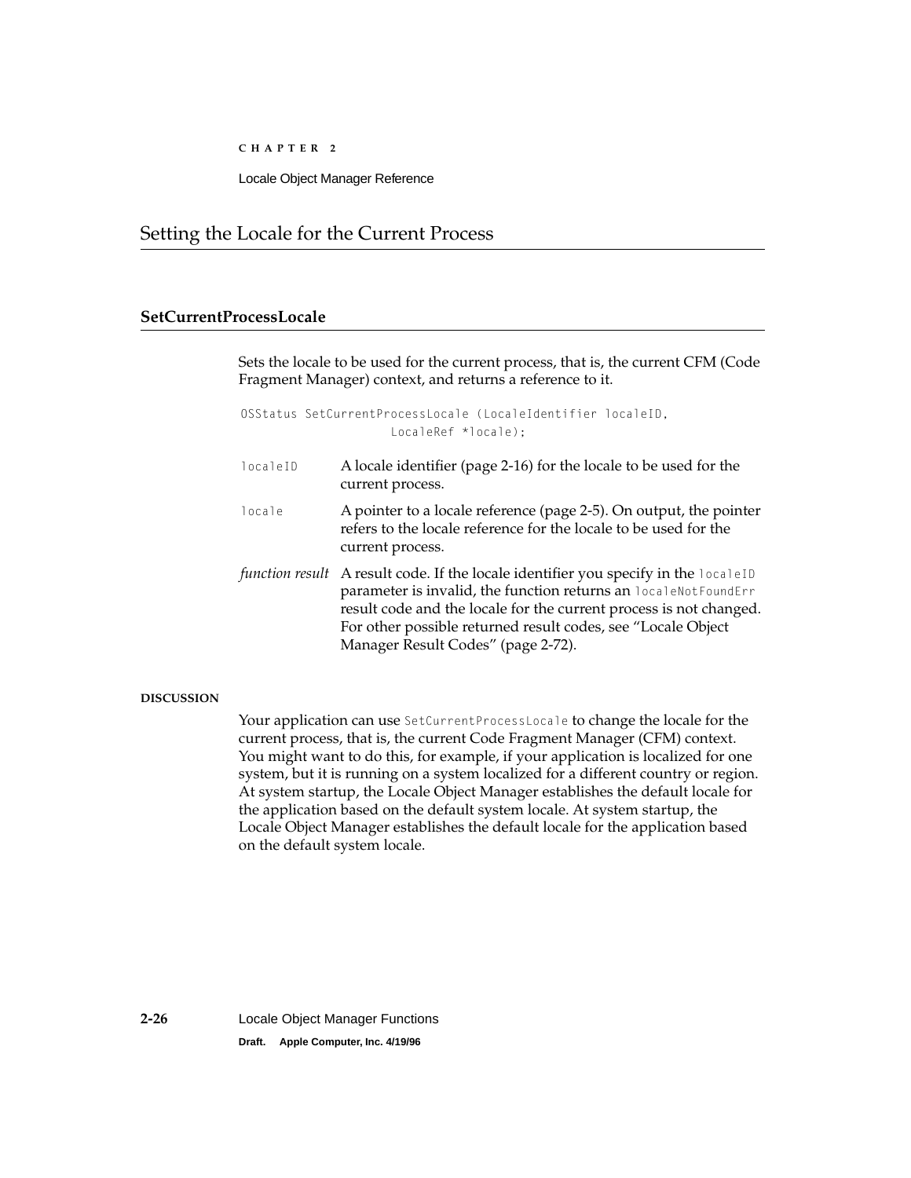## Setting the Locale for the Current Process

### SetCurrentProcessLocale

Sets the locale to be used for the current process, that is, the current CFM (Code Fragment Manager) context, and returns a reference to it.

```
OSStatus SetCurrentProcessLocale (LocaleIdentifier localeID,
                        LocaleRef *locale);
```

`localeID` A locale identifier (page 2-16) for the locale to be used for the current process.

`locale` A pointer to a locale reference (page 2-5). On output, the pointer refers to the locale reference for the locale to be used for the current process.

*function result* A result code. If the locale identifier you specify in the `localeID` parameter is invalid, the function returns an `localeNotFoundErr` result code and the locale for the current process is not changed. For other possible returned result codes, see "Locale Object Manager Result Codes" (page 2-72).

**DISCUSSION**

Your application can use `SetCurrentProcessLocale` to change the locale for the current process, that is, the current Code Fragment Manager (CFM) context. You might want to do this, for example, if your application is localized for one system, but it is running on a system localized for a different country or region. At system startup, the Locale Object Manager establishes the default locale for the application based on the default system locale. At system startup, the Locale Object Manager establishes the default locale for the application based on the default system locale.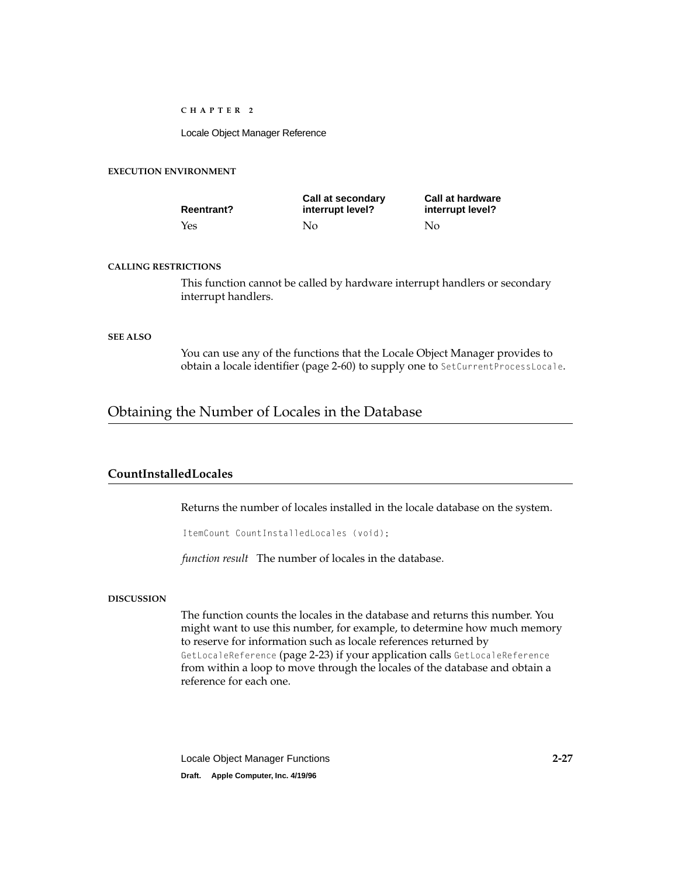#### EXECUTION ENVIRONMENT

| Reentrant? | Call at secondary interrupt level? | Call at hardware interrupt level? |
|---|---|---|
| Yes | No | No |

#### CALLING RESTRICTIONS

This function cannot be called by hardware interrupt handlers or secondary interrupt handlers.

#### SEE ALSO

You can use any of the functions that the Locale Object Manager provides to obtain a locale identifier (page 2-60) to supply one to `SetCurrentProcessLocale`.

## Obtaining the Number of Locales in the Database

### CountInstalledLocales

Returns the number of locales installed in the locale database on the system.

```
ItemCount CountInstalledLocales (void);
```

*function result* The number of locales in the database.

#### DISCUSSION

The function counts the locales in the database and returns this number. You might want to use this number, for example, to determine how much memory to reserve for information such as locale references returned by `GetLocaleReference` (page 2-23) if your application calls `GetLocaleReference` from within a loop to move through the locales of the database and obtain a reference for each one.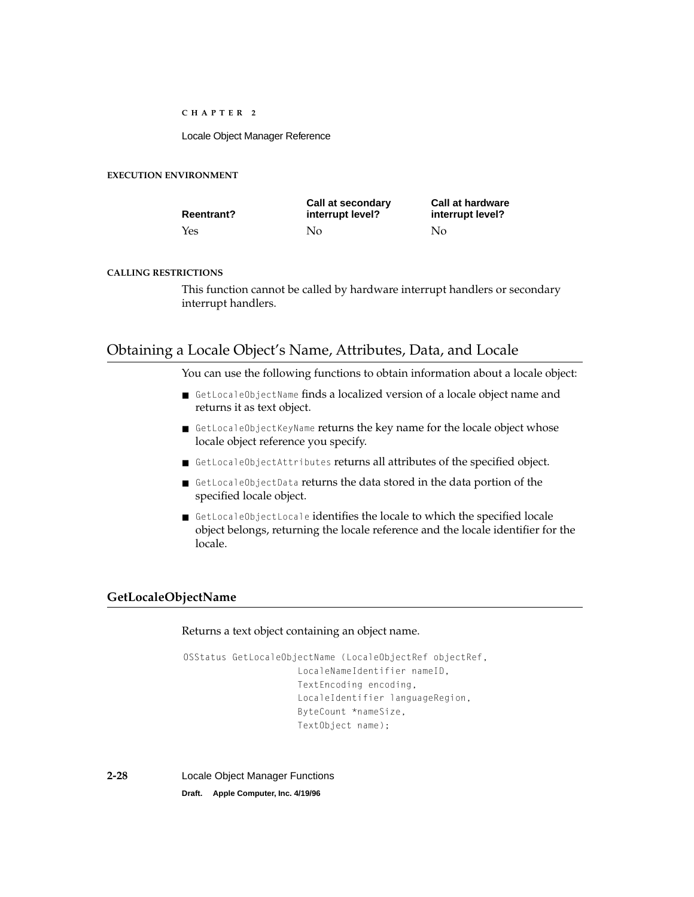**EXECUTION ENVIRONMENT**

| Reentrant? | Call at secondary interrupt level? | Call at hardware interrupt level? |
|---|---|---|
| Yes | No | No |

**CALLING RESTRICTIONS**

This function cannot be called by hardware interrupt handlers or secondary interrupt handlers.

## Obtaining a Locale Object's Name, Attributes, Data, and Locale

You can use the following functions to obtain information about a locale object:

- `GetLocaleObjectName` finds a localized version of a locale object name and returns it as text object.
- `GetLocaleObjectKeyName` returns the key name for the locale object whose locale object reference you specify.
- `GetLocaleObjectAttributes` returns all attributes of the specified object.
- `GetLocaleObjectData` returns the data stored in the data portion of the specified locale object.
- `GetLocaleObjectLocale` identifies the locale to which the specified locale object belongs, returning the locale reference and the locale identifier for the locale.

### GetLocaleObjectName

Returns a text object containing an object name.

```
OSStatus GetLocaleObjectName (LocaleObjectRef objectRef,
                    LocaleNameIdentifier nameID,
                    TextEncoding encoding,
                    LocaleIdentifier languageRegion,
                    ByteCount *nameSize,
                    TextObject name);
```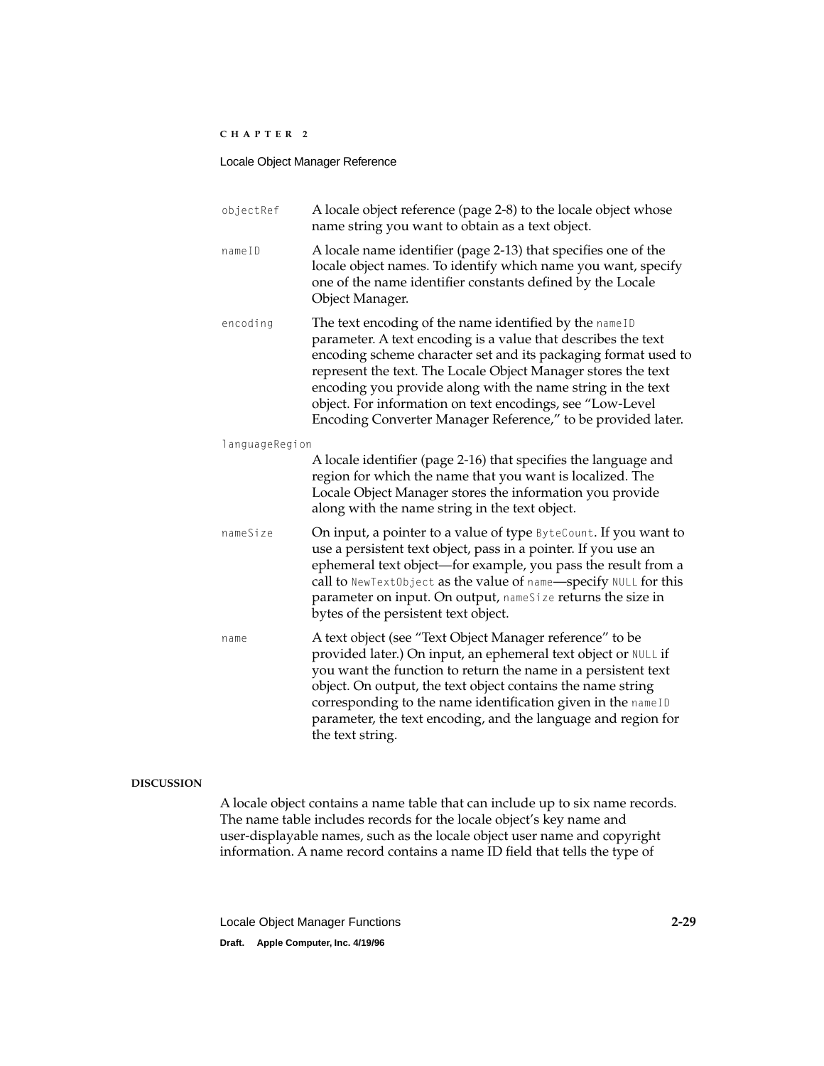`objectRef` A locale object reference (page 2-8) to the locale object whose name string you want to obtain as a text object.

`nameID` A locale name identifier (page 2-13) that specifies one of the locale object names. To identify which name you want, specify one of the name identifier constants defined by the Locale Object Manager.

`encoding` The text encoding of the name identified by the `nameID` parameter. A text encoding is a value that describes the text encoding scheme character set and its packaging format used to represent the text. The Locale Object Manager stores the text encoding you provide along with the name string in the text object. For information on text encodings, see "Low-Level Encoding Converter Manager Reference," to be provided later.

`languageRegion`
A locale identifier (page 2-16) that specifies the language and region for which the name that you want is localized. The Locale Object Manager stores the information you provide along with the name string in the text object.

`nameSize` On input, a pointer to a value of type `ByteCount`. If you want to use a persistent text object, pass in a pointer. If you use an ephemeral text object—for example, you pass the result from a call to `NewTextObject` as the value of `name`—specify `NULL` for this parameter on input. On output, `nameSize` returns the size in bytes of the persistent text object.

`name` A text object (see "Text Object Manager reference" to be provided later.) On input, an ephemeral text object or `NULL` if you want the function to return the name in a persistent text object. On output, the text object contains the name string corresponding to the name identification given in the `nameID` parameter, the text encoding, and the language and region for the text string.

**DISCUSSION**

A locale object contains a name table that can include up to six name records. The name table includes records for the locale object's key name and user-displayable names, such as the locale object user name and copyright information. A name record contains a name ID field that tells the type of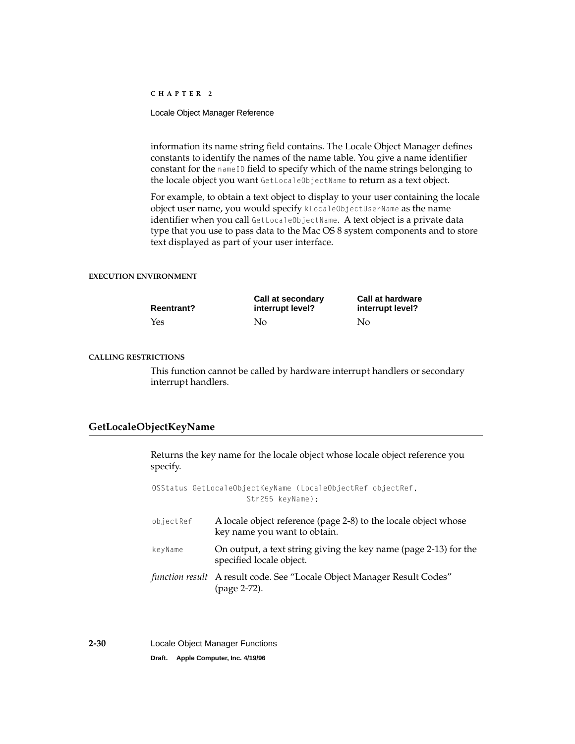information its name string field contains. The Locale Object Manager defines constants to identify the names of the name table. You give a name identifier constant for the `nameID` field to specify which of the name strings belonging to the locale object you want `GetLocaleObjectName` to return as a text object.

For example, to obtain a text object to display to your user containing the locale object user name, you would specify `kLocaleObjectUserName` as the name identifier when you call `GetLocaleObjectName`. A text object is a private data type that you use to pass data to the Mac OS 8 system components and to store text displayed as part of your user interface.

**EXECUTION ENVIRONMENT**

| Reentrant? | Call at secondary interrupt level? | Call at hardware interrupt level? |
|---|---|---|
| Yes | No | No |

**CALLING RESTRICTIONS**

This function cannot be called by hardware interrupt handlers or secondary interrupt handlers.

## GetLocaleObjectKeyName

Returns the key name for the locale object whose locale object reference you specify.

```
OSStatus GetLocaleObjectKeyName (LocaleObjectRef objectRef,
                        Str255 keyName);
```

`objectRef` A locale object reference (page 2-8) to the locale object whose key name you want to obtain.

`keyName` On output, a text string giving the key name (page 2-13) for the specified locale object.

*function result* A result code. See "Locale Object Manager Result Codes" (page 2-72).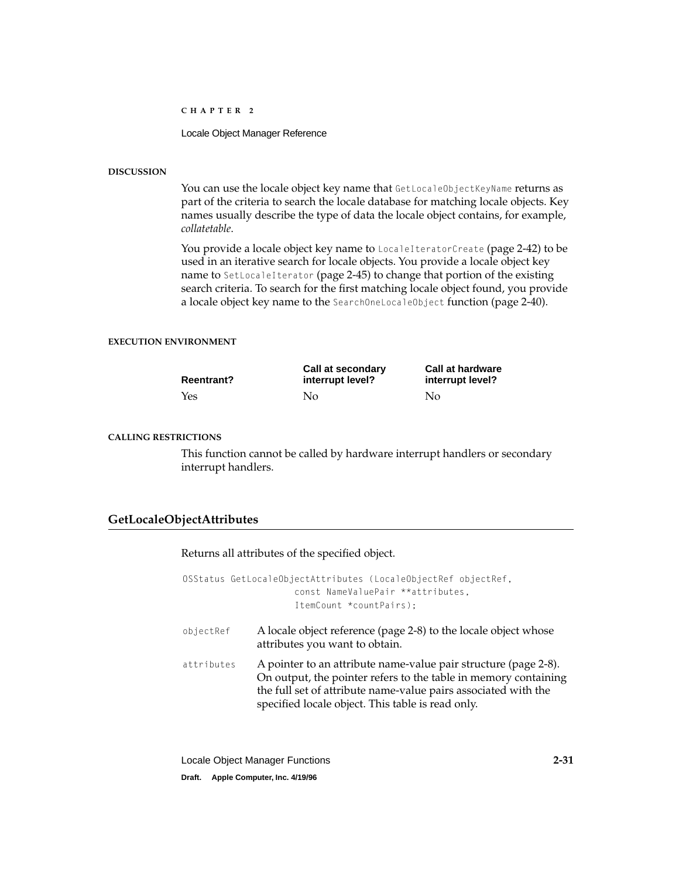**DISCUSSION**

You can use the locale object key name that `GetLocaleObjectKeyName` returns as part of the criteria to search the locale database for matching locale objects. Key names usually describe the type of data the locale object contains, for example, *collatetable*.

You provide a locale object key name to `LocaleIteratorCreate` (page 2-42) to be used in an iterative search for locale objects. You provide a locale object key name to `SetLocaleIterator` (page 2-45) to change that portion of the existing search criteria. To search for the first matching locale object found, you provide a locale object key name to the `SearchOneLocaleObject` function (page 2-40).

**EXECUTION ENVIRONMENT**

| Reentrant? | Call at secondary interrupt level? | Call at hardware interrupt level? |
|---|---|---|
| Yes | No | No |

**CALLING RESTRICTIONS**

This function cannot be called by hardware interrupt handlers or secondary interrupt handlers.

## GetLocaleObjectAttributes

Returns all attributes of the specified object.

```
OSStatus GetLocaleObjectAttributes (LocaleObjectRef objectRef,
                    const NameValuePair **attributes,
                    ItemCount *countPairs);
```

`objectRef` A locale object reference (page 2-8) to the locale object whose attributes you want to obtain.

`attributes` A pointer to an attribute name-value pair structure (page 2-8). On output, the pointer refers to the table in memory containing the full set of attribute name-value pairs associated with the specified locale object. This table is read only.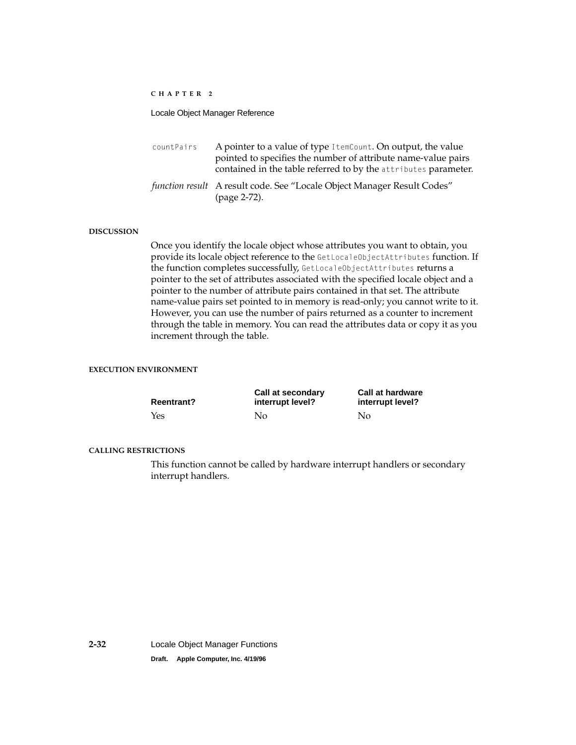`countPairs` A pointer to a value of type `ItemCount`. On output, the value pointed to specifies the number of attribute name-value pairs contained in the table referred to by the `attributes` parameter.

*function result* A result code. See "Locale Object Manager Result Codes" (page 2-72).

**DISCUSSION**

Once you identify the locale object whose attributes you want to obtain, you provide its locale object reference to the `GetLocaleObjectAttributes` function. If the function completes successfully, `GetLocaleObjectAttributes` returns a pointer to the set of attributes associated with the specified locale object and a pointer to the number of attribute pairs contained in that set. The attribute name-value pairs set pointed to in memory is read-only; you cannot write to it. However, you can use the number of pairs returned as a counter to increment through the table in memory. You can read the attributes data or copy it as you increment through the table.

**EXECUTION ENVIRONMENT**

| Reentrant? | Call at secondary interrupt level? | Call at hardware interrupt level? |
|---|---|---|
| Yes | No | No |

**CALLING RESTRICTIONS**

This function cannot be called by hardware interrupt handlers or secondary interrupt handlers.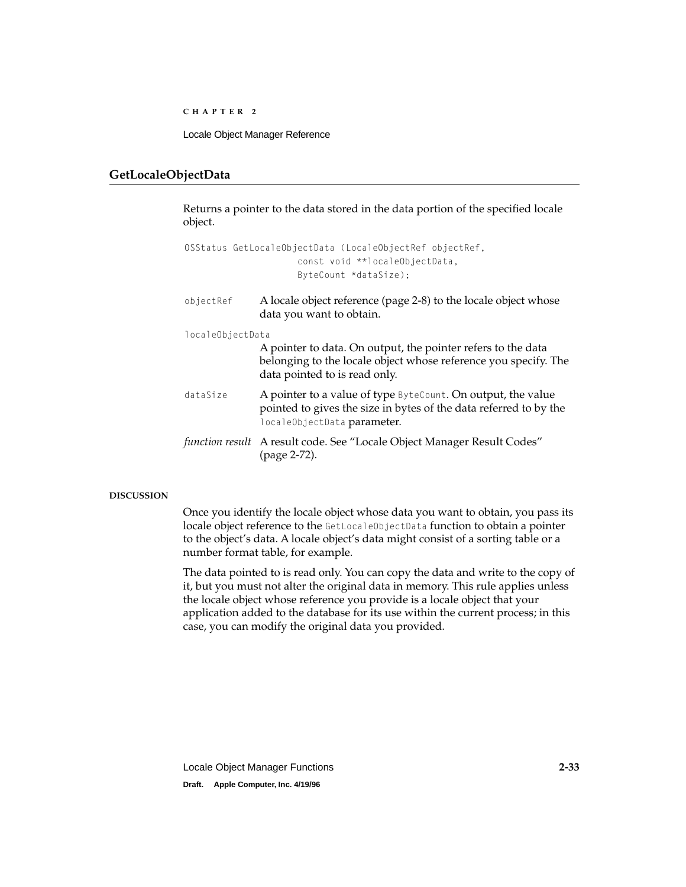## GetLocaleObjectData

Returns a pointer to the data stored in the data portion of the specified locale object.

```
OSStatus GetLocaleObjectData (LocaleObjectRef objectRef,
                    const void **localeObjectData,
                    ByteCount *dataSize);
```

`objectRef` A locale object reference (page 2-8) to the locale object whose data you want to obtain.

`localeObjectData`
A pointer to data. On output, the pointer refers to the data belonging to the locale object whose reference you specify. The data pointed to is read only.

`dataSize` A pointer to a value of type `ByteCount`. On output, the value pointed to gives the size in bytes of the data referred to by the `localeObjectData` parameter.

*function result* A result code. See "Locale Object Manager Result Codes" (page 2-72).

**DISCUSSION**

Once you identify the locale object whose data you want to obtain, you pass its locale object reference to the `GetLocaleObjectData` function to obtain a pointer to the object's data. A locale object's data might consist of a sorting table or a number format table, for example.

The data pointed to is read only. You can copy the data and write to the copy of it, but you must not alter the original data in memory. This rule applies unless the locale object whose reference you provide is a locale object that your application added to the database for its use within the current process; in this case, you can modify the original data you provided.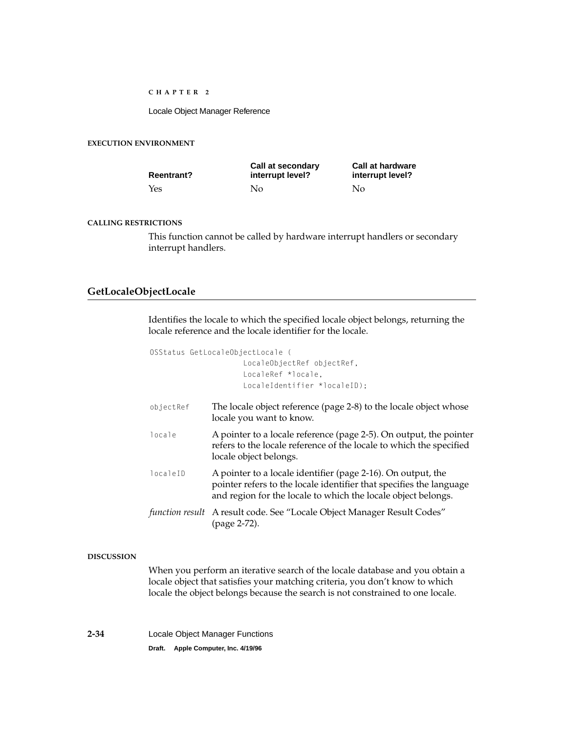**EXECUTION ENVIRONMENT**

| Reentrant? | Call at secondary interrupt level? | Call at hardware interrupt level? |
|---|---|---|
| Yes | No | No |

**CALLING RESTRICTIONS**

This function cannot be called by hardware interrupt handlers or secondary interrupt handlers.

## GetLocaleObjectLocale

Identifies the locale to which the specified locale object belongs, returning the locale reference and the locale identifier for the locale.

```
OSStatus GetLocaleObjectLocale (
            LocaleObjectRef objectRef,
            LocaleRef *locale,
            LocaleIdentifier *localeID);
```

`objectRef` The locale object reference (page 2-8) to the locale object whose locale you want to know.

`locale` A pointer to a locale reference (page 2-5). On output, the pointer refers to the locale reference of the locale to which the specified locale object belongs.

`localeID` A pointer to a locale identifier (page 2-16). On output, the pointer refers to the locale identifier that specifies the language and region for the locale to which the locale object belongs.

*function result* A result code. See "Locale Object Manager Result Codes" (page 2-72).

**DISCUSSION**

When you perform an iterative search of the locale database and you obtain a locale object that satisfies your matching criteria, you don't know to which locale the object belongs because the search is not constrained to one locale.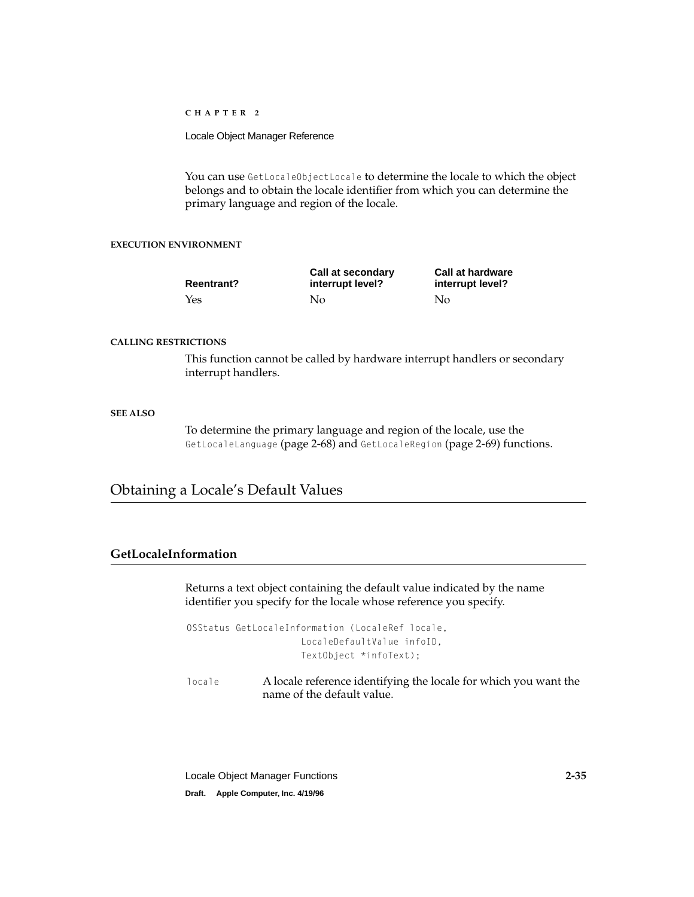You can use `GetLocaleObjectLocale` to determine the locale to which the object belongs and to obtain the locale identifier from which you can determine the primary language and region of the locale.

#### EXECUTION ENVIRONMENT

| Reentrant? | Call at secondary interrupt level? | Call at hardware interrupt level? |
|---|---|---|
| Yes | No | No |

#### CALLING RESTRICTIONS

This function cannot be called by hardware interrupt handlers or secondary interrupt handlers.

#### SEE ALSO

To determine the primary language and region of the locale, use the `GetLocaleLanguage` (page 2-68) and `GetLocaleRegion` (page 2-69) functions.

## Obtaining a Locale's Default Values

### GetLocaleInformation

Returns a text object containing the default value indicated by the name identifier you specify for the locale whose reference you specify.

```
OSStatus GetLocaleInformation (LocaleRef locale,
                    LocaleDefaultValue infoID,
                    TextObject *infoText);
```

`locale` A locale reference identifying the locale for which you want the name of the default value.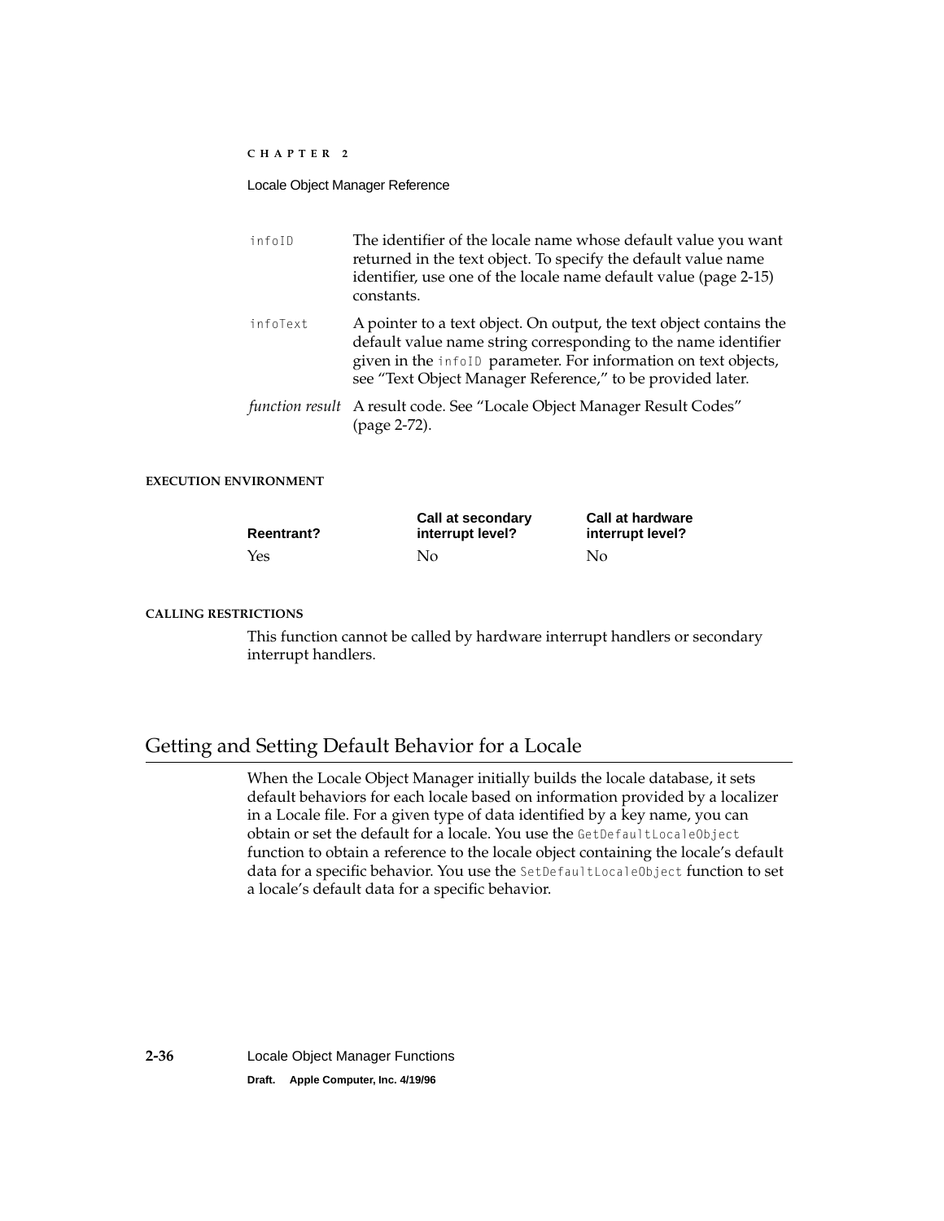`infoID` The identifier of the locale name whose default value you want returned in the text object. To specify the default value name identifier, use one of the locale name default value (page 2-15) constants.

`infoText` A pointer to a text object. On output, the text object contains the default value name string corresponding to the name identifier given in the `infoID` parameter. For information on text objects, see "Text Object Manager Reference," to be provided later.

*function result* A result code. See "Locale Object Manager Result Codes" (page 2-72).

**EXECUTION ENVIRONMENT**

| Reentrant? | Call at secondary interrupt level? | Call at hardware interrupt level? |
|---|---|---|
| Yes | No | No |

**CALLING RESTRICTIONS**

This function cannot be called by hardware interrupt handlers or secondary interrupt handlers.

## Getting and Setting Default Behavior for a Locale

When the Locale Object Manager initially builds the locale database, it sets default behaviors for each locale based on information provided by a localizer in a Locale file. For a given type of data identified by a key name, you can obtain or set the default for a locale. You use the `GetDefaultLocaleObject` function to obtain a reference to the locale object containing the locale's default data for a specific behavior. You use the `SetDefaultLocaleObject` function to set a locale's default data for a specific behavior.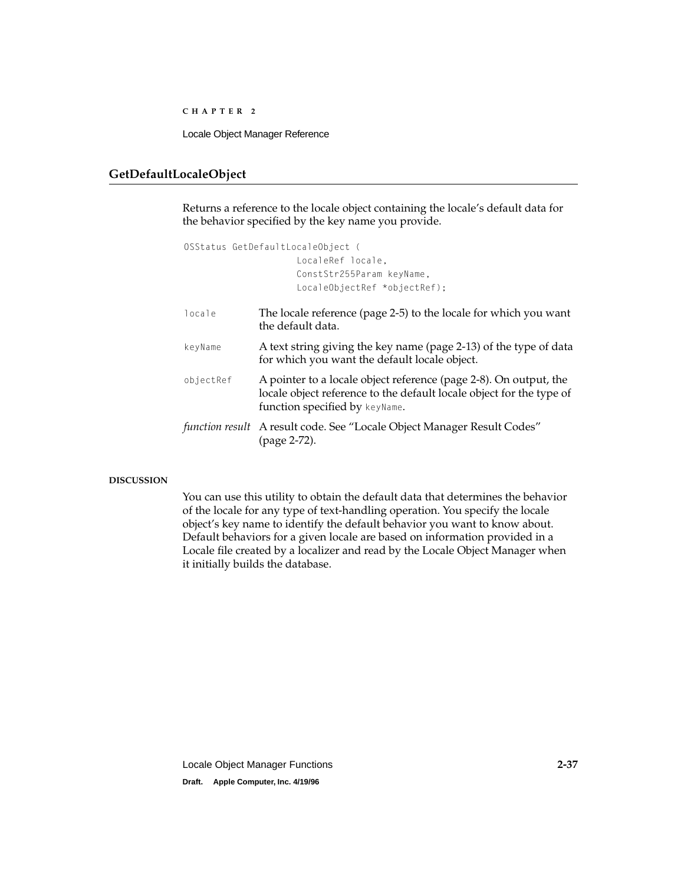## GetDefaultLocaleObject

Returns a reference to the locale object containing the locale's default data for the behavior specified by the key name you provide.

```
OSStatus GetDefaultLocaleObject (
                LocaleRef locale,
                ConstStr255Param keyName,
                LocaleObjectRef *objectRef);
```

`locale` The locale reference (page 2-5) to the locale for which you want the default data.

`keyName` A text string giving the key name (page 2-13) of the type of data for which you want the default locale object.

`objectRef` A pointer to a locale object reference (page 2-8). On output, the locale object reference to the default locale object for the type of function specified by `keyName`.

*function result* A result code. See "Locale Object Manager Result Codes" (page 2-72).

**DISCUSSION**

You can use this utility to obtain the default data that determines the behavior of the locale for any type of text-handling operation. You specify the locale object's key name to identify the default behavior you want to know about. Default behaviors for a given locale are based on information provided in a Locale file created by a localizer and read by the Locale Object Manager when it initially builds the database.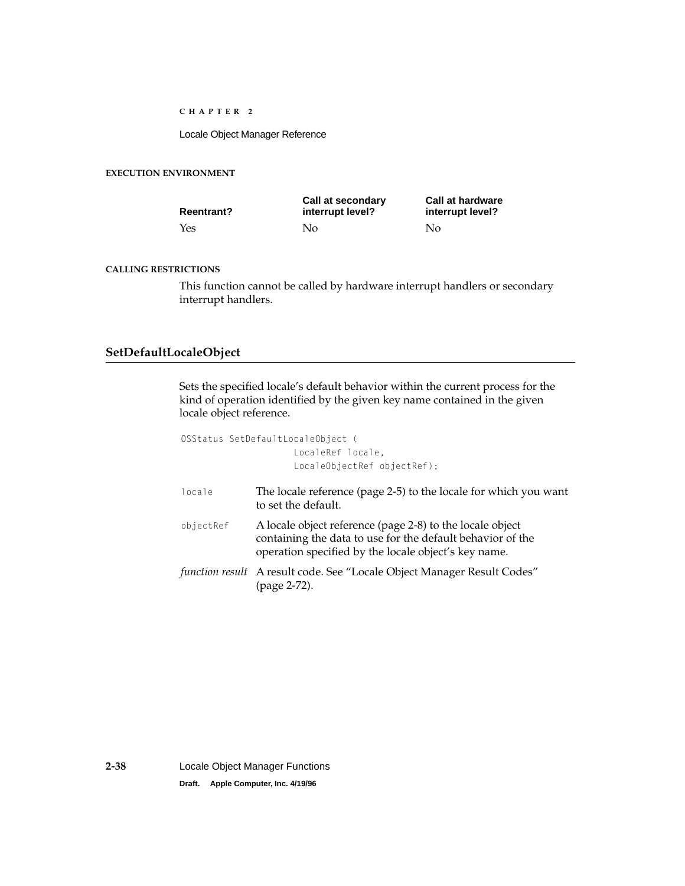#### EXECUTION ENVIRONMENT

| Reentrant? | Call at secondary interrupt level? | Call at hardware interrupt level? |
| --- | --- | --- |
| Yes | No | No |

#### CALLING RESTRICTIONS

This function cannot be called by hardware interrupt handlers or secondary interrupt handlers.

## SetDefaultLocaleObject

Sets the specified locale's default behavior within the current process for the kind of operation identified by the given key name contained in the given locale object reference.

```
OSStatus SetDefaultLocaleObject (
            LocaleRef locale,
            LocaleObjectRef objectRef);
```

`locale` The locale reference (page 2-5) to the locale for which you want to set the default.

`objectRef` A locale object reference (page 2-8) to the locale object containing the data to use for the default behavior of the operation specified by the locale object's key name.

*function result* A result code. See "Locale Object Manager Result Codes" (page 2-72).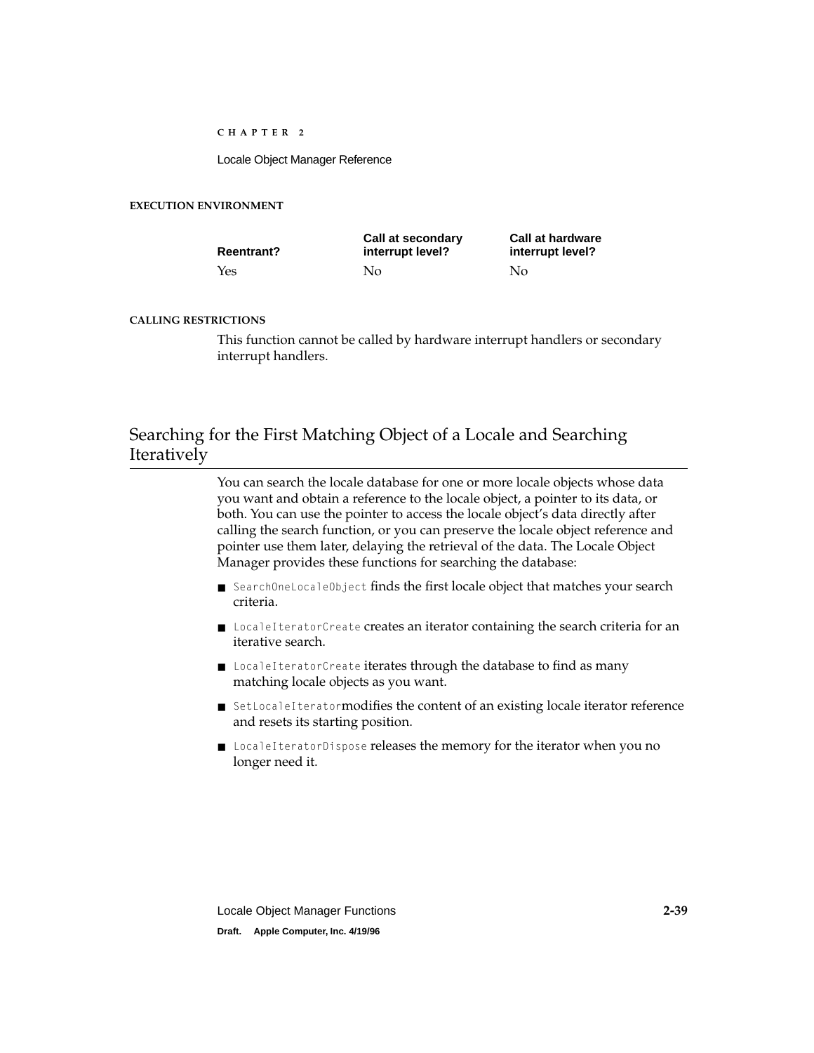#### EXECUTION ENVIRONMENT

| Reentrant? | Call at secondary interrupt level? | Call at hardware interrupt level? |
|---|---|---|
| Yes | No | No |

#### CALLING RESTRICTIONS

This function cannot be called by hardware interrupt handlers or secondary interrupt handlers.

## Searching for the First Matching Object of a Locale and Searching Iteratively

You can search the locale database for one or more locale objects whose data you want and obtain a reference to the locale object, a pointer to its data, or both. You can use the pointer to access the locale object's data directly after calling the search function, or you can preserve the locale object reference and pointer use them later, delaying the retrieval of the data. The Locale Object Manager provides these functions for searching the database:

- `SearchOneLocaleObject` finds the first locale object that matches your search criteria.
- `LocaleIteratorCreate` creates an iterator containing the search criteria for an iterative search.
- `LocaleIteratorCreate` iterates through the database to find as many matching locale objects as you want.
- `SetLocaleIterator`modifies the content of an existing locale iterator reference and resets its starting position.
- `LocaleIteratorDispose` releases the memory for the iterator when you no longer need it.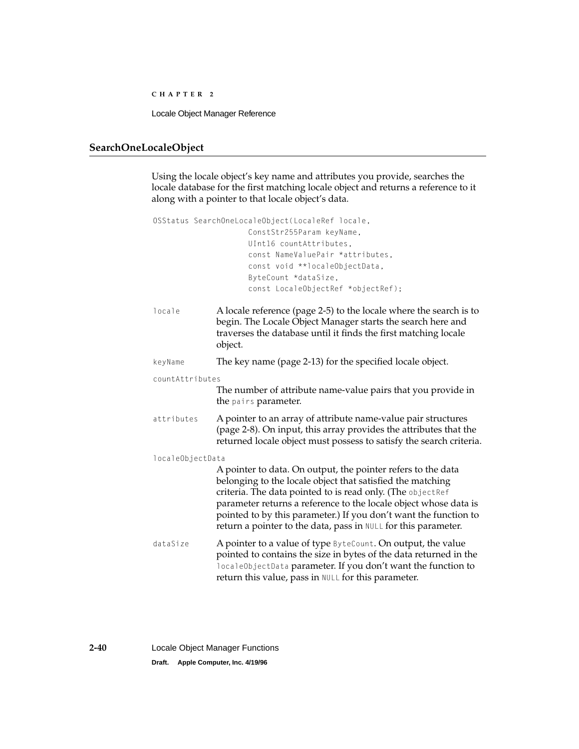## SearchOneLocaleObject

Using the locale object's key name and attributes you provide, searches the locale database for the first matching locale object and returns a reference to it along with a pointer to that locale object's data.

```
OSStatus SearchOneLocaleObject(LocaleRef locale,
                    ConstStr255Param keyName,
                    UInt16 countAttributes,
                    const NameValuePair *attributes,
                    const void **localeObjectData,
                    ByteCount *dataSize,
                    const LocaleObjectRef *objectRef);
```

`locale` A locale reference (page 2-5) to the locale where the search is to begin. The Locale Object Manager starts the search here and traverses the database until it finds the first matching locale object.

`keyName` The key name (page 2-13) for the specified locale object.

`countAttributes`
The number of attribute name-value pairs that you provide in the `pairs` parameter.

`attributes` A pointer to an array of attribute name-value pair structures (page 2-8). On input, this array provides the attributes that the returned locale object must possess to satisfy the search criteria.

`localeObjectData`
A pointer to data. On output, the pointer refers to the data belonging to the locale object that satisfied the matching criteria. The data pointed to is read only. (The `objectRef` parameter returns a reference to the locale object whose data is pointed to by this parameter.) If you don't want the function to return a pointer to the data, pass in `NULL` for this parameter.

`dataSize` A pointer to a value of type `ByteCount`. On output, the value pointed to contains the size in bytes of the data returned in the `localeObjectData` parameter. If you don't want the function to return this value, pass in `NULL` for this parameter.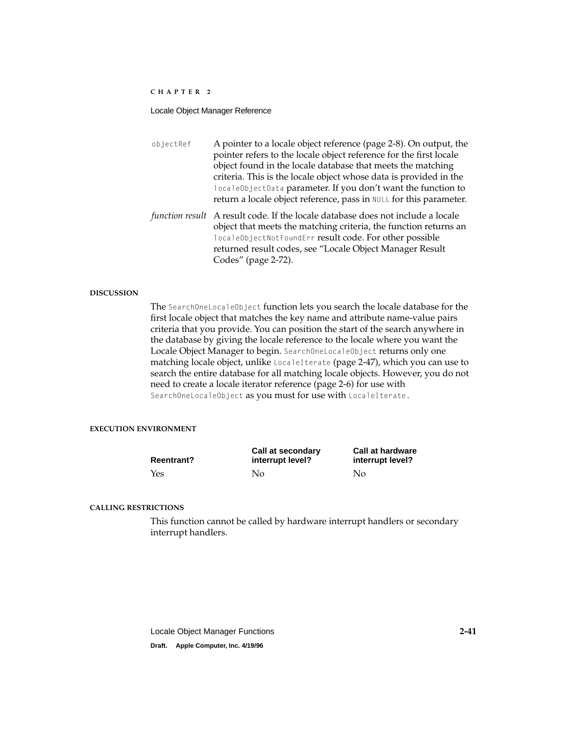`objectRef` A pointer to a locale object reference (page 2-8). On output, the pointer refers to the locale object reference for the first locale object found in the locale database that meets the matching criteria. This is the locale object whose data is provided in the `localeObjectData` parameter. If you don't want the function to return a locale object reference, pass in `NULL` for this parameter.

*function result* A result code. If the locale database does not include a locale object that meets the matching criteria, the function returns an `localeObjectNotFoundErr` result code. For other possible returned result codes, see "Locale Object Manager Result Codes" (page 2-72).

#### DISCUSSION

The `SearchOneLocaleObject` function lets you search the locale database for the first locale object that matches the key name and attribute name-value pairs criteria that you provide. You can position the start of the search anywhere in the database by giving the locale reference to the locale where you want the Locale Object Manager to begin. `SearchOneLocaleObject` returns only one matching locale object, unlike `LocaleIterate` (page 2-47), which you can use to search the entire database for all matching locale objects. However, you do not need to create a locale iterator reference (page 2-6) for use with `SearchOneLocaleObject` as you must for use with `LocaleIterate`.

#### EXECUTION ENVIRONMENT

| Reentrant? | Call at secondary interrupt level? | Call at hardware interrupt level? |
|---|---|---|
| Yes | No | No |

#### CALLING RESTRICTIONS

This function cannot be called by hardware interrupt handlers or secondary interrupt handlers.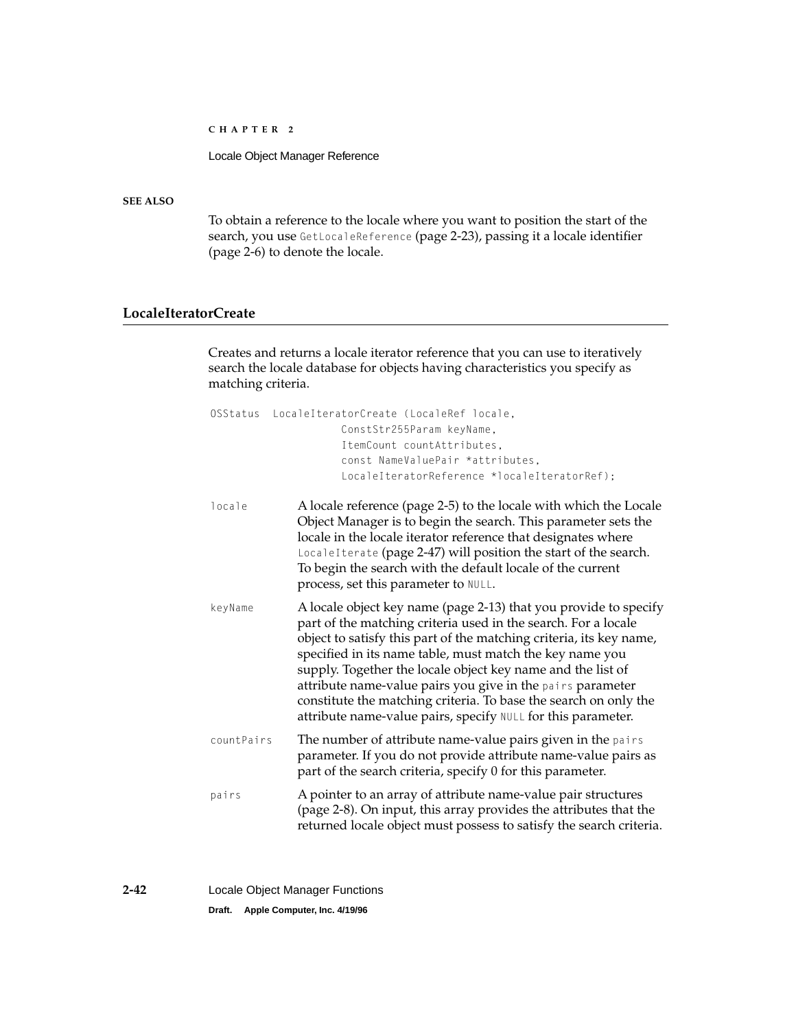**SEE ALSO**

To obtain a reference to the locale where you want to position the start of the search, you use `GetLocaleReference` (page 2-23), passing it a locale identifier (page 2-6) to denote the locale.

## LocaleIteratorCreate

Creates and returns a locale iterator reference that you can use to iteratively search the locale database for objects having characteristics you specify as matching criteria.

```
OSStatus  LocaleIteratorCreate (LocaleRef locale,
                ConstStr255Param keyName,
                ItemCount countAttributes,
                const NameValuePair *attributes,
                LocaleIteratorReference *localeIteratorRef);
```

`locale` A locale reference (page 2-5) to the locale with which the Locale Object Manager is to begin the search. This parameter sets the locale in the locale iterator reference that designates where `LocaleIterate` (page 2-47) will position the start of the search. To begin the search with the default locale of the current process, set this parameter to `NULL`.

`keyName` A locale object key name (page 2-13) that you provide to specify part of the matching criteria used in the search. For a locale object to satisfy this part of the matching criteria, its key name, specified in its name table, must match the key name you supply. Together the locale object key name and the list of attribute name-value pairs you give in the `pairs` parameter constitute the matching criteria. To base the search on only the attribute name-value pairs, specify `NULL` for this parameter.

`countPairs` The number of attribute name-value pairs given in the `pairs` parameter. If you do not provide attribute name-value pairs as part of the search criteria, specify 0 for this parameter.

`pairs` A pointer to an array of attribute name-value pair structures (page 2-8). On input, this array provides the attributes that the returned locale object must possess to satisfy the search criteria.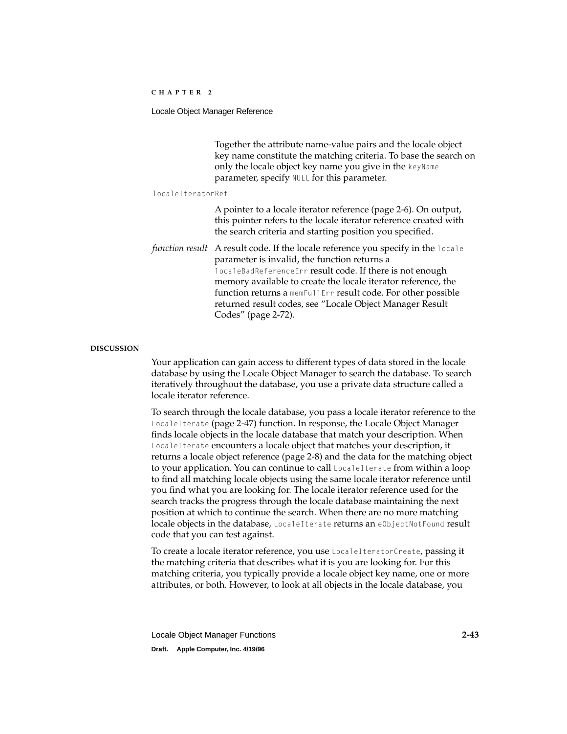Together the attribute name-value pairs and the locale object key name constitute the matching criteria. To base the search on only the locale object key name you give in the `keyName` parameter, specify `NULL` for this parameter.

`localeIteratorRef`

A pointer to a locale iterator reference (page 2-6). On output, this pointer refers to the locale iterator reference created with the search criteria and starting position you specified.

*function result* A result code. If the locale reference you specify in the `locale` parameter is invalid, the function returns a `localeBadReferenceErr` result code. If there is not enough memory available to create the locale iterator reference, the function returns a `memFullErr` result code. For other possible returned result codes, see "Locale Object Manager Result Codes" (page 2-72).

**DISCUSSION**

Your application can gain access to different types of data stored in the locale database by using the Locale Object Manager to search the database. To search iteratively throughout the database, you use a private data structure called a locale iterator reference.

To search through the locale database, you pass a locale iterator reference to the `LocaleIterate` (page 2-47) function. In response, the Locale Object Manager finds locale objects in the locale database that match your description. When `LocaleIterate` encounters a locale object that matches your description, it returns a locale object reference (page 2-8) and the data for the matching object to your application. You can continue to call `LocaleIterate` from within a loop to find all matching locale objects using the same locale iterator reference until you find what you are looking for. The locale iterator reference used for the search tracks the progress through the locale database maintaining the next position at which to continue the search. When there are no more matching locale objects in the database, `LocaleIterate` returns an `eObjectNotFound` result code that you can test against.

To create a locale iterator reference, you use `LocaleIteratorCreate`, passing it the matching criteria that describes what it is you are looking for. For this matching criteria, you typically provide a locale object key name, one or more attributes, or both. However, to look at all objects in the locale database, you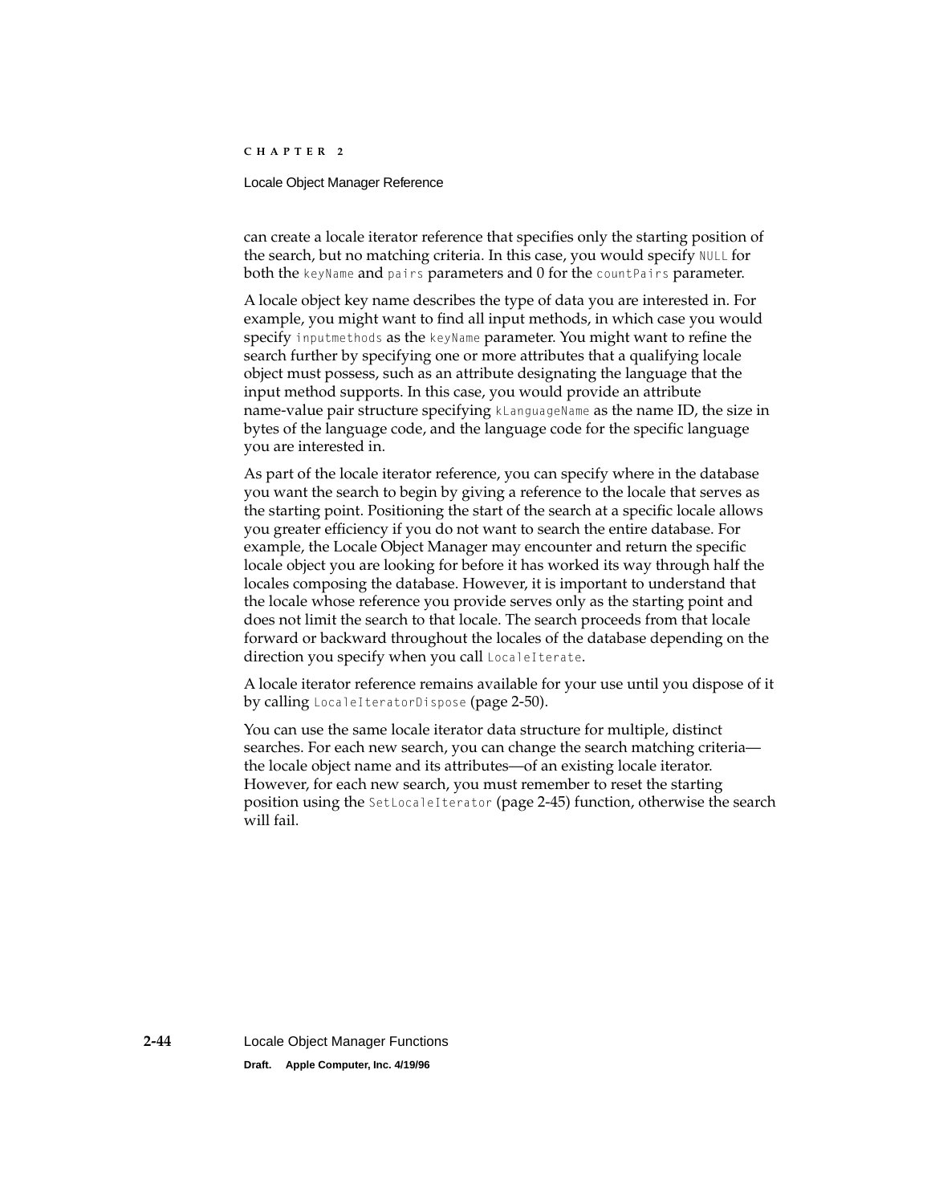can create a locale iterator reference that specifies only the starting position of the search, but no matching criteria. In this case, you would specify `NULL` for both the `keyName` and `pairs` parameters and 0 for the `countPairs` parameter.

A locale object key name describes the type of data you are interested in. For example, you might want to find all input methods, in which case you would specify `inputmethods` as the `keyName` parameter. You might want to refine the search further by specifying one or more attributes that a qualifying locale object must possess, such as an attribute designating the language that the input method supports. In this case, you would provide an attribute name-value pair structure specifying `kLanguageName` as the name ID, the size in bytes of the language code, and the language code for the specific language you are interested in.

As part of the locale iterator reference, you can specify where in the database you want the search to begin by giving a reference to the locale that serves as the starting point. Positioning the start of the search at a specific locale allows you greater efficiency if you do not want to search the entire database. For example, the Locale Object Manager may encounter and return the specific locale object you are looking for before it has worked its way through half the locales composing the database. However, it is important to understand that the locale whose reference you provide serves only as the starting point and does not limit the search to that locale. The search proceeds from that locale forward or backward throughout the locales of the database depending on the direction you specify when you call `LocaleIterate`.

A locale iterator reference remains available for your use until you dispose of it by calling `LocaleIteratorDispose` (page 2-50).

You can use the same locale iterator data structure for multiple, distinct searches. For each new search, you can change the search matching criteria—the locale object name and its attributes—of an existing locale iterator. However, for each new search, you must remember to reset the starting position using the `SetLocaleIterator` (page 2-45) function, otherwise the search will fail.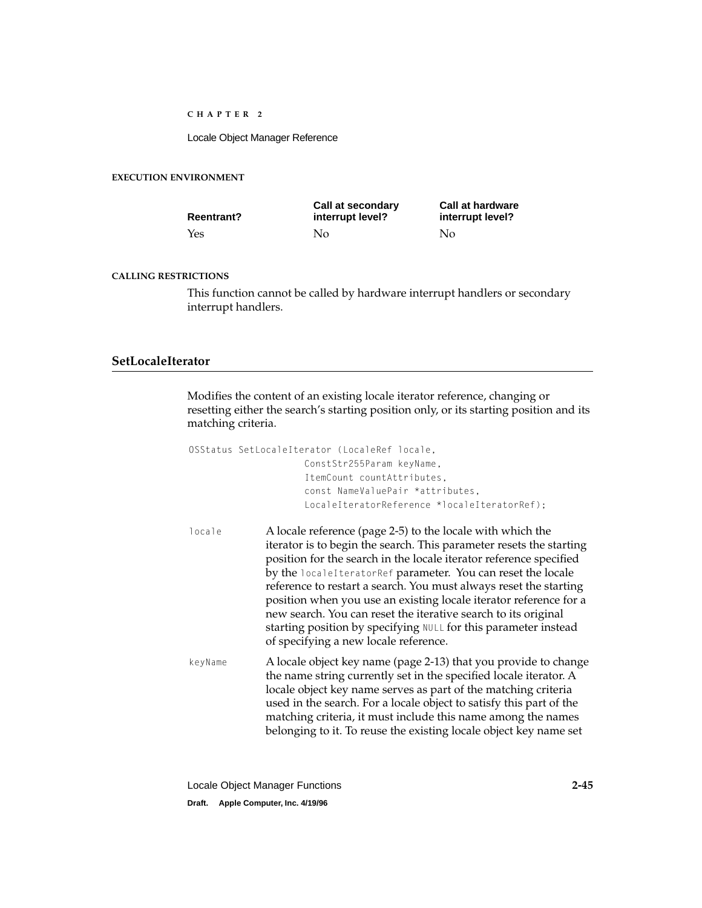**EXECUTION ENVIRONMENT**

| Reentrant? | Call at secondary interrupt level? | Call at hardware interrupt level? |
|---|---|---|
| Yes | No | No |

**CALLING RESTRICTIONS**

This function cannot be called by hardware interrupt handlers or secondary interrupt handlers.

## SetLocaleIterator

Modifies the content of an existing locale iterator reference, changing or resetting either the search's starting position only, or its starting position and its matching criteria.

```
OSStatus SetLocaleIterator (LocaleRef locale,
                    ConstStr255Param keyName,
                    ItemCount countAttributes,
                    const NameValuePair *attributes,
                    LocaleIteratorReference *localeIteratorRef);
```

`locale` A locale reference (page 2-5) to the locale with which the iterator is to begin the search. This parameter resets the starting position for the search in the locale iterator reference specified by the `localeIteratorRef` parameter. You can reset the locale reference to restart a search. You must always reset the starting position when you use an existing locale iterator reference for a new search. You can reset the iterative search to its original starting position by specifying `NULL` for this parameter instead of specifying a new locale reference.

`keyName` A locale object key name (page 2-13) that you provide to change the name string currently set in the specified locale iterator. A locale object key name serves as part of the matching criteria used in the search. For a locale object to satisfy this part of the matching criteria, it must include this name among the names belonging to it. To reuse the existing locale object key name set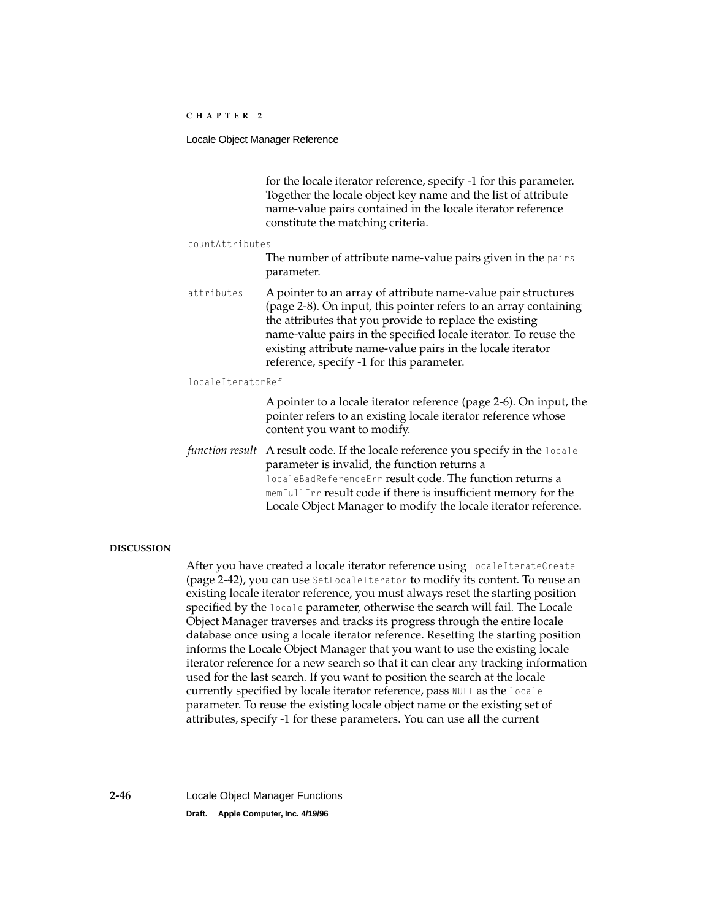for the locale iterator reference, specify -1 for this parameter. Together the locale object key name and the list of attribute name-value pairs contained in the locale iterator reference constitute the matching criteria.

`countAttributes`
The number of attribute name-value pairs given in the `pairs` parameter.

`attributes`
A pointer to an array of attribute name-value pair structures (page 2-8). On input, this pointer refers to an array containing the attributes that you provide to replace the existing name-value pairs in the specified locale iterator. To reuse the existing attribute name-value pairs in the locale iterator reference, specify -1 for this parameter.

`localeIteratorRef`
A pointer to a locale iterator reference (page 2-6). On input, the pointer refers to an existing locale iterator reference whose content you want to modify.

*function result*
A result code. If the locale reference you specify in the `locale` parameter is invalid, the function returns a `localeBadReferenceErr` result code. The function returns a `memFullErr` result code if there is insufficient memory for the Locale Object Manager to modify the locale iterator reference.

#### DISCUSSION

After you have created a locale iterator reference using `LocaleIterateCreate` (page 2-42), you can use `SetLocaleIterator` to modify its content. To reuse an existing locale iterator reference, you must always reset the starting position specified by the `locale` parameter, otherwise the search will fail. The Locale Object Manager traverses and tracks its progress through the entire locale database once using a locale iterator reference. Resetting the starting position informs the Locale Object Manager that you want to use the existing locale iterator reference for a new search so that it can clear any tracking information used for the last search. If you want to position the search at the locale currently specified by locale iterator reference, pass `NULL` as the `locale` parameter. To reuse the existing locale object name or the existing set of attributes, specify -1 for these parameters. You can use all the current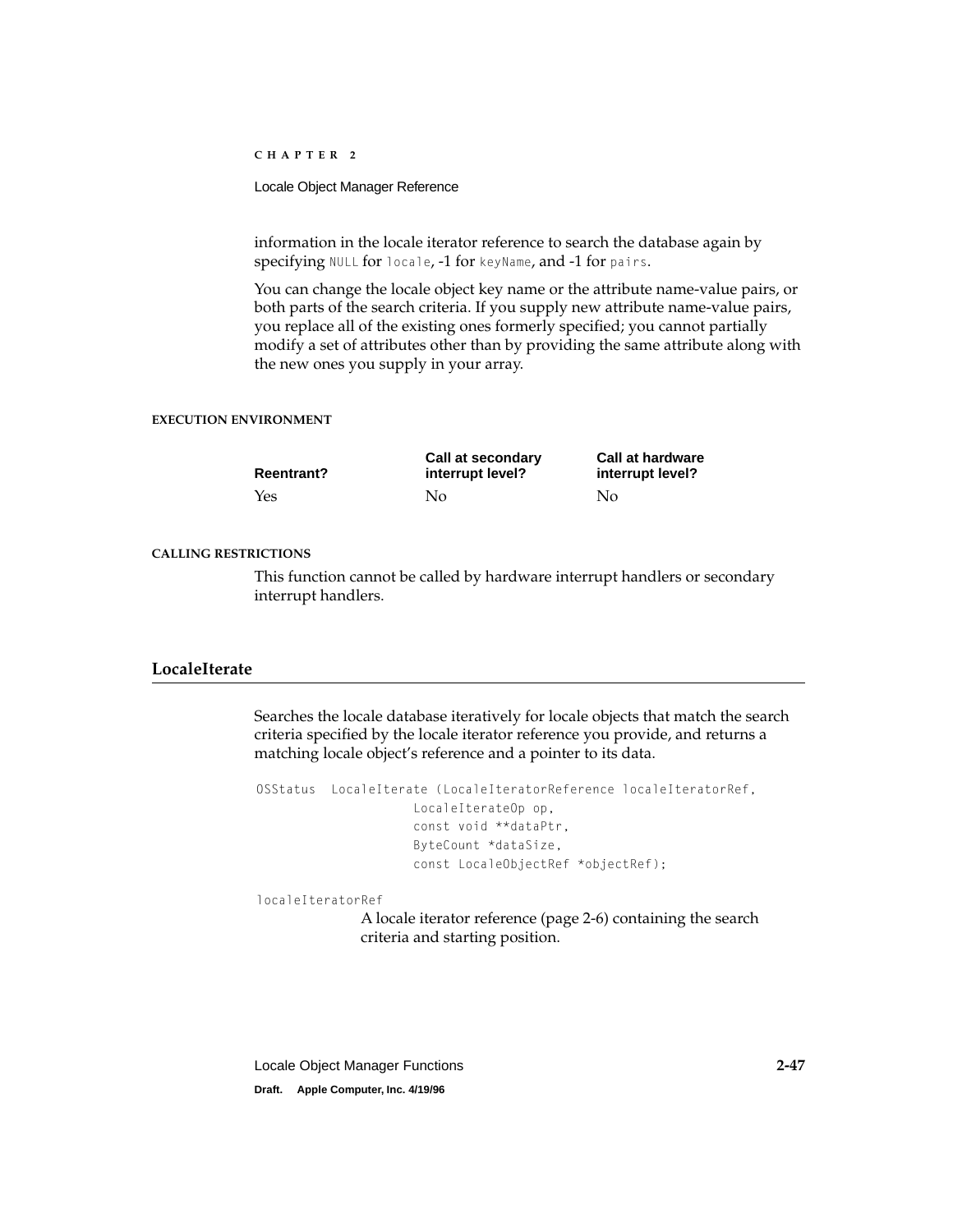information in the locale iterator reference to search the database again by specifying `NULL` for `locale`, -1 for `keyName`, and -1 for `pairs`.

You can change the locale object key name or the attribute name-value pairs, or both parts of the search criteria. If you supply new attribute name-value pairs, you replace all of the existing ones formerly specified; you cannot partially modify a set of attributes other than by providing the same attribute along with the new ones you supply in your array.

#### EXECUTION ENVIRONMENT

| Reentrant? | Call at secondary interrupt level? | Call at hardware interrupt level? |
|---|---|---|
| Yes | No | No |

#### CALLING RESTRICTIONS

This function cannot be called by hardware interrupt handlers or secondary interrupt handlers.

### LocaleIterate

Searches the locale database iteratively for locale objects that match the search criteria specified by the locale iterator reference you provide, and returns a matching locale object's reference and a pointer to its data.

```
OSStatus  LocaleIterate (LocaleIteratorReference localeIteratorRef,
                    LocaleIterateOp op,
                    const void **dataPtr,
                    ByteCount *dataSize,
                    const LocaleObjectRef *objectRef);
```

`localeIteratorRef`
: A locale iterator reference (page 2-6) containing the search criteria and starting position.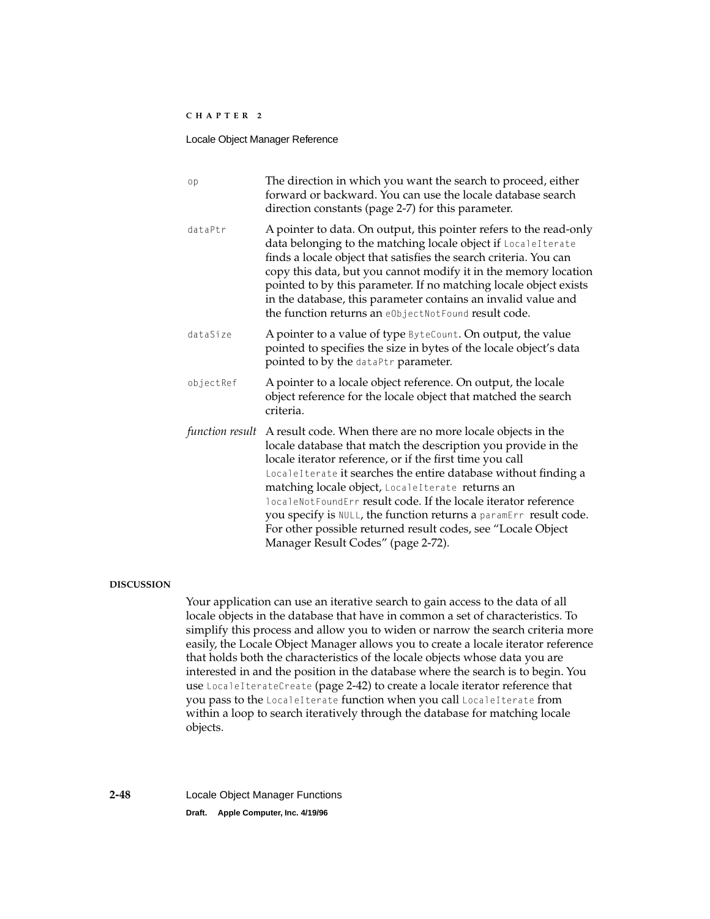`op` — The direction in which you want the search to proceed, either forward or backward. You can use the locale database search direction constants (page 2-7) for this parameter.

`dataPtr` — A pointer to data. On output, this pointer refers to the read-only data belonging to the matching locale object if `LocaleIterate` finds a locale object that satisfies the search criteria. You can copy this data, but you cannot modify it in the memory location pointed to by this parameter. If no matching locale object exists in the database, this parameter contains an invalid value and the function returns an `eObjectNotFound` result code.

`dataSize` — A pointer to a value of type `ByteCount`. On output, the value pointed to specifies the size in bytes of the locale object's data pointed to by the `dataPtr` parameter.

`objectRef` — A pointer to a locale object reference. On output, the locale object reference for the locale object that matched the search criteria.

*function result* — A result code. When there are no more locale objects in the locale database that match the description you provide in the locale iterator reference, or if the first time you call `LocaleIterate` it searches the entire database without finding a matching locale object, `LocaleIterate` returns an `localeNotFoundErr` result code. If the locale iterator reference you specify is `NULL`, the function returns a `paramErr` result code. For other possible returned result codes, see "Locale Object Manager Result Codes" (page 2-72).

#### DISCUSSION

Your application can use an iterative search to gain access to the data of all locale objects in the database that have in common a set of characteristics. To simplify this process and allow you to widen or narrow the search criteria more easily, the Locale Object Manager allows you to create a locale iterator reference that holds both the characteristics of the locale objects whose data you are interested in and the position in the database where the search is to begin. You use `LocaleIterateCreate` (page 2-42) to create a locale iterator reference that you pass to the `LocaleIterate` function when you call `LocaleIterate` from within a loop to search iteratively through the database for matching locale objects.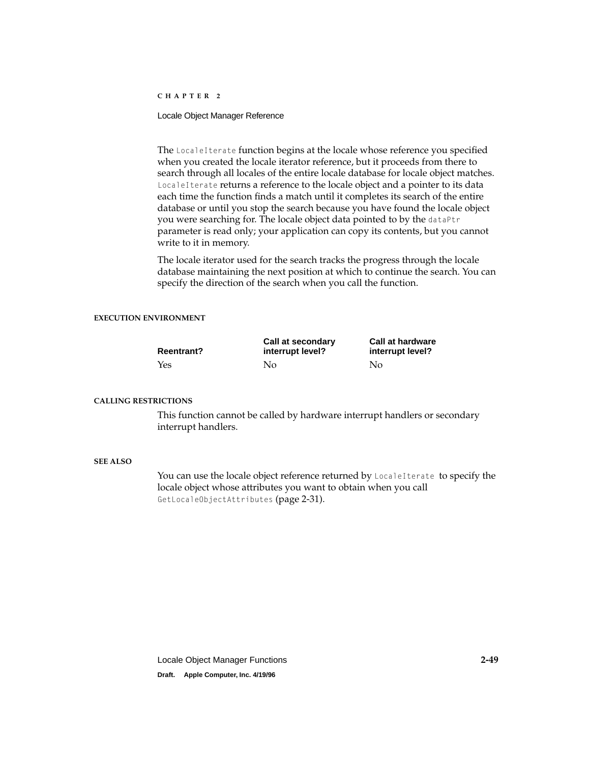The `LocaleIterate` function begins at the locale whose reference you specified when you created the locale iterator reference, but it proceeds from there to search through all locales of the entire locale database for locale object matches. `LocaleIterate` returns a reference to the locale object and a pointer to its data each time the function finds a match until it completes its search of the entire database or until you stop the search because you have found the locale object you were searching for. The locale object data pointed to by the `dataPtr` parameter is read only; your application can copy its contents, but you cannot write to it in memory.

The locale iterator used for the search tracks the progress through the locale database maintaining the next position at which to continue the search. You can specify the direction of the search when you call the function.

#### EXECUTION ENVIRONMENT

| Reentrant? | Call at secondary interrupt level? | Call at hardware interrupt level? |
| --- | --- | --- |
| Yes | No | No |

#### CALLING RESTRICTIONS

This function cannot be called by hardware interrupt handlers or secondary interrupt handlers.

#### SEE ALSO

You can use the locale object reference returned by `LocaleIterate` to specify the locale object whose attributes you want to obtain when you call `GetLocaleObjectAttributes` (page 2-31).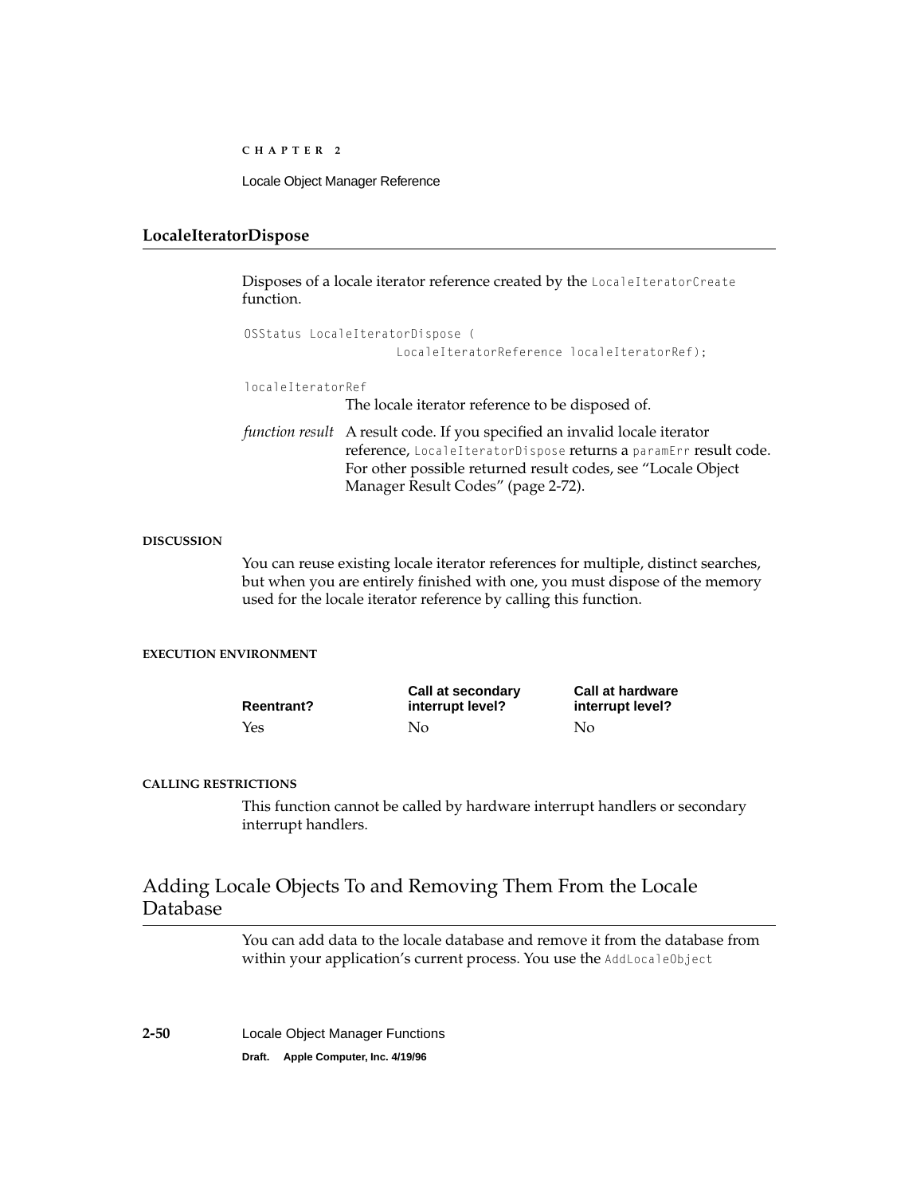### LocaleIteratorDispose

Disposes of a locale iterator reference created by the `LocaleIteratorCreate` function.

```
OSStatus LocaleIteratorDispose (
            LocaleIteratorReference localeIteratorRef);
```

`localeIteratorRef`
The locale iterator reference to be disposed of.

*function result* A result code. If you specified an invalid locale iterator reference, `LocaleIteratorDispose` returns a `paramErr` result code. For other possible returned result codes, see "Locale Object Manager Result Codes" (page 2-72).

**DISCUSSION**

You can reuse existing locale iterator references for multiple, distinct searches, but when you are entirely finished with one, you must dispose of the memory used for the locale iterator reference by calling this function.

**EXECUTION ENVIRONMENT**

| Reentrant? | Call at secondary interrupt level? | Call at hardware interrupt level? |
|---|---|---|
| Yes | No | No |

**CALLING RESTRICTIONS**

This function cannot be called by hardware interrupt handlers or secondary interrupt handlers.

## Adding Locale Objects To and Removing Them From the Locale Database

You can add data to the locale database and remove it from the database from within your application's current process. You use the `AddLocaleObject`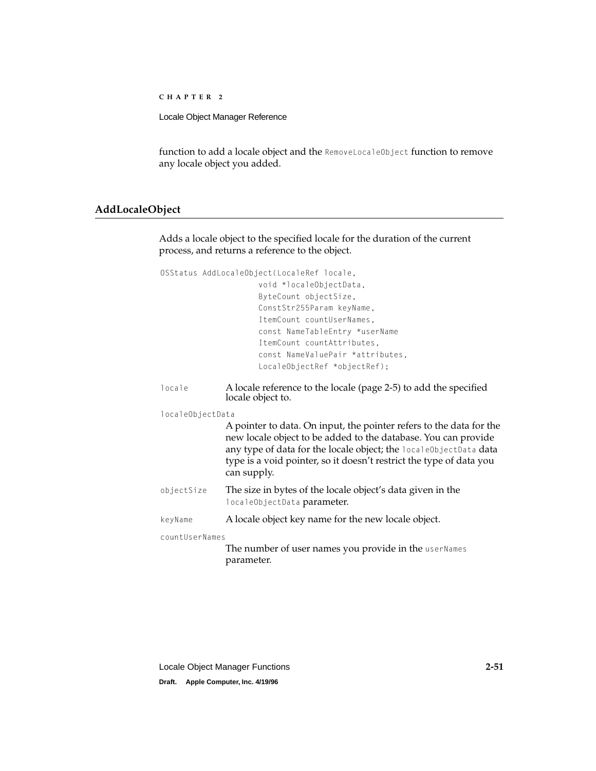function to add a locale object and the `RemoveLocaleObject` function to remove any locale object you added.

## AddLocaleObject

Adds a locale object to the specified locale for the duration of the current process, and returns a reference to the object.

```
OSStatus AddLocaleObject(LocaleRef locale,
                     void *localeObjectData,
                     ByteCount objectSize,
                     ConstStr255Param keyName,
                     ItemCount countUserNames,
                     const NameTableEntry *userName
                     ItemCount countAttributes,
                     const NameValuePair *attributes,
                     LocaleObjectRef *objectRef);
```

`locale` A locale reference to the locale (page 2-5) to add the specified locale object to.

`localeObjectData`
A pointer to data. On input, the pointer refers to the data for the new locale object to be added to the database. You can provide any type of data for the locale object; the `localeObjectData` data type is a void pointer, so it doesn't restrict the type of data you can supply.

`objectSize` The size in bytes of the locale object's data given in the `localeObjectData` parameter.

`keyName` A locale object key name for the new locale object.

`countUserNames`
The number of user names you provide in the `userNames` parameter.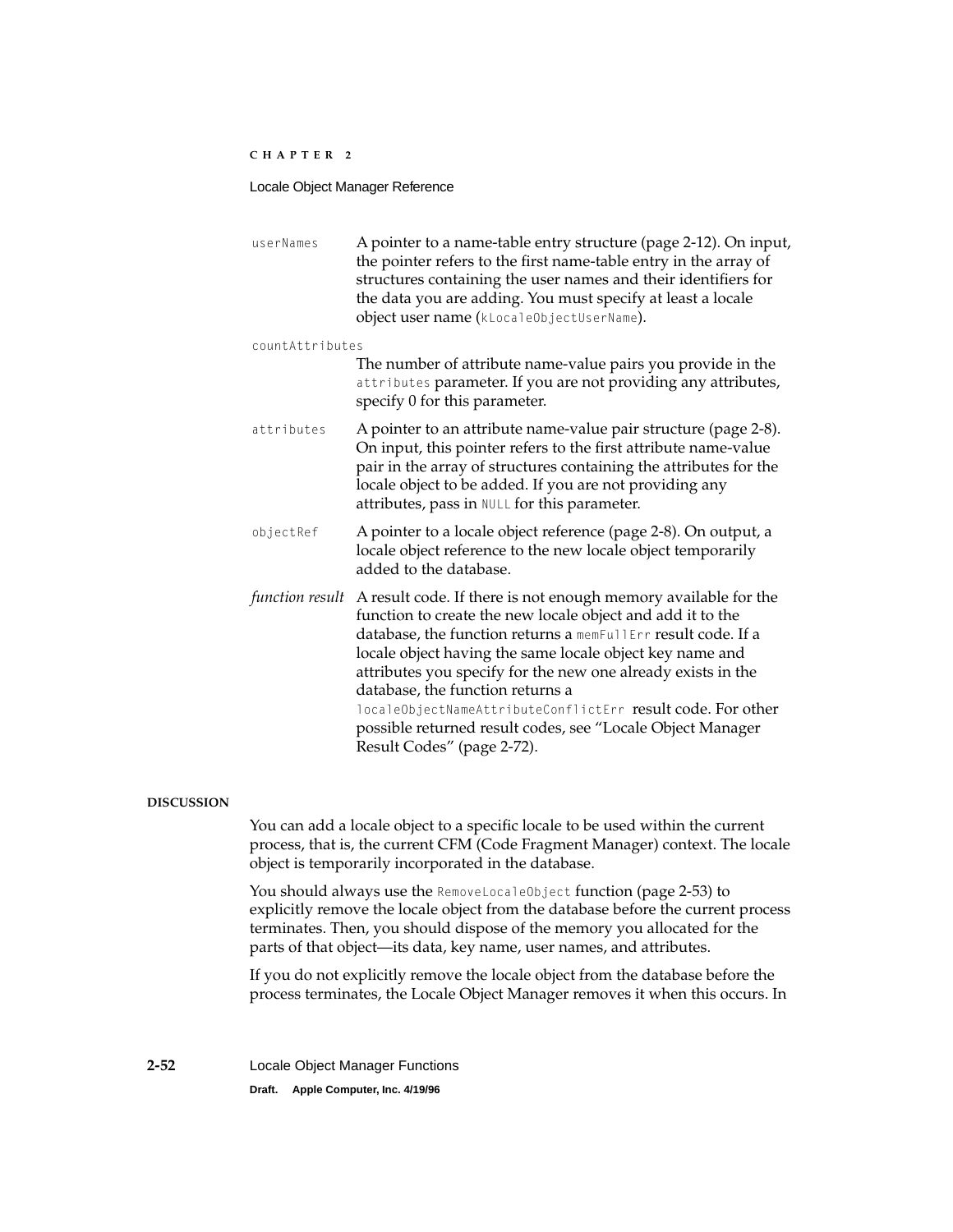`userNames` A pointer to a name-table entry structure (page 2-12). On input, the pointer refers to the first name-table entry in the array of structures containing the user names and their identifiers for the data you are adding. You must specify at least a locale object user name (`kLocaleObjectUserName`).

`countAttributes`
The number of attribute name-value pairs you provide in the `attributes` parameter. If you are not providing any attributes, specify 0 for this parameter.

`attributes` A pointer to an attribute name-value pair structure (page 2-8). On input, this pointer refers to the first attribute name-value pair in the array of structures containing the attributes for the locale object to be added. If you are not providing any attributes, pass in `NULL` for this parameter.

`objectRef` A pointer to a locale object reference (page 2-8). On output, a locale object reference to the new locale object temporarily added to the database.

*function result* A result code. If there is not enough memory available for the function to create the new locale object and add it to the database, the function returns a `memFullErr` result code. If a locale object having the same locale object key name and attributes you specify for the new one already exists in the database, the function returns a `localeObjectNameAttributeConflictErr` result code. For other possible returned result codes, see "Locale Object Manager Result Codes" (page 2-72).

**DISCUSSION**

You can add a locale object to a specific locale to be used within the current process, that is, the current CFM (Code Fragment Manager) context. The locale object is temporarily incorporated in the database.

You should always use the `RemoveLocaleObject` function (page 2-53) to explicitly remove the locale object from the database before the current process terminates. Then, you should dispose of the memory you allocated for the parts of that object—its data, key name, user names, and attributes.

If you do not explicitly remove the locale object from the database before the process terminates, the Locale Object Manager removes it when this occurs. In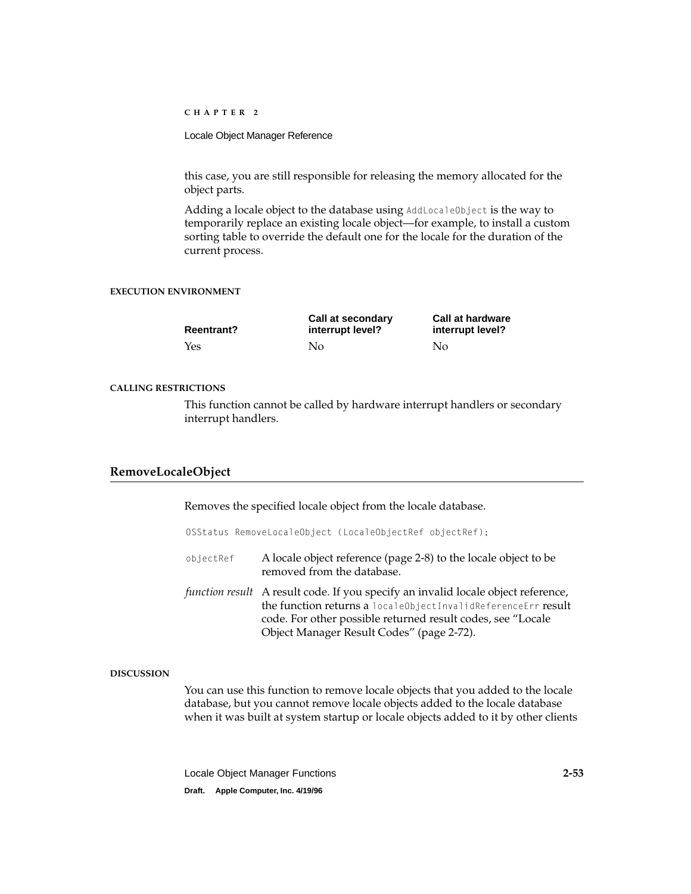this case, you are still responsible for releasing the memory allocated for the object parts.

Adding a locale object to the database using `AddLocaleObject` is the way to temporarily replace an existing locale object—for example, to install a custom sorting table to override the default one for the locale for the duration of the current process.

#### EXECUTION ENVIRONMENT

| Reentrant? | Call at secondary interrupt level? | Call at hardware interrupt level? |
| --- | --- | --- |
| Yes | No | No |

#### CALLING RESTRICTIONS

This function cannot be called by hardware interrupt handlers or secondary interrupt handlers.

## RemoveLocaleObject

Removes the specified locale object from the locale database.

```
OSStatus RemoveLocaleObject (LocaleObjectRef objectRef);
```

`objectRef` A locale object reference (page 2-8) to the locale object to be removed from the database.

*function result* A result code. If you specify an invalid locale object reference, the function returns a `localeObjectInvalidReferenceErr` result code. For other possible returned result codes, see "Locale Object Manager Result Codes" (page 2-72).

#### DISCUSSION

You can use this function to remove locale objects that you added to the locale database, but you cannot remove locale objects added to the locale database when it was built at system startup or locale objects added to it by other clients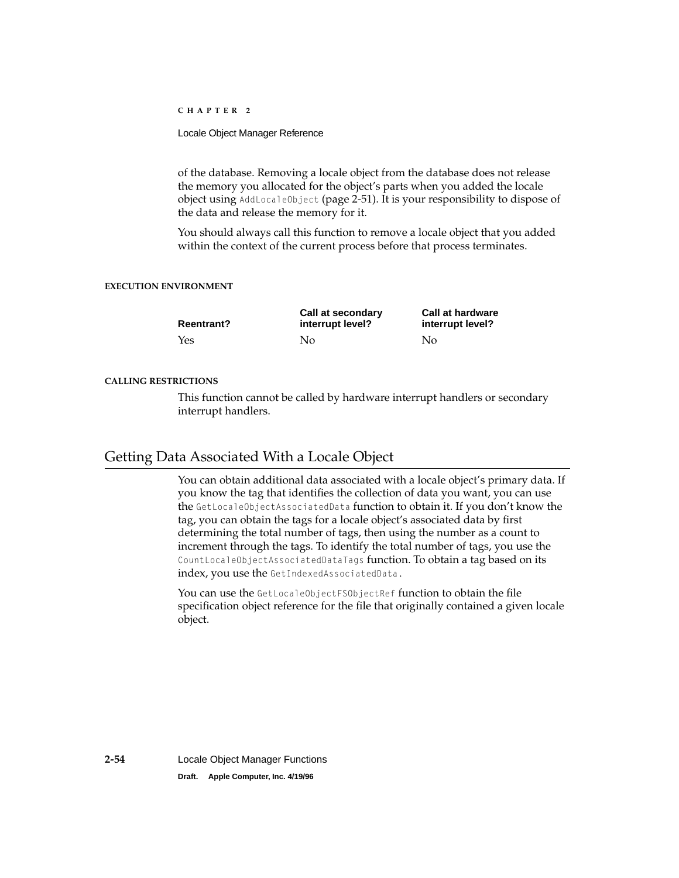of the database. Removing a locale object from the database does not release the memory you allocated for the object's parts when you added the locale object using `AddLocaleObject` (page 2-51). It is your responsibility to dispose of the data and release the memory for it.

You should always call this function to remove a locale object that you added within the context of the current process before that process terminates.

**EXECUTION ENVIRONMENT**

| Reentrant? | Call at secondary interrupt level? | Call at hardware interrupt level? |
|---|---|---|
| Yes | No | No |

**CALLING RESTRICTIONS**

This function cannot be called by hardware interrupt handlers or secondary interrupt handlers.

## Getting Data Associated With a Locale Object

You can obtain additional data associated with a locale object's primary data. If you know the tag that identifies the collection of data you want, you can use the `GetLocaleObjectAssociatedData` function to obtain it. If you don't know the tag, you can obtain the tags for a locale object's associated data by first determining the total number of tags, then using the number as a count to increment through the tags. To identify the total number of tags, you use the `CountLocaleObjectAssociatedDataTags` function. To obtain a tag based on its index, you use the `GetIndexedAssociatedData`.

You can use the `GetLocaleObjectFSObjectRef` function to obtain the file specification object reference for the file that originally contained a given locale object.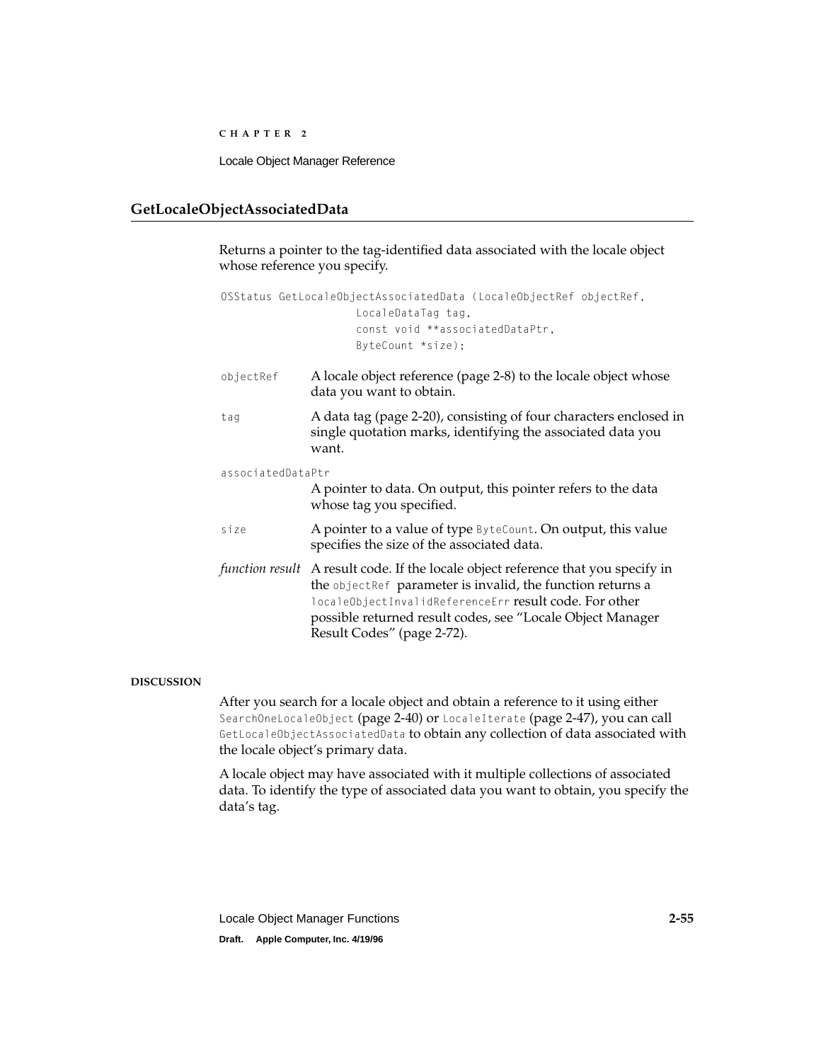## GetLocaleObjectAssociatedData

Returns a pointer to the tag-identified data associated with the locale object whose reference you specify.

```
OSStatus GetLocaleObjectAssociatedData (LocaleObjectRef objectRef,
                    LocaleDataTag tag,
                    const void **associatedDataPtr,
                    ByteCount *size);
```

`objectRef` A locale object reference (page 2-8) to the locale object whose data you want to obtain.

`tag` A data tag (page 2-20), consisting of four characters enclosed in single quotation marks, identifying the associated data you want.

`associatedDataPtr`
A pointer to data. On output, this pointer refers to the data whose tag you specified.

`size` A pointer to a value of type `ByteCount`. On output, this value specifies the size of the associated data.

*function result* A result code. If the locale object reference that you specify in the `objectRef` parameter is invalid, the function returns a `localeObjectInvalidReferenceErr` result code. For other possible returned result codes, see "Locale Object Manager Result Codes" (page 2-72).

#### DISCUSSION

After you search for a locale object and obtain a reference to it using either `SearchOneLocaleObject` (page 2-40) or `LocaleIterate` (page 2-47), you can call `GetLocaleObjectAssociatedData` to obtain any collection of data associated with the locale object's primary data.

A locale object may have associated with it multiple collections of associated data. To identify the type of associated data you want to obtain, you specify the data's tag.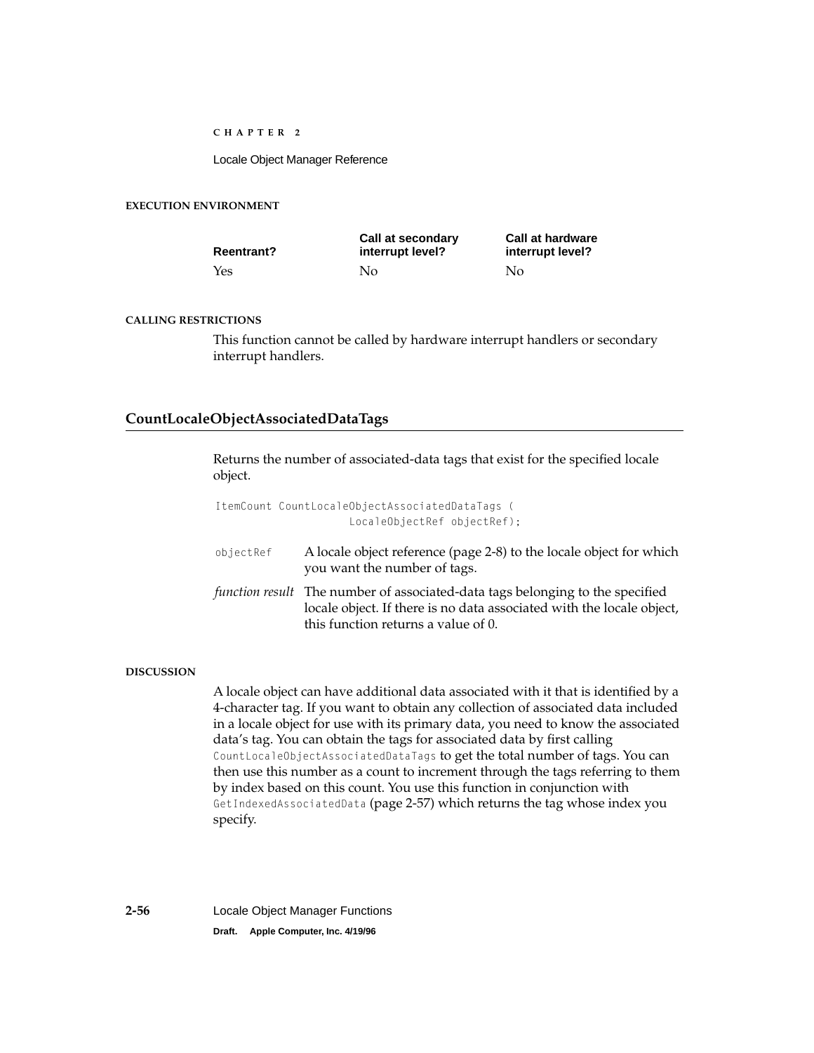#### EXECUTION ENVIRONMENT

| Reentrant? | Call at secondary interrupt level? | Call at hardware interrupt level? |
| --- | --- | --- |
| Yes | No | No |

#### CALLING RESTRICTIONS

This function cannot be called by hardware interrupt handlers or secondary interrupt handlers.

## CountLocaleObjectAssociatedDataTags

Returns the number of associated-data tags that exist for the specified locale object.

```
ItemCount CountLocaleObjectAssociatedDataTags (
                    LocaleObjectRef objectRef);
```

`objectRef` A locale object reference (page 2-8) to the locale object for which you want the number of tags.

*function result* The number of associated-data tags belonging to the specified locale object. If there is no data associated with the locale object, this function returns a value of 0.

#### DISCUSSION

A locale object can have additional data associated with it that is identified by a 4-character tag. If you want to obtain any collection of associated data included in a locale object for use with its primary data, you need to know the associated data's tag. You can obtain the tags for associated data by first calling `CountLocaleObjectAssociatedDataTags` to get the total number of tags. You can then use this number as a count to increment through the tags referring to them by index based on this count. You use this function in conjunction with `GetIndexedAssociatedData` (page 2-57) which returns the tag whose index you specify.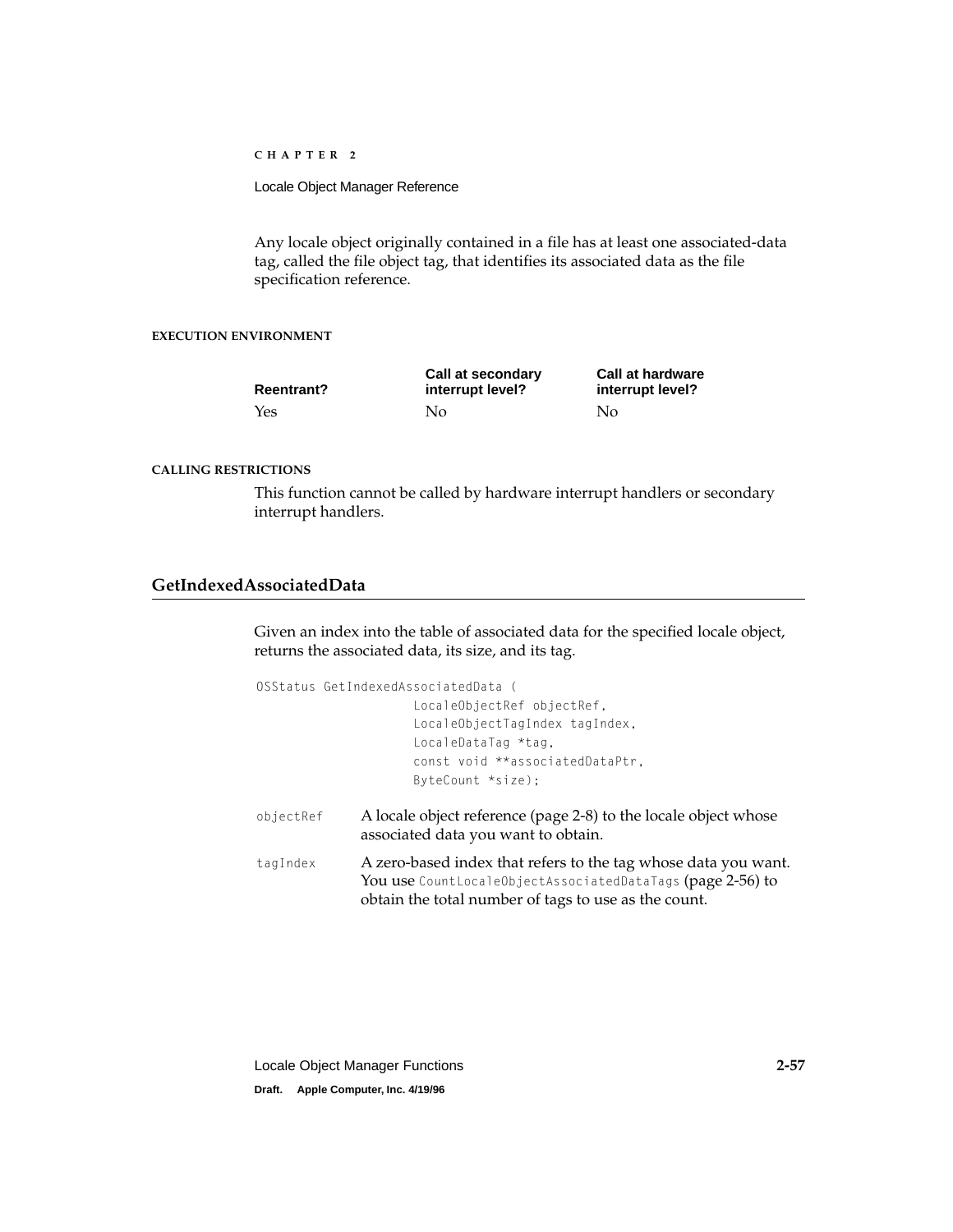Any locale object originally contained in a file has at least one associated-data tag, called the file object tag, that identifies its associated data as the file specification reference.

#### EXECUTION ENVIRONMENT

| Reentrant? | Call at secondary interrupt level? | Call at hardware interrupt level? |
| --- | --- | --- |
| Yes | No | No |

#### CALLING RESTRICTIONS

This function cannot be called by hardware interrupt handlers or secondary interrupt handlers.

## GetIndexedAssociatedData

Given an index into the table of associated data for the specified locale object, returns the associated data, its size, and its tag.

```
OSStatus GetIndexedAssociatedData (
                LocaleObjectRef objectRef,
                LocaleObjectTagIndex tagIndex,
                LocaleDataTag *tag,
                const void **associatedDataPtr,
                ByteCount *size);
```

`objectRef` A locale object reference (page 2-8) to the locale object whose associated data you want to obtain.

`tagIndex` A zero-based index that refers to the tag whose data you want. You use `CountLocaleObjectAssociatedDataTags` (page 2-56) to obtain the total number of tags to use as the count.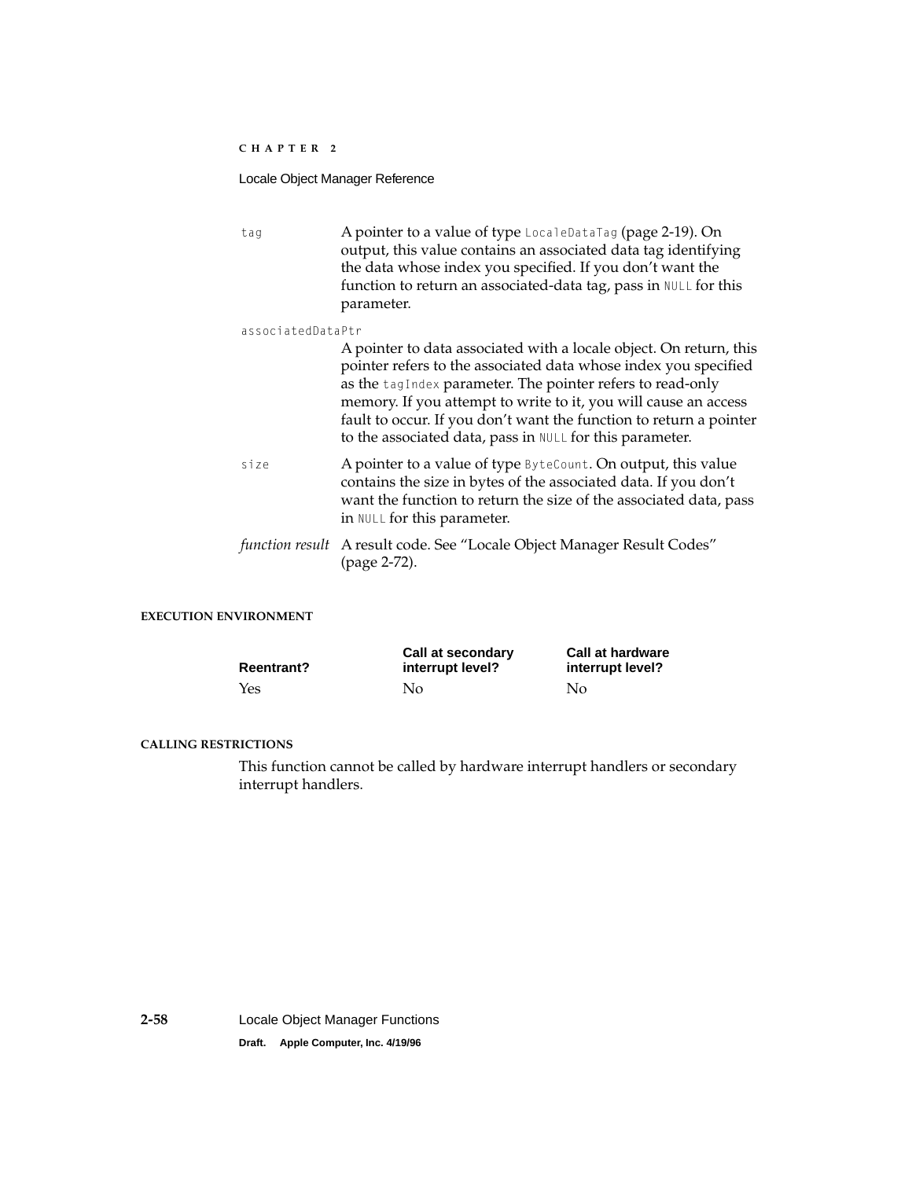`tag` A pointer to a value of type `LocaleDataTag` (page 2-19). On output, this value contains an associated data tag identifying the data whose index you specified. If you don't want the function to return an associated-data tag, pass in `NULL` for this parameter.

`associatedDataPtr`
A pointer to data associated with a locale object. On return, this pointer refers to the associated data whose index you specified as the `tagIndex` parameter. The pointer refers to read-only memory. If you attempt to write to it, you will cause an access fault to occur. If you don't want the function to return a pointer to the associated data, pass in `NULL` for this parameter.

`size` A pointer to a value of type `ByteCount`. On output, this value contains the size in bytes of the associated data. If you don't want the function to return the size of the associated data, pass in `NULL` for this parameter.

*function result* A result code. See "Locale Object Manager Result Codes" (page 2-72).

#### EXECUTION ENVIRONMENT

| Reentrant? | Call at secondary interrupt level? | Call at hardware interrupt level? |
|---|---|---|
| Yes | No | No |

#### CALLING RESTRICTIONS

This function cannot be called by hardware interrupt handlers or secondary interrupt handlers.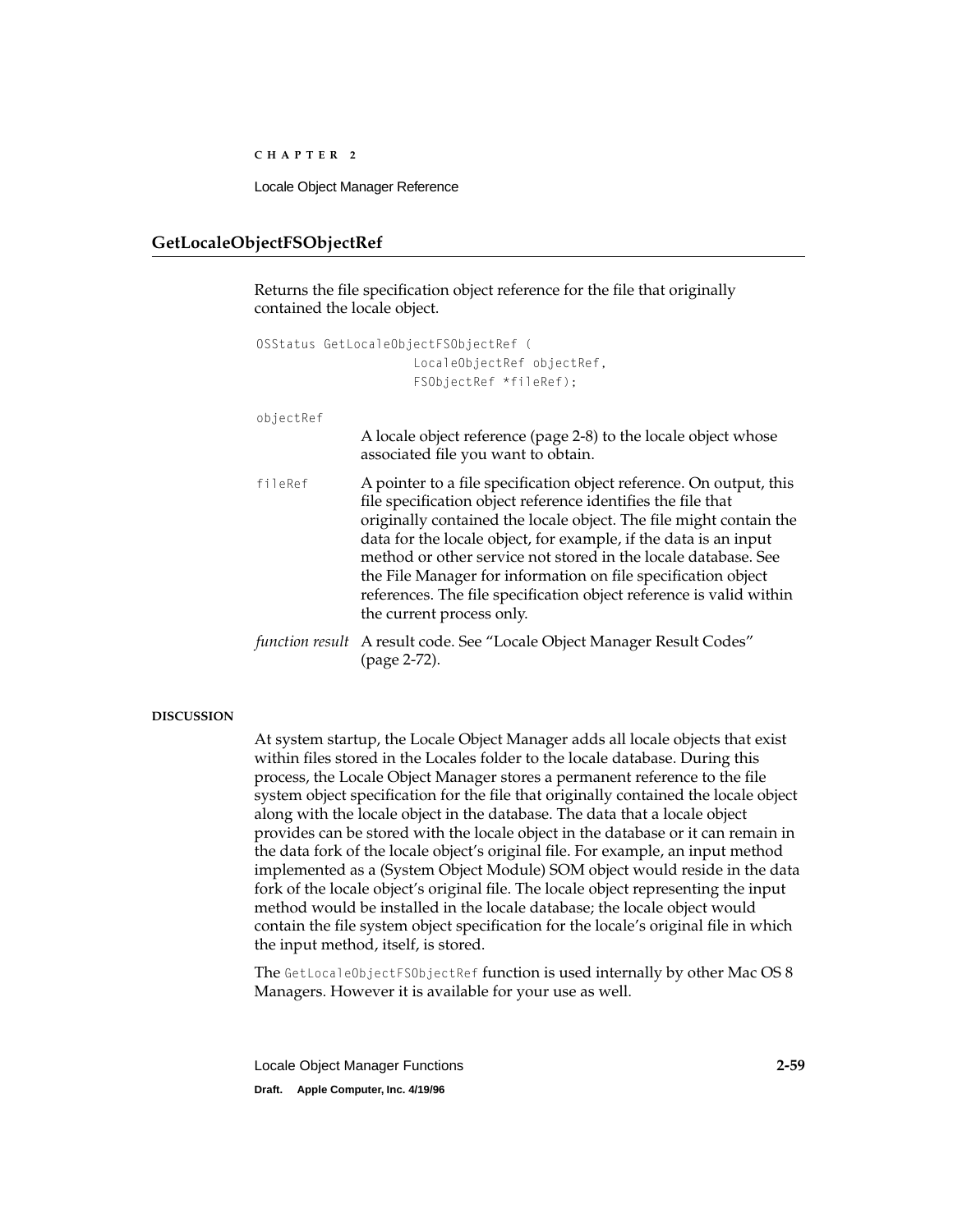## GetLocaleObjectFSObjectRef

Returns the file specification object reference for the file that originally contained the locale object.

```
OSStatus GetLocaleObjectFSObjectRef (
                    LocaleObjectRef objectRef,
                    FSObjectRef *fileRef);
```

`objectRef`
A locale object reference (page 2-8) to the locale object whose associated file you want to obtain.

`fileRef`
A pointer to a file specification object reference. On output, this file specification object reference identifies the file that originally contained the locale object. The file might contain the data for the locale object, for example, if the data is an input method or other service not stored in the locale database. See the File Manager for information on file specification object references. The file specification object reference is valid within the current process only.

*function result*
A result code. See "Locale Object Manager Result Codes" (page 2-72).

**DISCUSSION**

At system startup, the Locale Object Manager adds all locale objects that exist within files stored in the Locales folder to the locale database. During this process, the Locale Object Manager stores a permanent reference to the file system object specification for the file that originally contained the locale object along with the locale object in the database. The data that a locale object provides can be stored with the locale object in the database or it can remain in the data fork of the locale object's original file. For example, an input method implemented as a (System Object Module) SOM object would reside in the data fork of the locale object's original file. The locale object representing the input method would be installed in the locale database; the locale object would contain the file system object specification for the locale's original file in which the input method, itself, is stored.

The `GetLocaleObjectFSObjectRef` function is used internally by other Mac OS 8 Managers. However it is available for your use as well.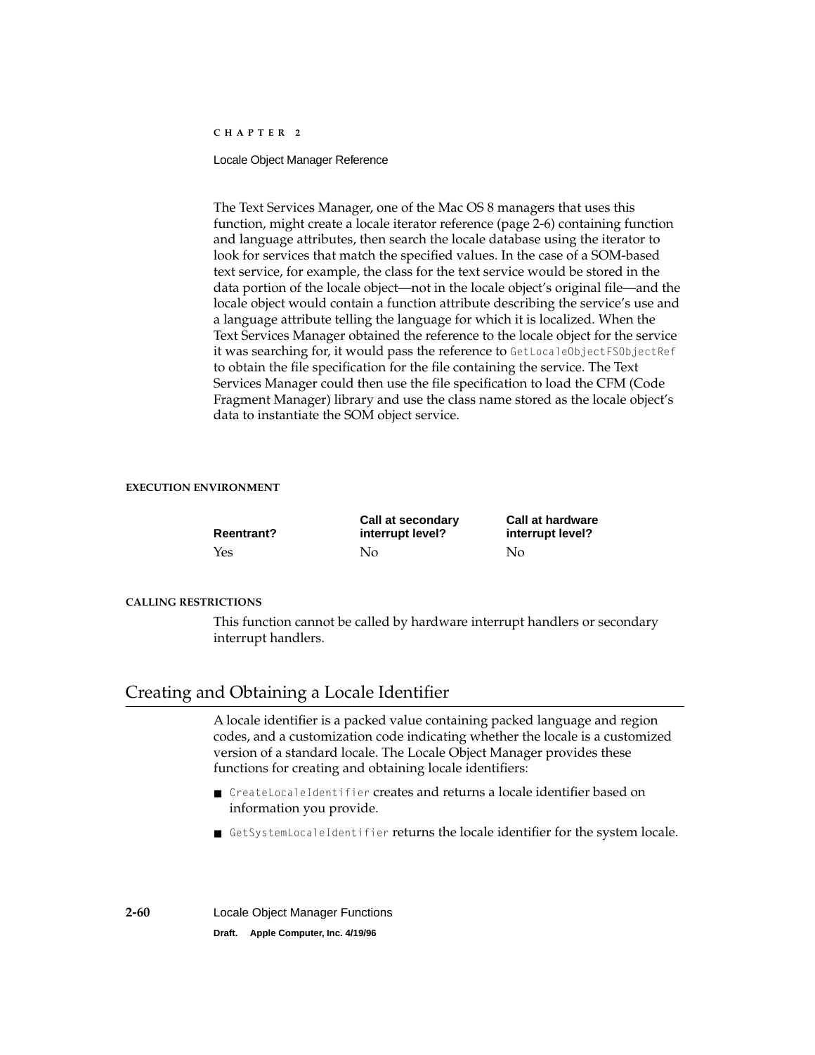The Text Services Manager, one of the Mac OS 8 managers that uses this function, might create a locale iterator reference (page 2-6) containing function and language attributes, then search the locale database using the iterator to look for services that match the specified values. In the case of a SOM-based text service, for example, the class for the text service would be stored in the data portion of the locale object—not in the locale object's original file—and the locale object would contain a function attribute describing the service's use and a language attribute telling the language for which it is localized. When the Text Services Manager obtained the reference to the locale object for the service it was searching for, it would pass the reference to `GetLocaleObjectFSObjectRef` to obtain the file specification for the file containing the service. The Text Services Manager could then use the file specification to load the CFM (Code Fragment Manager) library and use the class name stored as the locale object's data to instantiate the SOM object service.

**EXECUTION ENVIRONMENT**

| Reentrant? | Call at secondary interrupt level? | Call at hardware interrupt level? |
|---|---|---|
| Yes | No | No |

**CALLING RESTRICTIONS**

This function cannot be called by hardware interrupt handlers or secondary interrupt handlers.

## Creating and Obtaining a Locale Identifier

A locale identifier is a packed value containing packed language and region codes, and a customization code indicating whether the locale is a customized version of a standard locale. The Locale Object Manager provides these functions for creating and obtaining locale identifiers:

- `CreateLocaleIdentifier` creates and returns a locale identifier based on information you provide.
- `GetSystemLocaleIdentifier` returns the locale identifier for the system locale.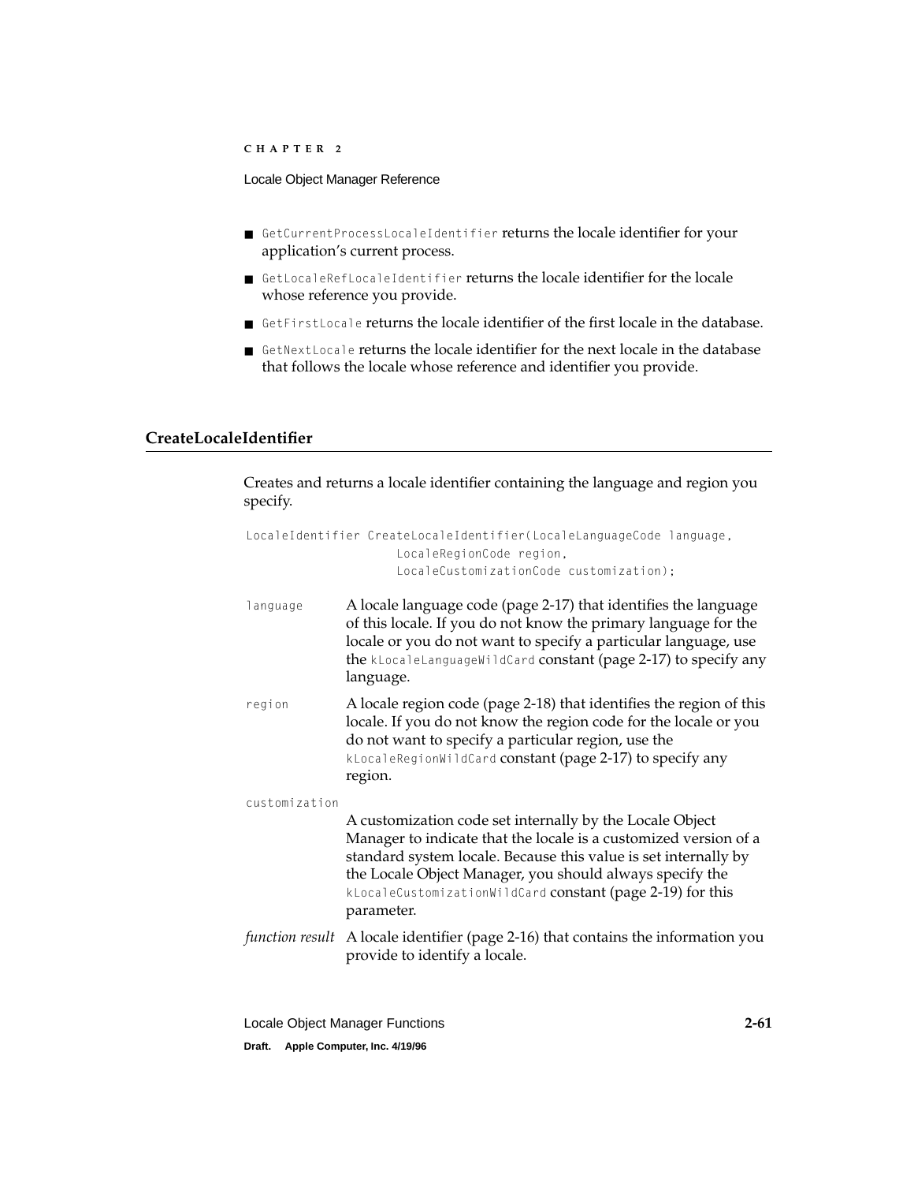- `GetCurrentProcessLocaleIdentifier` returns the locale identifier for your application's current process.
- `GetLocaleRefLocaleIdentifier` returns the locale identifier for the locale whose reference you provide.
- `GetFirstLocale` returns the locale identifier of the first locale in the database.
- `GetNextLocale` returns the locale identifier for the next locale in the database that follows the locale whose reference and identifier you provide.

## CreateLocaleIdentifier

Creates and returns a locale identifier containing the language and region you specify.

```
LocaleIdentifier CreateLocaleIdentifier(LocaleLanguageCode language,
                    LocaleRegionCode region,
                    LocaleCustomizationCode customization);
```

`language` A locale language code (page 2-17) that identifies the language of this locale. If you do not know the primary language for the locale or you do not want to specify a particular language, use the `kLocaleLanguageWildCard` constant (page 2-17) to specify any language.

`region` A locale region code (page 2-18) that identifies the region of this locale. If you do not know the region code for the locale or you do not want to specify a particular region, use the `kLocaleRegionWildCard` constant (page 2-17) to specify any region.

`customization`
A customization code set internally by the Locale Object Manager to indicate that the locale is a customized version of a standard system locale. Because this value is set internally by the Locale Object Manager, you should always specify the `kLocaleCustomizationWildCard` constant (page 2-19) for this parameter.

*function result* A locale identifier (page 2-16) that contains the information you provide to identify a locale.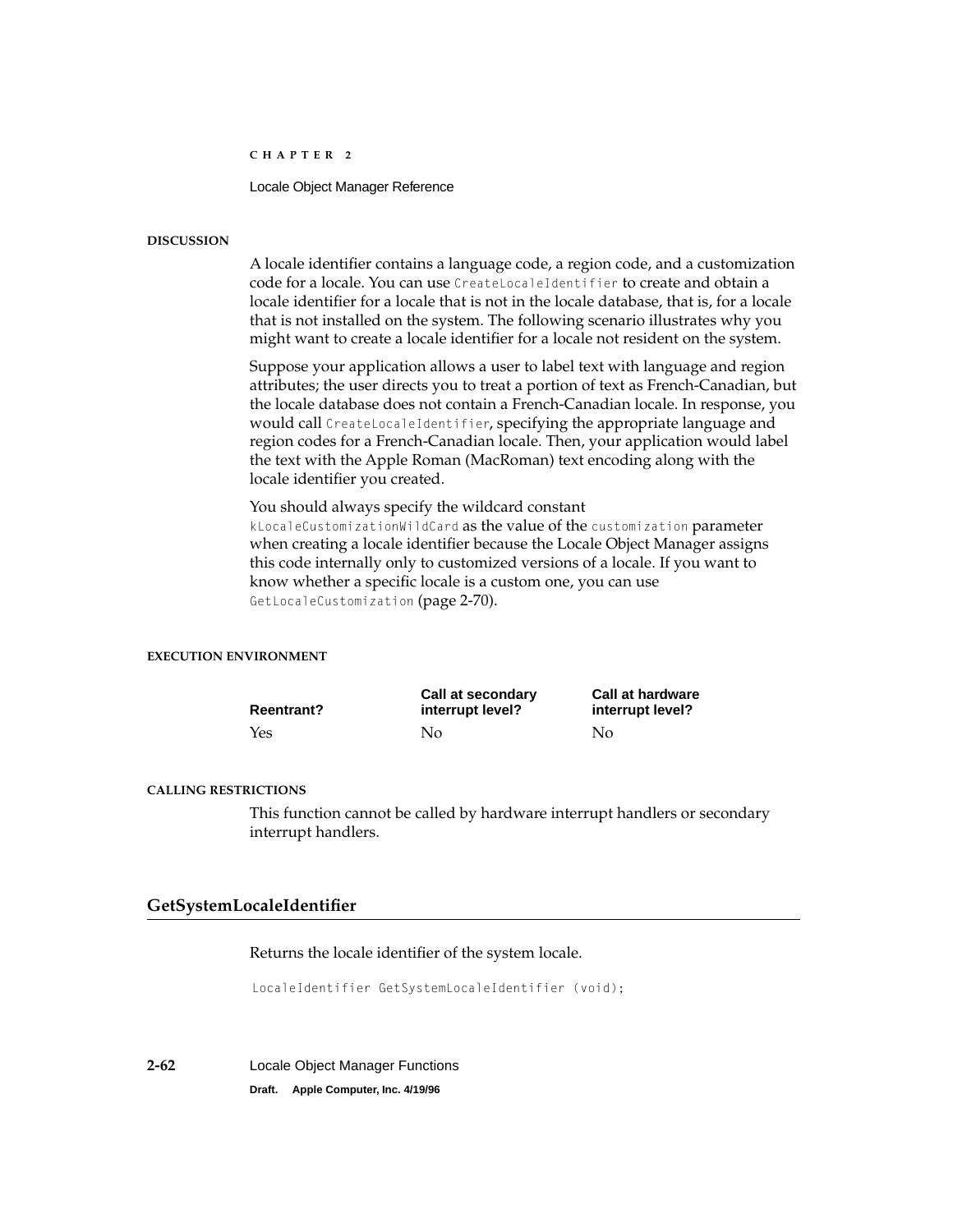**DISCUSSION**

A locale identifier contains a language code, a region code, and a customization code for a locale. You can use `CreateLocaleIdentifier` to create and obtain a locale identifier for a locale that is not in the locale database, that is, for a locale that is not installed on the system. The following scenario illustrates why you might want to create a locale identifier for a locale not resident on the system.

Suppose your application allows a user to label text with language and region attributes; the user directs you to treat a portion of text as French-Canadian, but the locale database does not contain a French-Canadian locale. In response, you would call `CreateLocaleIdentifier`, specifying the appropriate language and region codes for a French-Canadian locale. Then, your application would label the text with the Apple Roman (MacRoman) text encoding along with the locale identifier you created.

You should always specify the wildcard constant `kLocaleCustomizationWildCard` as the value of the `customization` parameter when creating a locale identifier because the Locale Object Manager assigns this code internally only to customized versions of a locale. If you want to know whether a specific locale is a custom one, you can use `GetLocaleCustomization` (page 2-70).

**EXECUTION ENVIRONMENT**

| Reentrant? | Call at secondary interrupt level? | Call at hardware interrupt level? |
|---|---|---|
| Yes | No | No |

**CALLING RESTRICTIONS**

This function cannot be called by hardware interrupt handlers or secondary interrupt handlers.

## GetSystemLocaleIdentifier

Returns the locale identifier of the system locale.

```
LocaleIdentifier GetSystemLocaleIdentifier (void);
```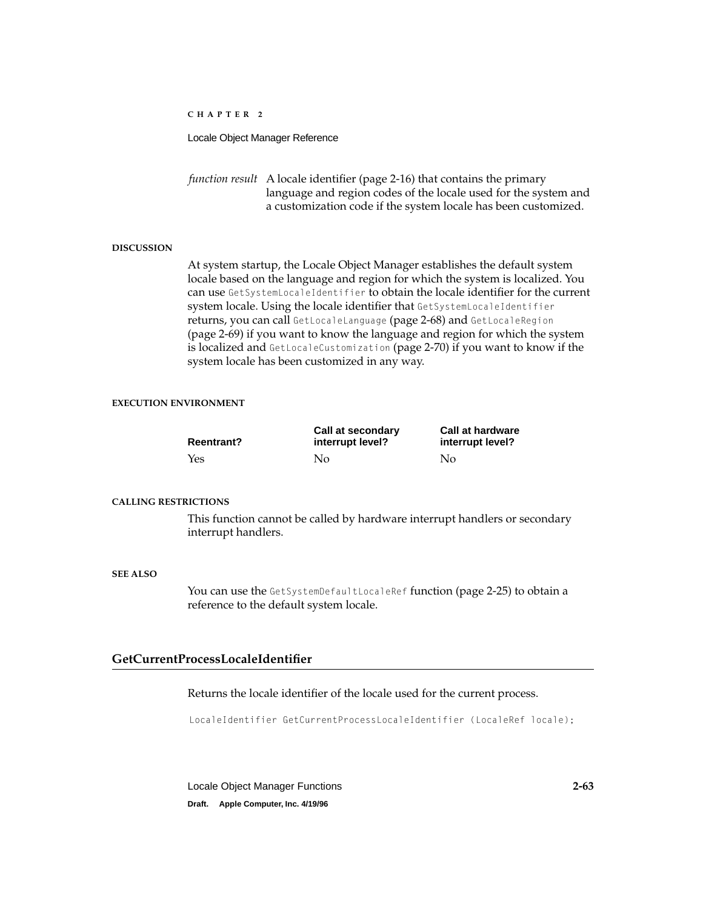*function result* A locale identifier (page 2-16) that contains the primary language and region codes of the locale used for the system and a customization code if the system locale has been customized.

#### DISCUSSION

At system startup, the Locale Object Manager establishes the default system locale based on the language and region for which the system is localized. You can use `GetSystemLocaleIdentifier` to obtain the locale identifier for the current system locale. Using the locale identifier that `GetSystemLocaleIdentifier` returns, you can call `GetLocaleLanguage` (page 2-68) and `GetLocaleRegion` (page 2-69) if you want to know the language and region for which the system is localized and `GetLocaleCustomization` (page 2-70) if you want to know if the system locale has been customized in any way.

#### EXECUTION ENVIRONMENT

| Reentrant? | Call at secondary interrupt level? | Call at hardware interrupt level? |
|---|---|---|
| Yes | No | No |

#### CALLING RESTRICTIONS

This function cannot be called by hardware interrupt handlers or secondary interrupt handlers.

#### SEE ALSO

You can use the `GetSystemDefaultLocaleRef` function (page 2-25) to obtain a reference to the default system locale.

### GetCurrentProcessLocaleIdentifier

Returns the locale identifier of the locale used for the current process.

```
LocaleIdentifier GetCurrentProcessLocaleIdentifier (LocaleRef locale);
```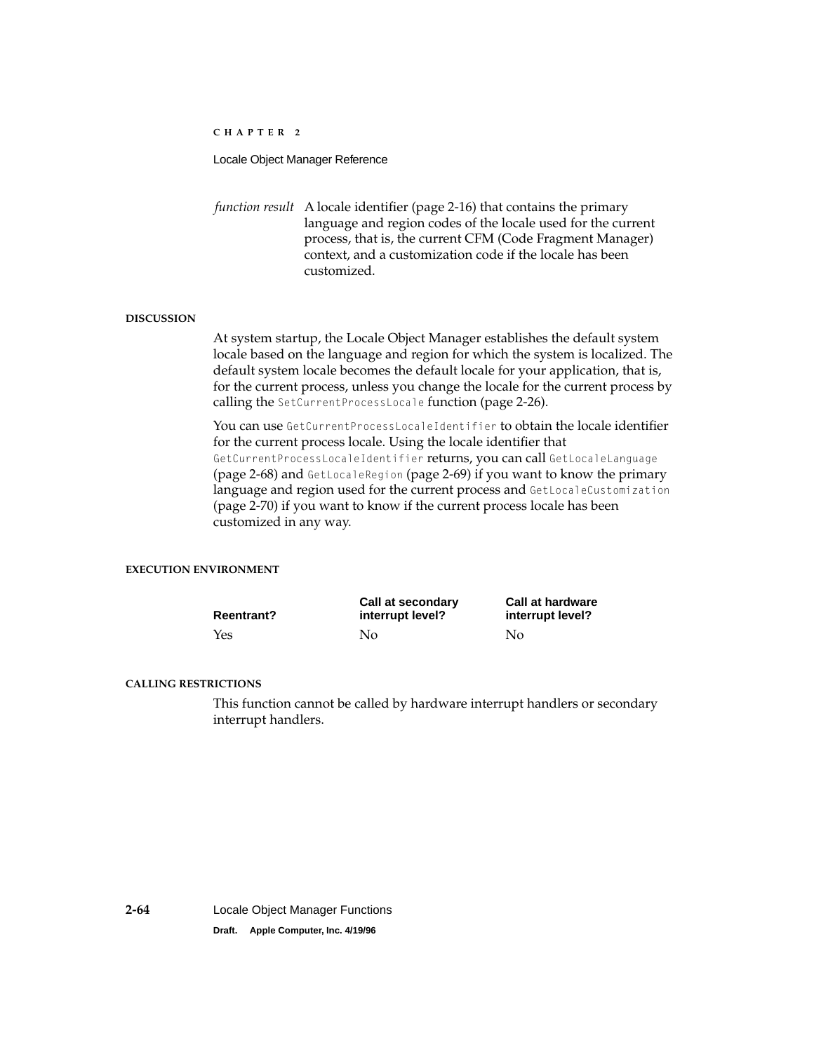*function result* A locale identifier (page 2-16) that contains the primary language and region codes of the locale used for the current process, that is, the current CFM (Code Fragment Manager) context, and a customization code if the locale has been customized.

#### DISCUSSION

At system startup, the Locale Object Manager establishes the default system locale based on the language and region for which the system is localized. The default system locale becomes the default locale for your application, that is, for the current process, unless you change the locale for the current process by calling the `SetCurrentProcessLocale` function (page 2-26).

You can use `GetCurrentProcessLocaleIdentifier` to obtain the locale identifier for the current process locale. Using the locale identifier that `GetCurrentProcessLocaleIdentifier` returns, you can call `GetLocaleLanguage` (page 2-68) and `GetLocaleRegion` (page 2-69) if you want to know the primary language and region used for the current process and `GetLocaleCustomization` (page 2-70) if you want to know if the current process locale has been customized in any way.

#### EXECUTION ENVIRONMENT

| Reentrant? | Call at secondary interrupt level? | Call at hardware interrupt level? |
|---|---|---|
| Yes | No | No |

#### CALLING RESTRICTIONS

This function cannot be called by hardware interrupt handlers or secondary interrupt handlers.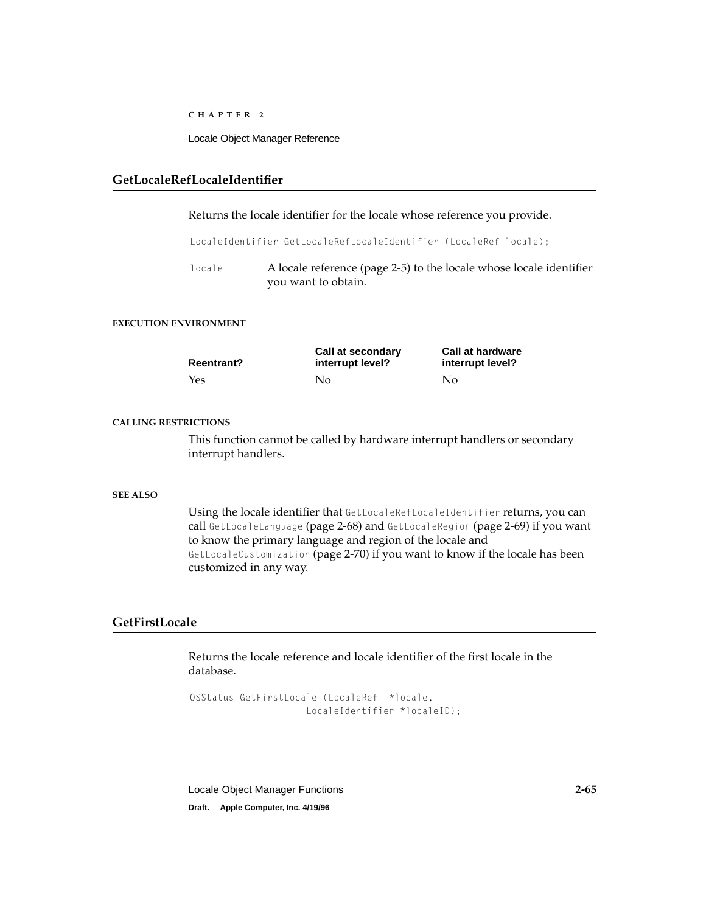## GetLocaleRefLocaleIdentifier

Returns the locale identifier for the locale whose reference you provide.

```
LocaleIdentifier GetLocaleRefLocaleIdentifier (LocaleRef locale);
```

`locale` A locale reference (page 2-5) to the locale whose locale identifier you want to obtain.

#### EXECUTION ENVIRONMENT

| Reentrant? | Call at secondary interrupt level? | Call at hardware interrupt level? |
|---|---|---|
| Yes | No | No |

#### CALLING RESTRICTIONS

This function cannot be called by hardware interrupt handlers or secondary interrupt handlers.

#### SEE ALSO

Using the locale identifier that `GetLocaleRefLocaleIdentifier` returns, you can call `GetLocaleLanguage` (page 2-68) and `GetLocaleRegion` (page 2-69) if you want to know the primary language and region of the locale and `GetLocaleCustomization` (page 2-70) if you want to know if the locale has been customized in any way.

## GetFirstLocale

Returns the locale reference and locale identifier of the first locale in the database.

```
OSStatus GetFirstLocale (LocaleRef  *locale,
                    LocaleIdentifier *localeID);
```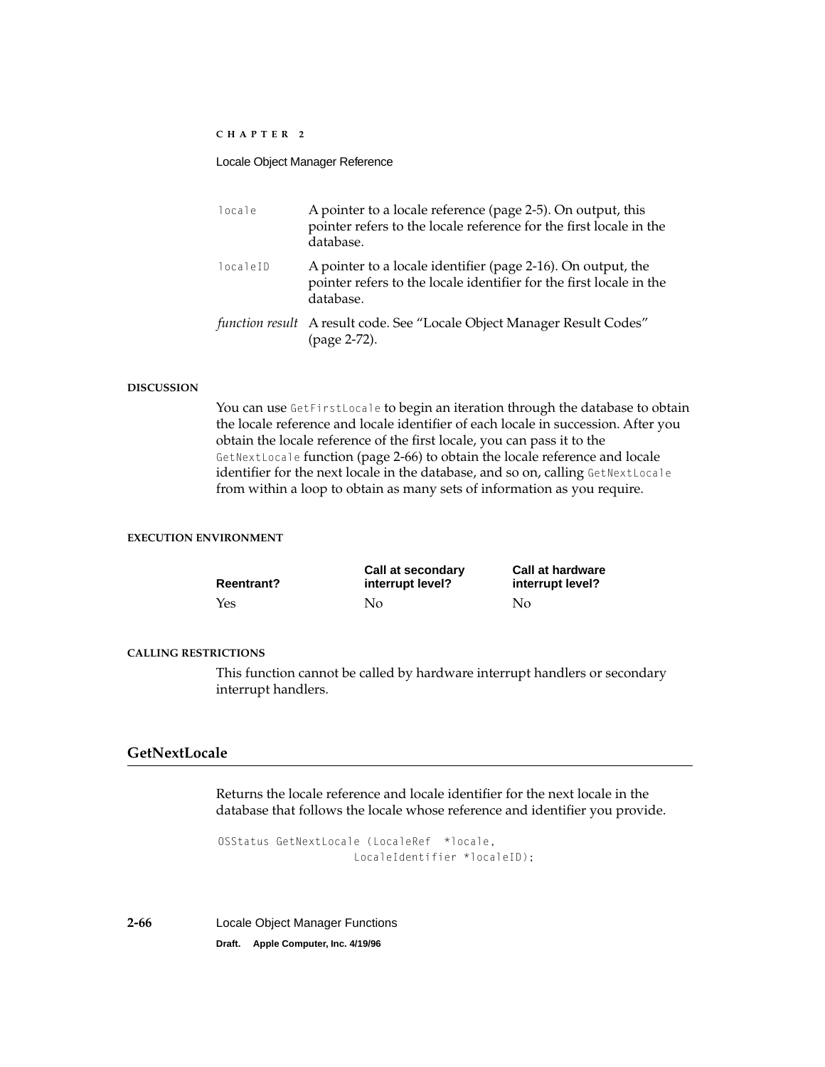| | |
|---|---|
| `locale` | A pointer to a locale reference (page 2-5). On output, this pointer refers to the locale reference for the first locale in the database. |
| `localeID` | A pointer to a locale identifier (page 2-16). On output, the pointer refers to the locale identifier for the first locale in the database. |
| *function result* | A result code. See "Locale Object Manager Result Codes" (page 2-72). |

**DISCUSSION**

You can use `GetFirstLocale` to begin an iteration through the database to obtain the locale reference and locale identifier of each locale in succession. After you obtain the locale reference of the first locale, you can pass it to the `GetNextLocale` function (page 2-66) to obtain the locale reference and locale identifier for the next locale in the database, and so on, calling `GetNextLocale` from within a loop to obtain as many sets of information as you require.

**EXECUTION ENVIRONMENT**

| Reentrant? | Call at secondary interrupt level? | Call at hardware interrupt level? |
|---|---|---|
| Yes | No | No |

**CALLING RESTRICTIONS**

This function cannot be called by hardware interrupt handlers or secondary interrupt handlers.

## GetNextLocale

Returns the locale reference and locale identifier for the next locale in the database that follows the locale whose reference and identifier you provide.

```
OSStatus GetNextLocale (LocaleRef  *locale,
                     LocaleIdentifier *localeID);
```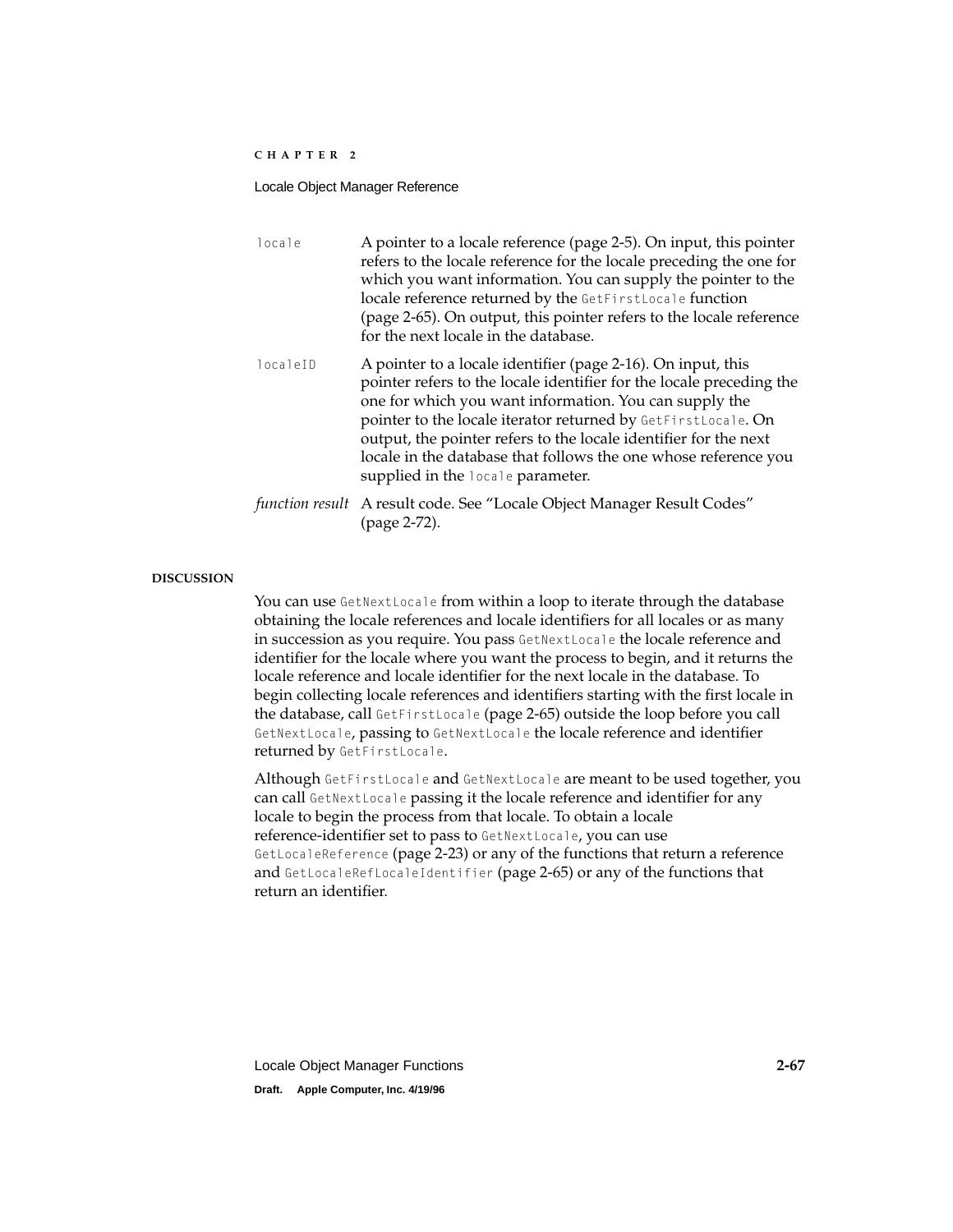`locale` A pointer to a locale reference (page 2-5). On input, this pointer refers to the locale reference for the locale preceding the one for which you want information. You can supply the pointer to the locale reference returned by the `GetFirstLocale` function (page 2-65). On output, this pointer refers to the locale reference for the next locale in the database.

`localeID` A pointer to a locale identifier (page 2-16). On input, this pointer refers to the locale identifier for the locale preceding the one for which you want information. You can supply the pointer to the locale iterator returned by `GetFirstLocale`. On output, the pointer refers to the locale identifier for the next locale in the database that follows the one whose reference you supplied in the `locale` parameter.

*function result* A result code. See “Locale Object Manager Result Codes” (page 2-72).

**DISCUSSION**

You can use `GetNextLocale` from within a loop to iterate through the database obtaining the locale references and locale identifiers for all locales or as many in succession as you require. You pass `GetNextLocale` the locale reference and identifier for the locale where you want the process to begin, and it returns the locale reference and locale identifier for the next locale in the database. To begin collecting locale references and identifiers starting with the first locale in the database, call `GetFirstLocale` (page 2-65) outside the loop before you call `GetNextLocale`, passing to `GetNextLocale` the locale reference and identifier returned by `GetFirstLocale`.

Although `GetFirstLocale` and `GetNextLocale` are meant to be used together, you can call `GetNextLocale` passing it the locale reference and identifier for any locale to begin the process from that locale. To obtain a locale reference-identifier set to pass to `GetNextLocale`, you can use `GetLocaleReference` (page 2-23) or any of the functions that return a reference and `GetLocaleRefLocaleIdentifier` (page 2-65) or any of the functions that return an identifier.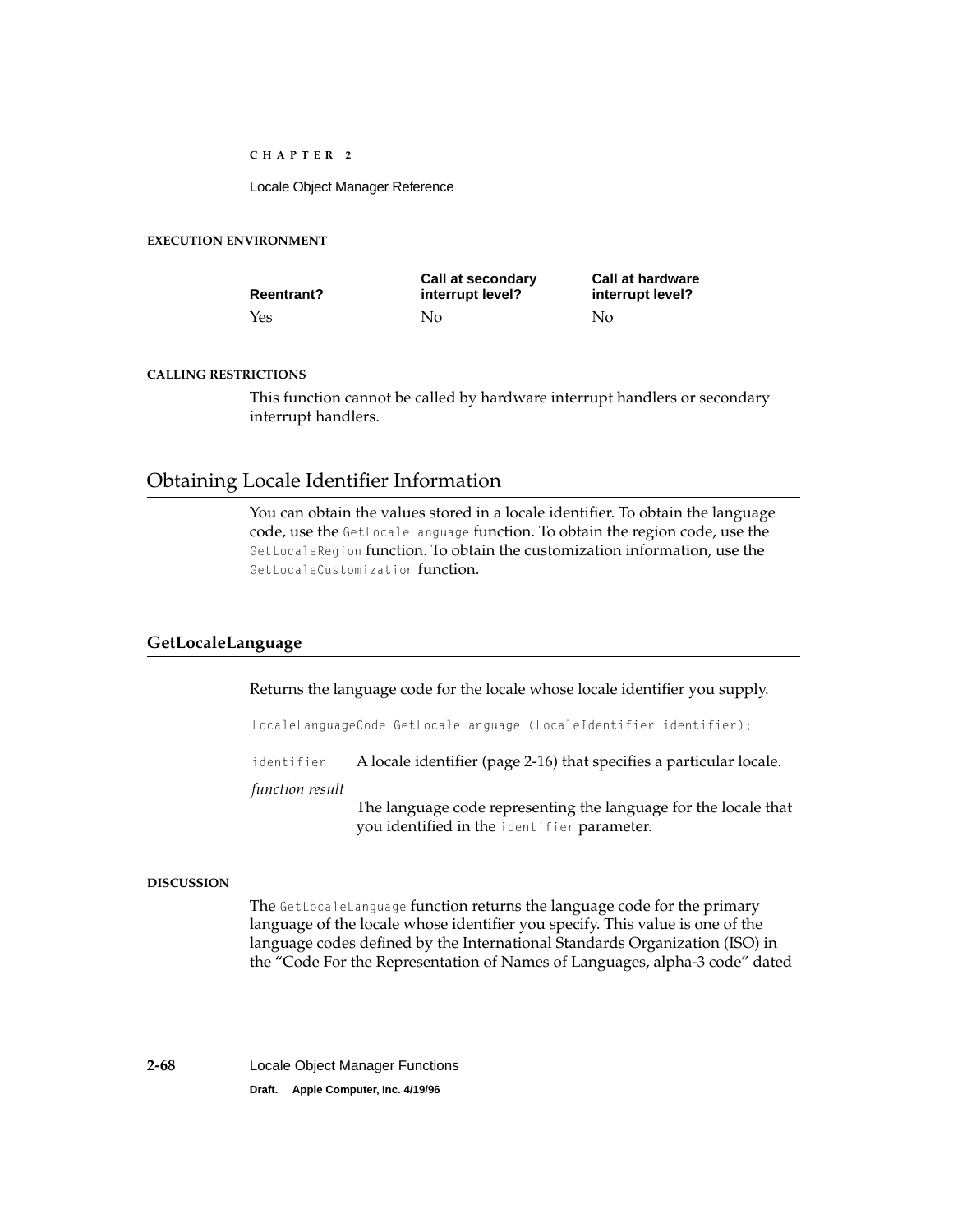#### EXECUTION ENVIRONMENT

| Reentrant? | Call at secondary interrupt level? | Call at hardware interrupt level? |
|---|---|---|
| Yes | No | No |

#### CALLING RESTRICTIONS

This function cannot be called by hardware interrupt handlers or secondary interrupt handlers.

## Obtaining Locale Identifier Information

You can obtain the values stored in a locale identifier. To obtain the language code, use the `GetLocaleLanguage` function. To obtain the region code, use the `GetLocaleRegion` function. To obtain the customization information, use the `GetLocaleCustomization` function.

### GetLocaleLanguage

Returns the language code for the locale whose locale identifier you supply.

```
LocaleLanguageCode GetLocaleLanguage (LocaleIdentifier identifier);
```

`identifier` A locale identifier (page 2-16) that specifies a particular locale.

*function result*
The language code representing the language for the locale that you identified in the `identifier` parameter.

#### DISCUSSION

The `GetLocaleLanguage` function returns the language code for the primary language of the locale whose identifier you specify. This value is one of the language codes defined by the International Standards Organization (ISO) in the "Code For the Representation of Names of Languages, alpha-3 code" dated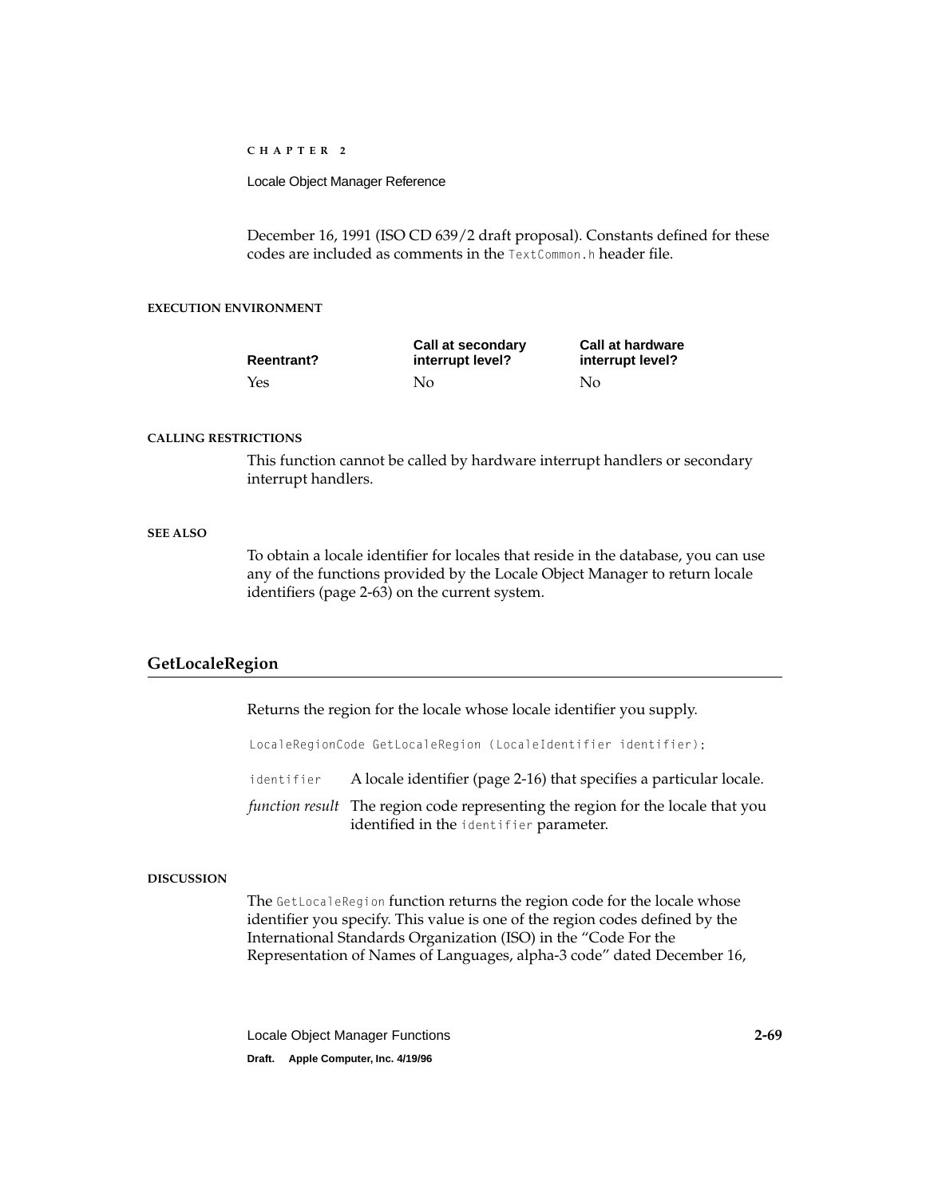December 16, 1991 (ISO CD 639/2 draft proposal). Constants defined for these codes are included as comments in the `TextCommon.h` header file.

**EXECUTION ENVIRONMENT**

| Reentrant? | Call at secondary interrupt level? | Call at hardware interrupt level? |
|---|---|---|
| Yes | No | No |

**CALLING RESTRICTIONS**

This function cannot be called by hardware interrupt handlers or secondary interrupt handlers.

**SEE ALSO**

To obtain a locale identifier for locales that reside in the database, you can use any of the functions provided by the Locale Object Manager to return locale identifiers (page 2-63) on the current system.

## GetLocaleRegion

Returns the region for the locale whose locale identifier you supply.

```
LocaleRegionCode GetLocaleRegion (LocaleIdentifier identifier);
```

`identifier` A locale identifier (page 2-16) that specifies a particular locale.

*function result* The region code representing the region for the locale that you identified in the `identifier` parameter.

**DISCUSSION**

The `GetLocaleRegion` function returns the region code for the locale whose identifier you specify. This value is one of the region codes defined by the International Standards Organization (ISO) in the "Code For the Representation of Names of Languages, alpha-3 code" dated December 16,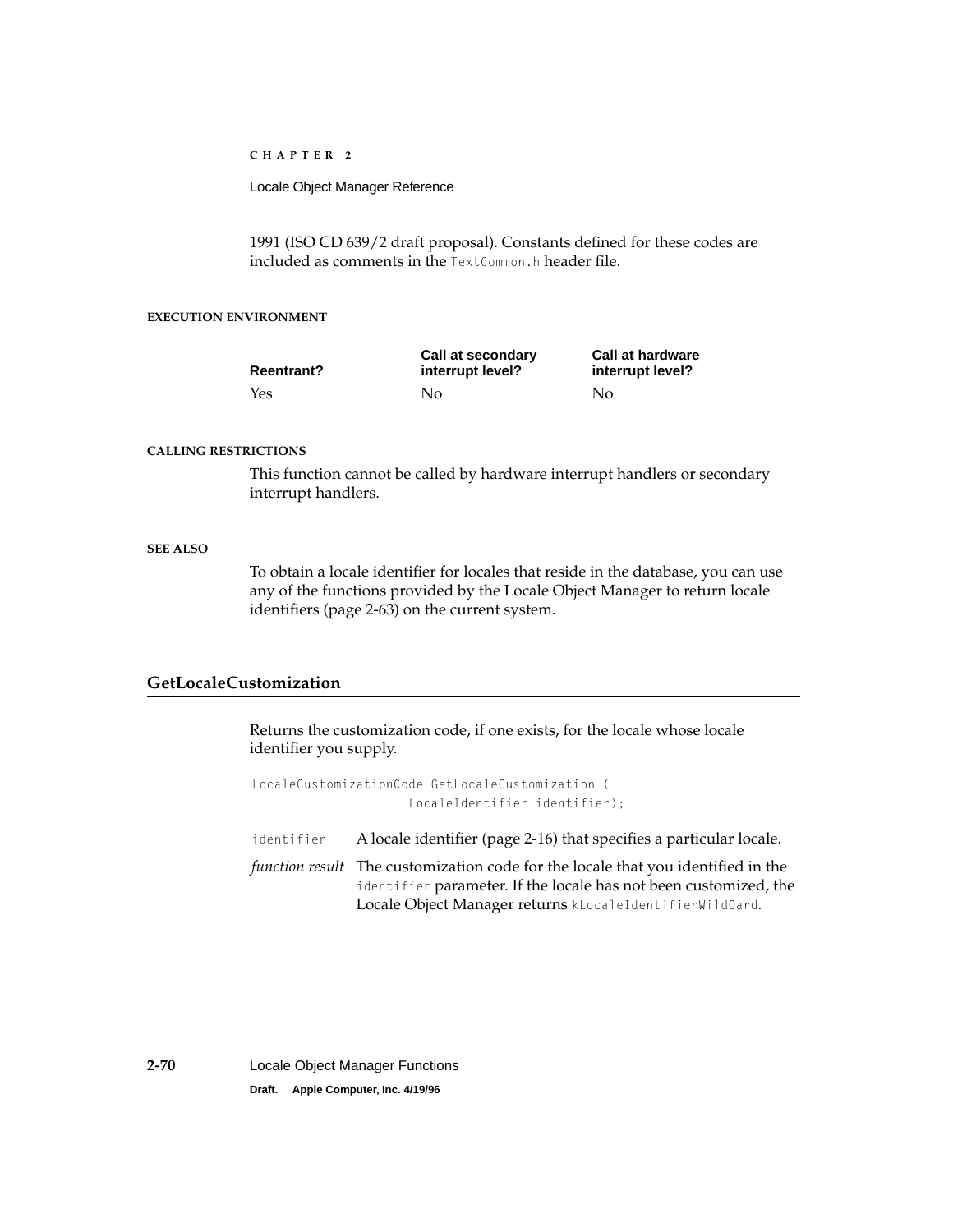1991 (ISO CD 639/2 draft proposal). Constants defined for these codes are included as comments in the `TextCommon.h` header file.

**EXECUTION ENVIRONMENT**

| Reentrant? | Call at secondary interrupt level? | Call at hardware interrupt level? |
|---|---|---|
| Yes | No | No |

**CALLING RESTRICTIONS**

This function cannot be called by hardware interrupt handlers or secondary interrupt handlers.

**SEE ALSO**

To obtain a locale identifier for locales that reside in the database, you can use any of the functions provided by the Locale Object Manager to return locale identifiers (page 2-63) on the current system.

## GetLocaleCustomization

Returns the customization code, if one exists, for the locale whose locale identifier you supply.

```
LocaleCustomizationCode GetLocaleCustomization (
                    LocaleIdentifier identifier);
```

`identifier` A locale identifier (page 2-16) that specifies a particular locale.

*function result* The customization code for the locale that you identified in the `identifier` parameter. If the locale has not been customized, the Locale Object Manager returns `kLocaleIdentifierWildCard`.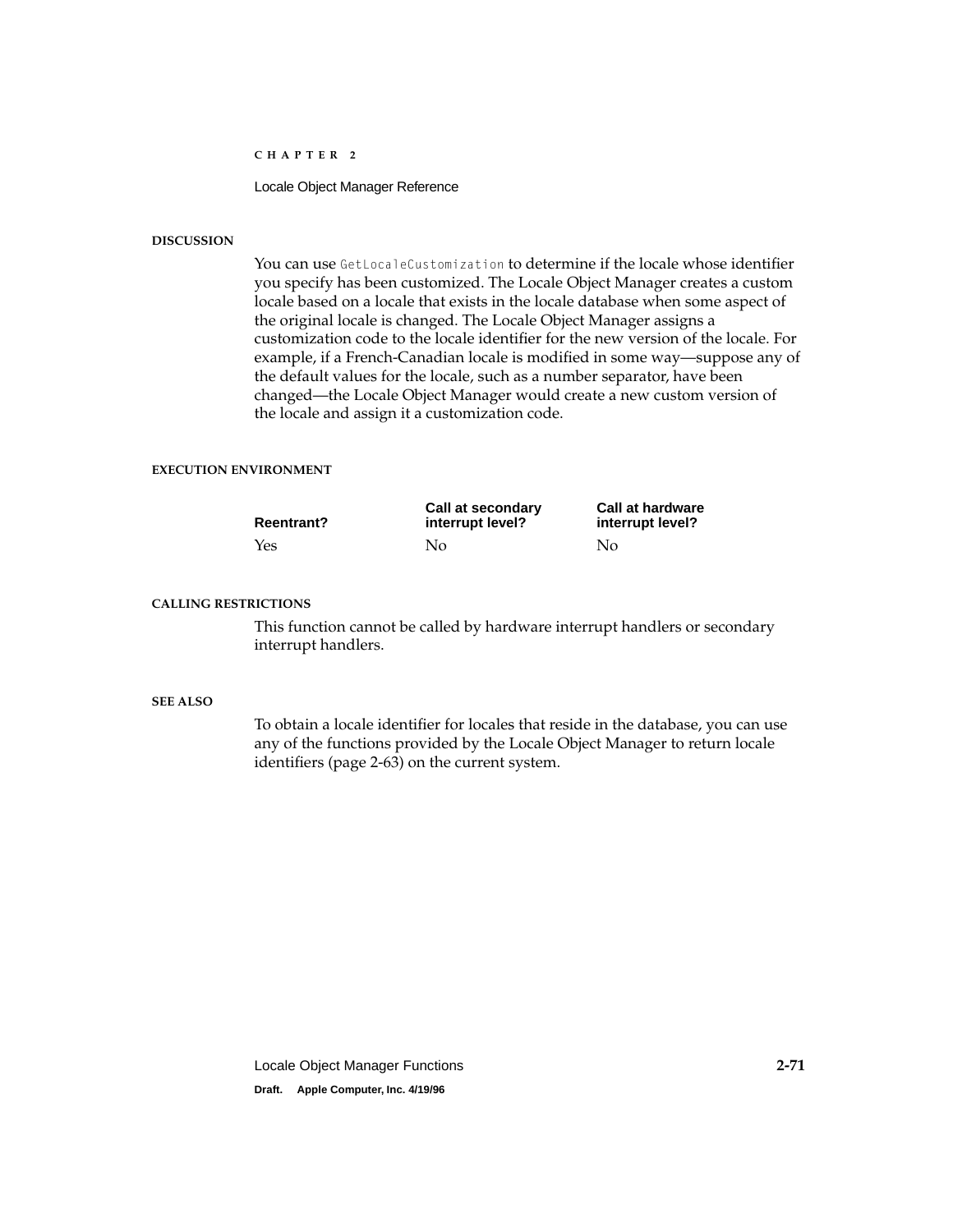#### DISCUSSION

You can use `GetLocaleCustomization` to determine if the locale whose identifier you specify has been customized. The Locale Object Manager creates a custom locale based on a locale that exists in the locale database when some aspect of the original locale is changed. The Locale Object Manager assigns a customization code to the locale identifier for the new version of the locale. For example, if a French-Canadian locale is modified in some way—suppose any of the default values for the locale, such as a number separator, have been changed—the Locale Object Manager would create a new custom version of the locale and assign it a customization code.

#### EXECUTION ENVIRONMENT

| Reentrant? | Call at secondary interrupt level? | Call at hardware interrupt level? |
|---|---|---|
| Yes | No | No |

#### CALLING RESTRICTIONS

This function cannot be called by hardware interrupt handlers or secondary interrupt handlers.

#### SEE ALSO

To obtain a locale identifier for locales that reside in the database, you can use any of the functions provided by the Locale Object Manager to return locale identifiers (page 2-63) on the current system.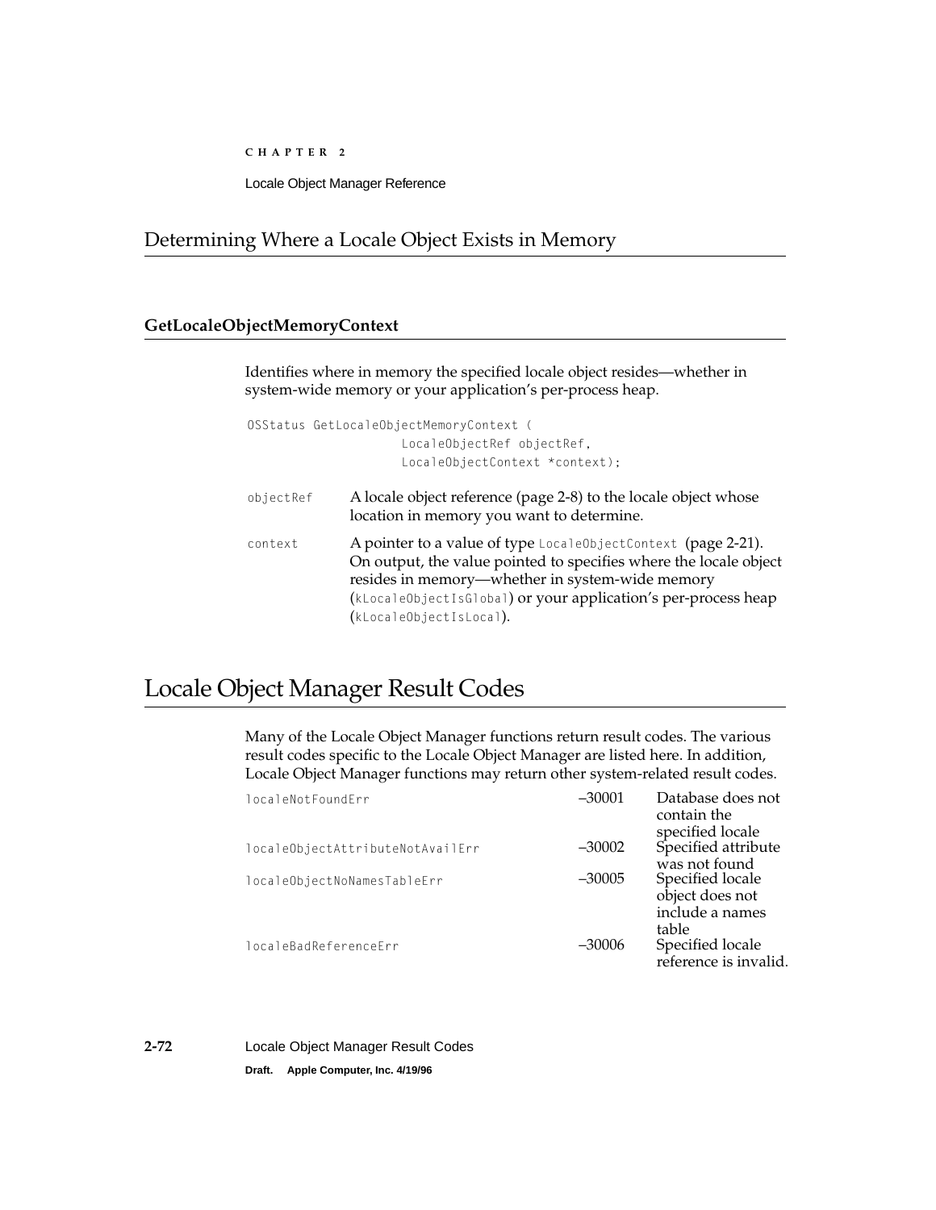## Determining Where a Locale Object Exists in Memory

### GetLocaleObjectMemoryContext

Identifies where in memory the specified locale object resides—whether in system-wide memory or your application's per-process heap.

```
OSStatus GetLocaleObjectMemoryContext (
                LocaleObjectRef objectRef,
                LocaleObjectContext *context);
```

`objectRef` A locale object reference (page 2-8) to the locale object whose location in memory you want to determine.

`context` A pointer to a value of type `LocaleObjectContext` (page 2-21). On output, the value pointed to specifies where the locale object resides in memory—whether in system-wide memory (`kLocaleObjectIsGlobal`) or your application's per-process heap (`kLocaleObjectIsLocal`).

## Locale Object Manager Result Codes

Many of the Locale Object Manager functions return result codes. The various result codes specific to the Locale Object Manager are listed here. In addition, Locale Object Manager functions may return other system-related result codes.

| | | |
|---|---|---|
| `localeNotFoundErr` | –30001 | Database does not contain the specified locale |
| `localeObjectAttributeNotAvailErr` | –30002 | Specified attribute was not found |
| `localeObjectNoNamesTableErr` | –30005 | Specified locale object does not include a names table |
| `localeBadReferenceErr` | –30006 | Specified locale reference is invalid. |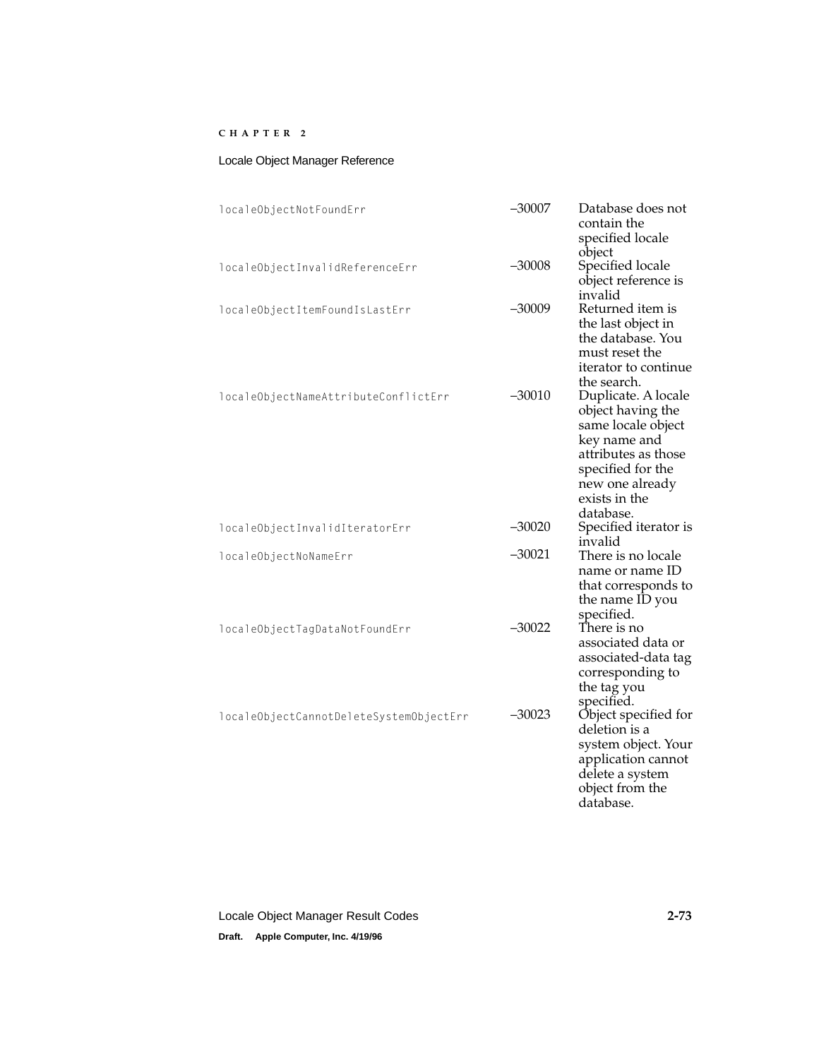| | | |
|---|---|---|
| `localeObjectNotFoundErr` | –30007 | Database does not contain the specified locale object |
| `localeObjectInvalidReferenceErr` | –30008 | Specified locale object reference is invalid |
| `localeObjectItemFoundIsLastErr` | –30009 | Returned item is the last object in the database. You must reset the iterator to continue the search. |
| `localeObjectNameAttributeConflictErr` | –30010 | Duplicate. A locale object having the same locale object key name and attributes as those specified for the new one already exists in the database. |
| `localeObjectInvalidIteratorErr` | –30020 | Specified iterator is invalid |
| `localeObjectNoNameErr` | –30021 | There is no locale name or name ID that corresponds to the name ID you specified. |
| `localeObjectTagDataNotFoundErr` | –30022 | There is no associated data or associated-data tag corresponding to the tag you specified. |
| `localeObjectCannotDeleteSystemObjectErr` | –30023 | Object specified for deletion is a system object. Your application cannot delete a system object from the database. |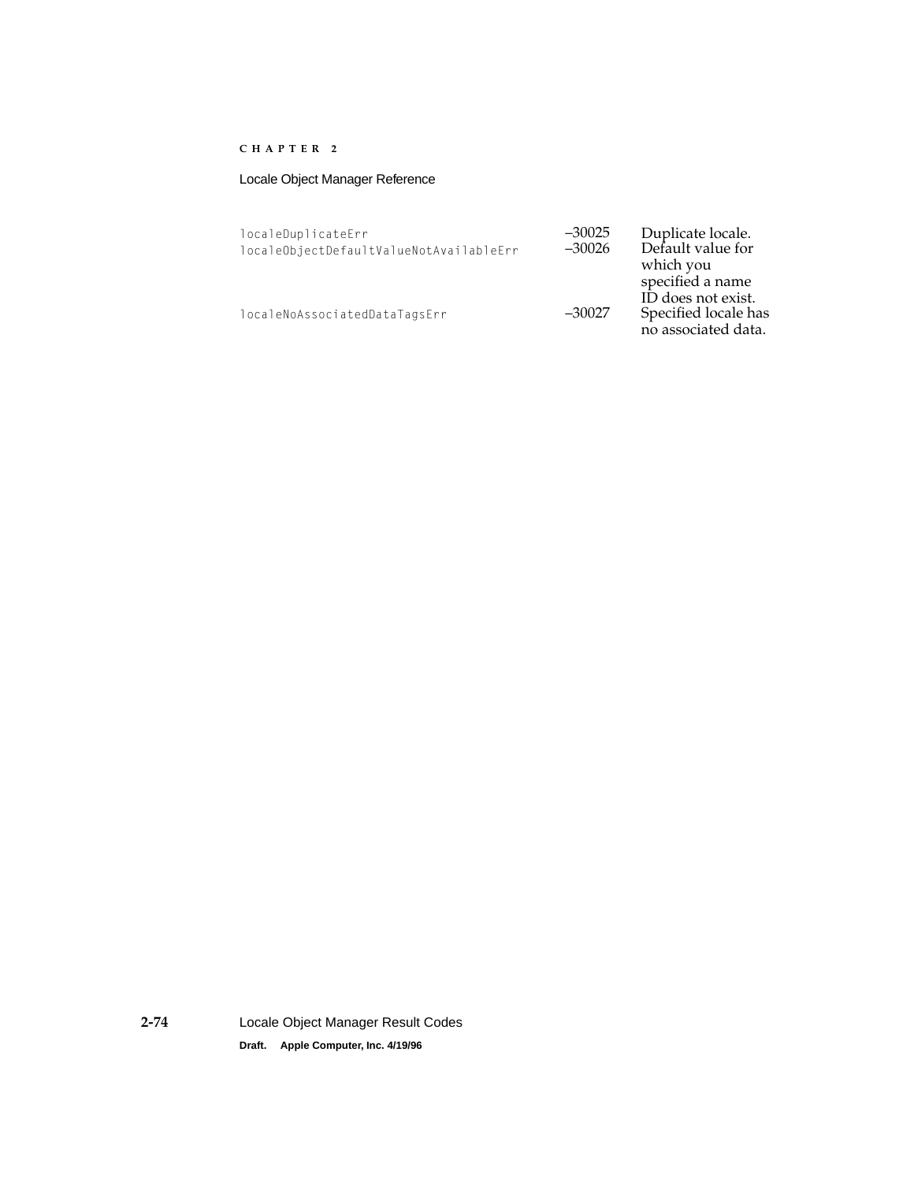| | | |
|---|---|---|
| `localeDuplicateErr` | –30025 | Duplicate locale. |
| `localeObjectDefaultValueNotAvailableErr` | –30026 | Default value for which you specified a name ID does not exist. |
| `localeNoAssociatedDataTagsErr` | –30027 | Specified locale has no associated data. |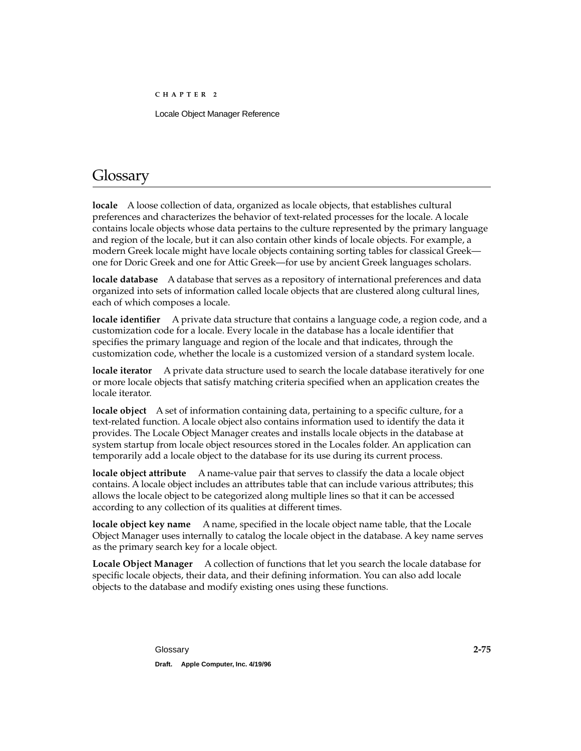# Glossary

**locale** A loose collection of data, organized as locale objects, that establishes cultural preferences and characterizes the behavior of text-related processes for the locale. A locale contains locale objects whose data pertains to the culture represented by the primary language and region of the locale, but it can also contain other kinds of locale objects. For example, a modern Greek locale might have locale objects containing sorting tables for classical Greek—one for Doric Greek and one for Attic Greek—for use by ancient Greek languages scholars.

**locale database** A database that serves as a repository of international preferences and data organized into sets of information called locale objects that are clustered along cultural lines, each of which composes a locale.

**locale identifier** A private data structure that contains a language code, a region code, and a customization code for a locale. Every locale in the database has a locale identifier that specifies the primary language and region of the locale and that indicates, through the customization code, whether the locale is a customized version of a standard system locale.

**locale iterator** A private data structure used to search the locale database iteratively for one or more locale objects that satisfy matching criteria specified when an application creates the locale iterator.

**locale object** A set of information containing data, pertaining to a specific culture, for a text-related function. A locale object also contains information used to identify the data it provides. The Locale Object Manager creates and installs locale objects in the database at system startup from locale object resources stored in the Locales folder. An application can temporarily add a locale object to the database for its use during its current process.

**locale object attribute** A name-value pair that serves to classify the data a locale object contains. A locale object includes an attributes table that can include various attributes; this allows the locale object to be categorized along multiple lines so that it can be accessed according to any collection of its qualities at different times.

**locale object key name** A name, specified in the locale object name table, that the Locale Object Manager uses internally to catalog the locale object in the database. A key name serves as the primary search key for a locale object.

**Locale Object Manager** A collection of functions that let you search the locale database for specific locale objects, their data, and their defining information. You can also add locale objects to the database and modify existing ones using these functions.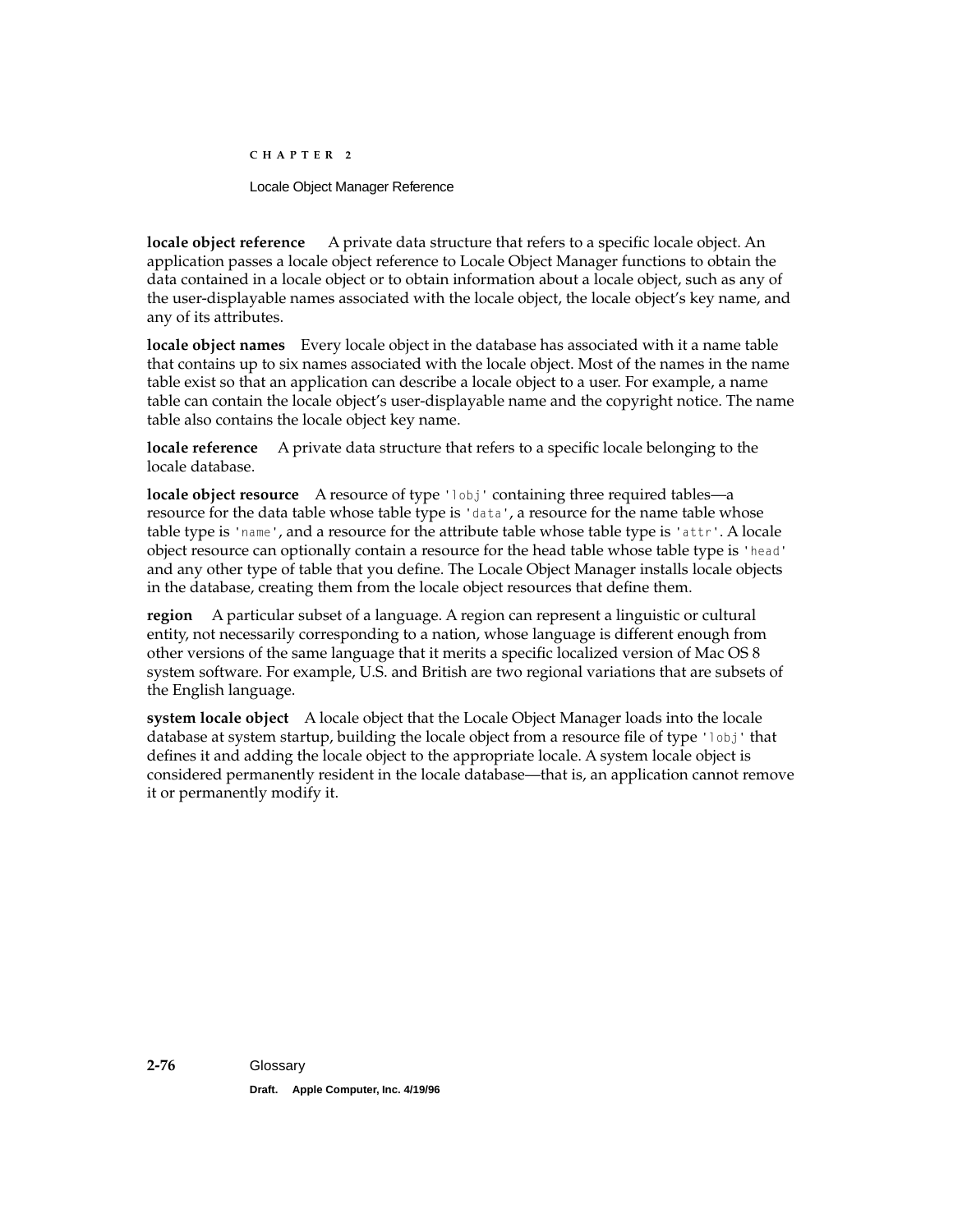**locale object reference** A private data structure that refers to a specific locale object. An application passes a locale object reference to Locale Object Manager functions to obtain the data contained in a locale object or to obtain information about a locale object, such as any of the user-displayable names associated with the locale object, the locale object's key name, and any of its attributes.

**locale object names** Every locale object in the database has associated with it a name table that contains up to six names associated with the locale object. Most of the names in the name table exist so that an application can describe a locale object to a user. For example, a name table can contain the locale object's user-displayable name and the copyright notice. The name table also contains the locale object key name.

**locale reference** A private data structure that refers to a specific locale belonging to the locale database.

**locale object resource** A resource of type `'lobj'` containing three required tables—a resource for the data table whose table type is `'data'`, a resource for the name table whose table type is `'name'`, and a resource for the attribute table whose table type is `'attr'`. A locale object resource can optionally contain a resource for the head table whose table type is `'head'` and any other type of table that you define. The Locale Object Manager installs locale objects in the database, creating them from the locale object resources that define them.

**region** A particular subset of a language. A region can represent a linguistic or cultural entity, not necessarily corresponding to a nation, whose language is different enough from other versions of the same language that it merits a specific localized version of Mac OS 8 system software. For example, U.S. and British are two regional variations that are subsets of the English language.

**system locale object** A locale object that the Locale Object Manager loads into the locale database at system startup, building the locale object from a resource file of type `'lobj'` that defines it and adding the locale object to the appropriate locale. A system locale object is considered permanently resident in the locale database—that is, an application cannot remove it or permanently modify it.